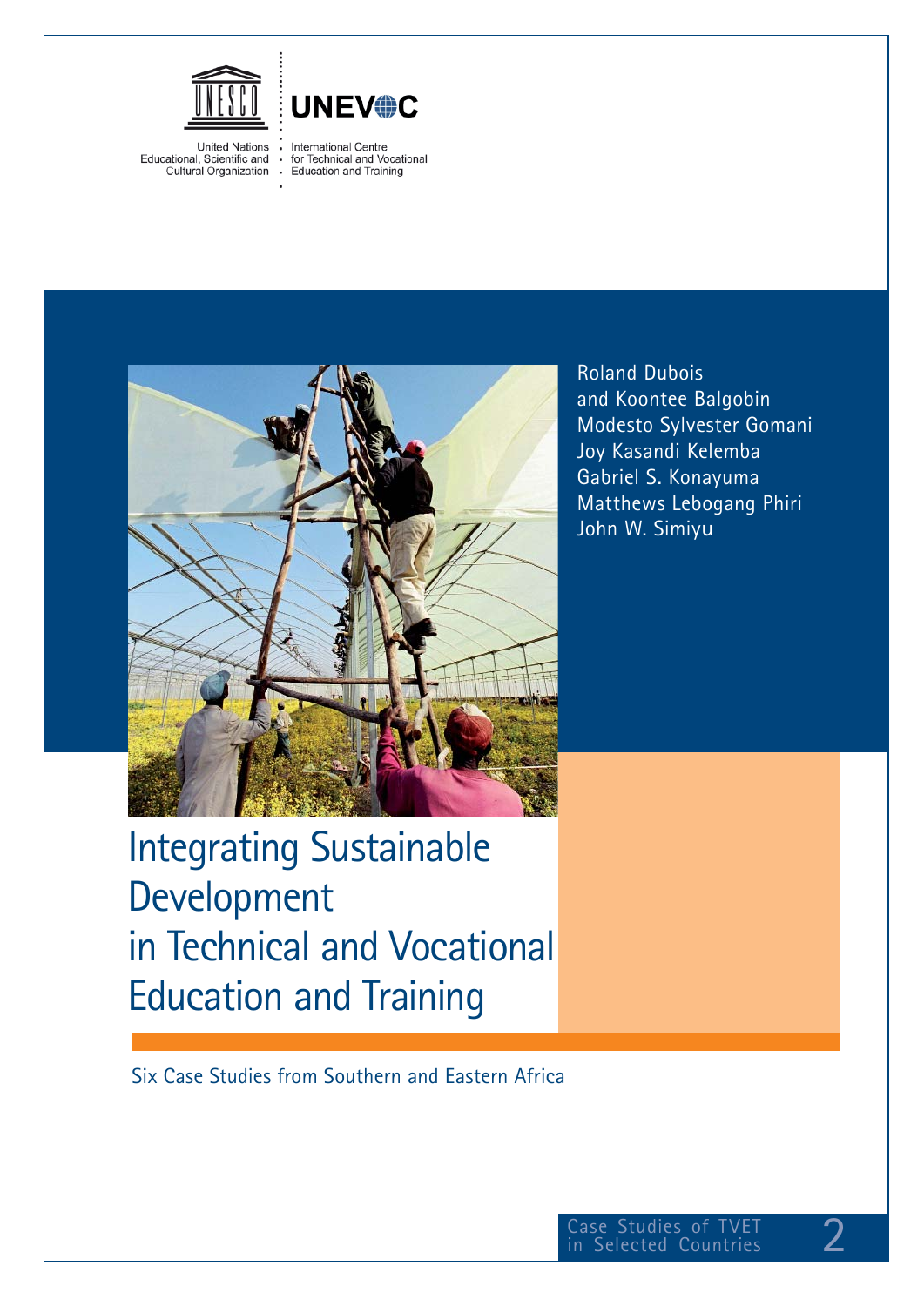United Nations Educational, Scientific and Cultural Organization

UNEVOC

International Centre for Technical and Vocational Education and Training

Roland Dubois
and Koontee Balgobin
Modesto Sylvester Gomani
Joy Kasandi Kelemba
Gabriel S. Konayuma
Matthews Lebogang Phiri
John W. Simiyu

# Integrating Sustainable Development in Technical and Vocational Education and Training

Six Case Studies from Southern and Eastern Africa

Case Studies of TVET in Selected Countries 2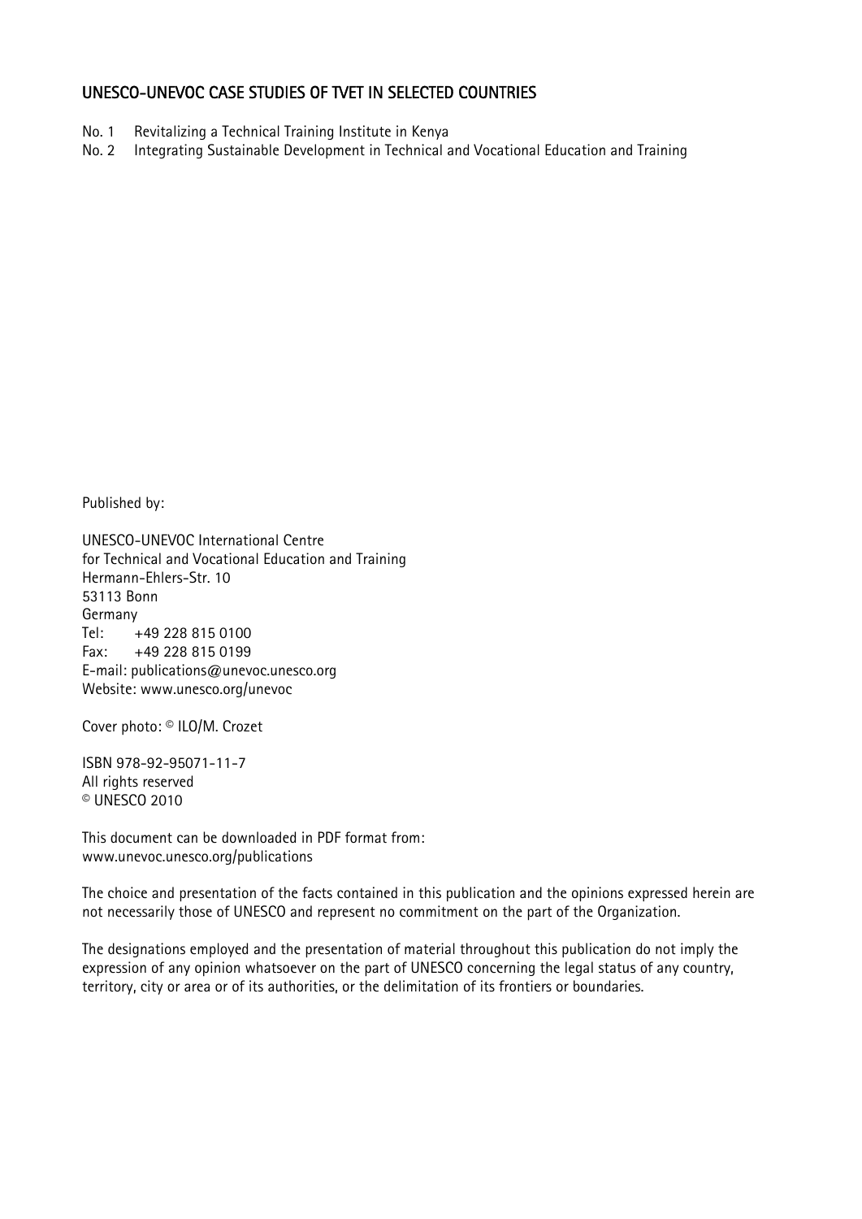## UNESCO-UNEVOC CASE STUDIES OF TVET IN SELECTED COUNTRIES

No. 1 Revitalizing a Technical Training Institute in Kenya
No. 2 Integrating Sustainable Development in Technical and Vocational Education and Training

Published by:

UNESCO-UNEVOC International Centre
for Technical and Vocational Education and Training
Hermann-Ehlers-Str. 10
53113 Bonn
Germany
Tel: +49 228 815 0100
Fax: +49 228 815 0199
E-mail: publications@unevoc.unesco.org
Website: www.unesco.org/unevoc

Cover photo: © ILO/M. Crozet

ISBN 978-92-95071-11-7
All rights reserved
© UNESCO 2010

This document can be downloaded in PDF format from:
www.unevoc.unesco.org/publications

The choice and presentation of the facts contained in this publication and the opinions expressed herein are not necessarily those of UNESCO and represent no commitment on the part of the Organization.

The designations employed and the presentation of material throughout this publication do not imply the expression of any opinion whatsoever on the part of UNESCO concerning the legal status of any country, territory, city or area or of its authorities, or the delimitation of its frontiers or boundaries.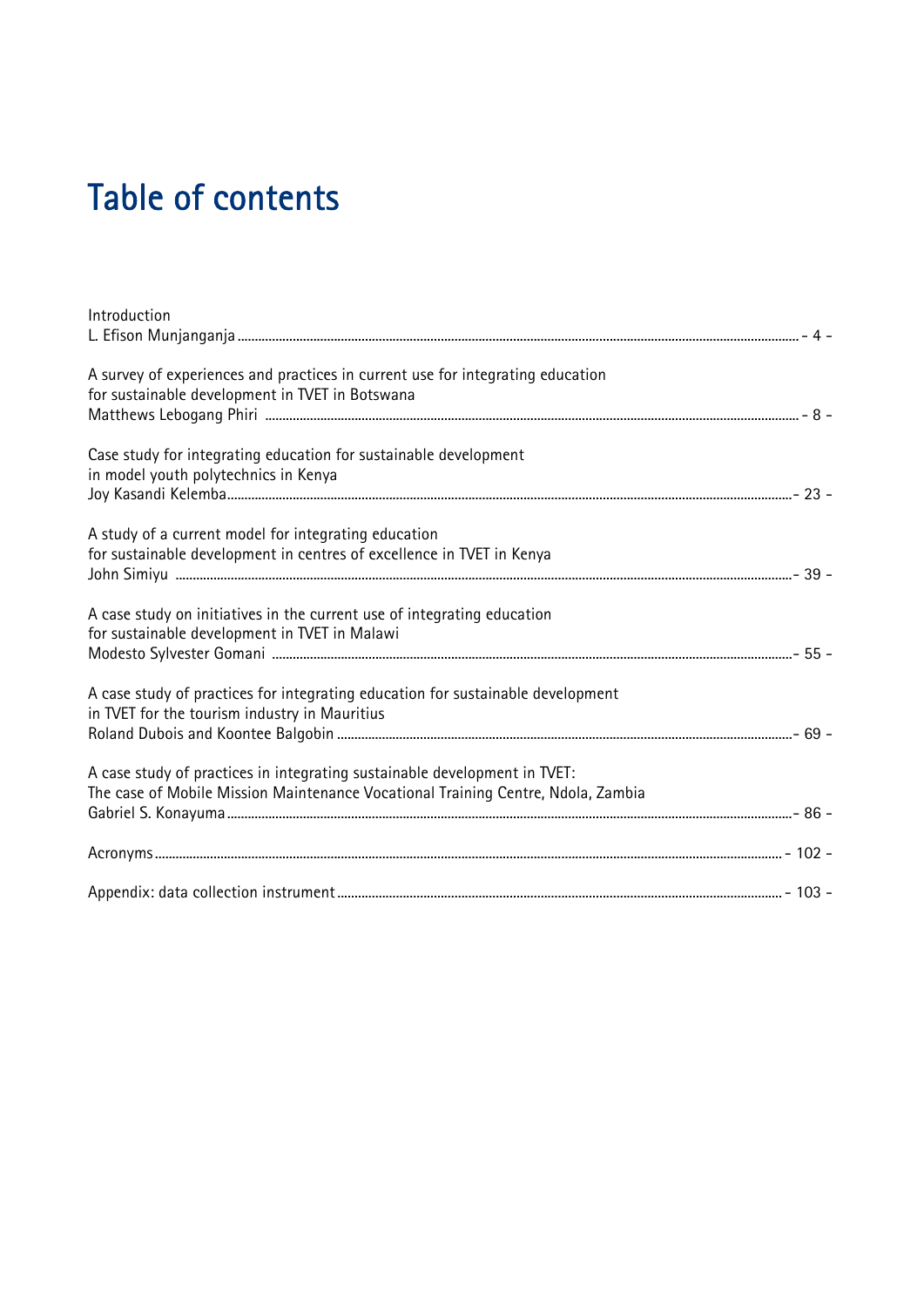# Table of contents

Introduction
L. Efison Munjanganja ........ - 4 -

A survey of experiences and practices in current use for integrating education for sustainable development in TVET in Botswana
Matthews Lebogang Phiri ........ - 8 -

Case study for integrating education for sustainable development in model youth polytechnics in Kenya
Joy Kasandi Kelemba ........ - 23 -

A study of a current model for integrating education for sustainable development in centres of excellence in TVET in Kenya
John Simiyu ........ - 39 -

A case study on initiatives in the current use of integrating education for sustainable development in TVET in Malawi
Modesto Sylvester Gomani ........ - 55 -

A case study of practices for integrating education for sustainable development in TVET for the tourism industry in Mauritius
Roland Dubois and Koontee Balgobin ........ - 69 -

A case study of practices in integrating sustainable development in TVET: The case of Mobile Mission Maintenance Vocational Training Centre, Ndola, Zambia
Gabriel S. Konayuma ........ - 86 -

Acronyms ........ - 102 -

Appendix: data collection instrument ........ - 103 -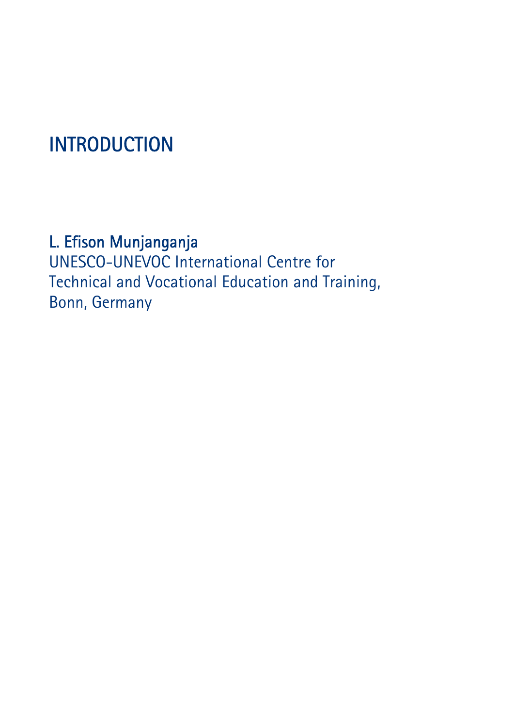# INTRODUCTION

**L. Efison Munjanganja**
UNESCO-UNEVOC International Centre for
Technical and Vocational Education and Training,
Bonn, Germany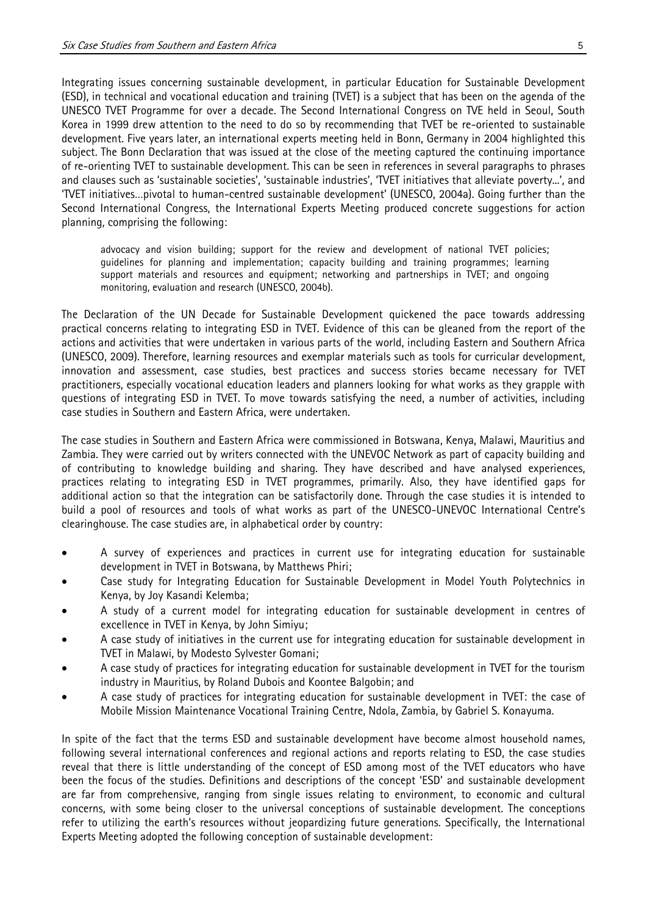Integrating issues concerning sustainable development, in particular Education for Sustainable Development (ESD), in technical and vocational education and training (TVET) is a subject that has been on the agenda of the UNESCO TVET Programme for over a decade. The Second International Congress on TVE held in Seoul, South Korea in 1999 drew attention to the need to do so by recommending that TVET be re-oriented to sustainable development. Five years later, an international experts meeting held in Bonn, Germany in 2004 highlighted this subject. The Bonn Declaration that was issued at the close of the meeting captured the continuing importance of re-orienting TVET to sustainable development. This can be seen in references in several paragraphs to phrases and clauses such as 'sustainable societies', 'sustainable industries', 'TVET initiatives that alleviate poverty...', and 'TVET initiatives...pivotal to human-centred sustainable development' (UNESCO, 2004a). Going further than the Second International Congress, the International Experts Meeting produced concrete suggestions for action planning, comprising the following:

> advocacy and vision building; support for the review and development of national TVET policies; guidelines for planning and implementation; capacity building and training programmes; learning support materials and resources and equipment; networking and partnerships in TVET; and ongoing monitoring, evaluation and research (UNESCO, 2004b).

The Declaration of the UN Decade for Sustainable Development quickened the pace towards addressing practical concerns relating to integrating ESD in TVET. Evidence of this can be gleaned from the report of the actions and activities that were undertaken in various parts of the world, including Eastern and Southern Africa (UNESCO, 2009). Therefore, learning resources and exemplar materials such as tools for curricular development, innovation and assessment, case studies, best practices and success stories became necessary for TVET practitioners, especially vocational education leaders and planners looking for what works as they grapple with questions of integrating ESD in TVET. To move towards satisfying the need, a number of activities, including case studies in Southern and Eastern Africa, were undertaken.

The case studies in Southern and Eastern Africa were commissioned in Botswana, Kenya, Malawi, Mauritius and Zambia. They were carried out by writers connected with the UNEVOC Network as part of capacity building and of contributing to knowledge building and sharing. They have described and have analysed experiences, practices relating to integrating ESD in TVET programmes, primarily. Also, they have identified gaps for additional action so that the integration can be satisfactorily done. Through the case studies it is intended to build a pool of resources and tools of what works as part of the UNESCO-UNEVOC International Centre's clearinghouse. The case studies are, in alphabetical order by country:

- A survey of experiences and practices in current use for integrating education for sustainable development in TVET in Botswana, by Matthews Phiri;
- Case study for Integrating Education for Sustainable Development in Model Youth Polytechnics in Kenya, by Joy Kasandi Kelemba;
- A study of a current model for integrating education for sustainable development in centres of excellence in TVET in Kenya, by John Simiyu;
- A case study of initiatives in the current use for integrating education for sustainable development in TVET in Malawi, by Modesto Sylvester Gomani;
- A case study of practices for integrating education for sustainable development in TVET for the tourism industry in Mauritius, by Roland Dubois and Koontee Balgobin; and
- A case study of practices for integrating education for sustainable development in TVET: the case of Mobile Mission Maintenance Vocational Training Centre, Ndola, Zambia, by Gabriel S. Konayuma.

In spite of the fact that the terms ESD and sustainable development have become almost household names, following several international conferences and regional actions and reports relating to ESD, the case studies reveal that there is little understanding of the concept of ESD among most of the TVET educators who have been the focus of the studies. Definitions and descriptions of the concept 'ESD' and sustainable development are far from comprehensive, ranging from single issues relating to environment, to economic and cultural concerns, with some being closer to the universal conceptions of sustainable development. The conceptions refer to utilizing the earth's resources without jeopardizing future generations. Specifically, the International Experts Meeting adopted the following conception of sustainable development: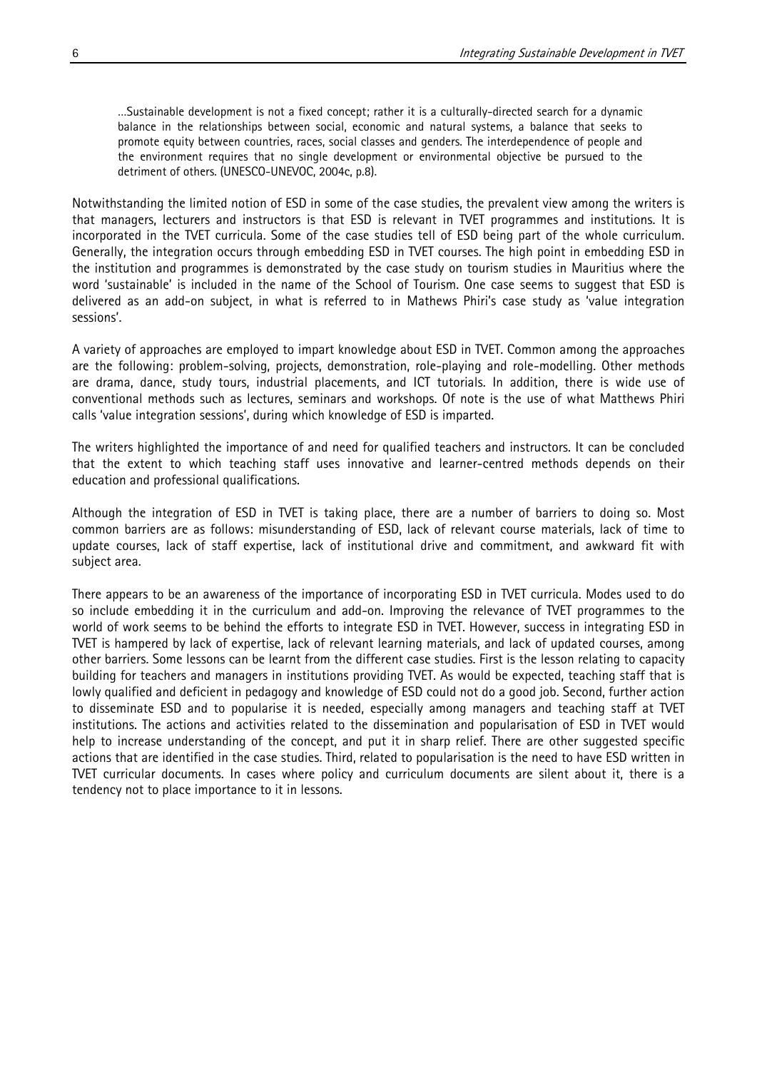> …Sustainable development is not a fixed concept; rather it is a culturally-directed search for a dynamic balance in the relationships between social, economic and natural systems, a balance that seeks to promote equity between countries, races, social classes and genders. The interdependence of people and the environment requires that no single development or environmental objective be pursued to the detriment of others. (UNESCO-UNEVOC, 2004c, p.8).

Notwithstanding the limited notion of ESD in some of the case studies, the prevalent view among the writers is that managers, lecturers and instructors is that ESD is relevant in TVET programmes and institutions. It is incorporated in the TVET curricula. Some of the case studies tell of ESD being part of the whole curriculum. Generally, the integration occurs through embedding ESD in TVET courses. The high point in embedding ESD in the institution and programmes is demonstrated by the case study on tourism studies in Mauritius where the word 'sustainable' is included in the name of the School of Tourism. One case seems to suggest that ESD is delivered as an add-on subject, in what is referred to in Mathews Phiri's case study as 'value integration sessions'.

A variety of approaches are employed to impart knowledge about ESD in TVET. Common among the approaches are the following: problem-solving, projects, demonstration, role-playing and role-modelling. Other methods are drama, dance, study tours, industrial placements, and ICT tutorials. In addition, there is wide use of conventional methods such as lectures, seminars and workshops. Of note is the use of what Matthews Phiri calls 'value integration sessions', during which knowledge of ESD is imparted.

The writers highlighted the importance of and need for qualified teachers and instructors. It can be concluded that the extent to which teaching staff uses innovative and learner-centred methods depends on their education and professional qualifications.

Although the integration of ESD in TVET is taking place, there are a number of barriers to doing so. Most common barriers are as follows: misunderstanding of ESD, lack of relevant course materials, lack of time to update courses, lack of staff expertise, lack of institutional drive and commitment, and awkward fit with subject area.

There appears to be an awareness of the importance of incorporating ESD in TVET curricula. Modes used to do so include embedding it in the curriculum and add-on. Improving the relevance of TVET programmes to the world of work seems to be behind the efforts to integrate ESD in TVET. However, success in integrating ESD in TVET is hampered by lack of expertise, lack of relevant learning materials, and lack of updated courses, among other barriers. Some lessons can be learnt from the different case studies. First is the lesson relating to capacity building for teachers and managers in institutions providing TVET. As would be expected, teaching staff that is lowly qualified and deficient in pedagogy and knowledge of ESD could not do a good job. Second, further action to disseminate ESD and to popularise it is needed, especially among managers and teaching staff at TVET institutions. The actions and activities related to the dissemination and popularisation of ESD in TVET would help to increase understanding of the concept, and put it in sharp relief. There are other suggested specific actions that are identified in the case studies. Third, related to popularisation is the need to have ESD written in TVET curricular documents. In cases where policy and curriculum documents are silent about it, there is a tendency not to place importance to it in lessons.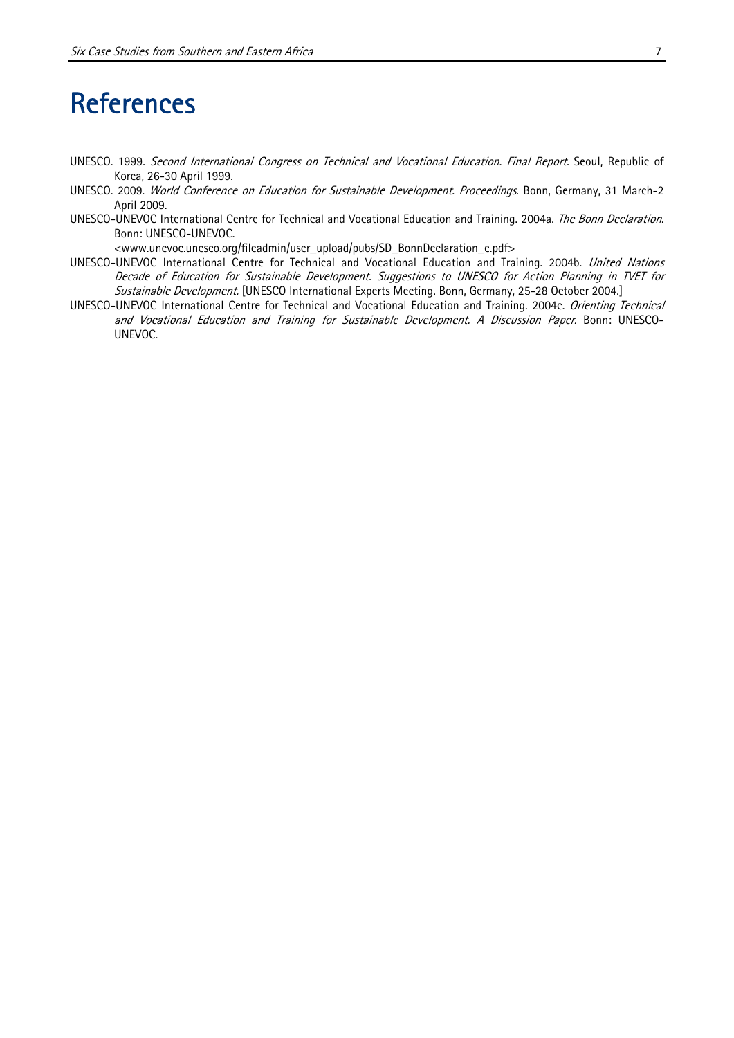# References

UNESCO. 1999. *Second International Congress on Technical and Vocational Education. Final Report*. Seoul, Republic of Korea, 26-30 April 1999.

UNESCO. 2009. *World Conference on Education for Sustainable Development. Proceedings*. Bonn, Germany, 31 March-2 April 2009.

UNESCO-UNEVOC International Centre for Technical and Vocational Education and Training. 2004a. *The Bonn Declaration*. Bonn: UNESCO-UNEVOC. <www.unevoc.unesco.org/fileadmin/user_upload/pubs/SD_BonnDeclaration_e.pdf>

UNESCO-UNEVOC International Centre for Technical and Vocational Education and Training. 2004b. *United Nations Decade of Education for Sustainable Development. Suggestions to UNESCO for Action Planning in TVET for Sustainable Development.* [UNESCO International Experts Meeting. Bonn, Germany, 25-28 October 2004.]

UNESCO-UNEVOC International Centre for Technical and Vocational Education and Training. 2004c. *Orienting Technical and Vocational Education and Training for Sustainable Development. A Discussion Paper.* Bonn: UNESCO-UNEVOC.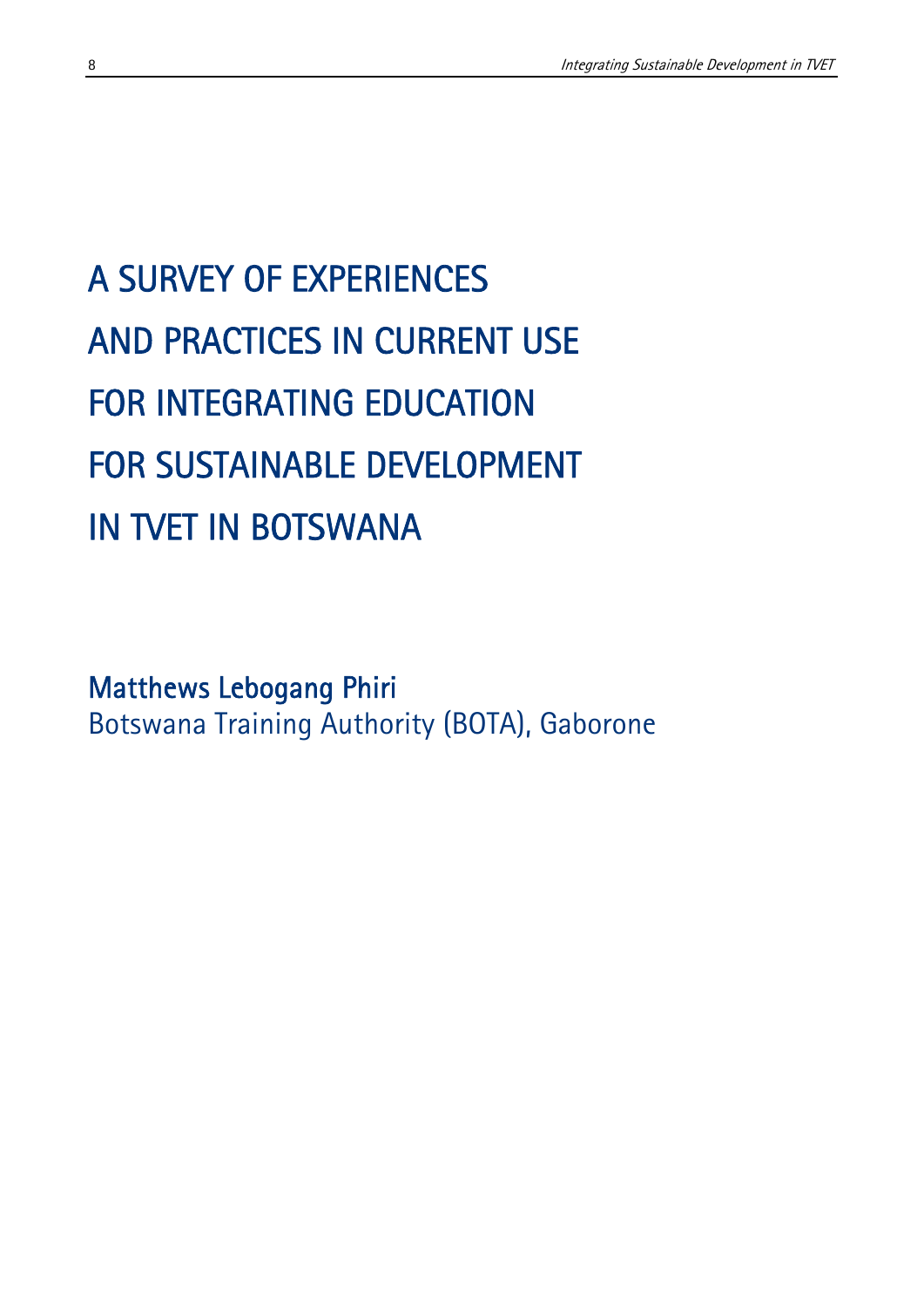# A SURVEY OF EXPERIENCES AND PRACTICES IN CURRENT USE FOR INTEGRATING EDUCATION FOR SUSTAINABLE DEVELOPMENT IN TVET IN BOTSWANA

**Matthews Lebogang Phiri**
Botswana Training Authority (BOTA), Gaborone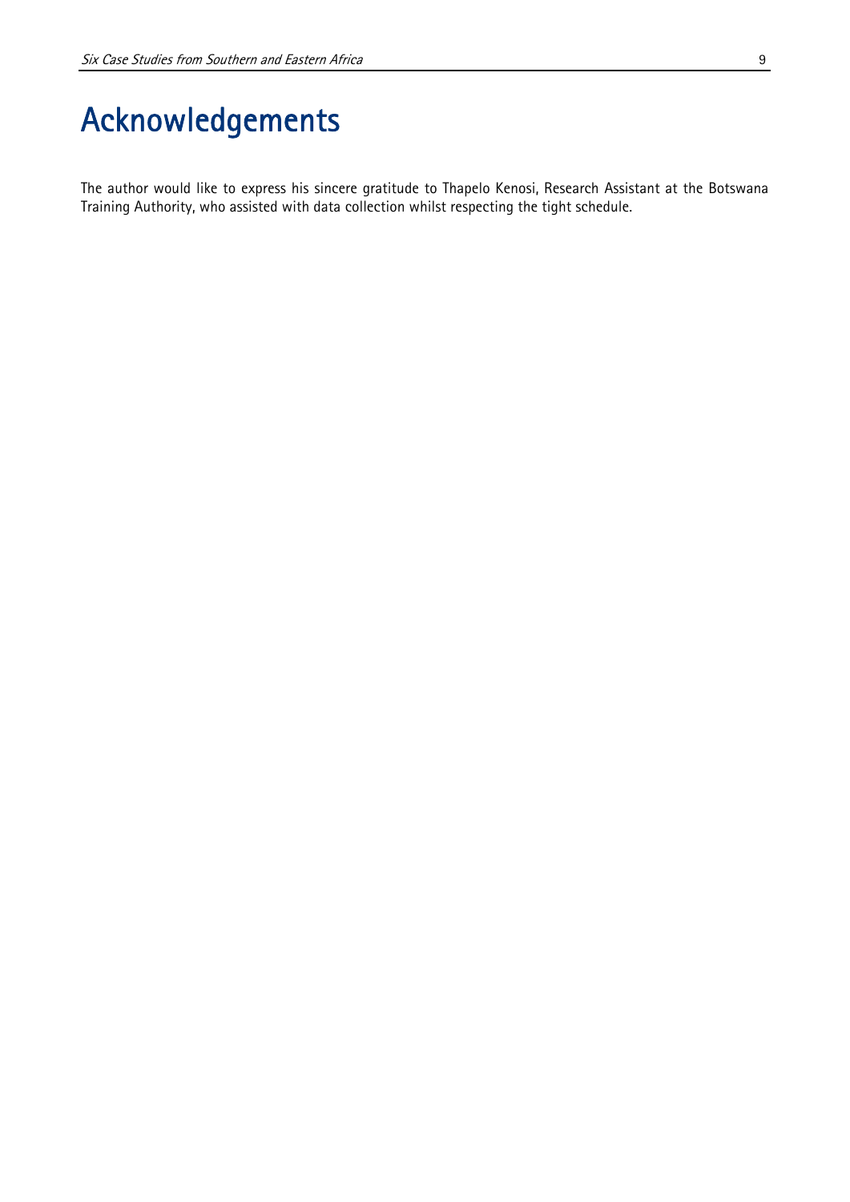# Acknowledgements

The author would like to express his sincere gratitude to Thapelo Kenosi, Research Assistant at the Botswana Training Authority, who assisted with data collection whilst respecting the tight schedule.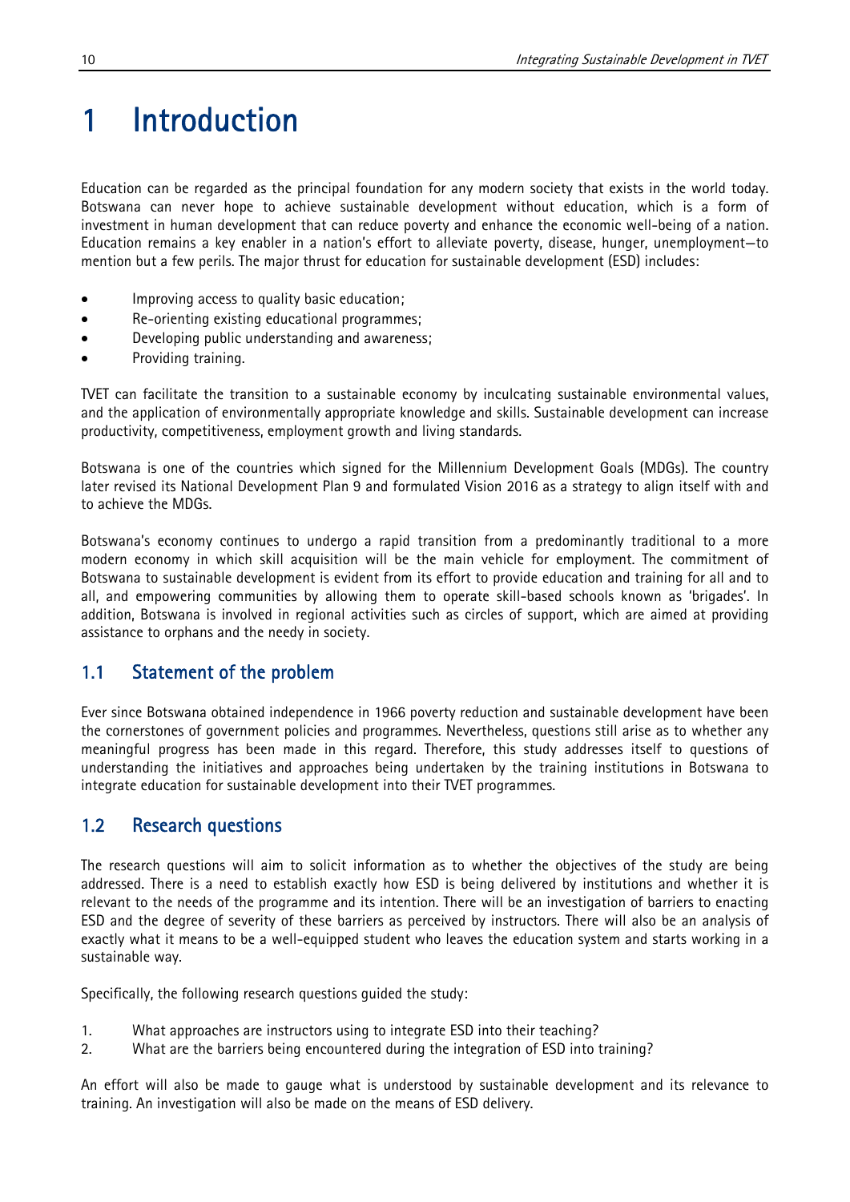# 1 Introduction

Education can be regarded as the principal foundation for any modern society that exists in the world today. Botswana can never hope to achieve sustainable development without education, which is a form of investment in human development that can reduce poverty and enhance the economic well-being of a nation. Education remains a key enabler in a nation's effort to alleviate poverty, disease, hunger, unemployment—to mention but a few perils. The major thrust for education for sustainable development (ESD) includes:

- Improving access to quality basic education;
- Re-orienting existing educational programmes;
- Developing public understanding and awareness;
- Providing training.

TVET can facilitate the transition to a sustainable economy by inculcating sustainable environmental values, and the application of environmentally appropriate knowledge and skills. Sustainable development can increase productivity, competitiveness, employment growth and living standards.

Botswana is one of the countries which signed for the Millennium Development Goals (MDGs). The country later revised its National Development Plan 9 and formulated Vision 2016 as a strategy to align itself with and to achieve the MDGs.

Botswana's economy continues to undergo a rapid transition from a predominantly traditional to a more modern economy in which skill acquisition will be the main vehicle for employment. The commitment of Botswana to sustainable development is evident from its effort to provide education and training for all and to all, and empowering communities by allowing them to operate skill-based schools known as 'brigades'. In addition, Botswana is involved in regional activities such as circles of support, which are aimed at providing assistance to orphans and the needy in society.

## 1.1 Statement of the problem

Ever since Botswana obtained independence in 1966 poverty reduction and sustainable development have been the cornerstones of government policies and programmes. Nevertheless, questions still arise as to whether any meaningful progress has been made in this regard. Therefore, this study addresses itself to questions of understanding the initiatives and approaches being undertaken by the training institutions in Botswana to integrate education for sustainable development into their TVET programmes.

## 1.2 Research questions

The research questions will aim to solicit information as to whether the objectives of the study are being addressed. There is a need to establish exactly how ESD is being delivered by institutions and whether it is relevant to the needs of the programme and its intention. There will be an investigation of barriers to enacting ESD and the degree of severity of these barriers as perceived by instructors. There will also be an analysis of exactly what it means to be a well-equipped student who leaves the education system and starts working in a sustainable way.

Specifically, the following research questions guided the study:

1. What approaches are instructors using to integrate ESD into their teaching?
2. What are the barriers being encountered during the integration of ESD into training?

An effort will also be made to gauge what is understood by sustainable development and its relevance to training. An investigation will also be made on the means of ESD delivery.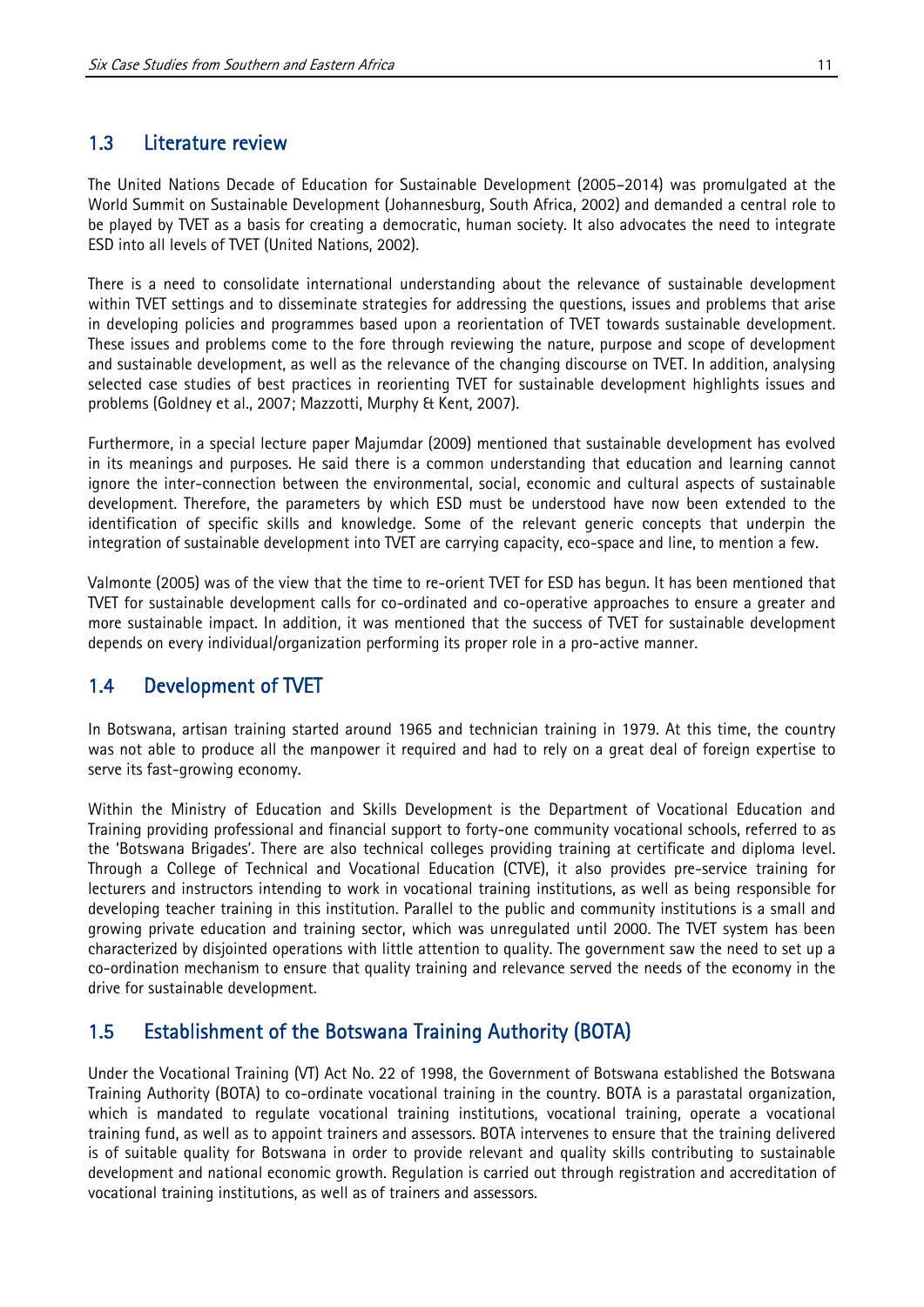## 1.3 Literature review

The United Nations Decade of Education for Sustainable Development (2005–2014) was promulgated at the World Summit on Sustainable Development (Johannesburg, South Africa, 2002) and demanded a central role to be played by TVET as a basis for creating a democratic, human society. It also advocates the need to integrate ESD into all levels of TVET (United Nations, 2002).

There is a need to consolidate international understanding about the relevance of sustainable development within TVET settings and to disseminate strategies for addressing the questions, issues and problems that arise in developing policies and programmes based upon a reorientation of TVET towards sustainable development. These issues and problems come to the fore through reviewing the nature, purpose and scope of development and sustainable development, as well as the relevance of the changing discourse on TVET. In addition, analysing selected case studies of best practices in reorienting TVET for sustainable development highlights issues and problems (Goldney et al., 2007; Mazzotti, Murphy & Kent, 2007).

Furthermore, in a special lecture paper Majumdar (2009) mentioned that sustainable development has evolved in its meanings and purposes. He said there is a common understanding that education and learning cannot ignore the inter-connection between the environmental, social, economic and cultural aspects of sustainable development. Therefore, the parameters by which ESD must be understood have now been extended to the identification of specific skills and knowledge. Some of the relevant generic concepts that underpin the integration of sustainable development into TVET are carrying capacity, eco-space and line, to mention a few.

Valmonte (2005) was of the view that the time to re-orient TVET for ESD has begun. It has been mentioned that TVET for sustainable development calls for co-ordinated and co-operative approaches to ensure a greater and more sustainable impact. In addition, it was mentioned that the success of TVET for sustainable development depends on every individual/organization performing its proper role in a pro-active manner.

## 1.4 Development of TVET

In Botswana, artisan training started around 1965 and technician training in 1979. At this time, the country was not able to produce all the manpower it required and had to rely on a great deal of foreign expertise to serve its fast-growing economy.

Within the Ministry of Education and Skills Development is the Department of Vocational Education and Training providing professional and financial support to forty-one community vocational schools, referred to as the 'Botswana Brigades'. There are also technical colleges providing training at certificate and diploma level. Through a College of Technical and Vocational Education (CTVE), it also provides pre-service training for lecturers and instructors intending to work in vocational training institutions, as well as being responsible for developing teacher training in this institution. Parallel to the public and community institutions is a small and growing private education and training sector, which was unregulated until 2000. The TVET system has been characterized by disjointed operations with little attention to quality. The government saw the need to set up a co-ordination mechanism to ensure that quality training and relevance served the needs of the economy in the drive for sustainable development.

## 1.5 Establishment of the Botswana Training Authority (BOTA)

Under the Vocational Training (VT) Act No. 22 of 1998, the Government of Botswana established the Botswana Training Authority (BOTA) to co-ordinate vocational training in the country. BOTA is a parastatal organization, which is mandated to regulate vocational training institutions, vocational training, operate a vocational training fund, as well as to appoint trainers and assessors. BOTA intervenes to ensure that the training delivered is of suitable quality for Botswana in order to provide relevant and quality skills contributing to sustainable development and national economic growth. Regulation is carried out through registration and accreditation of vocational training institutions, as well as of trainers and assessors.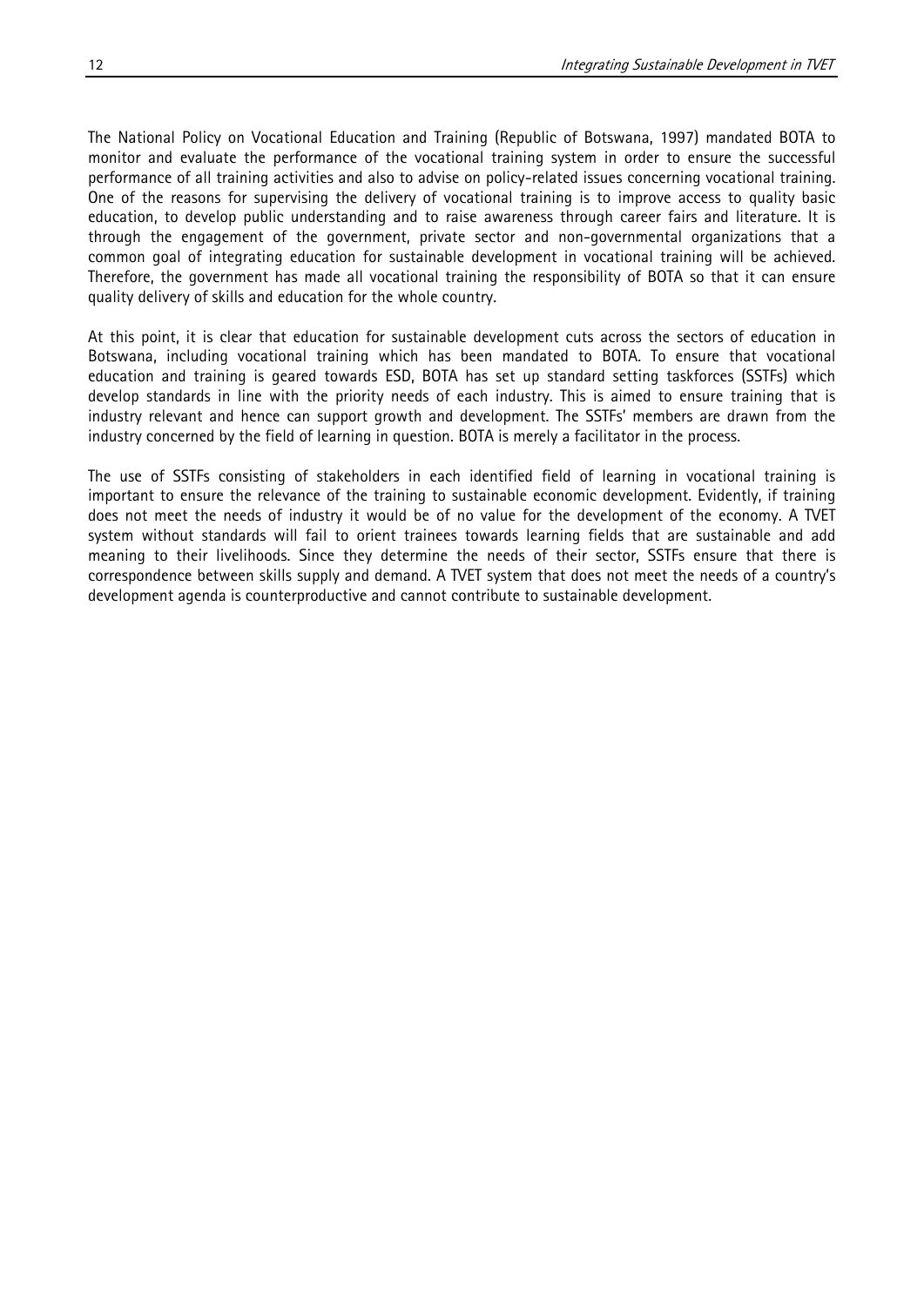The National Policy on Vocational Education and Training (Republic of Botswana, 1997) mandated BOTA to monitor and evaluate the performance of the vocational training system in order to ensure the successful performance of all training activities and also to advise on policy-related issues concerning vocational training. One of the reasons for supervising the delivery of vocational training is to improve access to quality basic education, to develop public understanding and to raise awareness through career fairs and literature. It is through the engagement of the government, private sector and non-governmental organizations that a common goal of integrating education for sustainable development in vocational training will be achieved. Therefore, the government has made all vocational training the responsibility of BOTA so that it can ensure quality delivery of skills and education for the whole country.

At this point, it is clear that education for sustainable development cuts across the sectors of education in Botswana, including vocational training which has been mandated to BOTA. To ensure that vocational education and training is geared towards ESD, BOTA has set up standard setting taskforces (SSTFs) which develop standards in line with the priority needs of each industry. This is aimed to ensure training that is industry relevant and hence can support growth and development. The SSTFs' members are drawn from the industry concerned by the field of learning in question. BOTA is merely a facilitator in the process.

The use of SSTFs consisting of stakeholders in each identified field of learning in vocational training is important to ensure the relevance of the training to sustainable economic development. Evidently, if training does not meet the needs of industry it would be of no value for the development of the economy. A TVET system without standards will fail to orient trainees towards learning fields that are sustainable and add meaning to their livelihoods. Since they determine the needs of their sector, SSTFs ensure that there is correspondence between skills supply and demand. A TVET system that does not meet the needs of a country's development agenda is counterproductive and cannot contribute to sustainable development.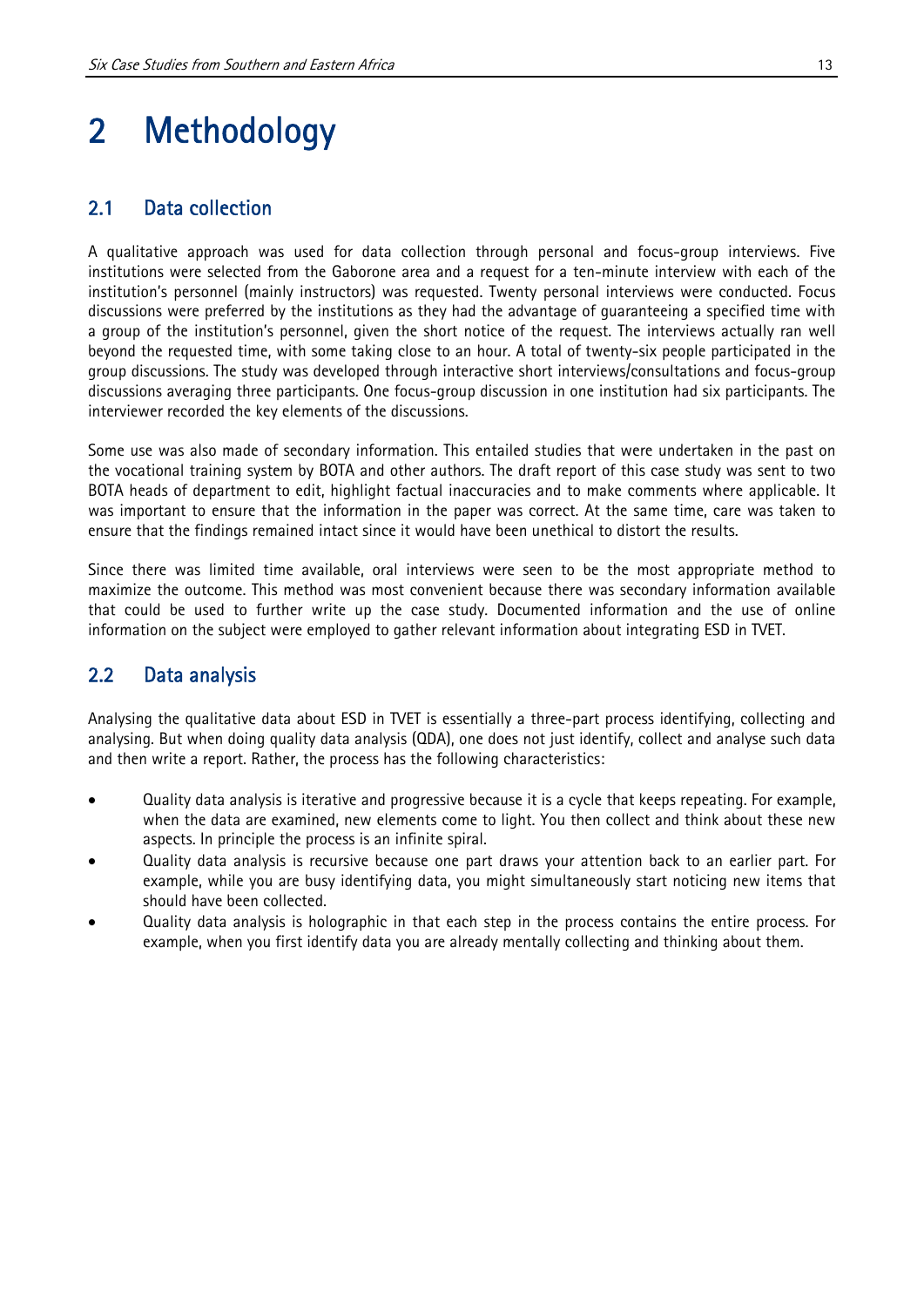# 2 Methodology

## 2.1 Data collection

A qualitative approach was used for data collection through personal and focus-group interviews. Five institutions were selected from the Gaborone area and a request for a ten-minute interview with each of the institution's personnel (mainly instructors) was requested. Twenty personal interviews were conducted. Focus discussions were preferred by the institutions as they had the advantage of guaranteeing a specified time with a group of the institution's personnel, given the short notice of the request. The interviews actually ran well beyond the requested time, with some taking close to an hour. A total of twenty-six people participated in the group discussions. The study was developed through interactive short interviews/consultations and focus-group discussions averaging three participants. One focus-group discussion in one institution had six participants. The interviewer recorded the key elements of the discussions.

Some use was also made of secondary information. This entailed studies that were undertaken in the past on the vocational training system by BOTA and other authors. The draft report of this case study was sent to two BOTA heads of department to edit, highlight factual inaccuracies and to make comments where applicable. It was important to ensure that the information in the paper was correct. At the same time, care was taken to ensure that the findings remained intact since it would have been unethical to distort the results.

Since there was limited time available, oral interviews were seen to be the most appropriate method to maximize the outcome. This method was most convenient because there was secondary information available that could be used to further write up the case study. Documented information and the use of online information on the subject were employed to gather relevant information about integrating ESD in TVET.

## 2.2 Data analysis

Analysing the qualitative data about ESD in TVET is essentially a three-part process identifying, collecting and analysing. But when doing quality data analysis (QDA), one does not just identify, collect and analyse such data and then write a report. Rather, the process has the following characteristics:

- Quality data analysis is iterative and progressive because it is a cycle that keeps repeating. For example, when the data are examined, new elements come to light. You then collect and think about these new aspects. In principle the process is an infinite spiral.
- Quality data analysis is recursive because one part draws your attention back to an earlier part. For example, while you are busy identifying data, you might simultaneously start noticing new items that should have been collected.
- Quality data analysis is holographic in that each step in the process contains the entire process. For example, when you first identify data you are already mentally collecting and thinking about them.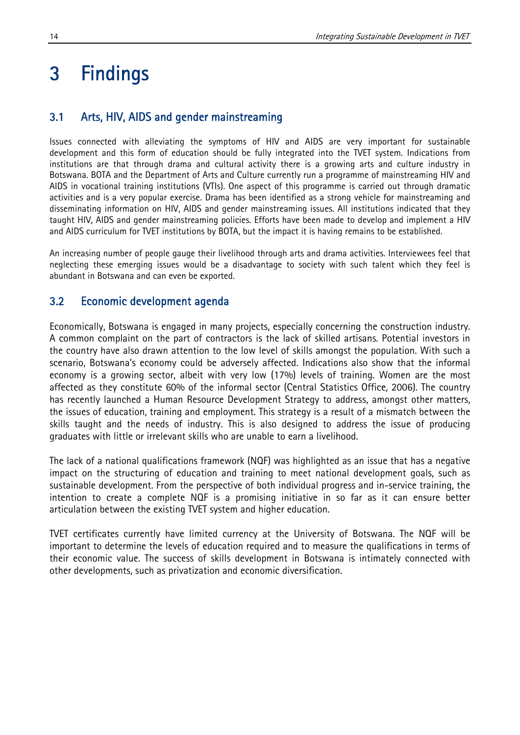# 3 Findings

## 3.1 Arts, HIV, AIDS and gender mainstreaming

Issues connected with alleviating the symptoms of HIV and AIDS are very important for sustainable development and this form of education should be fully integrated into the TVET system. Indications from institutions are that through drama and cultural activity there is a growing arts and culture industry in Botswana. BOTA and the Department of Arts and Culture currently run a programme of mainstreaming HIV and AIDS in vocational training institutions (VTIs). One aspect of this programme is carried out through dramatic activities and is a very popular exercise. Drama has been identified as a strong vehicle for mainstreaming and disseminating information on HIV, AIDS and gender mainstreaming issues. All institutions indicated that they taught HIV, AIDS and gender mainstreaming policies. Efforts have been made to develop and implement a HIV and AIDS curriculum for TVET institutions by BOTA, but the impact it is having remains to be established.

An increasing number of people gauge their livelihood through arts and drama activities. Interviewees feel that neglecting these emerging issues would be a disadvantage to society with such talent which they feel is abundant in Botswana and can even be exported.

## 3.2 Economic development agenda

Economically, Botswana is engaged in many projects, especially concerning the construction industry. A common complaint on the part of contractors is the lack of skilled artisans. Potential investors in the country have also drawn attention to the low level of skills amongst the population. With such a scenario, Botswana's economy could be adversely affected. Indications also show that the informal economy is a growing sector, albeit with very low (17%) levels of training. Women are the most affected as they constitute 60% of the informal sector (Central Statistics Office*,* 2006). The country has recently launched a Human Resource Development Strategy to address, amongst other matters, the issues of education, training and employment. This strategy is a result of a mismatch between the skills taught and the needs of industry. This is also designed to address the issue of producing graduates with little or irrelevant skills who are unable to earn a livelihood.

The lack of a national qualifications framework (NQF) was highlighted as an issue that has a negative impact on the structuring of education and training to meet national development goals, such as sustainable development. From the perspective of both individual progress and in-service training, the intention to create a complete NQF is a promising initiative in so far as it can ensure better articulation between the existing TVET system and higher education.

TVET certificates currently have limited currency at the University of Botswana. The NQF will be important to determine the levels of education required and to measure the qualifications in terms of their economic value. The success of skills development in Botswana is intimately connected with other developments, such as privatization and economic diversification.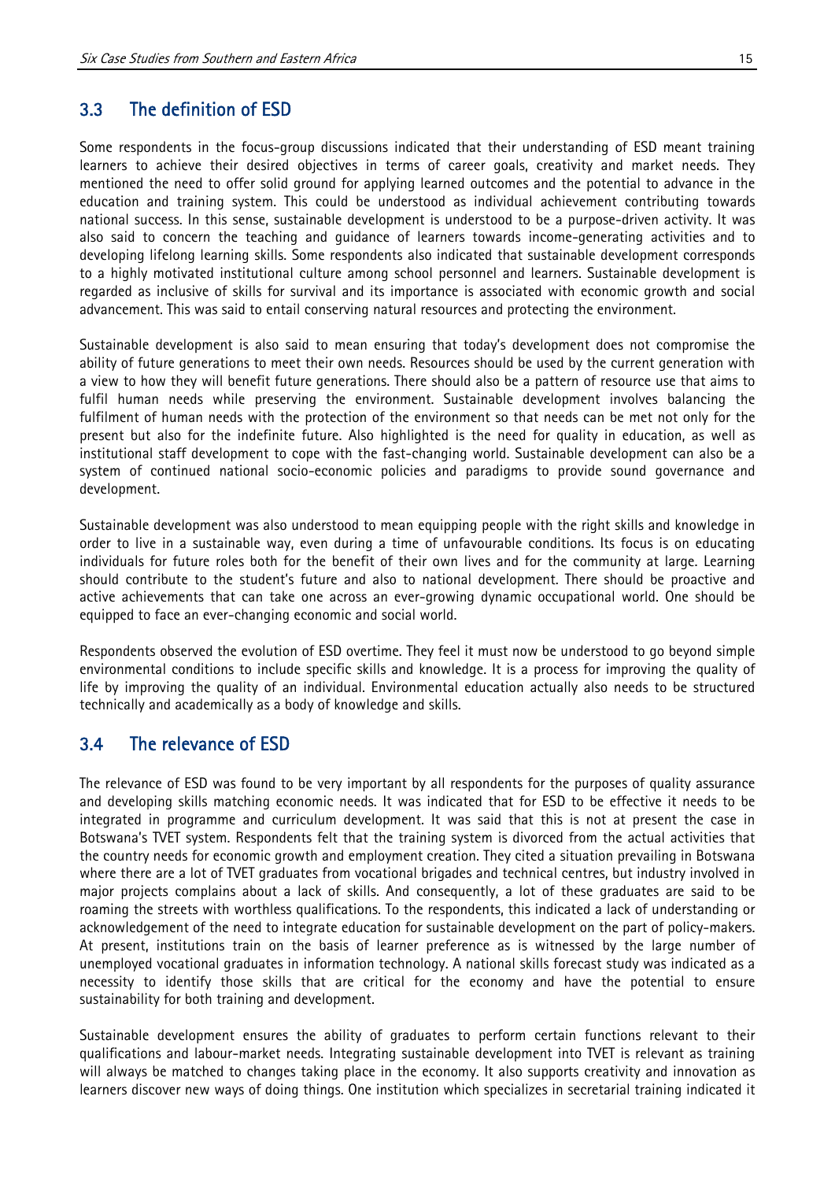## 3.3 The definition of ESD

Some respondents in the focus-group discussions indicated that their understanding of ESD meant training learners to achieve their desired objectives in terms of career goals, creativity and market needs. They mentioned the need to offer solid ground for applying learned outcomes and the potential to advance in the education and training system. This could be understood as individual achievement contributing towards national success. In this sense, sustainable development is understood to be a purpose-driven activity. It was also said to concern the teaching and guidance of learners towards income-generating activities and to developing lifelong learning skills. Some respondents also indicated that sustainable development corresponds to a highly motivated institutional culture among school personnel and learners. Sustainable development is regarded as inclusive of skills for survival and its importance is associated with economic growth and social advancement. This was said to entail conserving natural resources and protecting the environment.

Sustainable development is also said to mean ensuring that today's development does not compromise the ability of future generations to meet their own needs. Resources should be used by the current generation with a view to how they will benefit future generations. There should also be a pattern of resource use that aims to fulfil human needs while preserving the environment. Sustainable development involves balancing the fulfilment of human needs with the protection of the environment so that needs can be met not only for the present but also for the indefinite future. Also highlighted is the need for quality in education, as well as institutional staff development to cope with the fast-changing world. Sustainable development can also be a system of continued national socio-economic policies and paradigms to provide sound governance and development.

Sustainable development was also understood to mean equipping people with the right skills and knowledge in order to live in a sustainable way, even during a time of unfavourable conditions. Its focus is on educating individuals for future roles both for the benefit of their own lives and for the community at large. Learning should contribute to the student's future and also to national development. There should be proactive and active achievements that can take one across an ever-growing dynamic occupational world. One should be equipped to face an ever-changing economic and social world.

Respondents observed the evolution of ESD overtime. They feel it must now be understood to go beyond simple environmental conditions to include specific skills and knowledge. It is a process for improving the quality of life by improving the quality of an individual. Environmental education actually also needs to be structured technically and academically as a body of knowledge and skills.

## 3.4 The relevance of ESD

The relevance of ESD was found to be very important by all respondents for the purposes of quality assurance and developing skills matching economic needs. It was indicated that for ESD to be effective it needs to be integrated in programme and curriculum development. It was said that this is not at present the case in Botswana's TVET system. Respondents felt that the training system is divorced from the actual activities that the country needs for economic growth and employment creation. They cited a situation prevailing in Botswana where there are a lot of TVET graduates from vocational brigades and technical centres, but industry involved in major projects complains about a lack of skills. And consequently, a lot of these graduates are said to be roaming the streets with worthless qualifications. To the respondents, this indicated a lack of understanding or acknowledgement of the need to integrate education for sustainable development on the part of policy-makers. At present, institutions train on the basis of learner preference as is witnessed by the large number of unemployed vocational graduates in information technology. A national skills forecast study was indicated as a necessity to identify those skills that are critical for the economy and have the potential to ensure sustainability for both training and development.

Sustainable development ensures the ability of graduates to perform certain functions relevant to their qualifications and labour-market needs. Integrating sustainable development into TVET is relevant as training will always be matched to changes taking place in the economy. It also supports creativity and innovation as learners discover new ways of doing things. One institution which specializes in secretarial training indicated it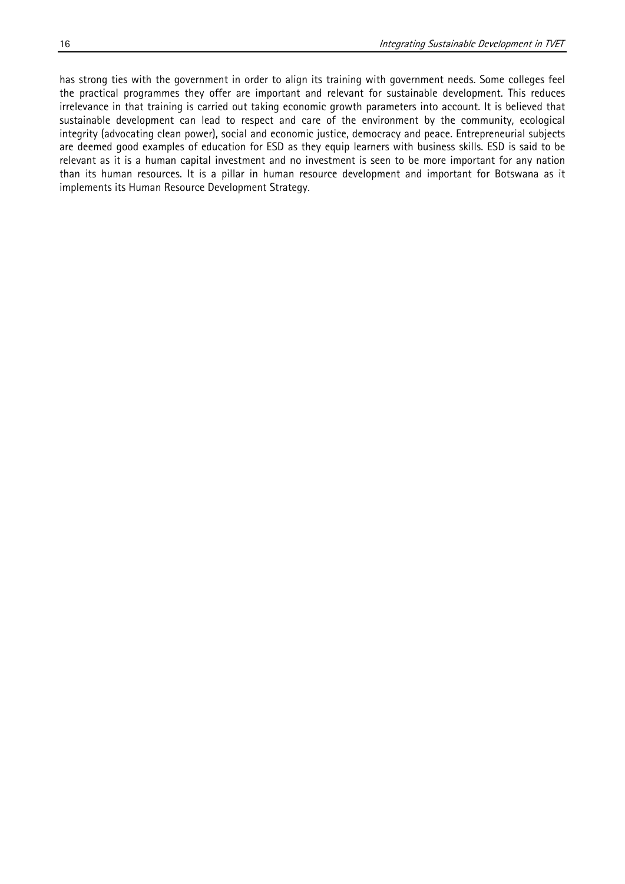has strong ties with the government in order to align its training with government needs. Some colleges feel the practical programmes they offer are important and relevant for sustainable development. This reduces irrelevance in that training is carried out taking economic growth parameters into account. It is believed that sustainable development can lead to respect and care of the environment by the community, ecological integrity (advocating clean power), social and economic justice, democracy and peace. Entrepreneurial subjects are deemed good examples of education for ESD as they equip learners with business skills. ESD is said to be relevant as it is a human capital investment and no investment is seen to be more important for any nation than its human resources. It is a pillar in human resource development and important for Botswana as it implements its Human Resource Development Strategy.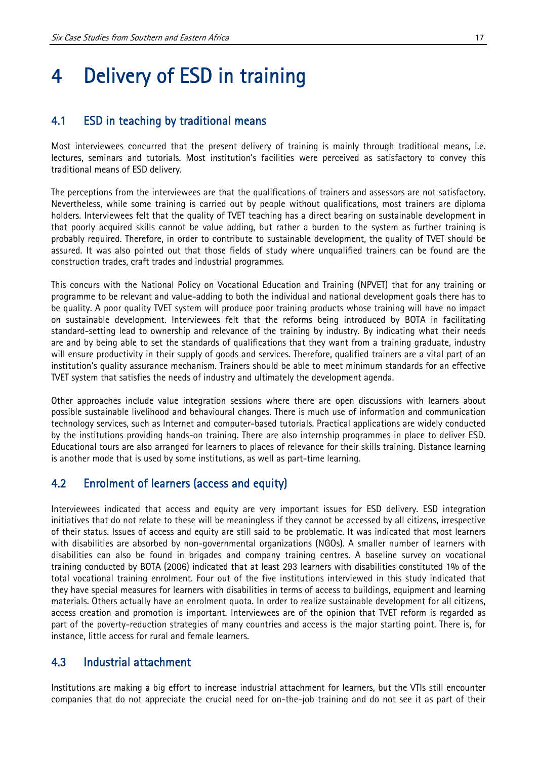# 4 Delivery of ESD in training

## 4.1 ESD in teaching by traditional means

Most interviewees concurred that the present delivery of training is mainly through traditional means, i.e. lectures, seminars and tutorials. Most institution's facilities were perceived as satisfactory to convey this traditional means of ESD delivery.

The perceptions from the interviewees are that the qualifications of trainers and assessors are not satisfactory. Nevertheless, while some training is carried out by people without qualifications, most trainers are diploma holders. Interviewees felt that the quality of TVET teaching has a direct bearing on sustainable development in that poorly acquired skills cannot be value adding, but rather a burden to the system as further training is probably required. Therefore, in order to contribute to sustainable development, the quality of TVET should be assured. It was also pointed out that those fields of study where unqualified trainers can be found are the construction trades, craft trades and industrial programmes.

This concurs with the National Policy on Vocational Education and Training (NPVET) that for any training or programme to be relevant and value-adding to both the individual and national development goals there has to be quality. A poor quality TVET system will produce poor training products whose training will have no impact on sustainable development. Interviewees felt that the reforms being introduced by BOTA in facilitating standard-setting lead to ownership and relevance of the training by industry. By indicating what their needs are and by being able to set the standards of qualifications that they want from a training graduate, industry will ensure productivity in their supply of goods and services. Therefore, qualified trainers are a vital part of an institution's quality assurance mechanism. Trainers should be able to meet minimum standards for an effective TVET system that satisfies the needs of industry and ultimately the development agenda.

Other approaches include value integration sessions where there are open discussions with learners about possible sustainable livelihood and behavioural changes. There is much use of information and communication technology services, such as Internet and computer-based tutorials. Practical applications are widely conducted by the institutions providing hands-on training. There are also internship programmes in place to deliver ESD. Educational tours are also arranged for learners to places of relevance for their skills training. Distance learning is another mode that is used by some institutions, as well as part-time learning.

## 4.2 Enrolment of learners (access and equity)

Interviewees indicated that access and equity are very important issues for ESD delivery. ESD integration initiatives that do not relate to these will be meaningless if they cannot be accessed by all citizens, irrespective of their status. Issues of access and equity are still said to be problematic. It was indicated that most learners with disabilities are absorbed by non-governmental organizations (NGOs). A smaller number of learners with disabilities can also be found in brigades and company training centres. A baseline survey on vocational training conducted by BOTA (2006) indicated that at least 293 learners with disabilities constituted 1% of the total vocational training enrolment. Four out of the five institutions interviewed in this study indicated that they have special measures for learners with disabilities in terms of access to buildings, equipment and learning materials. Others actually have an enrolment quota. In order to realize sustainable development for all citizens, access creation and promotion is important. Interviewees are of the opinion that TVET reform is regarded as part of the poverty-reduction strategies of many countries and access is the major starting point. There is, for instance, little access for rural and female learners.

## 4.3 Industrial attachment

Institutions are making a big effort to increase industrial attachment for learners, but the VTIs still encounter companies that do not appreciate the crucial need for on-the-job training and do not see it as part of their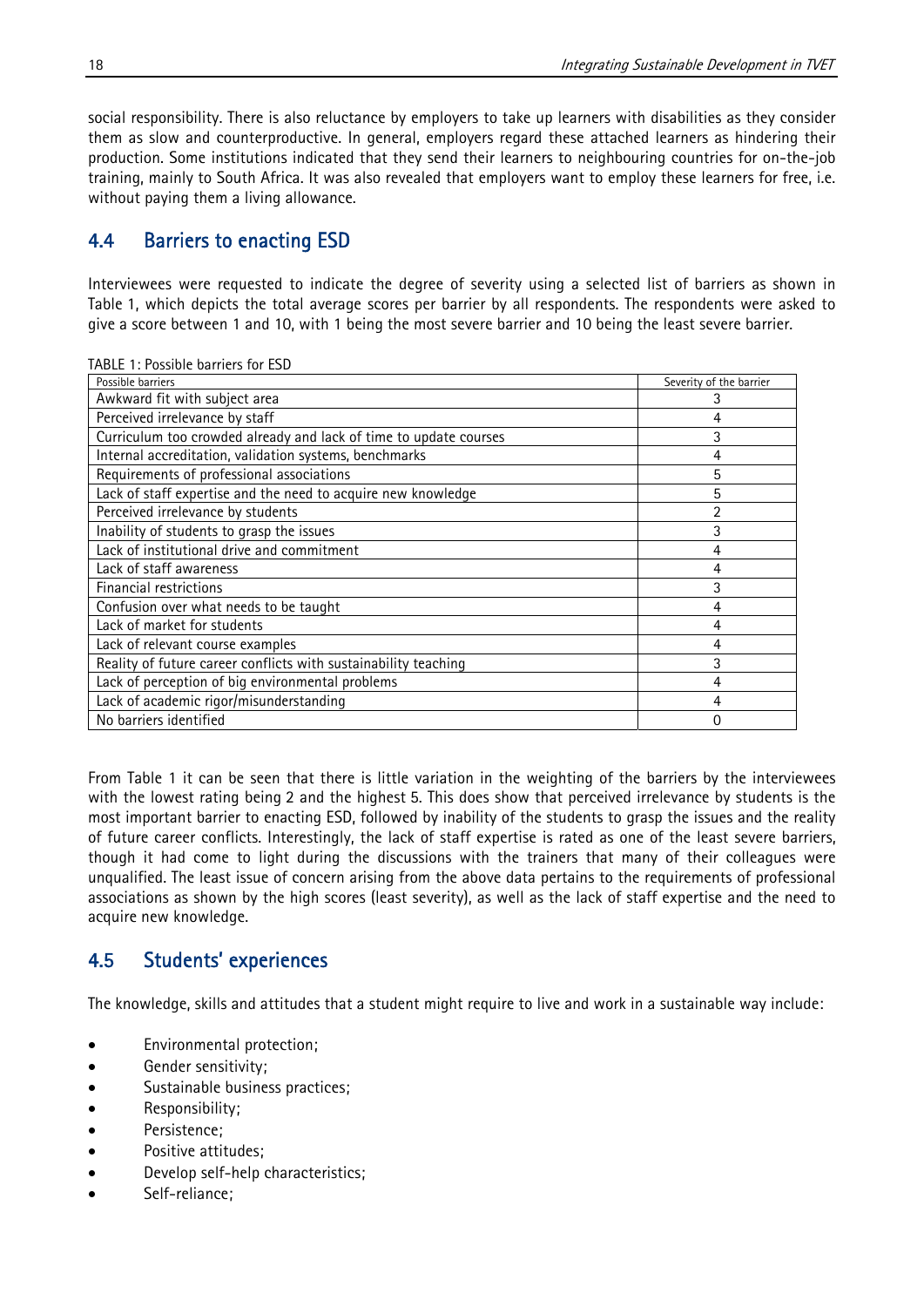social responsibility. There is also reluctance by employers to take up learners with disabilities as they consider them as slow and counterproductive. In general, employers regard these attached learners as hindering their production. Some institutions indicated that they send their learners to neighbouring countries for on-the-job training, mainly to South Africa. It was also revealed that employers want to employ these learners for free, i.e. without paying them a living allowance.

## 4.4 Barriers to enacting ESD

Interviewees were requested to indicate the degree of severity using a selected list of barriers as shown in Table 1, which depicts the total average scores per barrier by all respondents. The respondents were asked to give a score between 1 and 10, with 1 being the most severe barrier and 10 being the least severe barrier.

TABLE 1: Possible barriers for ESD

| Possible barriers | Severity of the barrier |
|---|---|
| Awkward fit with subject area | 3 |
| Perceived irrelevance by staff | 4 |
| Curriculum too crowded already and lack of time to update courses | 3 |
| Internal accreditation, validation systems, benchmarks | 4 |
| Requirements of professional associations | 5 |
| Lack of staff expertise and the need to acquire new knowledge | 5 |
| Perceived irrelevance by students | 2 |
| Inability of students to grasp the issues | 3 |
| Lack of institutional drive and commitment | 4 |
| Lack of staff awareness | 4 |
| Financial restrictions | 3 |
| Confusion over what needs to be taught | 4 |
| Lack of market for students | 4 |
| Lack of relevant course examples | 4 |
| Reality of future career conflicts with sustainability teaching | 3 |
| Lack of perception of big environmental problems | 4 |
| Lack of academic rigor/misunderstanding | 4 |
| No barriers identified | 0 |

From Table 1 it can be seen that there is little variation in the weighting of the barriers by the interviewees with the lowest rating being 2 and the highest 5. This does show that perceived irrelevance by students is the most important barrier to enacting ESD, followed by inability of the students to grasp the issues and the reality of future career conflicts. Interestingly, the lack of staff expertise is rated as one of the least severe barriers, though it had come to light during the discussions with the trainers that many of their colleagues were unqualified. The least issue of concern arising from the above data pertains to the requirements of professional associations as shown by the high scores (least severity), as well as the lack of staff expertise and the need to acquire new knowledge.

## 4.5 Students' experiences

The knowledge, skills and attitudes that a student might require to live and work in a sustainable way include:

- Environmental protection;
- Gender sensitivity;
- Sustainable business practices;
- Responsibility;
- Persistence;
- Positive attitudes;
- Develop self-help characteristics;
- Self-reliance;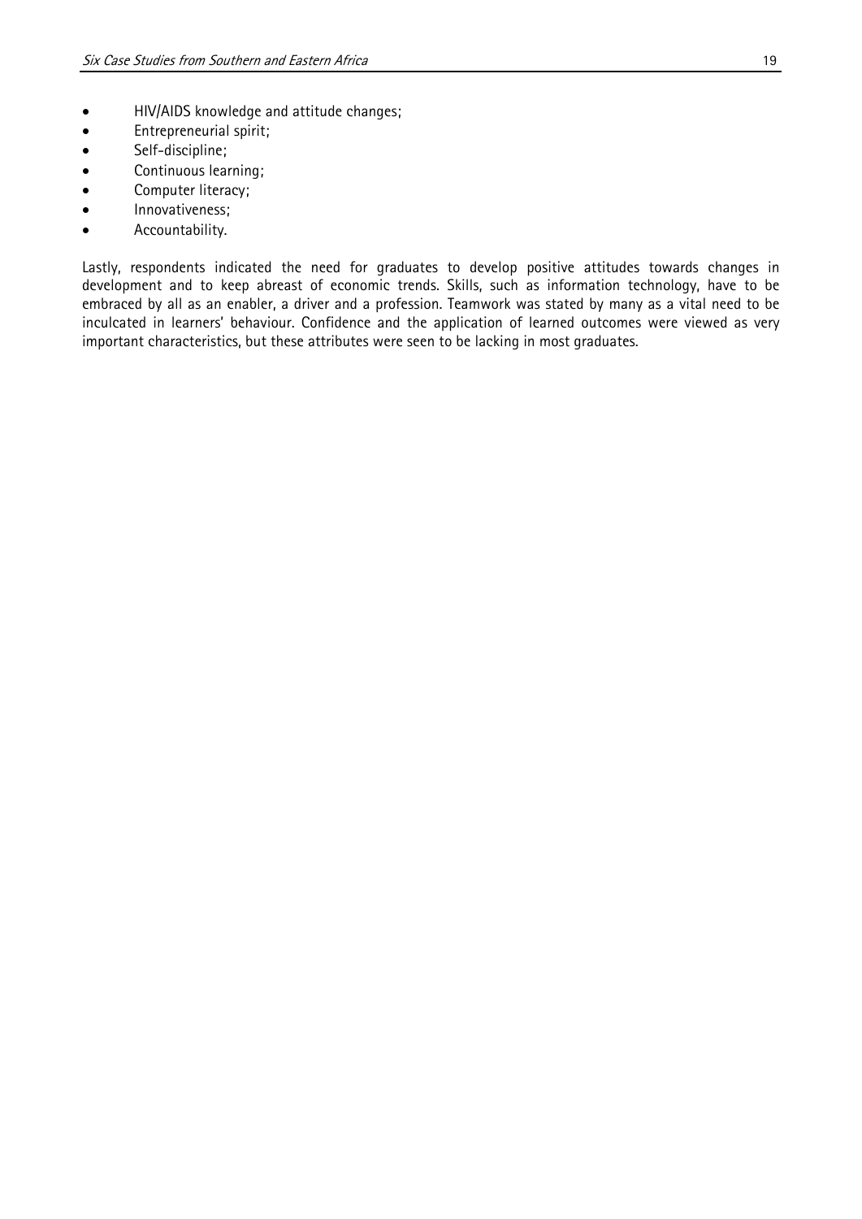- HIV/AIDS knowledge and attitude changes;
- Entrepreneurial spirit;
- Self-discipline;
- Continuous learning;
- Computer literacy;
- Innovativeness;
- Accountability.

Lastly, respondents indicated the need for graduates to develop positive attitudes towards changes in development and to keep abreast of economic trends. Skills, such as information technology, have to be embraced by all as an enabler, a driver and a profession. Teamwork was stated by many as a vital need to be inculcated in learners' behaviour. Confidence and the application of learned outcomes were viewed as very important characteristics, but these attributes were seen to be lacking in most graduates.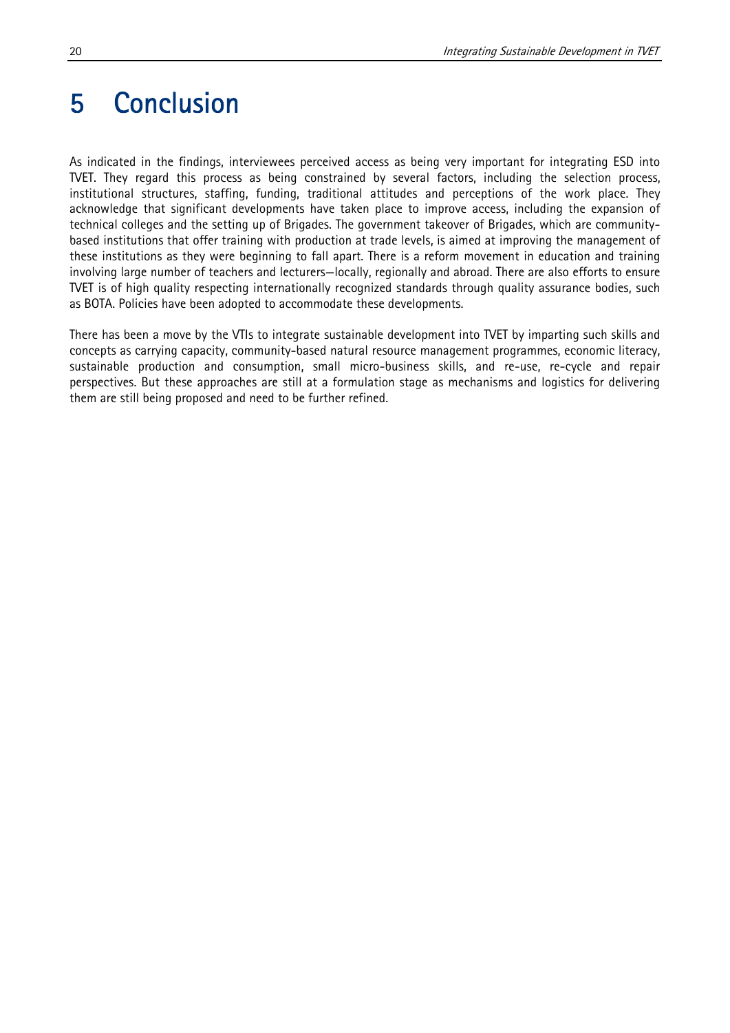# 5 Conclusion

As indicated in the findings, interviewees perceived access as being very important for integrating ESD into TVET. They regard this process as being constrained by several factors, including the selection process, institutional structures, staffing, funding, traditional attitudes and perceptions of the work place. They acknowledge that significant developments have taken place to improve access, including the expansion of technical colleges and the setting up of Brigades. The government takeover of Brigades, which are community-based institutions that offer training with production at trade levels, is aimed at improving the management of these institutions as they were beginning to fall apart. There is a reform movement in education and training involving large number of teachers and lecturers—locally, regionally and abroad. There are also efforts to ensure TVET is of high quality respecting internationally recognized standards through quality assurance bodies, such as BOTA. Policies have been adopted to accommodate these developments.

There has been a move by the VTIs to integrate sustainable development into TVET by imparting such skills and concepts as carrying capacity, community-based natural resource management programmes, economic literacy, sustainable production and consumption, small micro-business skills, and re-use, re-cycle and repair perspectives. But these approaches are still at a formulation stage as mechanisms and logistics for delivering them are still being proposed and need to be further refined.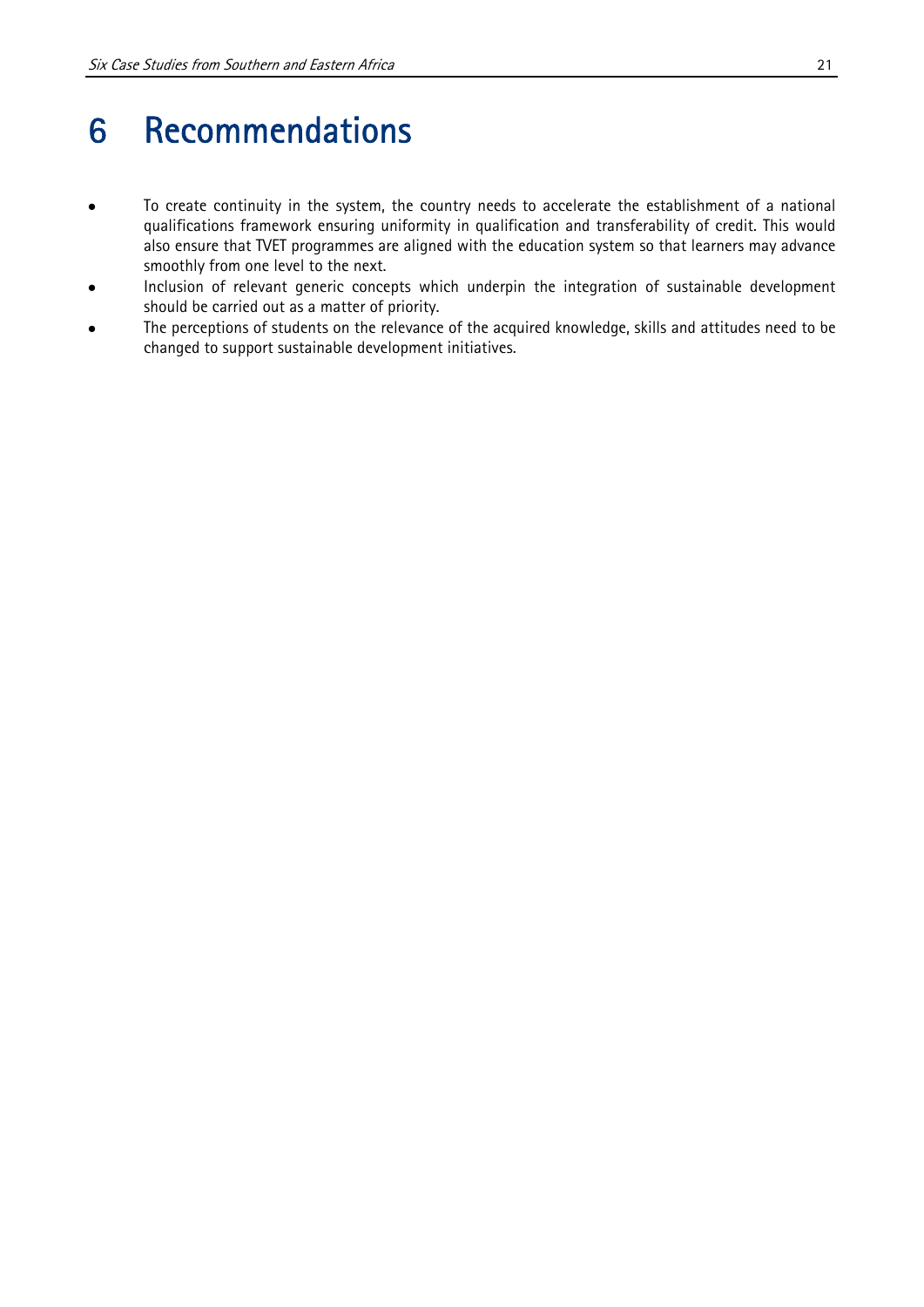# 6 Recommendations

- To create continuity in the system, the country needs to accelerate the establishment of a national qualifications framework ensuring uniformity in qualification and transferability of credit. This would also ensure that TVET programmes are aligned with the education system so that learners may advance smoothly from one level to the next.
- Inclusion of relevant generic concepts which underpin the integration of sustainable development should be carried out as a matter of priority.
- The perceptions of students on the relevance of the acquired knowledge, skills and attitudes need to be changed to support sustainable development initiatives.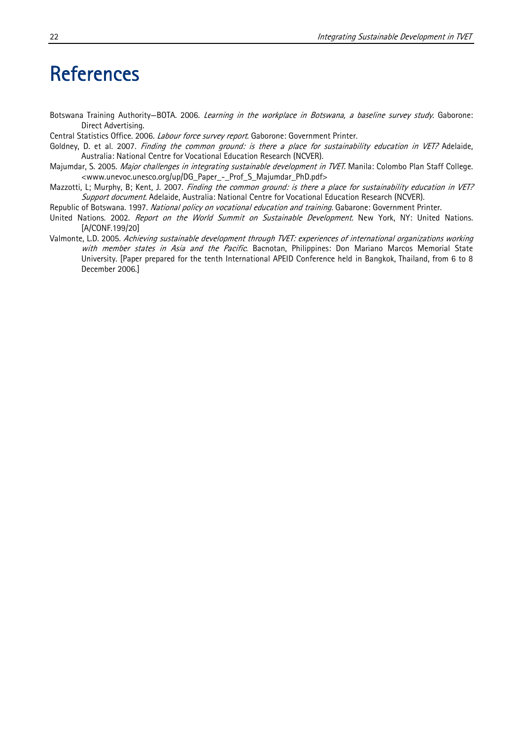# References

Botswana Training Authority—BOTA. 2006. *Learning in the workplace in Botswana, a baseline survey study*. Gaborone: Direct Advertising.

Central Statistics Office. 2006. *Labour force survey report*. Gaborone: Government Printer.

Goldney, D. et al. 2007. *Finding the common ground: is there a place for sustainability education in VET?* Adelaide, Australia: National Centre for Vocational Education Research (NCVER).

Majumdar, S. 2005. *Major challenges in integrating sustainable development in TVET.* Manila: Colombo Plan Staff College. <www.unevoc.unesco.org/up/DG_Paper_-_Prof_S_Majumdar_PhD.pdf>

Mazzotti, L; Murphy, B; Kent, J. 2007. *Finding the common ground: is there a place for sustainability education in VET? Support document*. Adelaide, Australia: National Centre for Vocational Education Research (NCVER).

Republic of Botswana. 1997. *National policy on vocational education and training*. Gabarone: Government Printer.

United Nations. 2002. *Report on the World Summit on Sustainable Development.* New York, NY: United Nations. [A/CONF.199/20]

Valmonte, L.D. 2005. *Achieving sustainable development through TVET: experiences of international organizations working with member states in Asia and the Pacific*. Bacnotan, Philippines: Don Mariano Marcos Memorial State University. [Paper prepared for the tenth International APEID Conference held in Bangkok, Thailand, from 6 to 8 December 2006.]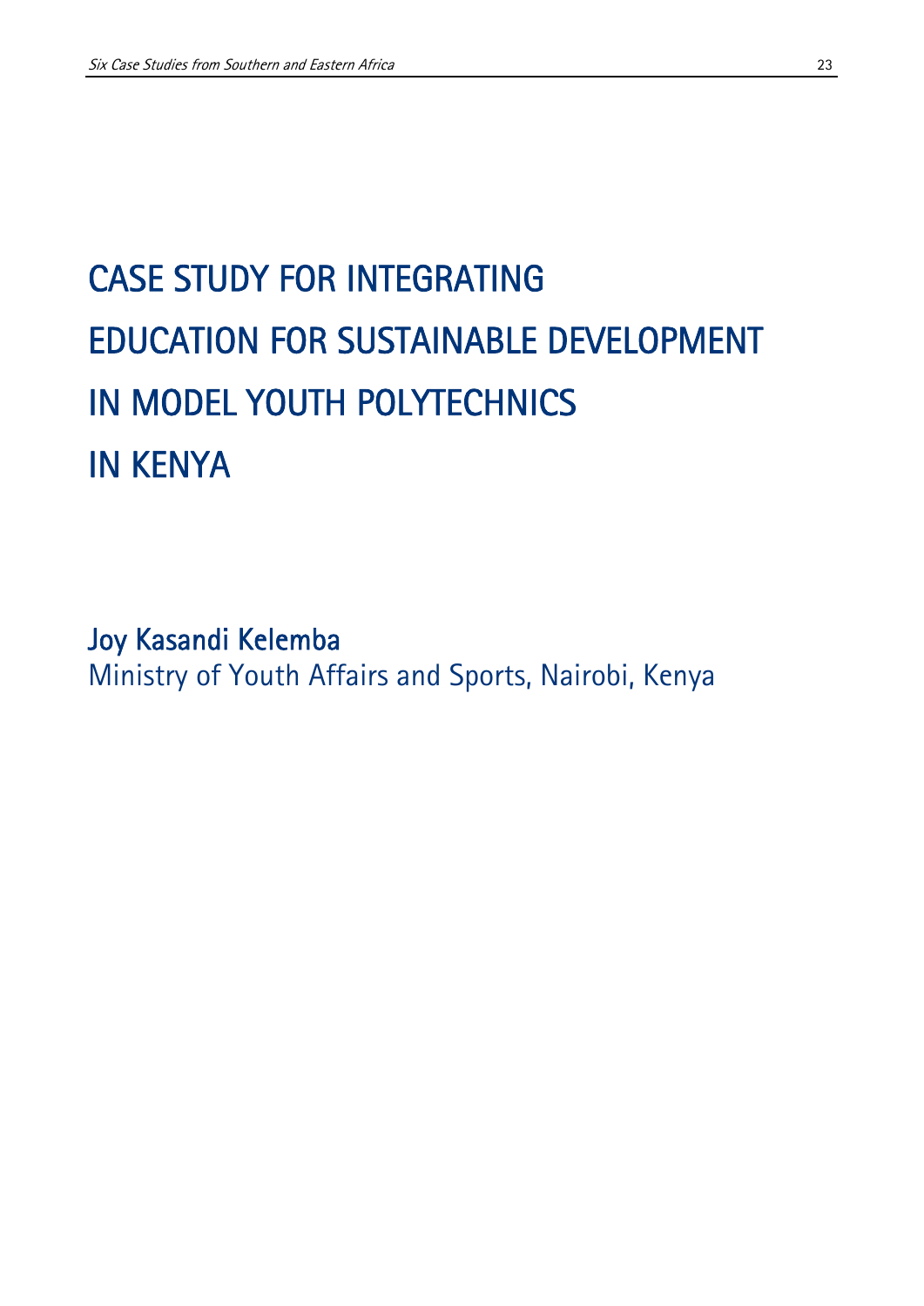# CASE STUDY FOR INTEGRATING EDUCATION FOR SUSTAINABLE DEVELOPMENT IN MODEL YOUTH POLYTECHNICS IN KENYA

**Joy Kasandi Kelemba**

Ministry of Youth Affairs and Sports, Nairobi, Kenya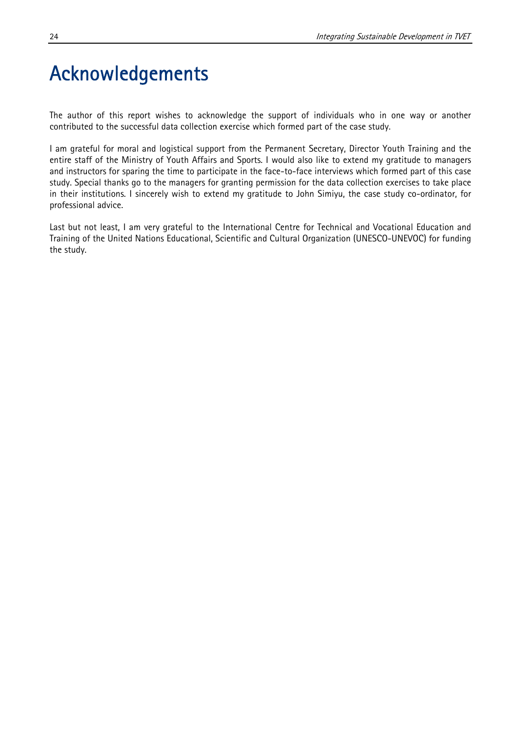# Acknowledgements

The author of this report wishes to acknowledge the support of individuals who in one way or another contributed to the successful data collection exercise which formed part of the case study.

I am grateful for moral and logistical support from the Permanent Secretary, Director Youth Training and the entire staff of the Ministry of Youth Affairs and Sports. I would also like to extend my gratitude to managers and instructors for sparing the time to participate in the face-to-face interviews which formed part of this case study. Special thanks go to the managers for granting permission for the data collection exercises to take place in their institutions. I sincerely wish to extend my gratitude to John Simiyu, the case study co-ordinator, for professional advice.

Last but not least, I am very grateful to the International Centre for Technical and Vocational Education and Training of the United Nations Educational, Scientific and Cultural Organization (UNESCO-UNEVOC) for funding the study.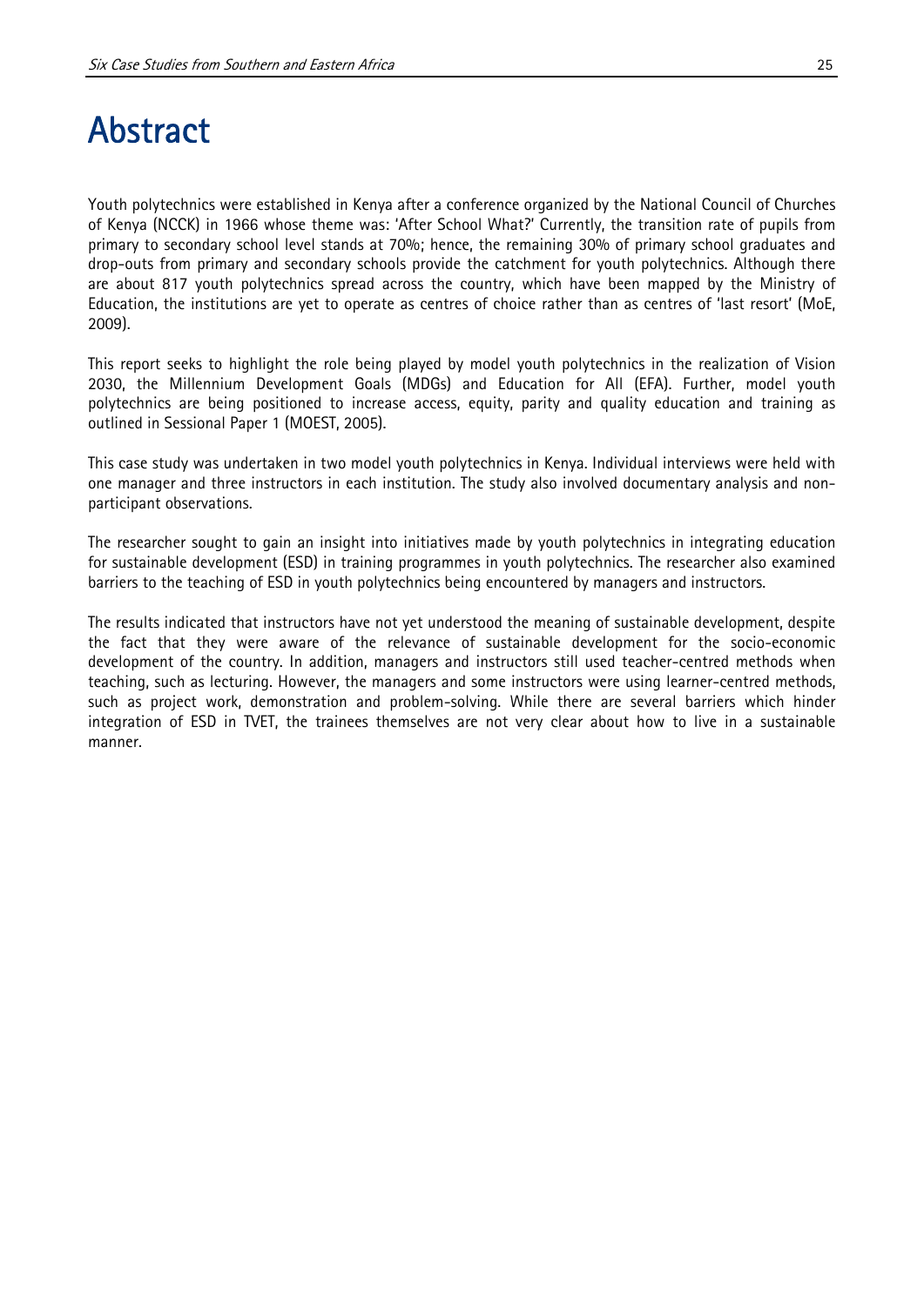# Abstract

Youth polytechnics were established in Kenya after a conference organized by the National Council of Churches of Kenya (NCCK) in 1966 whose theme was: 'After School What?' Currently, the transition rate of pupils from primary to secondary school level stands at 70%; hence, the remaining 30% of primary school graduates and drop-outs from primary and secondary schools provide the catchment for youth polytechnics. Although there are about 817 youth polytechnics spread across the country, which have been mapped by the Ministry of Education, the institutions are yet to operate as centres of choice rather than as centres of 'last resort' (MoE, 2009).

This report seeks to highlight the role being played by model youth polytechnics in the realization of Vision 2030, the Millennium Development Goals (MDGs) and Education for All (EFA). Further, model youth polytechnics are being positioned to increase access, equity, parity and quality education and training as outlined in Sessional Paper 1 (MOEST, 2005).

This case study was undertaken in two model youth polytechnics in Kenya. Individual interviews were held with one manager and three instructors in each institution. The study also involved documentary analysis and non-participant observations.

The researcher sought to gain an insight into initiatives made by youth polytechnics in integrating education for sustainable development (ESD) in training programmes in youth polytechnics. The researcher also examined barriers to the teaching of ESD in youth polytechnics being encountered by managers and instructors.

The results indicated that instructors have not yet understood the meaning of sustainable development, despite the fact that they were aware of the relevance of sustainable development for the socio-economic development of the country. In addition, managers and instructors still used teacher-centred methods when teaching, such as lecturing. However, the managers and some instructors were using learner-centred methods, such as project work, demonstration and problem-solving. While there are several barriers which hinder integration of ESD in TVET, the trainees themselves are not very clear about how to live in a sustainable manner.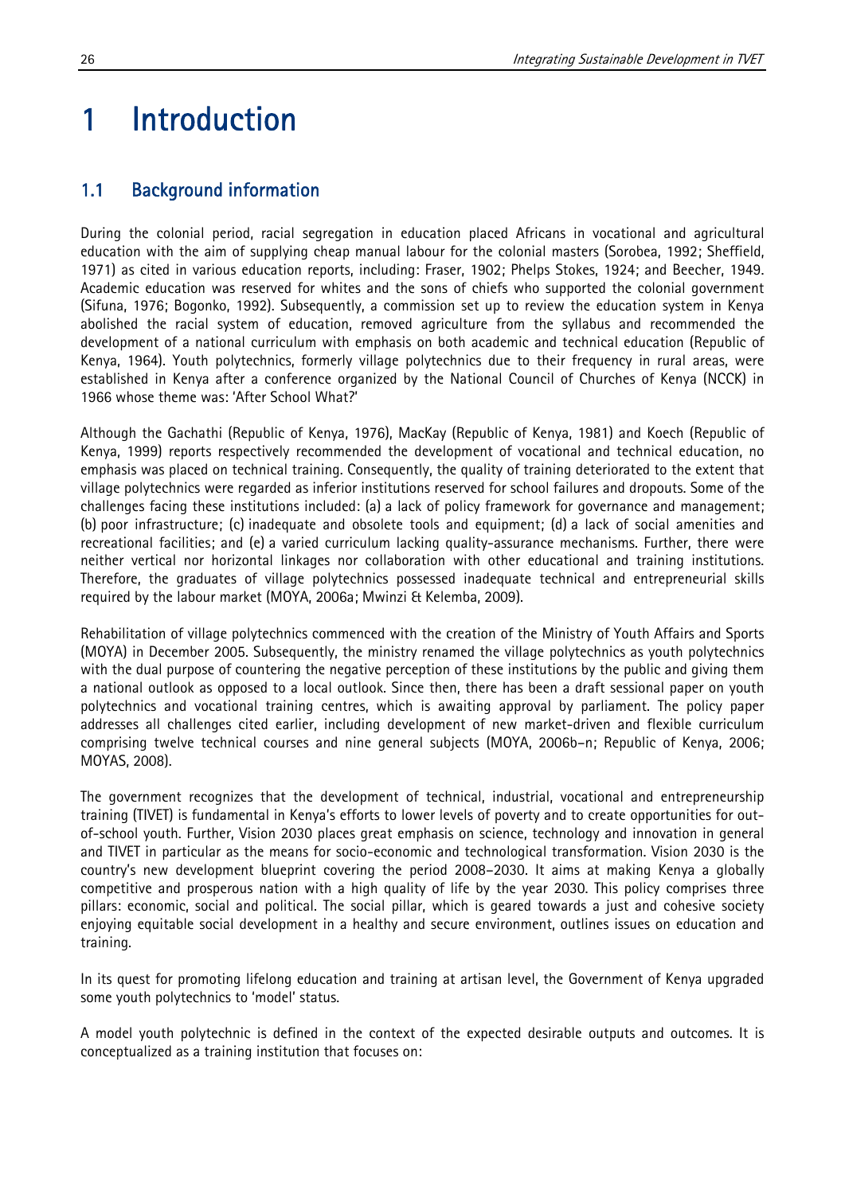# 1 Introduction

## 1.1 Background information

During the colonial period, racial segregation in education placed Africans in vocational and agricultural education with the aim of supplying cheap manual labour for the colonial masters (Sorobea, 1992; Sheffield, 1971) as cited in various education reports, including: Fraser, 1902; Phelps Stokes, 1924; and Beecher, 1949. Academic education was reserved for whites and the sons of chiefs who supported the colonial government (Sifuna, 1976; Bogonko, 1992). Subsequently, a commission set up to review the education system in Kenya abolished the racial system of education, removed agriculture from the syllabus and recommended the development of a national curriculum with emphasis on both academic and technical education (Republic of Kenya, 1964). Youth polytechnics, formerly village polytechnics due to their frequency in rural areas, were established in Kenya after a conference organized by the National Council of Churches of Kenya (NCCK) in 1966 whose theme was: 'After School What?'

Although the Gachathi (Republic of Kenya, 1976), MacKay (Republic of Kenya, 1981) and Koech (Republic of Kenya, 1999) reports respectively recommended the development of vocational and technical education, no emphasis was placed on technical training. Consequently, the quality of training deteriorated to the extent that village polytechnics were regarded as inferior institutions reserved for school failures and dropouts. Some of the challenges facing these institutions included: (a) a lack of policy framework for governance and management; (b) poor infrastructure; (c) inadequate and obsolete tools and equipment; (d) a lack of social amenities and recreational facilities; and (e) a varied curriculum lacking quality-assurance mechanisms. Further, there were neither vertical nor horizontal linkages nor collaboration with other educational and training institutions. Therefore, the graduates of village polytechnics possessed inadequate technical and entrepreneurial skills required by the labour market (MOYA, 2006a; Mwinzi & Kelemba, 2009).

Rehabilitation of village polytechnics commenced with the creation of the Ministry of Youth Affairs and Sports (MOYA) in December 2005. Subsequently, the ministry renamed the village polytechnics as youth polytechnics with the dual purpose of countering the negative perception of these institutions by the public and giving them a national outlook as opposed to a local outlook. Since then, there has been a draft sessional paper on youth polytechnics and vocational training centres, which is awaiting approval by parliament. The policy paper addresses all challenges cited earlier, including development of new market-driven and flexible curriculum comprising twelve technical courses and nine general subjects (MOYA, 2006b–n; Republic of Kenya, 2006; MOYAS, 2008).

The government recognizes that the development of technical, industrial, vocational and entrepreneurship training (TIVET) is fundamental in Kenya's efforts to lower levels of poverty and to create opportunities for out-of-school youth. Further, Vision 2030 places great emphasis on science, technology and innovation in general and TIVET in particular as the means for socio-economic and technological transformation. Vision 2030 is the country's new development blueprint covering the period 2008–2030. It aims at making Kenya a globally competitive and prosperous nation with a high quality of life by the year 2030. This policy comprises three pillars: economic, social and political. The social pillar, which is geared towards a just and cohesive society enjoying equitable social development in a healthy and secure environment, outlines issues on education and training.

In its quest for promoting lifelong education and training at artisan level, the Government of Kenya upgraded some youth polytechnics to 'model' status.

A model youth polytechnic is defined in the context of the expected desirable outputs and outcomes. It is conceptualized as a training institution that focuses on: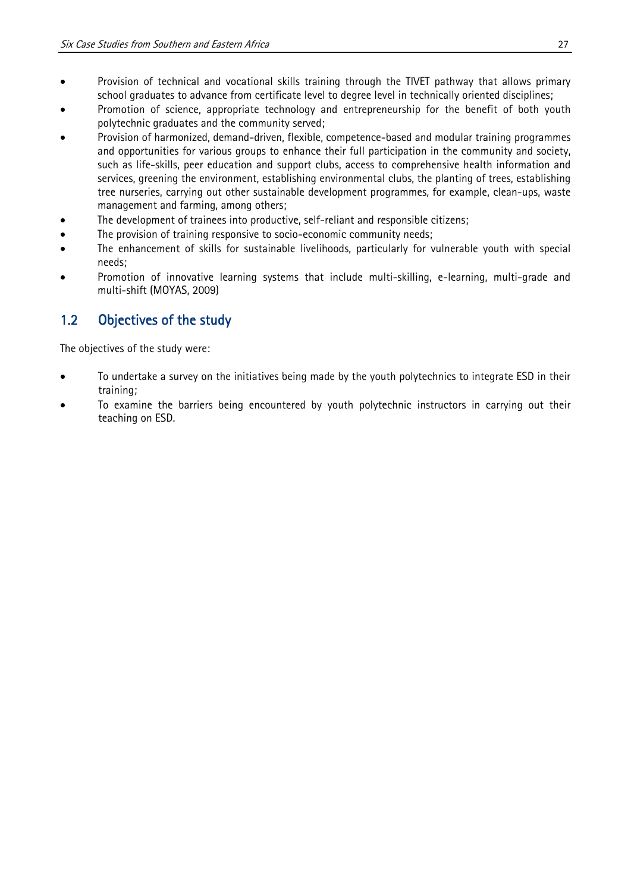- Provision of technical and vocational skills training through the TIVET pathway that allows primary school graduates to advance from certificate level to degree level in technically oriented disciplines;
- Promotion of science, appropriate technology and entrepreneurship for the benefit of both youth polytechnic graduates and the community served;
- Provision of harmonized, demand-driven, flexible, competence-based and modular training programmes and opportunities for various groups to enhance their full participation in the community and society, such as life-skills, peer education and support clubs, access to comprehensive health information and services, greening the environment, establishing environmental clubs, the planting of trees, establishing tree nurseries, carrying out other sustainable development programmes, for example, clean-ups, waste management and farming, among others;
- The development of trainees into productive, self-reliant and responsible citizens;
- The provision of training responsive to socio-economic community needs;
- The enhancement of skills for sustainable livelihoods, particularly for vulnerable youth with special needs;
- Promotion of innovative learning systems that include multi-skilling, e-learning, multi-grade and multi-shift (MOYAS, 2009)

## 1.2 Objectives of the study

The objectives of the study were:

- To undertake a survey on the initiatives being made by the youth polytechnics to integrate ESD in their training;
- To examine the barriers being encountered by youth polytechnic instructors in carrying out their teaching on ESD.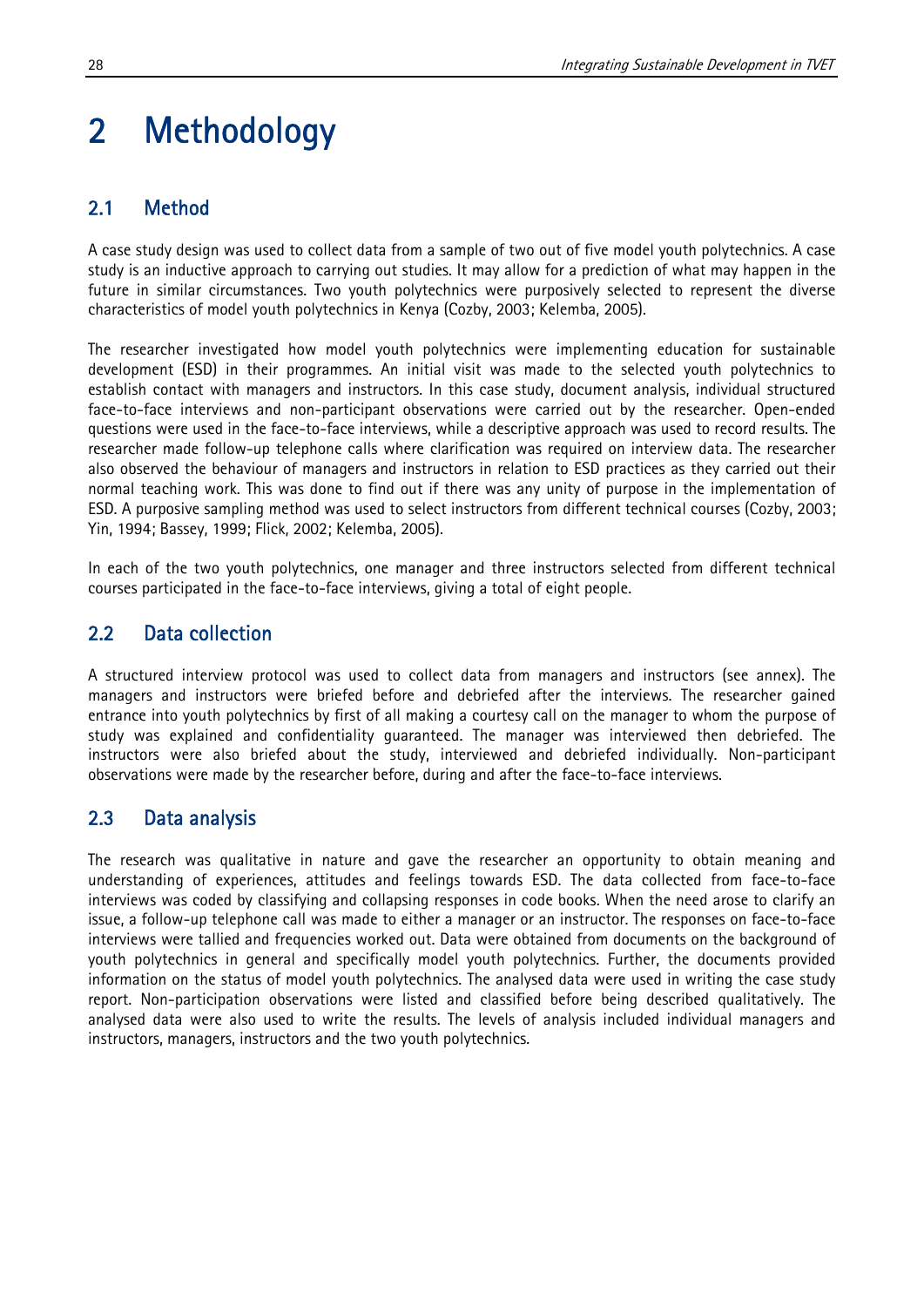# 2 Methodology

## 2.1 Method

A case study design was used to collect data from a sample of two out of five model youth polytechnics. A case study is an inductive approach to carrying out studies. It may allow for a prediction of what may happen in the future in similar circumstances. Two youth polytechnics were purposively selected to represent the diverse characteristics of model youth polytechnics in Kenya (Cozby, 2003; Kelemba, 2005).

The researcher investigated how model youth polytechnics were implementing education for sustainable development (ESD) in their programmes. An initial visit was made to the selected youth polytechnics to establish contact with managers and instructors. In this case study, document analysis, individual structured face-to-face interviews and non-participant observations were carried out by the researcher. Open-ended questions were used in the face-to-face interviews, while a descriptive approach was used to record results. The researcher made follow-up telephone calls where clarification was required on interview data. The researcher also observed the behaviour of managers and instructors in relation to ESD practices as they carried out their normal teaching work. This was done to find out if there was any unity of purpose in the implementation of ESD. A purposive sampling method was used to select instructors from different technical courses (Cozby, 2003; Yin, 1994; Bassey, 1999; Flick, 2002; Kelemba, 2005).

In each of the two youth polytechnics, one manager and three instructors selected from different technical courses participated in the face-to-face interviews, giving a total of eight people.

## 2.2 Data collection

A structured interview protocol was used to collect data from managers and instructors (see annex). The managers and instructors were briefed before and debriefed after the interviews. The researcher gained entrance into youth polytechnics by first of all making a courtesy call on the manager to whom the purpose of study was explained and confidentiality guaranteed. The manager was interviewed then debriefed. The instructors were also briefed about the study, interviewed and debriefed individually. Non-participant observations were made by the researcher before, during and after the face-to-face interviews.

## 2.3 Data analysis

The research was qualitative in nature and gave the researcher an opportunity to obtain meaning and understanding of experiences, attitudes and feelings towards ESD. The data collected from face-to-face interviews was coded by classifying and collapsing responses in code books. When the need arose to clarify an issue, a follow-up telephone call was made to either a manager or an instructor. The responses on face-to-face interviews were tallied and frequencies worked out. Data were obtained from documents on the background of youth polytechnics in general and specifically model youth polytechnics. Further, the documents provided information on the status of model youth polytechnics. The analysed data were used in writing the case study report. Non-participation observations were listed and classified before being described qualitatively. The analysed data were also used to write the results. The levels of analysis included individual managers and instructors, managers, instructors and the two youth polytechnics.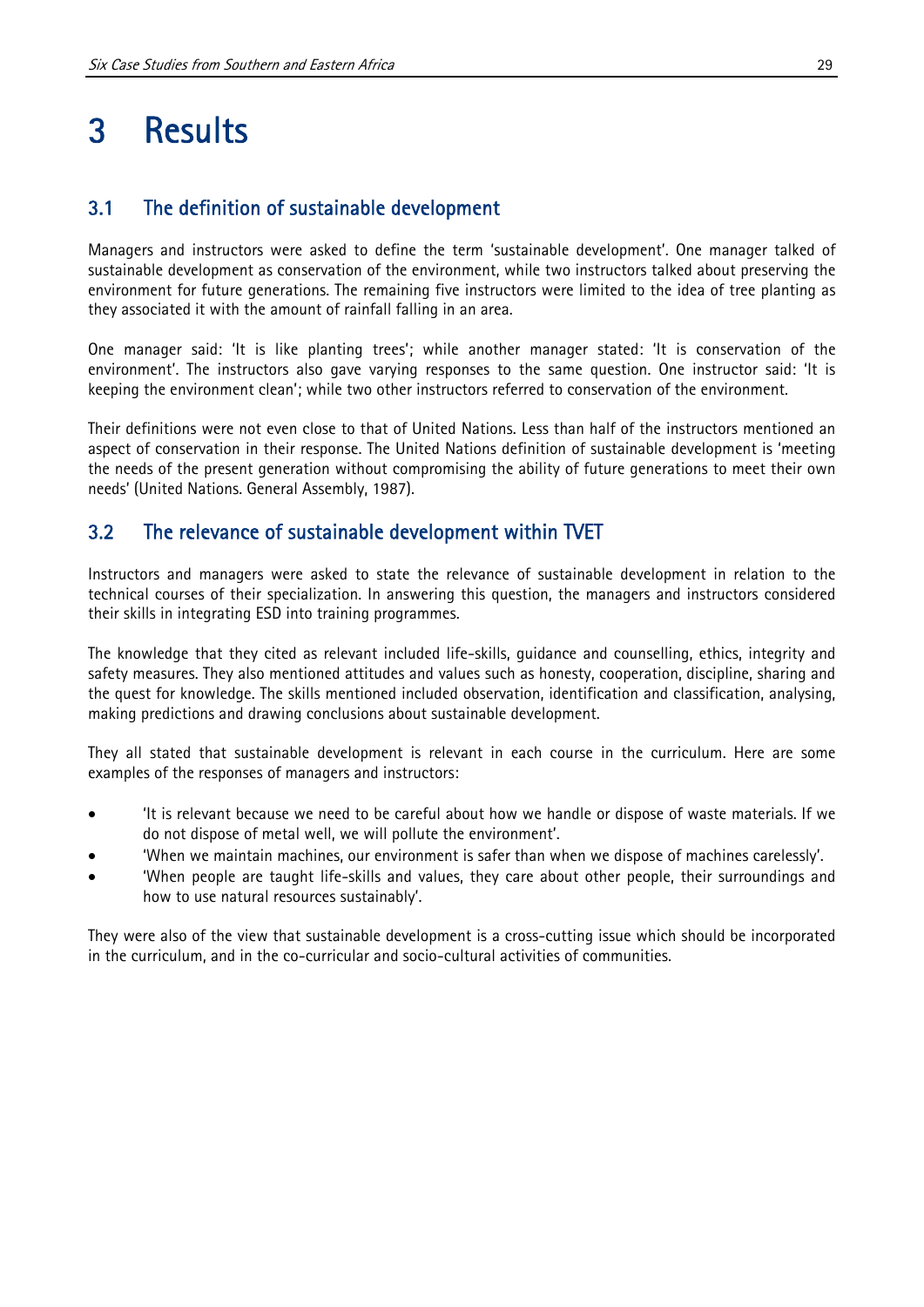# 3 Results

## 3.1 The definition of sustainable development

Managers and instructors were asked to define the term 'sustainable development'. One manager talked of sustainable development as conservation of the environment, while two instructors talked about preserving the environment for future generations. The remaining five instructors were limited to the idea of tree planting as they associated it with the amount of rainfall falling in an area.

One manager said: 'It is like planting trees'; while another manager stated: 'It is conservation of the environment'. The instructors also gave varying responses to the same question. One instructor said: 'It is keeping the environment clean'; while two other instructors referred to conservation of the environment.

Their definitions were not even close to that of United Nations. Less than half of the instructors mentioned an aspect of conservation in their response. The United Nations definition of sustainable development is 'meeting the needs of the present generation without compromising the ability of future generations to meet their own needs' (United Nations. General Assembly, 1987).

## 3.2 The relevance of sustainable development within TVET

Instructors and managers were asked to state the relevance of sustainable development in relation to the technical courses of their specialization. In answering this question, the managers and instructors considered their skills in integrating ESD into training programmes.

The knowledge that they cited as relevant included life-skills, guidance and counselling, ethics, integrity and safety measures. They also mentioned attitudes and values such as honesty, cooperation, discipline, sharing and the quest for knowledge. The skills mentioned included observation, identification and classification, analysing, making predictions and drawing conclusions about sustainable development.

They all stated that sustainable development is relevant in each course in the curriculum. Here are some examples of the responses of managers and instructors:

- 'It is relevant because we need to be careful about how we handle or dispose of waste materials. If we do not dispose of metal well, we will pollute the environment'.
- 'When we maintain machines, our environment is safer than when we dispose of machines carelessly'.
- 'When people are taught life-skills and values, they care about other people, their surroundings and how to use natural resources sustainably'.

They were also of the view that sustainable development is a cross-cutting issue which should be incorporated in the curriculum, and in the co-curricular and socio-cultural activities of communities.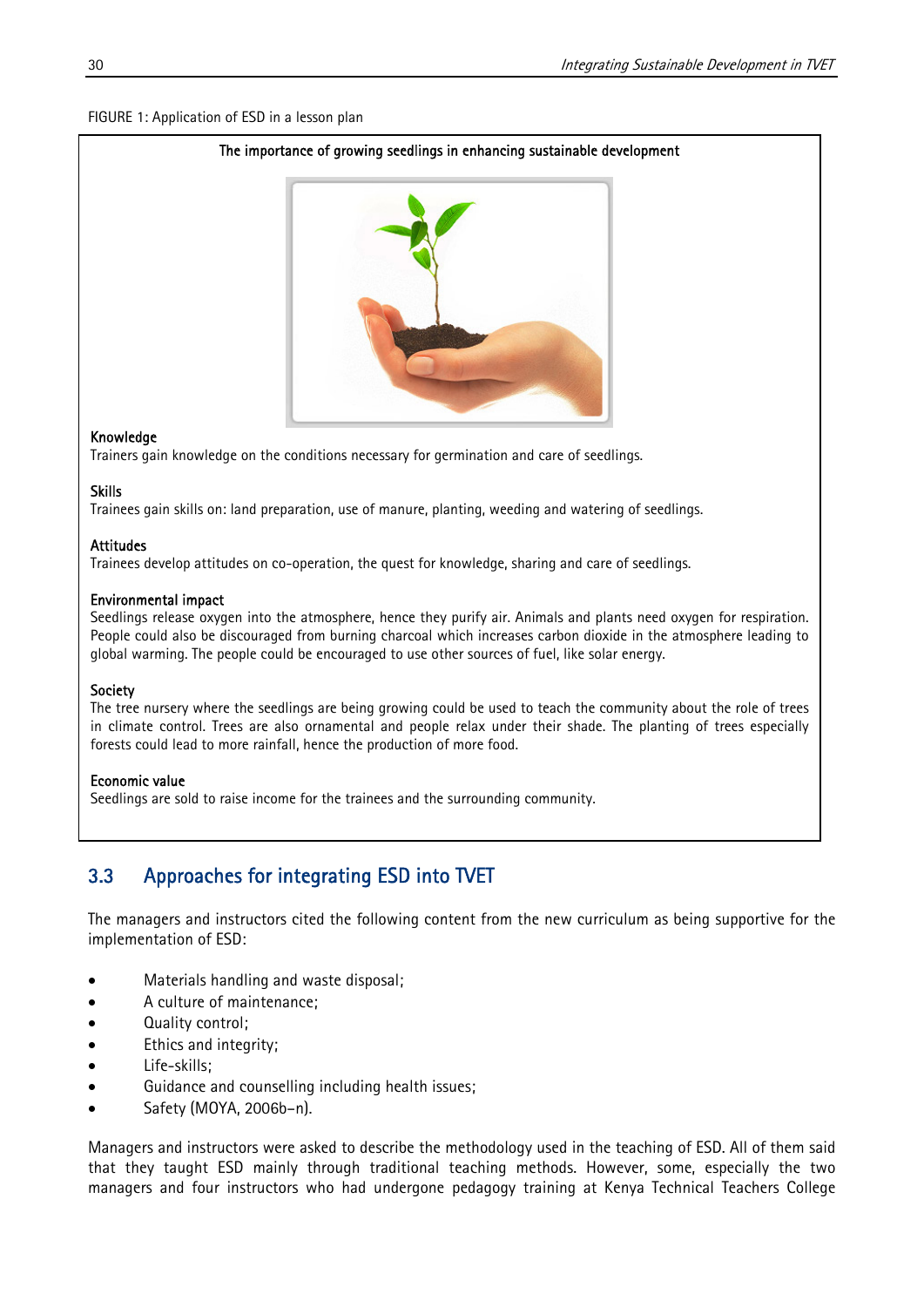FIGURE 1: Application of ESD in a lesson plan

**The importance of growing seedlings in enhancing sustainable development**

**Knowledge**
Trainers gain knowledge on the conditions necessary for germination and care of seedlings.

**Skills**
Trainees gain skills on: land preparation, use of manure, planting, weeding and watering of seedlings.

**Attitudes**
Trainees develop attitudes on co-operation, the quest for knowledge, sharing and care of seedlings.

**Environmental impact**
Seedlings release oxygen into the atmosphere, hence they purify air. Animals and plants need oxygen for respiration. People could also be discouraged from burning charcoal which increases carbon dioxide in the atmosphere leading to global warming. The people could be encouraged to use other sources of fuel, like solar energy.

**Society**
The tree nursery where the seedlings are being growing could be used to teach the community about the role of trees in climate control. Trees are also ornamental and people relax under their shade. The planting of trees especially forests could lead to more rainfall, hence the production of more food.

**Economic value**
Seedlings are sold to raise income for the trainees and the surrounding community.

## 3.3 Approaches for integrating ESD into TVET

The managers and instructors cited the following content from the new curriculum as being supportive for the implementation of ESD:

- Materials handling and waste disposal;
- A culture of maintenance;
- Quality control;
- Ethics and integrity;
- Life-skills;
- Guidance and counselling including health issues;
- Safety (MOYA, 2006b–n).

Managers and instructors were asked to describe the methodology used in the teaching of ESD. All of them said that they taught ESD mainly through traditional teaching methods. However, some, especially the two managers and four instructors who had undergone pedagogy training at Kenya Technical Teachers College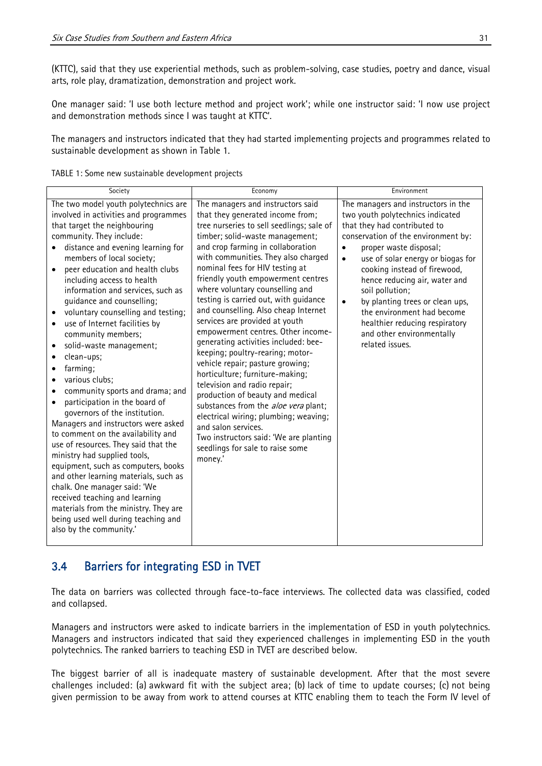(KTTC), said that they use experiential methods, such as problem-solving, case studies, poetry and dance, visual arts, role play, dramatization, demonstration and project work.

One manager said: 'I use both lecture method and project work'; while one instructor said: 'I now use project and demonstration methods since I was taught at KTTC'.

The managers and instructors indicated that they had started implementing projects and programmes related to sustainable development as shown in Table 1.

TABLE 1: Some new sustainable development projects

| Society | Economy | Environment |
|---|---|---|
| The two model youth polytechnics are involved in activities and programmes that target the neighbouring community. They include:<br>• distance and evening learning for members of local society;<br>• peer education and health clubs including access to health information and services, such as guidance and counselling;<br>• voluntary counselling and testing;<br>• use of Internet facilities by community members;<br>• solid-waste management;<br>• clean-ups;<br>• farming;<br>• various clubs;<br>• community sports and drama; and<br>• participation in the board of governors of the institution.<br>Managers and instructors were asked to comment on the availability and use of resources. They said that the ministry had supplied tools, equipment, such as computers, books and other learning materials, such as chalk. One manager said: 'We received teaching and learning materials from the ministry. They are being used well during teaching and also by the community.' | The managers and instructors said that they generated income from; tree nurseries to sell seedlings; sale of timber; solid-waste management; and crop farming in collaboration with communities. They also charged nominal fees for HIV testing at friendly youth empowerment centres where voluntary counselling and testing is carried out, with guidance and counselling. Also cheap Internet services are provided at youth empowerment centres. Other income-generating activities included: bee-keeping; poultry-rearing; motor-vehicle repair; pasture growing; horticulture; furniture-making; television and radio repair; production of beauty and medical substances from the *aloe vera* plant; electrical wiring; plumbing; weaving; and salon services.<br>Two instructors said: 'We are planting seedlings for sale to raise some money.' | The managers and instructors in the two youth polytechnics indicated that they had contributed to conservation of the environment by:<br>• proper waste disposal;<br>• use of solar energy or biogas for cooking instead of firewood, hence reducing air, water and soil pollution;<br>• by planting trees or clean ups, the environment had become healthier reducing respiratory and other environmentally related issues. |

## 3.4 Barriers for integrating ESD in TVET

The data on barriers was collected through face-to-face interviews. The collected data was classified, coded and collapsed.

Managers and instructors were asked to indicate barriers in the implementation of ESD in youth polytechnics. Managers and instructors indicated that said they experienced challenges in implementing ESD in the youth polytechnics. The ranked barriers to teaching ESD in TVET are described below.

The biggest barrier of all is inadequate mastery of sustainable development. After that the most severe challenges included: (a) awkward fit with the subject area; (b) lack of time to update courses; (c) not being given permission to be away from work to attend courses at KTTC enabling them to teach the Form IV level of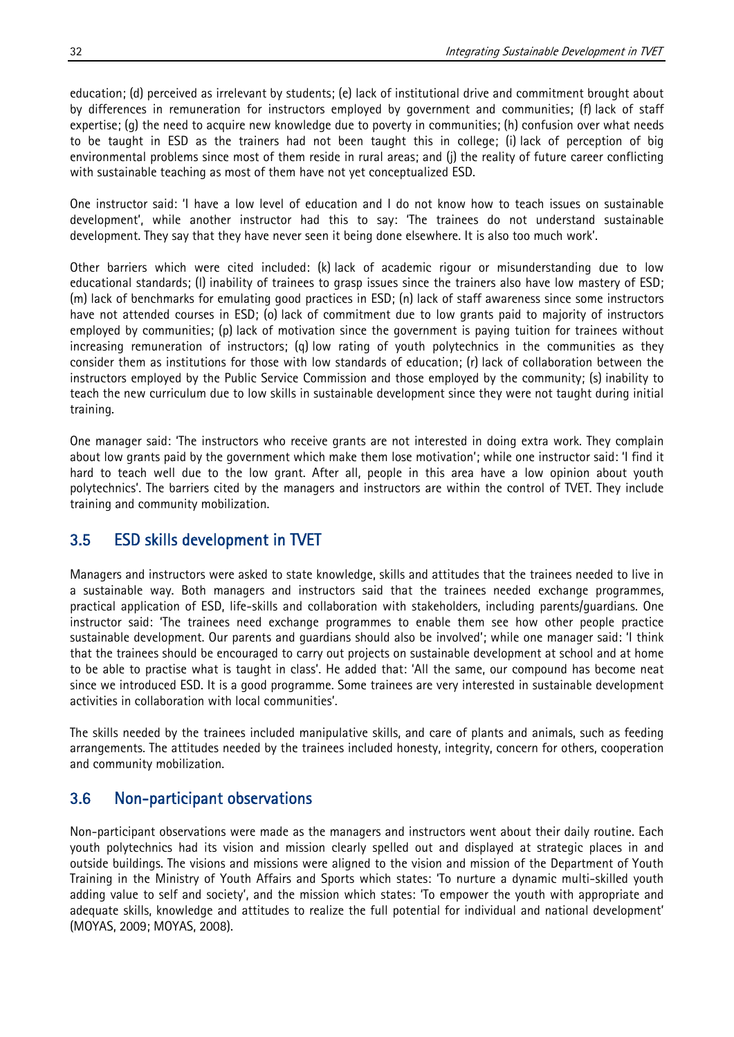education; (d) perceived as irrelevant by students; (e) lack of institutional drive and commitment brought about by differences in remuneration for instructors employed by government and communities; (f) lack of staff expertise; (g) the need to acquire new knowledge due to poverty in communities; (h) confusion over what needs to be taught in ESD as the trainers had not been taught this in college; (i) lack of perception of big environmental problems since most of them reside in rural areas; and (j) the reality of future career conflicting with sustainable teaching as most of them have not yet conceptualized ESD.

One instructor said: 'I have a low level of education and I do not know how to teach issues on sustainable development', while another instructor had this to say: 'The trainees do not understand sustainable development. They say that they have never seen it being done elsewhere. It is also too much work'.

Other barriers which were cited included: (k) lack of academic rigour or misunderstanding due to low educational standards; (l) inability of trainees to grasp issues since the trainers also have low mastery of ESD; (m) lack of benchmarks for emulating good practices in ESD; (n) lack of staff awareness since some instructors have not attended courses in ESD; (o) lack of commitment due to low grants paid to majority of instructors employed by communities; (p) lack of motivation since the government is paying tuition for trainees without increasing remuneration of instructors; (q) low rating of youth polytechnics in the communities as they consider them as institutions for those with low standards of education; (r) lack of collaboration between the instructors employed by the Public Service Commission and those employed by the community; (s) inability to teach the new curriculum due to low skills in sustainable development since they were not taught during initial training.

One manager said: 'The instructors who receive grants are not interested in doing extra work. They complain about low grants paid by the government which make them lose motivation'; while one instructor said: 'I find it hard to teach well due to the low grant. After all, people in this area have a low opinion about youth polytechnics'. The barriers cited by the managers and instructors are within the control of TVET. They include training and community mobilization.

## 3.5 ESD skills development in TVET

Managers and instructors were asked to state knowledge, skills and attitudes that the trainees needed to live in a sustainable way. Both managers and instructors said that the trainees needed exchange programmes, practical application of ESD, life-skills and collaboration with stakeholders, including parents/guardians. One instructor said: 'The trainees need exchange programmes to enable them see how other people practice sustainable development. Our parents and guardians should also be involved'; while one manager said: 'I think that the trainees should be encouraged to carry out projects on sustainable development at school and at home to be able to practise what is taught in class'. He added that: 'All the same, our compound has become neat since we introduced ESD. It is a good programme. Some trainees are very interested in sustainable development activities in collaboration with local communities'.

The skills needed by the trainees included manipulative skills, and care of plants and animals, such as feeding arrangements. The attitudes needed by the trainees included honesty, integrity, concern for others, cooperation and community mobilization.

## 3.6 Non-participant observations

Non-participant observations were made as the managers and instructors went about their daily routine. Each youth polytechnics had its vision and mission clearly spelled out and displayed at strategic places in and outside buildings. The visions and missions were aligned to the vision and mission of the Department of Youth Training in the Ministry of Youth Affairs and Sports which states: 'To nurture a dynamic multi-skilled youth adding value to self and society', and the mission which states: 'To empower the youth with appropriate and adequate skills, knowledge and attitudes to realize the full potential for individual and national development' (MOYAS, 2009; MOYAS, 2008).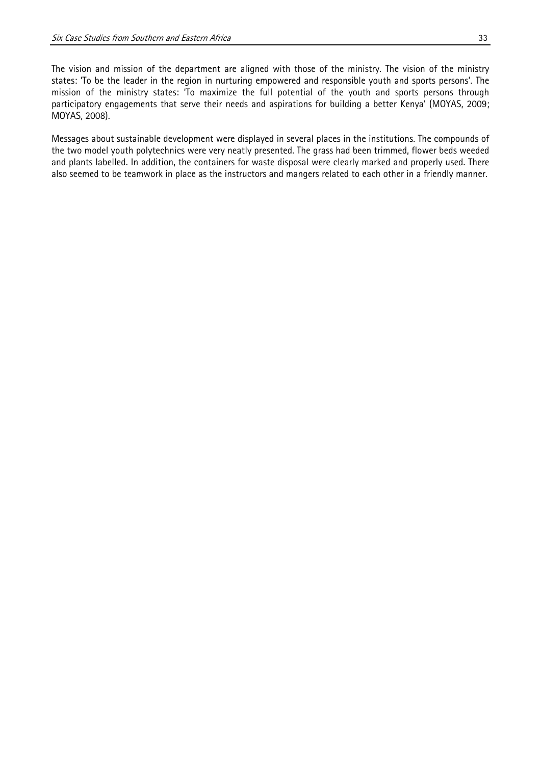The vision and mission of the department are aligned with those of the ministry. The vision of the ministry states: 'To be the leader in the region in nurturing empowered and responsible youth and sports persons'. The mission of the ministry states: 'To maximize the full potential of the youth and sports persons through participatory engagements that serve their needs and aspirations for building a better Kenya' (MOYAS, 2009; MOYAS, 2008).

Messages about sustainable development were displayed in several places in the institutions. The compounds of the two model youth polytechnics were very neatly presented. The grass had been trimmed, flower beds weeded and plants labelled. In addition, the containers for waste disposal were clearly marked and properly used. There also seemed to be teamwork in place as the instructors and mangers related to each other in a friendly manner.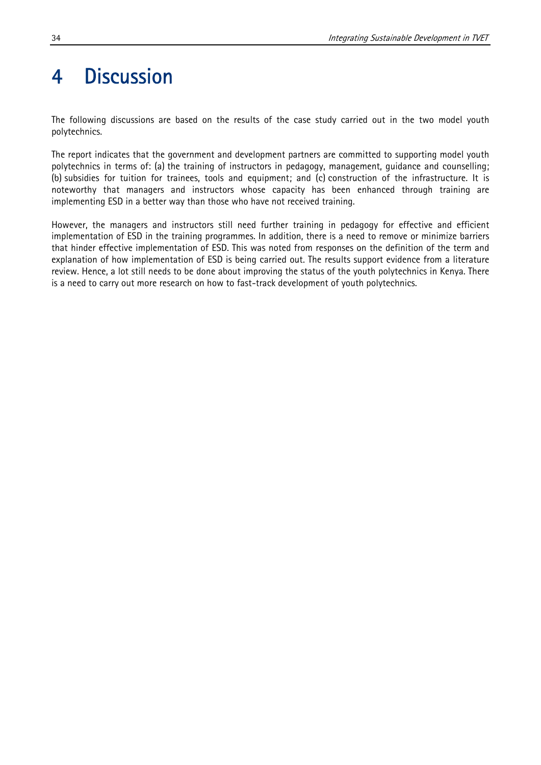# 4 Discussion

The following discussions are based on the results of the case study carried out in the two model youth polytechnics.

The report indicates that the government and development partners are committed to supporting model youth polytechnics in terms of: (a) the training of instructors in pedagogy, management, guidance and counselling; (b) subsidies for tuition for trainees, tools and equipment; and (c) construction of the infrastructure. It is noteworthy that managers and instructors whose capacity has been enhanced through training are implementing ESD in a better way than those who have not received training.

However, the managers and instructors still need further training in pedagogy for effective and efficient implementation of ESD in the training programmes. In addition, there is a need to remove or minimize barriers that hinder effective implementation of ESD. This was noted from responses on the definition of the term and explanation of how implementation of ESD is being carried out. The results support evidence from a literature review. Hence, a lot still needs to be done about improving the status of the youth polytechnics in Kenya. There is a need to carry out more research on how to fast-track development of youth polytechnics.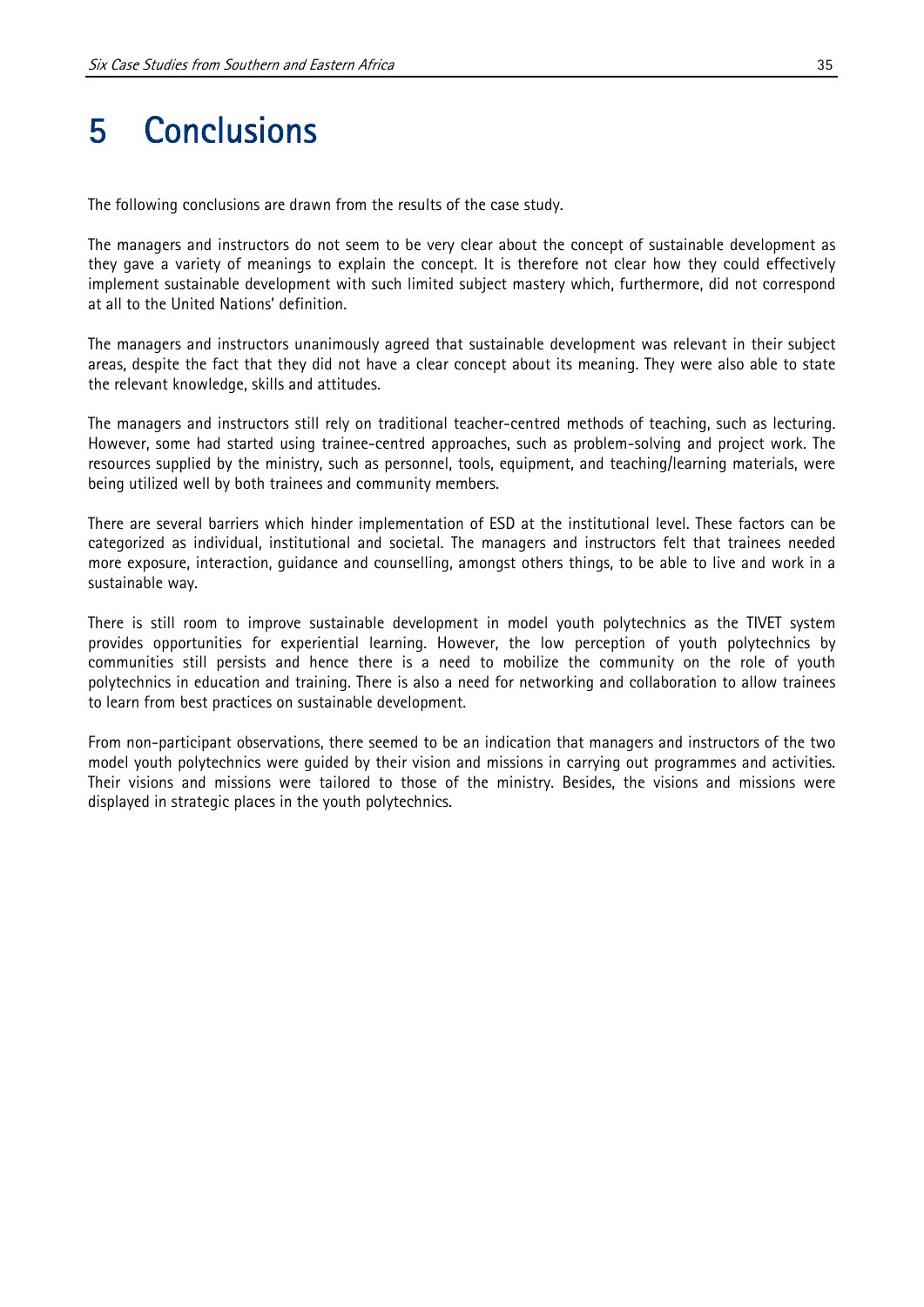# 5 Conclusions

The following conclusions are drawn from the results of the case study.

The managers and instructors do not seem to be very clear about the concept of sustainable development as they gave a variety of meanings to explain the concept. It is therefore not clear how they could effectively implement sustainable development with such limited subject mastery which, furthermore, did not correspond at all to the United Nations' definition.

The managers and instructors unanimously agreed that sustainable development was relevant in their subject areas, despite the fact that they did not have a clear concept about its meaning. They were also able to state the relevant knowledge, skills and attitudes.

The managers and instructors still rely on traditional teacher-centred methods of teaching, such as lecturing. However, some had started using trainee-centred approaches, such as problem-solving and project work. The resources supplied by the ministry, such as personnel, tools, equipment, and teaching/learning materials, were being utilized well by both trainees and community members.

There are several barriers which hinder implementation of ESD at the institutional level. These factors can be categorized as individual, institutional and societal. The managers and instructors felt that trainees needed more exposure, interaction, guidance and counselling, amongst others things, to be able to live and work in a sustainable way.

There is still room to improve sustainable development in model youth polytechnics as the TIVET system provides opportunities for experiential learning. However, the low perception of youth polytechnics by communities still persists and hence there is a need to mobilize the community on the role of youth polytechnics in education and training. There is also a need for networking and collaboration to allow trainees to learn from best practices on sustainable development.

From non-participant observations, there seemed to be an indication that managers and instructors of the two model youth polytechnics were guided by their vision and missions in carrying out programmes and activities. Their visions and missions were tailored to those of the ministry. Besides, the visions and missions were displayed in strategic places in the youth polytechnics.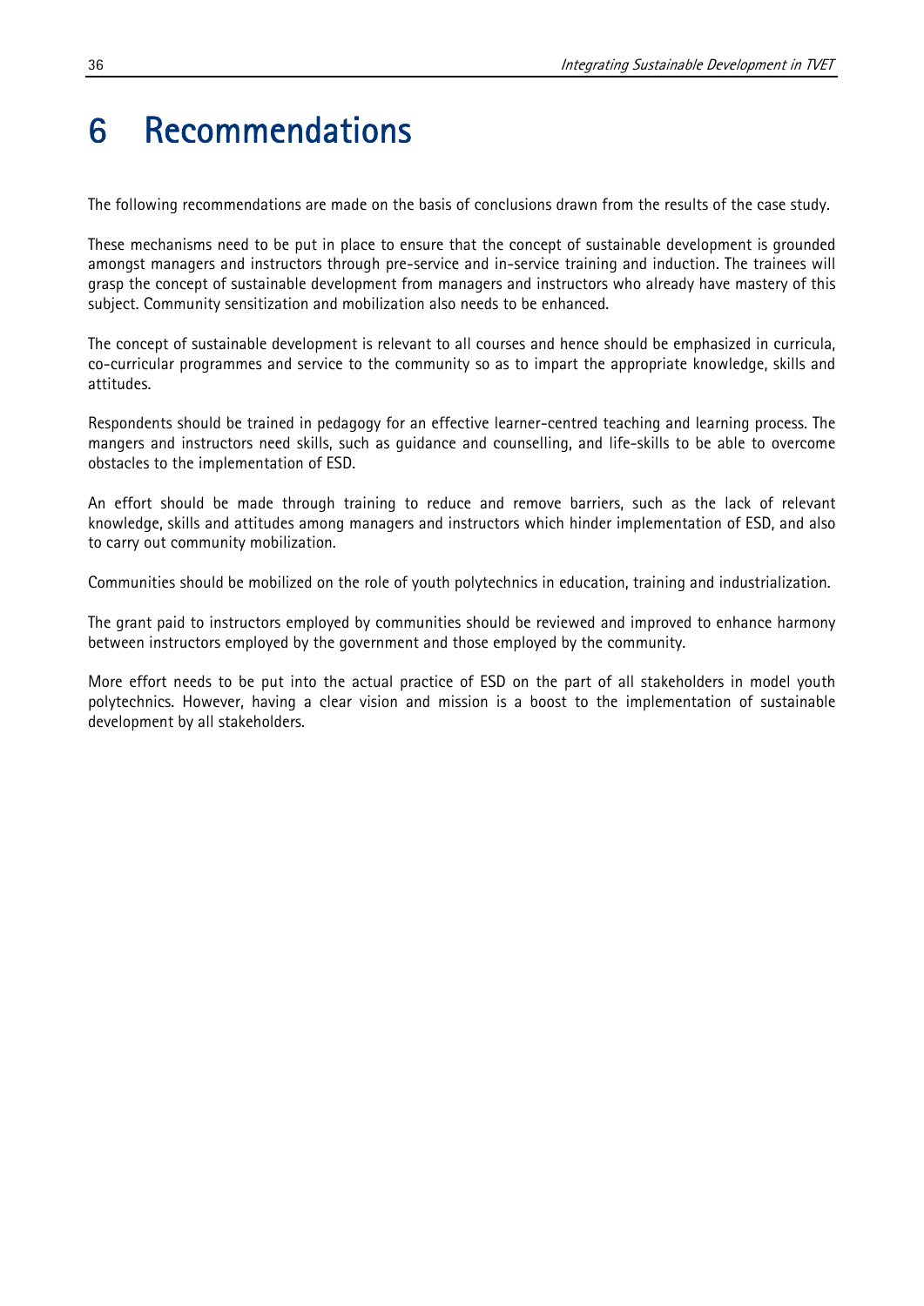# 6 Recommendations

The following recommendations are made on the basis of conclusions drawn from the results of the case study.

These mechanisms need to be put in place to ensure that the concept of sustainable development is grounded amongst managers and instructors through pre-service and in-service training and induction. The trainees will grasp the concept of sustainable development from managers and instructors who already have mastery of this subject. Community sensitization and mobilization also needs to be enhanced.

The concept of sustainable development is relevant to all courses and hence should be emphasized in curricula, co-curricular programmes and service to the community so as to impart the appropriate knowledge, skills and attitudes.

Respondents should be trained in pedagogy for an effective learner-centred teaching and learning process. The mangers and instructors need skills, such as guidance and counselling, and life-skills to be able to overcome obstacles to the implementation of ESD.

An effort should be made through training to reduce and remove barriers, such as the lack of relevant knowledge, skills and attitudes among managers and instructors which hinder implementation of ESD, and also to carry out community mobilization.

Communities should be mobilized on the role of youth polytechnics in education, training and industrialization.

The grant paid to instructors employed by communities should be reviewed and improved to enhance harmony between instructors employed by the government and those employed by the community.

More effort needs to be put into the actual practice of ESD on the part of all stakeholders in model youth polytechnics. However, having a clear vision and mission is a boost to the implementation of sustainable development by all stakeholders.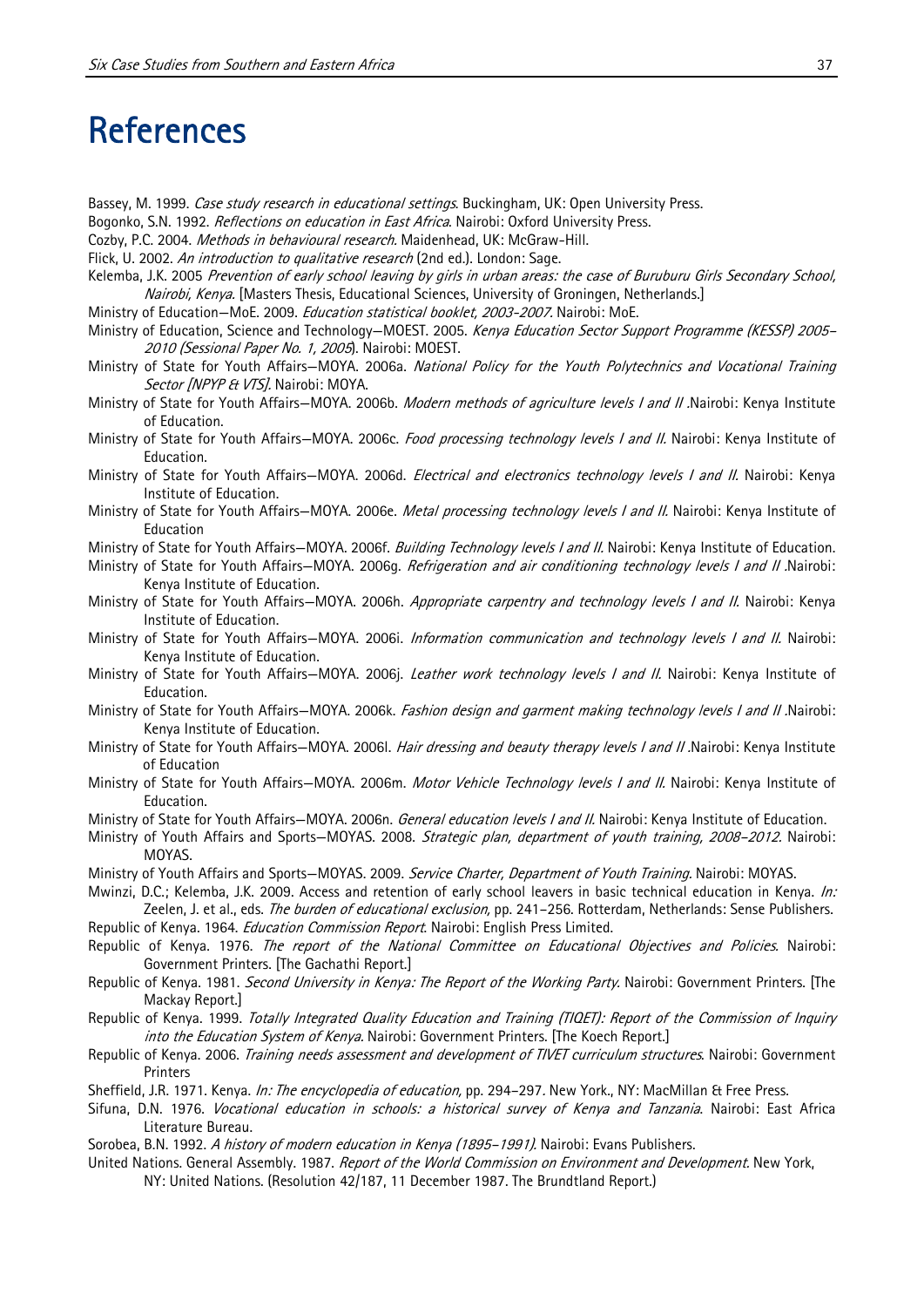# References

Bassey, M. 1999. *Case study research in educational settings*. Buckingham, UK: Open University Press.

Bogonko, S.N. 1992. *Reflections on education in East Africa*. Nairobi: Oxford University Press.

Cozby, P.C. 2004. *Methods in behavioural research*. Maidenhead, UK: McGraw-Hill.

Flick, U. 2002. *An introduction to qualitative research* (2nd ed.). London: Sage.

Kelemba, J.K. 2005 *Prevention of early school leaving by girls in urban areas: the case of Buruburu Girls Secondary School, Nairobi, Kenya*. [Masters Thesis, Educational Sciences, University of Groningen, Netherlands.]

Ministry of Education—MoE. 2009. *Education statistical booklet, 2003-2007*. Nairobi: MoE.

Ministry of Education, Science and Technology—MOEST. 2005. *Kenya Education Sector Support Programme (KESSP) 2005–2010 (Sessional Paper No. 1, 2005*). Nairobi: MOEST.

Ministry of State for Youth Affairs—MOYA. 2006a. *National Policy for the Youth Polytechnics and Vocational Training Sector [NPYP & VTS]*. Nairobi: MOYA.

Ministry of State for Youth Affairs—MOYA. 2006b. *Modern methods of agriculture levels I and II* .Nairobi: Kenya Institute of Education.

Ministry of State for Youth Affairs—MOYA. 2006c. *Food processing technology levels I and II*. Nairobi: Kenya Institute of Education.

Ministry of State for Youth Affairs—MOYA. 2006d. *Electrical and electronics technology levels I and II*. Nairobi: Kenya Institute of Education.

Ministry of State for Youth Affairs—MOYA. 2006e. *Metal processing technology levels I and II*. Nairobi: Kenya Institute of Education

Ministry of State for Youth Affairs—MOYA. 2006f. *Building Technology levels I and II*. Nairobi: Kenya Institute of Education.

Ministry of State for Youth Affairs—MOYA. 2006g. *Refrigeration and air conditioning technology levels I and II* .Nairobi: Kenya Institute of Education.

Ministry of State for Youth Affairs—MOYA. 2006h. *Appropriate carpentry and technology levels I and II*. Nairobi: Kenya Institute of Education.

Ministry of State for Youth Affairs—MOYA. 2006i. *Information communication and technology levels I and II*. Nairobi: Kenya Institute of Education.

Ministry of State for Youth Affairs—MOYA. 2006j. *Leather work technology levels I and II*. Nairobi: Kenya Institute of Education.

Ministry of State for Youth Affairs—MOYA. 2006k. *Fashion design and garment making technology levels I and II* .Nairobi: Kenya Institute of Education.

Ministry of State for Youth Affairs—MOYA. 2006l. *Hair dressing and beauty therapy levels I and II* .Nairobi: Kenya Institute of Education

Ministry of State for Youth Affairs—MOYA. 2006m. *Motor Vehicle Technology levels I and II*. Nairobi: Kenya Institute of Education.

Ministry of State for Youth Affairs—MOYA. 2006n. *General education levels I and II*. Nairobi: Kenya Institute of Education.

Ministry of Youth Affairs and Sports—MOYAS. 2008. *Strategic plan, department of youth training, 2008–2012*. Nairobi: MOYAS.

Ministry of Youth Affairs and Sports—MOYAS. 2009. *Service Charter, Department of Youth Training*. Nairobi: MOYAS.

Mwinzi, D.C.; Kelemba, J.K. 2009. Access and retention of early school leavers in basic technical education in Kenya. *In:* Zeelen, J. et al., eds. *The burden of educational exclusion*, pp. 241–256. Rotterdam, Netherlands: Sense Publishers.

Republic of Kenya. 1964. *Education Commission Report*. Nairobi: English Press Limited.

Republic of Kenya. 1976. *The report of the National Committee on Educational Objectives and Policies*. Nairobi: Government Printers. [The Gachathi Report.]

Republic of Kenya. 1981. *Second University in Kenya: The Report of the Working Party*. Nairobi: Government Printers. [The Mackay Report.]

Republic of Kenya. 1999. *Totally Integrated Quality Education and Training (TIQET): Report of the Commission of Inquiry into the Education System of Kenya*. Nairobi: Government Printers. [The Koech Report.]

Republic of Kenya. 2006. *Training needs assessment and development of TIVET curriculum structures*. Nairobi: Government Printers

Sheffield, J.R. 1971. Kenya. *In: The encyclopedia of education*, pp. 294–297. New York., NY: MacMillan & Free Press.

Sifuna, D.N. 1976. *Vocational education in schools: a historical survey of Kenya and Tanzania*. Nairobi: East Africa Literature Bureau.

Sorobea, B.N. 1992. *A history of modern education in Kenya (1895–1991)*. Nairobi: Evans Publishers.

United Nations. General Assembly. 1987. *Report of the World Commission on Environment and Development*. New York, NY: United Nations. (Resolution 42/187, 11 December 1987. The Brundtland Report.)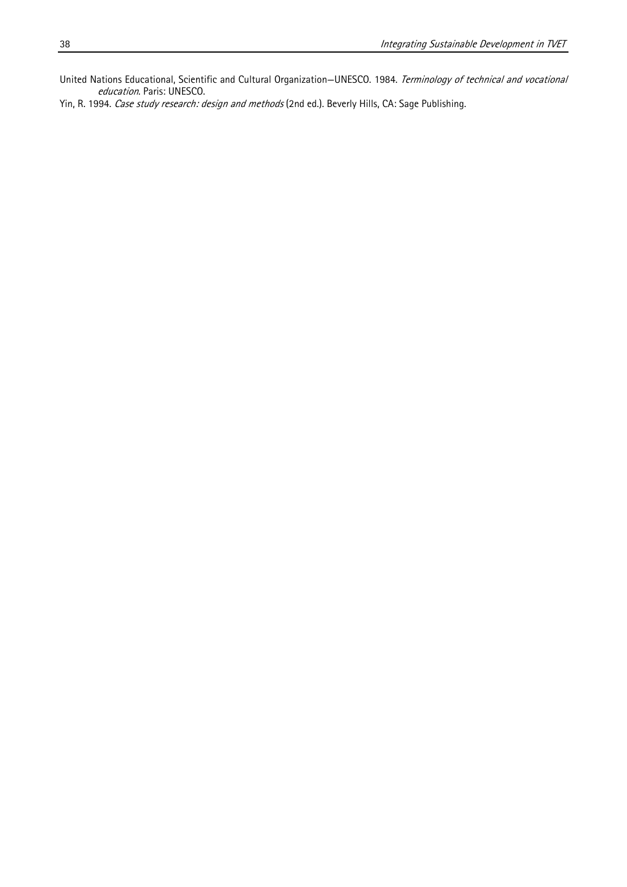United Nations Educational, Scientific and Cultural Organization—UNESCO. 1984. *Terminology of technical and vocational education*. Paris: UNESCO.

Yin, R. 1994. *Case study research: design and methods* (2nd ed.). Beverly Hills, CA: Sage Publishing.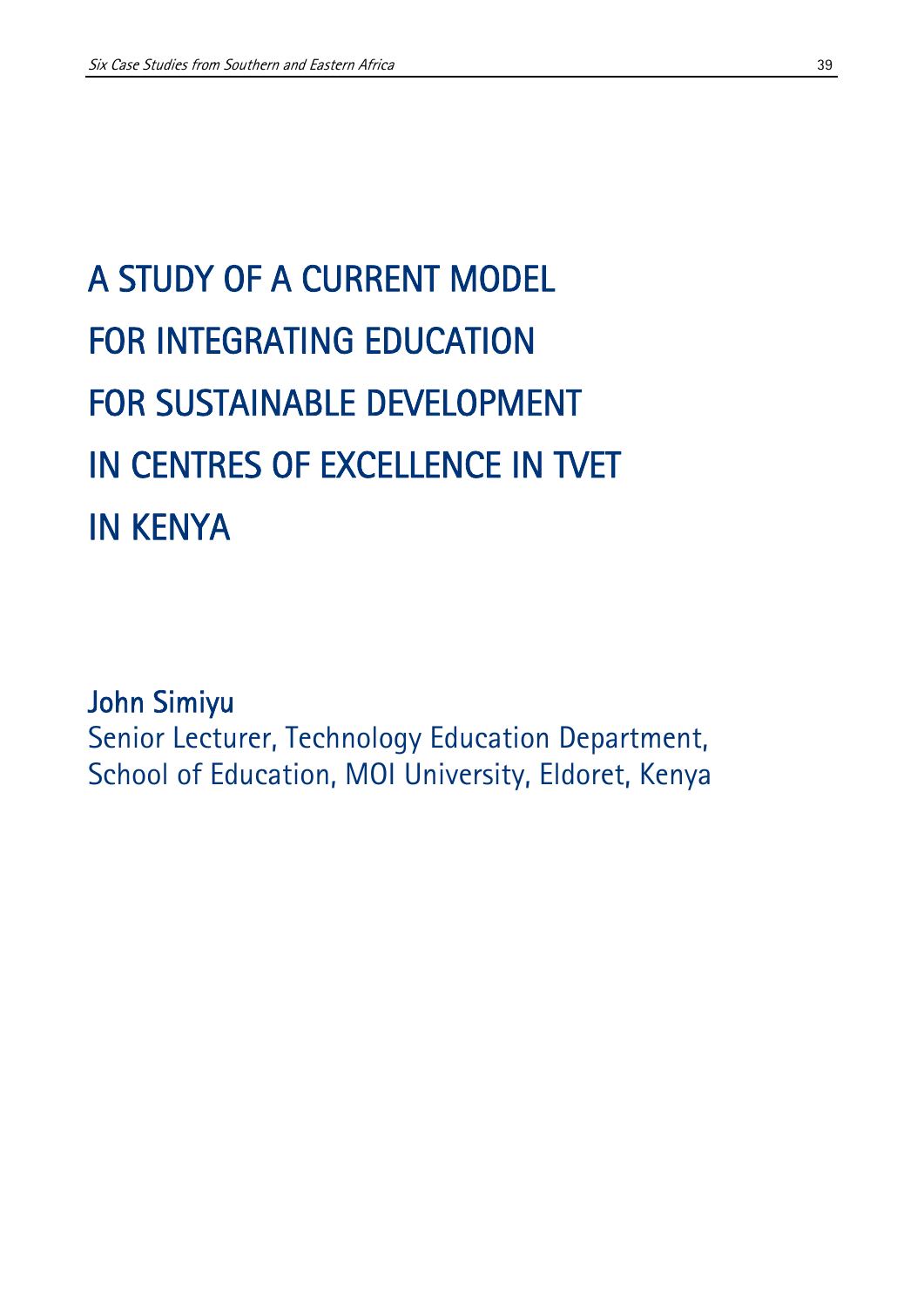# A STUDY OF A CURRENT MODEL FOR INTEGRATING EDUCATION FOR SUSTAINABLE DEVELOPMENT IN CENTRES OF EXCELLENCE IN TVET IN KENYA

**John Simiyu**

Senior Lecturer, Technology Education Department, School of Education, MOI University, Eldoret, Kenya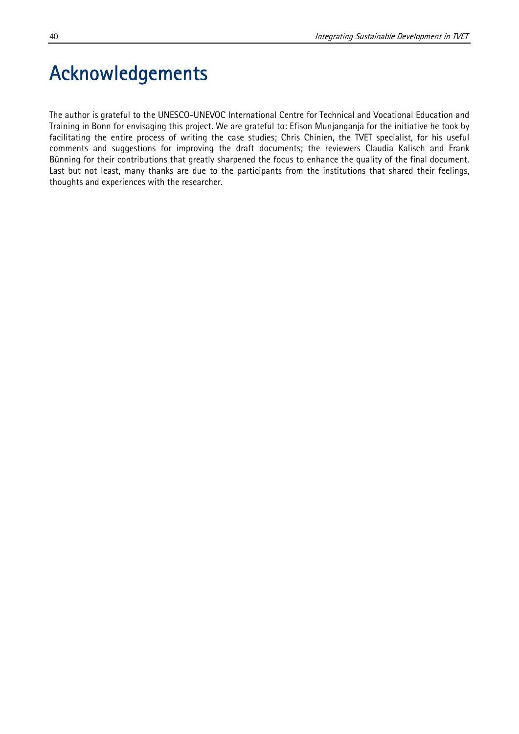# Acknowledgements

The author is grateful to the UNESCO-UNEVOC International Centre for Technical and Vocational Education and Training in Bonn for envisaging this project. We are grateful to: Efison Munjanganja for the initiative he took by facilitating the entire process of writing the case studies; Chris Chinien, the TVET specialist, for his useful comments and suggestions for improving the draft documents; the reviewers Claudia Kalisch and Frank Bünning for their contributions that greatly sharpened the focus to enhance the quality of the final document. Last but not least, many thanks are due to the participants from the institutions that shared their feelings, thoughts and experiences with the researcher.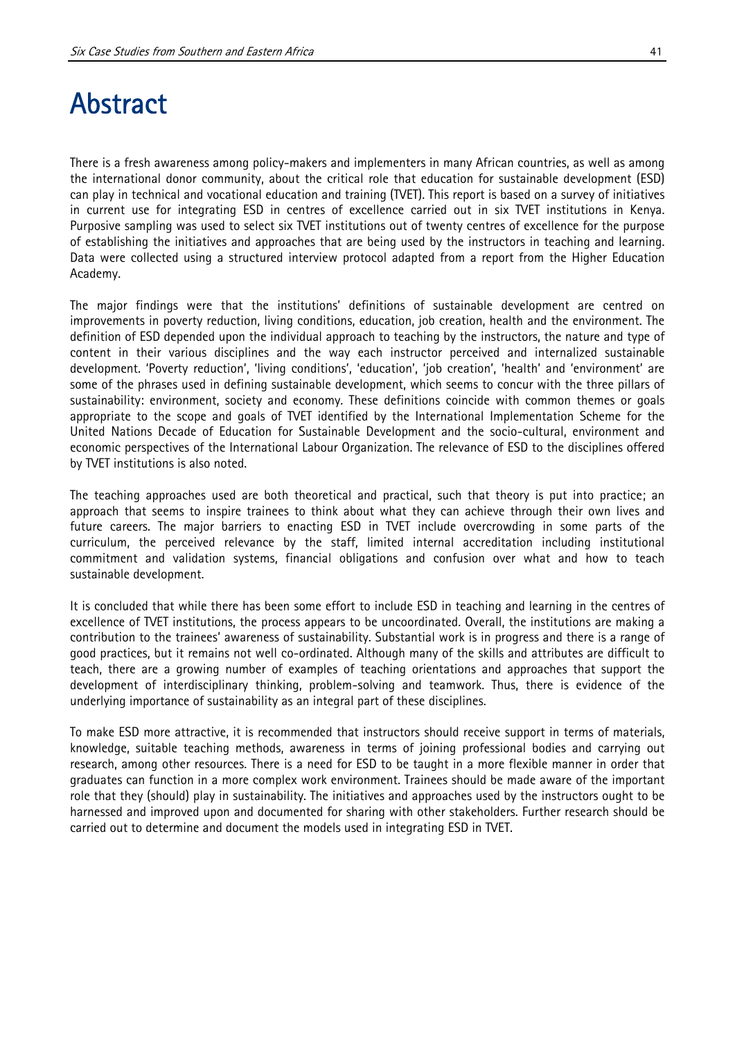# Abstract

There is a fresh awareness among policy-makers and implementers in many African countries, as well as among the international donor community, about the critical role that education for sustainable development (ESD) can play in technical and vocational education and training (TVET). This report is based on a survey of initiatives in current use for integrating ESD in centres of excellence carried out in six TVET institutions in Kenya. Purposive sampling was used to select six TVET institutions out of twenty centres of excellence for the purpose of establishing the initiatives and approaches that are being used by the instructors in teaching and learning. Data were collected using a structured interview protocol adapted from a report from the Higher Education Academy.

The major findings were that the institutions' definitions of sustainable development are centred on improvements in poverty reduction, living conditions, education, job creation, health and the environment. The definition of ESD depended upon the individual approach to teaching by the instructors, the nature and type of content in their various disciplines and the way each instructor perceived and internalized sustainable development. 'Poverty reduction', 'living conditions', 'education', 'job creation', 'health' and 'environment' are some of the phrases used in defining sustainable development, which seems to concur with the three pillars of sustainability: environment, society and economy. These definitions coincide with common themes or goals appropriate to the scope and goals of TVET identified by the International Implementation Scheme for the United Nations Decade of Education for Sustainable Development and the socio-cultural, environment and economic perspectives of the International Labour Organization. The relevance of ESD to the disciplines offered by TVET institutions is also noted.

The teaching approaches used are both theoretical and practical, such that theory is put into practice; an approach that seems to inspire trainees to think about what they can achieve through their own lives and future careers. The major barriers to enacting ESD in TVET include overcrowding in some parts of the curriculum, the perceived relevance by the staff, limited internal accreditation including institutional commitment and validation systems, financial obligations and confusion over what and how to teach sustainable development.

It is concluded that while there has been some effort to include ESD in teaching and learning in the centres of excellence of TVET institutions, the process appears to be uncoordinated. Overall, the institutions are making a contribution to the trainees' awareness of sustainability. Substantial work is in progress and there is a range of good practices, but it remains not well co-ordinated. Although many of the skills and attributes are difficult to teach, there are a growing number of examples of teaching orientations and approaches that support the development of interdisciplinary thinking, problem-solving and teamwork. Thus, there is evidence of the underlying importance of sustainability as an integral part of these disciplines.

To make ESD more attractive, it is recommended that instructors should receive support in terms of materials, knowledge, suitable teaching methods, awareness in terms of joining professional bodies and carrying out research, among other resources. There is a need for ESD to be taught in a more flexible manner in order that graduates can function in a more complex work environment. Trainees should be made aware of the important role that they (should) play in sustainability. The initiatives and approaches used by the instructors ought to be harnessed and improved upon and documented for sharing with other stakeholders. Further research should be carried out to determine and document the models used in integrating ESD in TVET.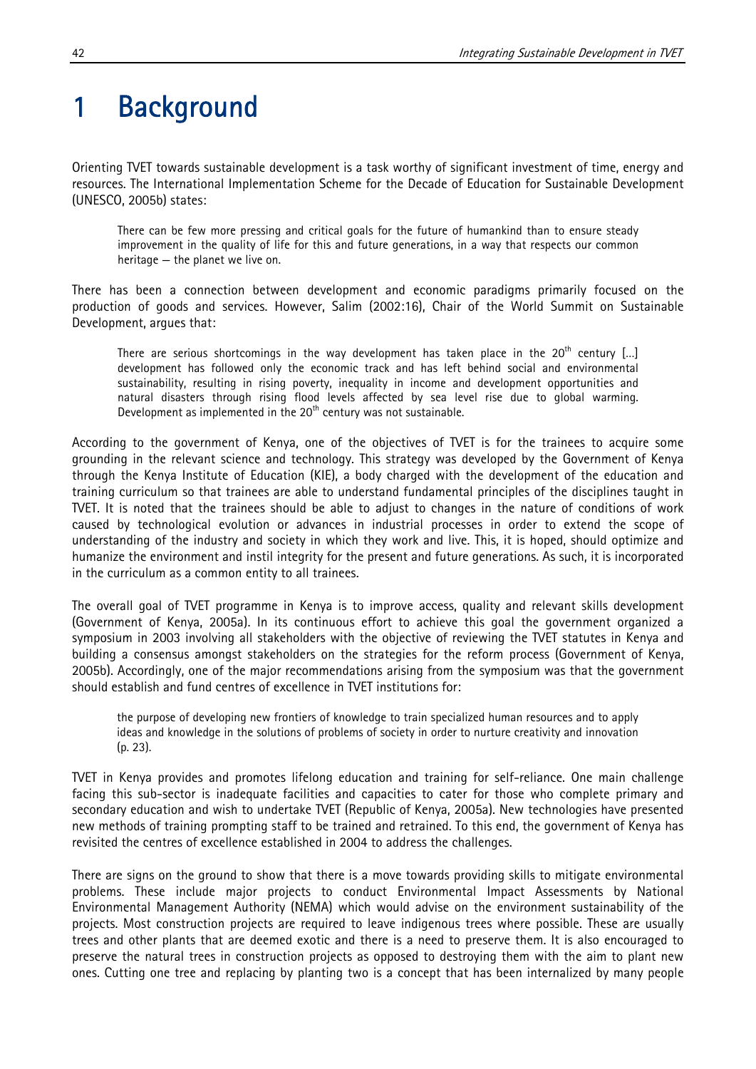# 1 Background

Orienting TVET towards sustainable development is a task worthy of significant investment of time, energy and resources. The International Implementation Scheme for the Decade of Education for Sustainable Development (UNESCO, 2005b) states:

> There can be few more pressing and critical goals for the future of humankind than to ensure steady improvement in the quality of life for this and future generations, in a way that respects our common heritage — the planet we live on.

There has been a connection between development and economic paradigms primarily focused on the production of goods and services. However, Salim (2002:16), Chair of the World Summit on Sustainable Development, argues that:

> There are serious shortcomings in the way development has taken place in the 20th century [...] development has followed only the economic track and has left behind social and environmental sustainability, resulting in rising poverty, inequality in income and development opportunities and natural disasters through rising flood levels affected by sea level rise due to global warming. Development as implemented in the 20th century was not sustainable.

According to the government of Kenya, one of the objectives of TVET is for the trainees to acquire some grounding in the relevant science and technology. This strategy was developed by the Government of Kenya through the Kenya Institute of Education (KIE), a body charged with the development of the education and training curriculum so that trainees are able to understand fundamental principles of the disciplines taught in TVET. It is noted that the trainees should be able to adjust to changes in the nature of conditions of work caused by technological evolution or advances in industrial processes in order to extend the scope of understanding of the industry and society in which they work and live. This, it is hoped, should optimize and humanize the environment and instil integrity for the present and future generations. As such, it is incorporated in the curriculum as a common entity to all trainees.

The overall goal of TVET programme in Kenya is to improve access, quality and relevant skills development (Government of Kenya, 2005a). In its continuous effort to achieve this goal the government organized a symposium in 2003 involving all stakeholders with the objective of reviewing the TVET statutes in Kenya and building a consensus amongst stakeholders on the strategies for the reform process (Government of Kenya, 2005b). Accordingly, one of the major recommendations arising from the symposium was that the government should establish and fund centres of excellence in TVET institutions for:

> the purpose of developing new frontiers of knowledge to train specialized human resources and to apply ideas and knowledge in the solutions of problems of society in order to nurture creativity and innovation (p. 23).

TVET in Kenya provides and promotes lifelong education and training for self-reliance. One main challenge facing this sub-sector is inadequate facilities and capacities to cater for those who complete primary and secondary education and wish to undertake TVET (Republic of Kenya, 2005a). New technologies have presented new methods of training prompting staff to be trained and retrained. To this end, the government of Kenya has revisited the centres of excellence established in 2004 to address the challenges.

There are signs on the ground to show that there is a move towards providing skills to mitigate environmental problems. These include major projects to conduct Environmental Impact Assessments by National Environmental Management Authority (NEMA) which would advise on the environment sustainability of the projects. Most construction projects are required to leave indigenous trees where possible. These are usually trees and other plants that are deemed exotic and there is a need to preserve them. It is also encouraged to preserve the natural trees in construction projects as opposed to destroying them with the aim to plant new ones. Cutting one tree and replacing by planting two is a concept that has been internalized by many people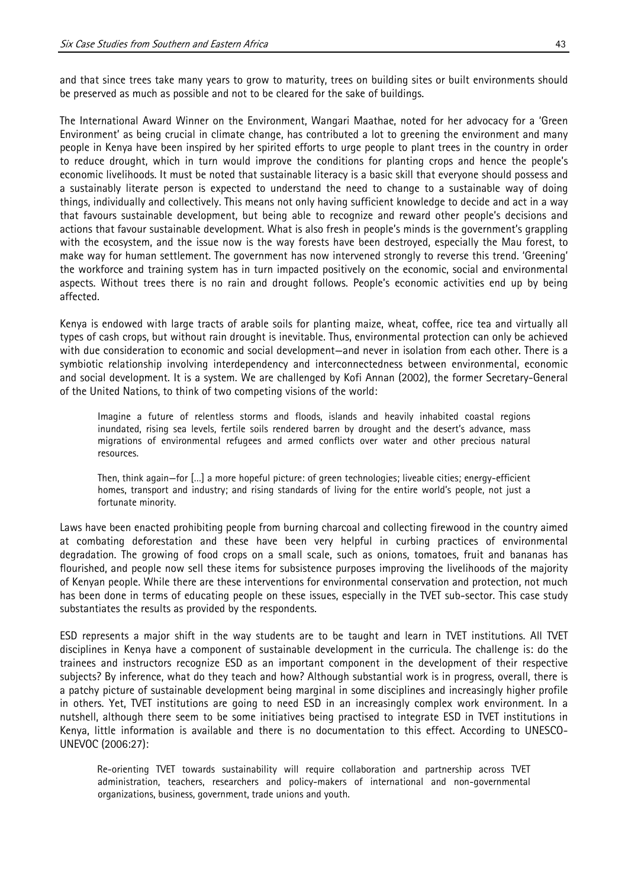and that since trees take many years to grow to maturity, trees on building sites or built environments should be preserved as much as possible and not to be cleared for the sake of buildings.

The International Award Winner on the Environment, Wangari Maathae, noted for her advocacy for a 'Green Environment' as being crucial in climate change, has contributed a lot to greening the environment and many people in Kenya have been inspired by her spirited efforts to urge people to plant trees in the country in order to reduce drought, which in turn would improve the conditions for planting crops and hence the people's economic livelihoods. It must be noted that sustainable literacy is a basic skill that everyone should possess and a sustainably literate person is expected to understand the need to change to a sustainable way of doing things, individually and collectively. This means not only having sufficient knowledge to decide and act in a way that favours sustainable development, but being able to recognize and reward other people's decisions and actions that favour sustainable development. What is also fresh in people's minds is the government's grappling with the ecosystem, and the issue now is the way forests have been destroyed, especially the Mau forest, to make way for human settlement. The government has now intervened strongly to reverse this trend. 'Greening' the workforce and training system has in turn impacted positively on the economic, social and environmental aspects. Without trees there is no rain and drought follows. People's economic activities end up by being affected.

Kenya is endowed with large tracts of arable soils for planting maize, wheat, coffee, rice tea and virtually all types of cash crops, but without rain drought is inevitable. Thus, environmental protection can only be achieved with due consideration to economic and social development—and never in isolation from each other. There is a symbiotic relationship involving interdependency and interconnectedness between environmental, economic and social development. It is a system. We are challenged by Kofi Annan (2002), the former Secretary-General of the United Nations, to think of two competing visions of the world:

> Imagine a future of relentless storms and floods, islands and heavily inhabited coastal regions inundated, rising sea levels, fertile soils rendered barren by drought and the desert's advance, mass migrations of environmental refugees and armed conflicts over water and other precious natural resources.
>
> Then, think again—for [...] a more hopeful picture: of green technologies; liveable cities; energy-efficient homes, transport and industry; and rising standards of living for the entire world's people, not just a fortunate minority.

Laws have been enacted prohibiting people from burning charcoal and collecting firewood in the country aimed at combating deforestation and these have been very helpful in curbing practices of environmental degradation. The growing of food crops on a small scale, such as onions, tomatoes, fruit and bananas has flourished, and people now sell these items for subsistence purposes improving the livelihoods of the majority of Kenyan people. While there are these interventions for environmental conservation and protection, not much has been done in terms of educating people on these issues, especially in the TVET sub-sector. This case study substantiates the results as provided by the respondents.

ESD represents a major shift in the way students are to be taught and learn in TVET institutions. All TVET disciplines in Kenya have a component of sustainable development in the curricula. The challenge is: do the trainees and instructors recognize ESD as an important component in the development of their respective subjects? By inference, what do they teach and how? Although substantial work is in progress, overall, there is a patchy picture of sustainable development being marginal in some disciplines and increasingly higher profile in others. Yet, TVET institutions are going to need ESD in an increasingly complex work environment. In a nutshell, although there seem to be some initiatives being practised to integrate ESD in TVET institutions in Kenya, little information is available and there is no documentation to this effect. According to UNESCO-UNEVOC (2006:27):

> Re-orienting TVET towards sustainability will require collaboration and partnership across TVET administration, teachers, researchers and policy-makers of international and non-governmental organizations, business, government, trade unions and youth.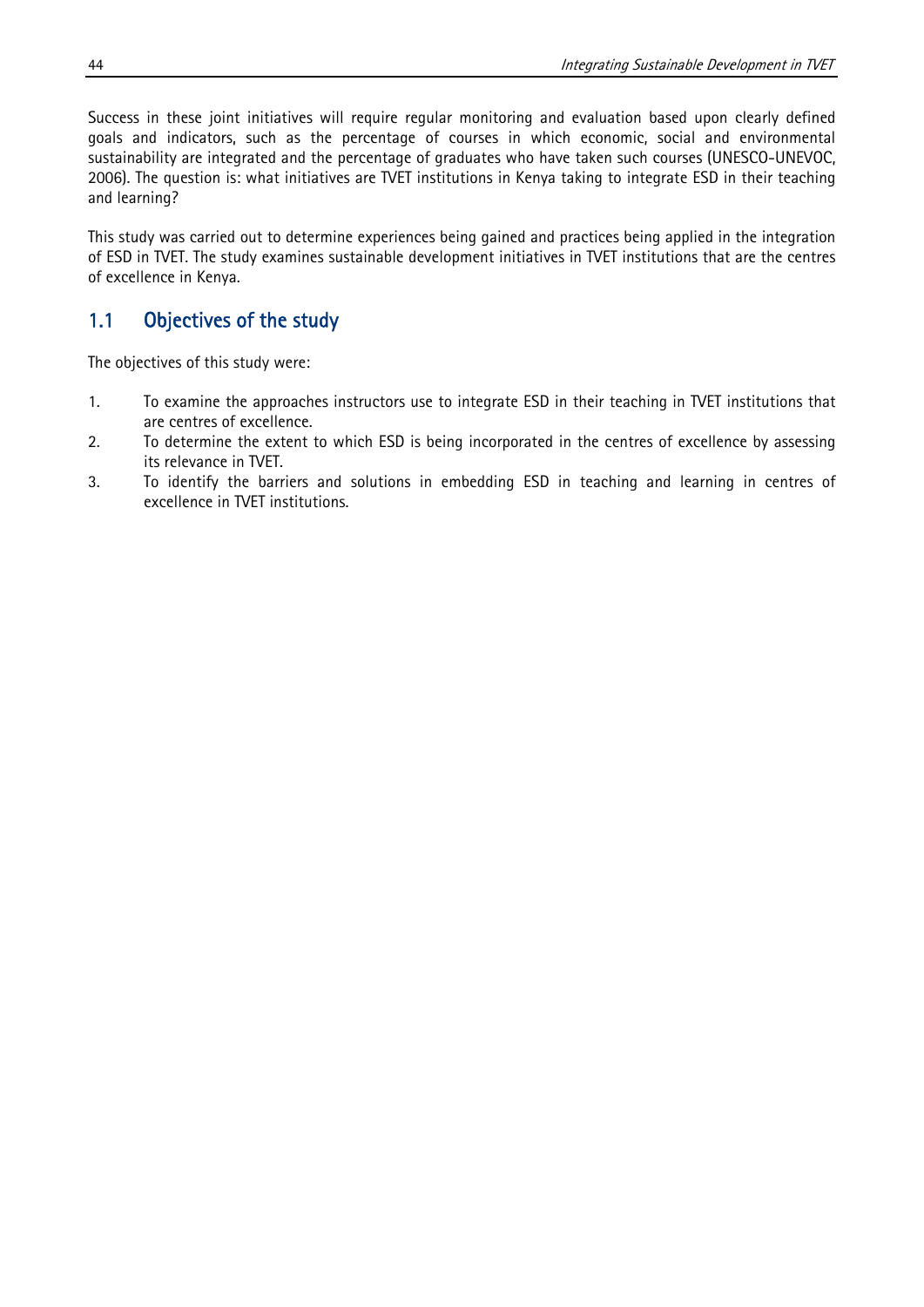Success in these joint initiatives will require regular monitoring and evaluation based upon clearly defined goals and indicators, such as the percentage of courses in which economic, social and environmental sustainability are integrated and the percentage of graduates who have taken such courses (UNESCO-UNEVOC, 2006). The question is: what initiatives are TVET institutions in Kenya taking to integrate ESD in their teaching and learning?

This study was carried out to determine experiences being gained and practices being applied in the integration of ESD in TVET. The study examines sustainable development initiatives in TVET institutions that are the centres of excellence in Kenya.

## 1.1 Objectives of the study

The objectives of this study were:

1. To examine the approaches instructors use to integrate ESD in their teaching in TVET institutions that are centres of excellence.
2. To determine the extent to which ESD is being incorporated in the centres of excellence by assessing its relevance in TVET.
3. To identify the barriers and solutions in embedding ESD in teaching and learning in centres of excellence in TVET institutions.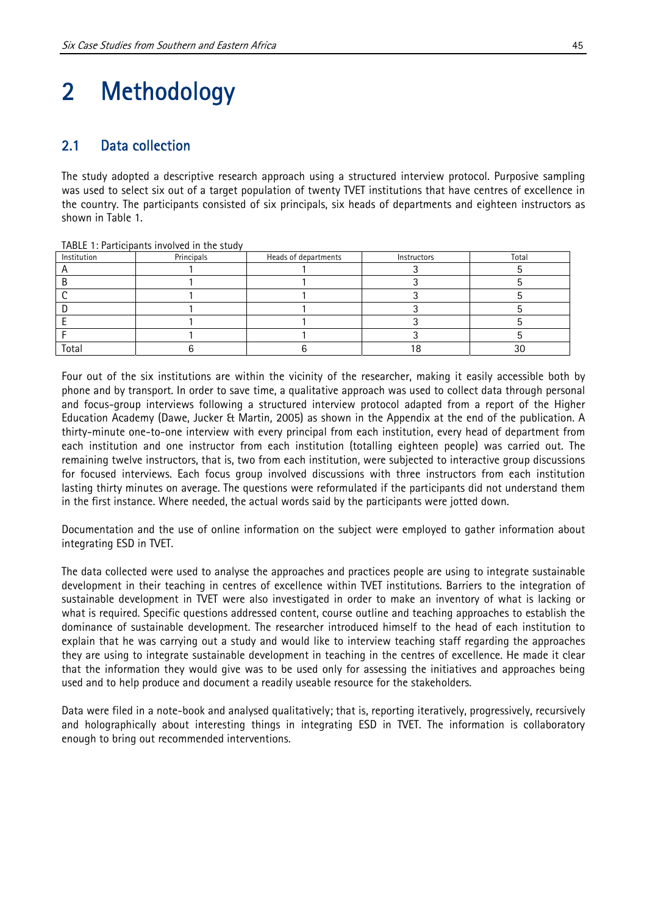# 2 Methodology

## 2.1 Data collection

The study adopted a descriptive research approach using a structured interview protocol. Purposive sampling was used to select six out of a target population of twenty TVET institutions that have centres of excellence in the country. The participants consisted of six principals, six heads of departments and eighteen instructors as shown in Table 1.

TABLE 1: Participants involved in the study

| Institution | Principals | Heads of departments | Instructors | Total |
|---|---|---|---|---|
| A | 1 | 1 | 3 | 5 |
| B | 1 | 1 | 3 | 5 |
| C | 1 | 1 | 3 | 5 |
| D | 1 | 1 | 3 | 5 |
| E | 1 | 1 | 3 | 5 |
| F | 1 | 1 | 3 | 5 |
| Total | 6 | 6 | 18 | 30 |

Four out of the six institutions are within the vicinity of the researcher, making it easily accessible both by phone and by transport. In order to save time, a qualitative approach was used to collect data through personal and focus-group interviews following a structured interview protocol adapted from a report of the Higher Education Academy (Dawe, Jucker & Martin, 2005) as shown in the Appendix at the end of the publication. A thirty-minute one-to-one interview with every principal from each institution, every head of department from each institution and one instructor from each institution (totalling eighteen people) was carried out. The remaining twelve instructors, that is, two from each institution, were subjected to interactive group discussions for focused interviews. Each focus group involved discussions with three instructors from each institution lasting thirty minutes on average. The questions were reformulated if the participants did not understand them in the first instance. Where needed, the actual words said by the participants were jotted down.

Documentation and the use of online information on the subject were employed to gather information about integrating ESD in TVET.

The data collected were used to analyse the approaches and practices people are using to integrate sustainable development in their teaching in centres of excellence within TVET institutions. Barriers to the integration of sustainable development in TVET were also investigated in order to make an inventory of what is lacking or what is required. Specific questions addressed content, course outline and teaching approaches to establish the dominance of sustainable development. The researcher introduced himself to the head of each institution to explain that he was carrying out a study and would like to interview teaching staff regarding the approaches they are using to integrate sustainable development in teaching in the centres of excellence. He made it clear that the information they would give was to be used only for assessing the initiatives and approaches being used and to help produce and document a readily useable resource for the stakeholders.

Data were filed in a note-book and analysed qualitatively; that is, reporting iteratively, progressively, recursively and holographically about interesting things in integrating ESD in TVET. The information is collaboratory enough to bring out recommended interventions.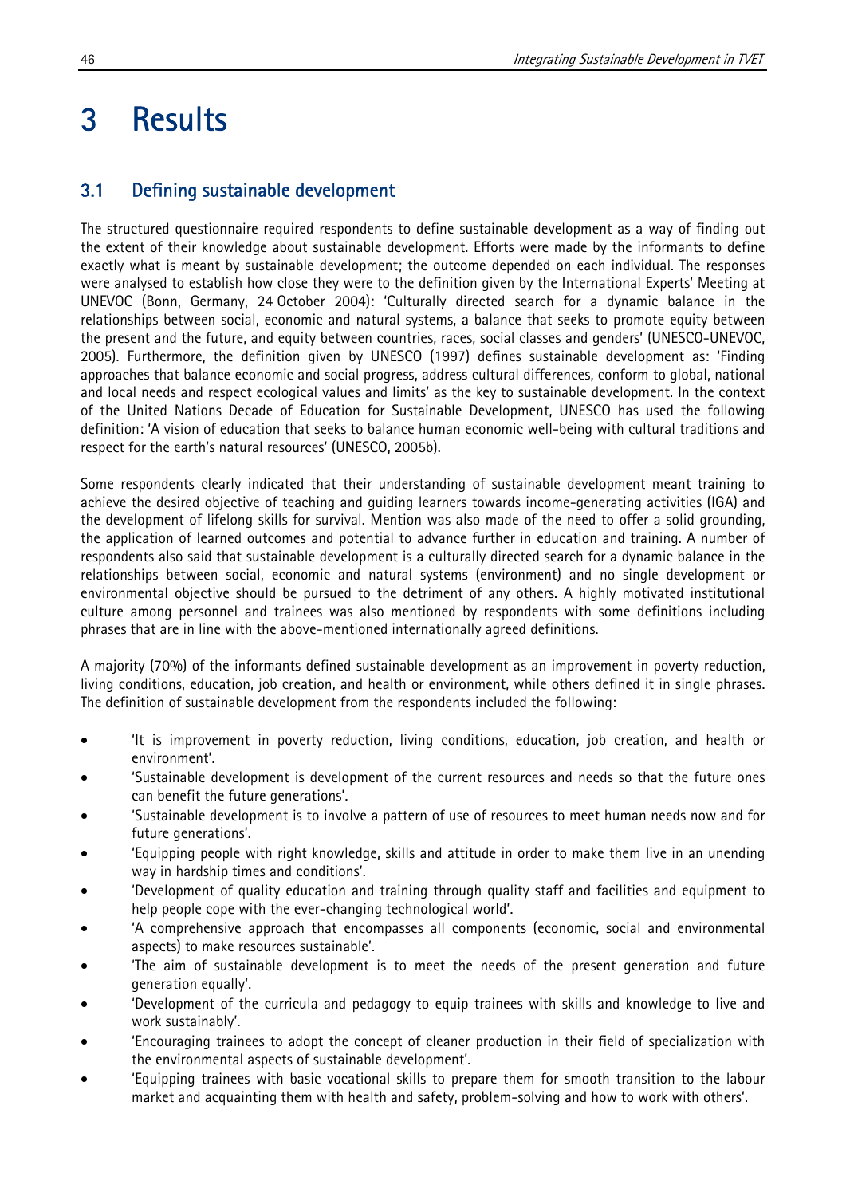# 3 Results

## 3.1 Defining sustainable development

The structured questionnaire required respondents to define sustainable development as a way of finding out the extent of their knowledge about sustainable development. Efforts were made by the informants to define exactly what is meant by sustainable development; the outcome depended on each individual. The responses were analysed to establish how close they were to the definition given by the International Experts' Meeting at UNEVOC (Bonn, Germany, 24 October 2004): 'Culturally directed search for a dynamic balance in the relationships between social, economic and natural systems, a balance that seeks to promote equity between the present and the future, and equity between countries, races, social classes and genders' (UNESCO-UNEVOC, 2005). Furthermore, the definition given by UNESCO (1997) defines sustainable development as: 'Finding approaches that balance economic and social progress, address cultural differences, conform to global, national and local needs and respect ecological values and limits' as the key to sustainable development. In the context of the United Nations Decade of Education for Sustainable Development, UNESCO has used the following definition: 'A vision of education that seeks to balance human economic well-being with cultural traditions and respect for the earth's natural resources' (UNESCO, 2005b).

Some respondents clearly indicated that their understanding of sustainable development meant training to achieve the desired objective of teaching and guiding learners towards income-generating activities (IGA) and the development of lifelong skills for survival. Mention was also made of the need to offer a solid grounding, the application of learned outcomes and potential to advance further in education and training. A number of respondents also said that sustainable development is a culturally directed search for a dynamic balance in the relationships between social, economic and natural systems (environment) and no single development or environmental objective should be pursued to the detriment of any others. A highly motivated institutional culture among personnel and trainees was also mentioned by respondents with some definitions including phrases that are in line with the above-mentioned internationally agreed definitions.

A majority (70%) of the informants defined sustainable development as an improvement in poverty reduction, living conditions, education, job creation, and health or environment, while others defined it in single phrases. The definition of sustainable development from the respondents included the following:

- 'It is improvement in poverty reduction, living conditions, education, job creation, and health or environment'.
- 'Sustainable development is development of the current resources and needs so that the future ones can benefit the future generations'.
- 'Sustainable development is to involve a pattern of use of resources to meet human needs now and for future generations'.
- 'Equipping people with right knowledge, skills and attitude in order to make them live in an unending way in hardship times and conditions'.
- 'Development of quality education and training through quality staff and facilities and equipment to help people cope with the ever-changing technological world'.
- 'A comprehensive approach that encompasses all components (economic, social and environmental aspects) to make resources sustainable'.
- 'The aim of sustainable development is to meet the needs of the present generation and future generation equally'.
- 'Development of the curricula and pedagogy to equip trainees with skills and knowledge to live and work sustainably'.
- 'Encouraging trainees to adopt the concept of cleaner production in their field of specialization with the environmental aspects of sustainable development'.
- 'Equipping trainees with basic vocational skills to prepare them for smooth transition to the labour market and acquainting them with health and safety, problem-solving and how to work with others'.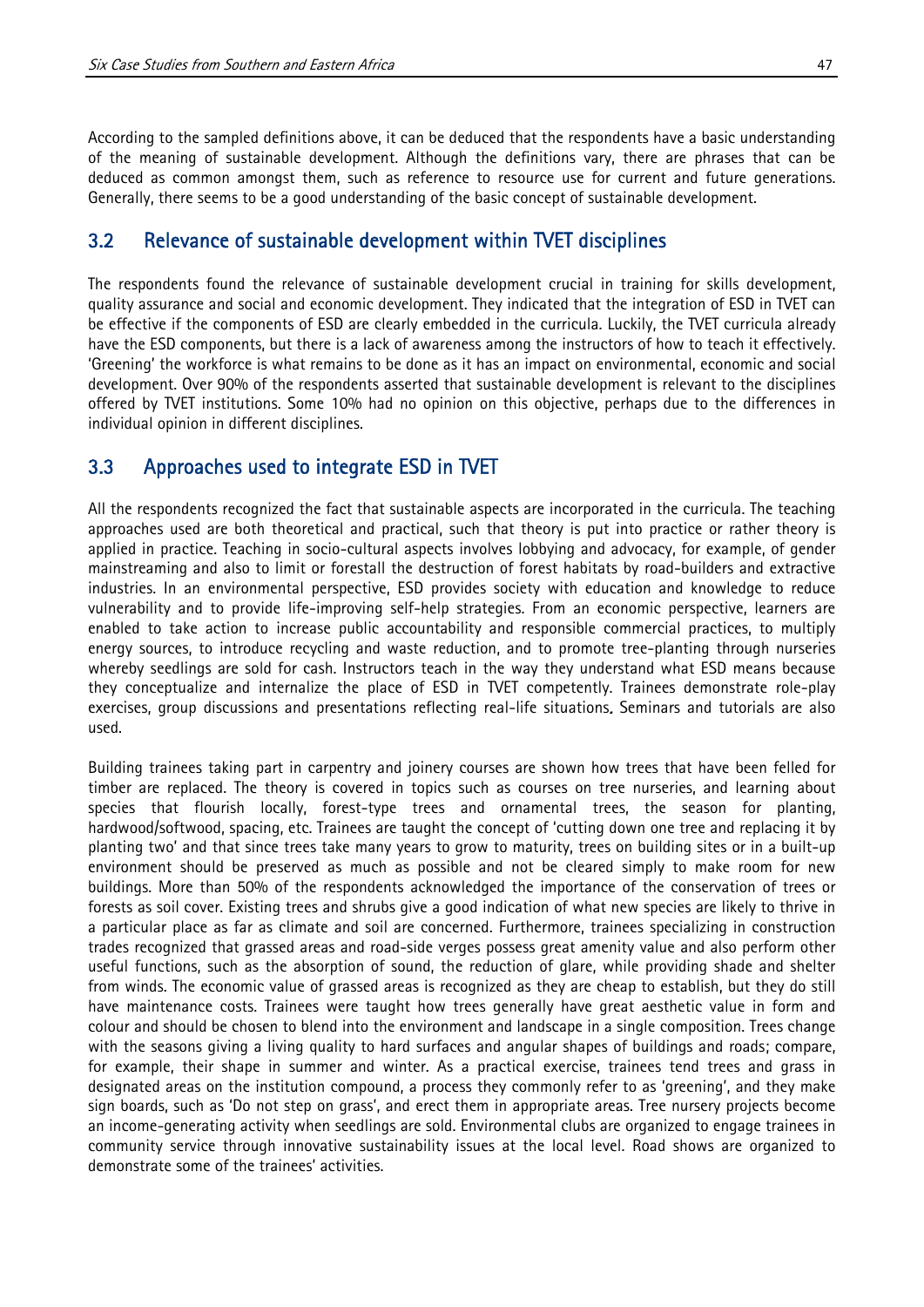According to the sampled definitions above, it can be deduced that the respondents have a basic understanding of the meaning of sustainable development. Although the definitions vary, there are phrases that can be deduced as common amongst them, such as reference to resource use for current and future generations. Generally, there seems to be a good understanding of the basic concept of sustainable development.

## 3.2 Relevance of sustainable development within TVET disciplines

The respondents found the relevance of sustainable development crucial in training for skills development, quality assurance and social and economic development. They indicated that the integration of ESD in TVET can be effective if the components of ESD are clearly embedded in the curricula. Luckily, the TVET curricula already have the ESD components, but there is a lack of awareness among the instructors of how to teach it effectively. 'Greening' the workforce is what remains to be done as it has an impact on environmental, economic and social development. Over 90% of the respondents asserted that sustainable development is relevant to the disciplines offered by TVET institutions. Some 10% had no opinion on this objective, perhaps due to the differences in individual opinion in different disciplines.

## 3.3 Approaches used to integrate ESD in TVET

All the respondents recognized the fact that sustainable aspects are incorporated in the curricula. The teaching approaches used are both theoretical and practical, such that theory is put into practice or rather theory is applied in practice. Teaching in socio-cultural aspects involves lobbying and advocacy, for example, of gender mainstreaming and also to limit or forestall the destruction of forest habitats by road-builders and extractive industries. In an environmental perspective, ESD provides society with education and knowledge to reduce vulnerability and to provide life-improving self-help strategies. From an economic perspective, learners are enabled to take action to increase public accountability and responsible commercial practices, to multiply energy sources, to introduce recycling and waste reduction, and to promote tree-planting through nurseries whereby seedlings are sold for cash. Instructors teach in the way they understand what ESD means because they conceptualize and internalize the place of ESD in TVET competently. Trainees demonstrate role-play exercises, group discussions and presentations reflecting real-life situations. Seminars and tutorials are also used.

Building trainees taking part in carpentry and joinery courses are shown how trees that have been felled for timber are replaced. The theory is covered in topics such as courses on tree nurseries, and learning about species that flourish locally, forest-type trees and ornamental trees, the season for planting, hardwood/softwood, spacing, etc. Trainees are taught the concept of 'cutting down one tree and replacing it by planting two' and that since trees take many years to grow to maturity, trees on building sites or in a built-up environment should be preserved as much as possible and not be cleared simply to make room for new buildings. More than 50% of the respondents acknowledged the importance of the conservation of trees or forests as soil cover. Existing trees and shrubs give a good indication of what new species are likely to thrive in a particular place as far as climate and soil are concerned. Furthermore, trainees specializing in construction trades recognized that grassed areas and road-side verges possess great amenity value and also perform other useful functions, such as the absorption of sound, the reduction of glare, while providing shade and shelter from winds. The economic value of grassed areas is recognized as they are cheap to establish, but they do still have maintenance costs. Trainees were taught how trees generally have great aesthetic value in form and colour and should be chosen to blend into the environment and landscape in a single composition. Trees change with the seasons giving a living quality to hard surfaces and angular shapes of buildings and roads; compare, for example, their shape in summer and winter. As a practical exercise, trainees tend trees and grass in designated areas on the institution compound, a process they commonly refer to as 'greening', and they make sign boards, such as 'Do not step on grass', and erect them in appropriate areas. Tree nursery projects become an income-generating activity when seedlings are sold. Environmental clubs are organized to engage trainees in community service through innovative sustainability issues at the local level. Road shows are organized to demonstrate some of the trainees' activities.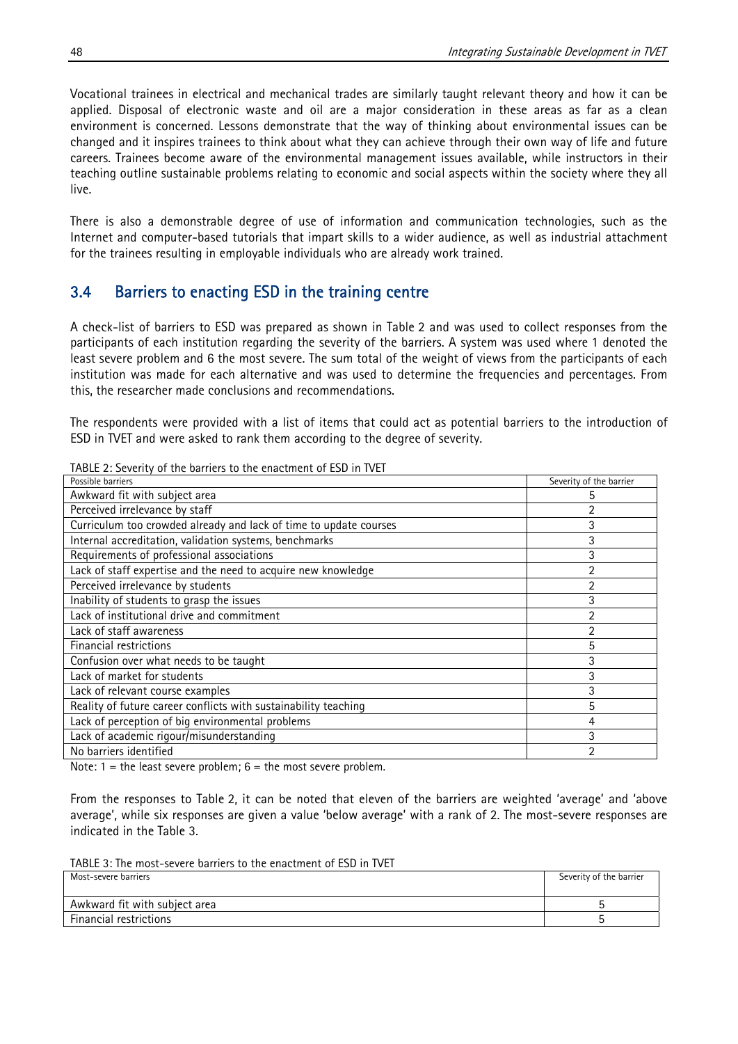Vocational trainees in electrical and mechanical trades are similarly taught relevant theory and how it can be applied. Disposal of electronic waste and oil are a major consideration in these areas as far as a clean environment is concerned. Lessons demonstrate that the way of thinking about environmental issues can be changed and it inspires trainees to think about what they can achieve through their own way of life and future careers. Trainees become aware of the environmental management issues available, while instructors in their teaching outline sustainable problems relating to economic and social aspects within the society where they all live.

There is also a demonstrable degree of use of information and communication technologies, such as the Internet and computer-based tutorials that impart skills to a wider audience, as well as industrial attachment for the trainees resulting in employable individuals who are already work trained.

## 3.4 Barriers to enacting ESD in the training centre

A check-list of barriers to ESD was prepared as shown in Table 2 and was used to collect responses from the participants of each institution regarding the severity of the barriers. A system was used where 1 denoted the least severe problem and 6 the most severe. The sum total of the weight of views from the participants of each institution was made for each alternative and was used to determine the frequencies and percentages. From this, the researcher made conclusions and recommendations.

The respondents were provided with a list of items that could act as potential barriers to the introduction of ESD in TVET and were asked to rank them according to the degree of severity.

TABLE 2: Severity of the barriers to the enactment of ESD in TVET

| Possible barriers | Severity of the barrier |
|---|---|
| Awkward fit with subject area | 5 |
| Perceived irrelevance by staff | 2 |
| Curriculum too crowded already and lack of time to update courses | 3 |
| Internal accreditation, validation systems, benchmarks | 3 |
| Requirements of professional associations | 3 |
| Lack of staff expertise and the need to acquire new knowledge | 2 |
| Perceived irrelevance by students | 2 |
| Inability of students to grasp the issues | 3 |
| Lack of institutional drive and commitment | 2 |
| Lack of staff awareness | 2 |
| Financial restrictions | 5 |
| Confusion over what needs to be taught | 3 |
| Lack of market for students | 3 |
| Lack of relevant course examples | 3 |
| Reality of future career conflicts with sustainability teaching | 5 |
| Lack of perception of big environmental problems | 4 |
| Lack of academic rigour/misunderstanding | 3 |
| No barriers identified | 2 |

Note: 1 = the least severe problem; 6 = the most severe problem.

From the responses to Table 2, it can be noted that eleven of the barriers are weighted 'average' and 'above average', while six responses are given a value 'below average' with a rank of 2. The most-severe responses are indicated in the Table 3.

TABLE 3: The most-severe barriers to the enactment of ESD in TVET

| Most-severe barriers | Severity of the barrier |
|---|---|
| Awkward fit with subject area | 5 |
| Financial restrictions | 5 |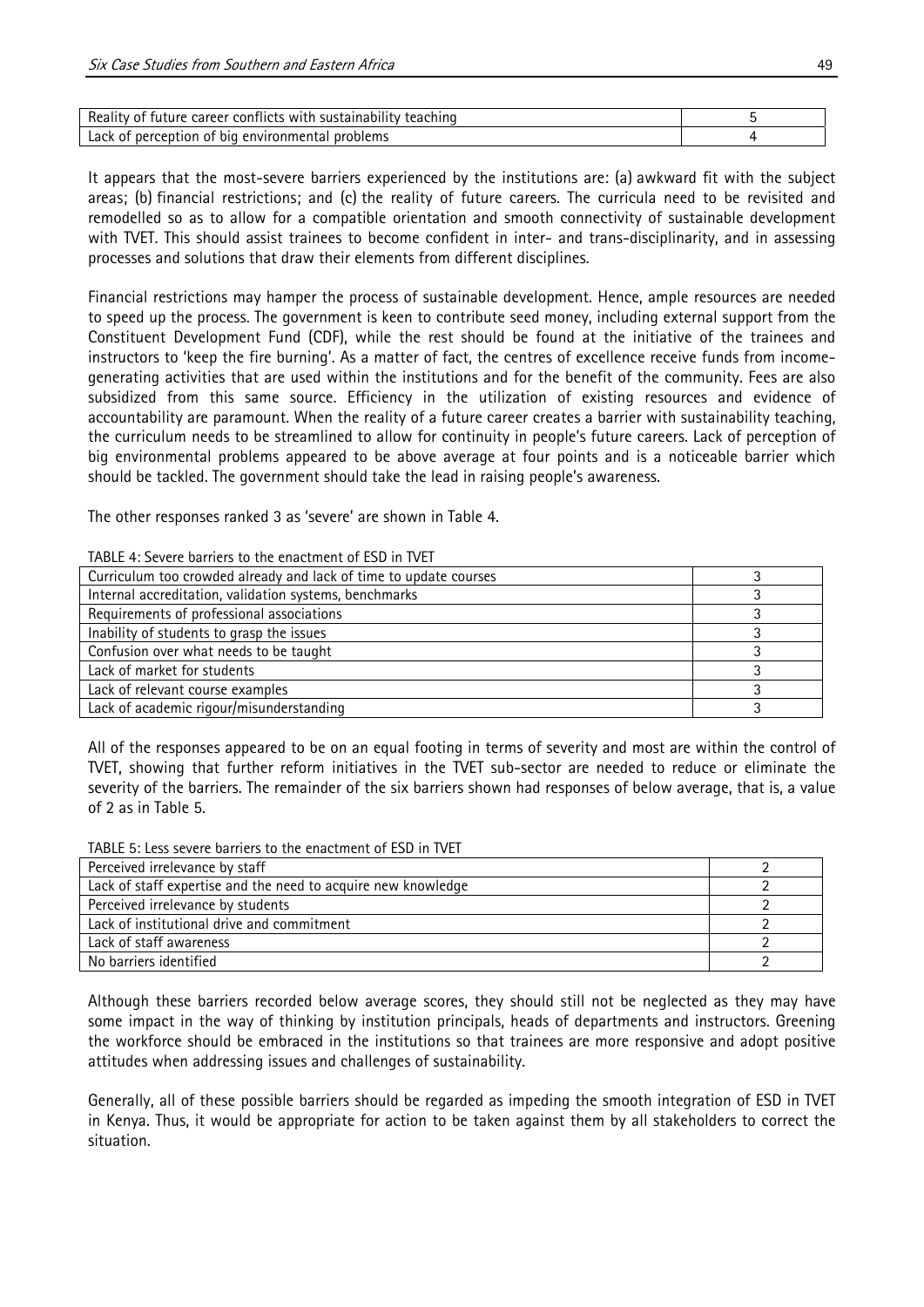| | |
|---|---|
| Reality of future career conflicts with sustainability teaching | 5 |
| Lack of perception of big environmental problems | 4 |

It appears that the most-severe barriers experienced by the institutions are: (a) awkward fit with the subject areas; (b) financial restrictions; and (c) the reality of future careers. The curricula need to be revisited and remodelled so as to allow for a compatible orientation and smooth connectivity of sustainable development with TVET. This should assist trainees to become confident in inter- and trans-disciplinarity, and in assessing processes and solutions that draw their elements from different disciplines.

Financial restrictions may hamper the process of sustainable development. Hence, ample resources are needed to speed up the process. The government is keen to contribute seed money, including external support from the Constituent Development Fund (CDF), while the rest should be found at the initiative of the trainees and instructors to 'keep the fire burning'. As a matter of fact, the centres of excellence receive funds from income-generating activities that are used within the institutions and for the benefit of the community. Fees are also subsidized from this same source. Efficiency in the utilization of existing resources and evidence of accountability are paramount. When the reality of a future career creates a barrier with sustainability teaching, the curriculum needs to be streamlined to allow for continuity in people's future careers. Lack of perception of big environmental problems appeared to be above average at four points and is a noticeable barrier which should be tackled. The government should take the lead in raising people's awareness.

The other responses ranked 3 as 'severe' are shown in Table 4.

TABLE 4: Severe barriers to the enactment of ESD in TVET

| | |
|---|---|
| Curriculum too crowded already and lack of time to update courses | 3 |
| Internal accreditation, validation systems, benchmarks | 3 |
| Requirements of professional associations | 3 |
| Inability of students to grasp the issues | 3 |
| Confusion over what needs to be taught | 3 |
| Lack of market for students | 3 |
| Lack of relevant course examples | 3 |
| Lack of academic rigour/misunderstanding | 3 |

All of the responses appeared to be on an equal footing in terms of severity and most are within the control of TVET, showing that further reform initiatives in the TVET sub-sector are needed to reduce or eliminate the severity of the barriers. The remainder of the six barriers shown had responses of below average, that is, a value of 2 as in Table 5.

TABLE 5: Less severe barriers to the enactment of ESD in TVET

| | |
|---|---|
| Perceived irrelevance by staff | 2 |
| Lack of staff expertise and the need to acquire new knowledge | 2 |
| Perceived irrelevance by students | 2 |
| Lack of institutional drive and commitment | 2 |
| Lack of staff awareness | 2 |
| No barriers identified | 2 |

Although these barriers recorded below average scores, they should still not be neglected as they may have some impact in the way of thinking by institution principals, heads of departments and instructors. Greening the workforce should be embraced in the institutions so that trainees are more responsive and adopt positive attitudes when addressing issues and challenges of sustainability.

Generally, all of these possible barriers should be regarded as impeding the smooth integration of ESD in TVET in Kenya. Thus, it would be appropriate for action to be taken against them by all stakeholders to correct the situation.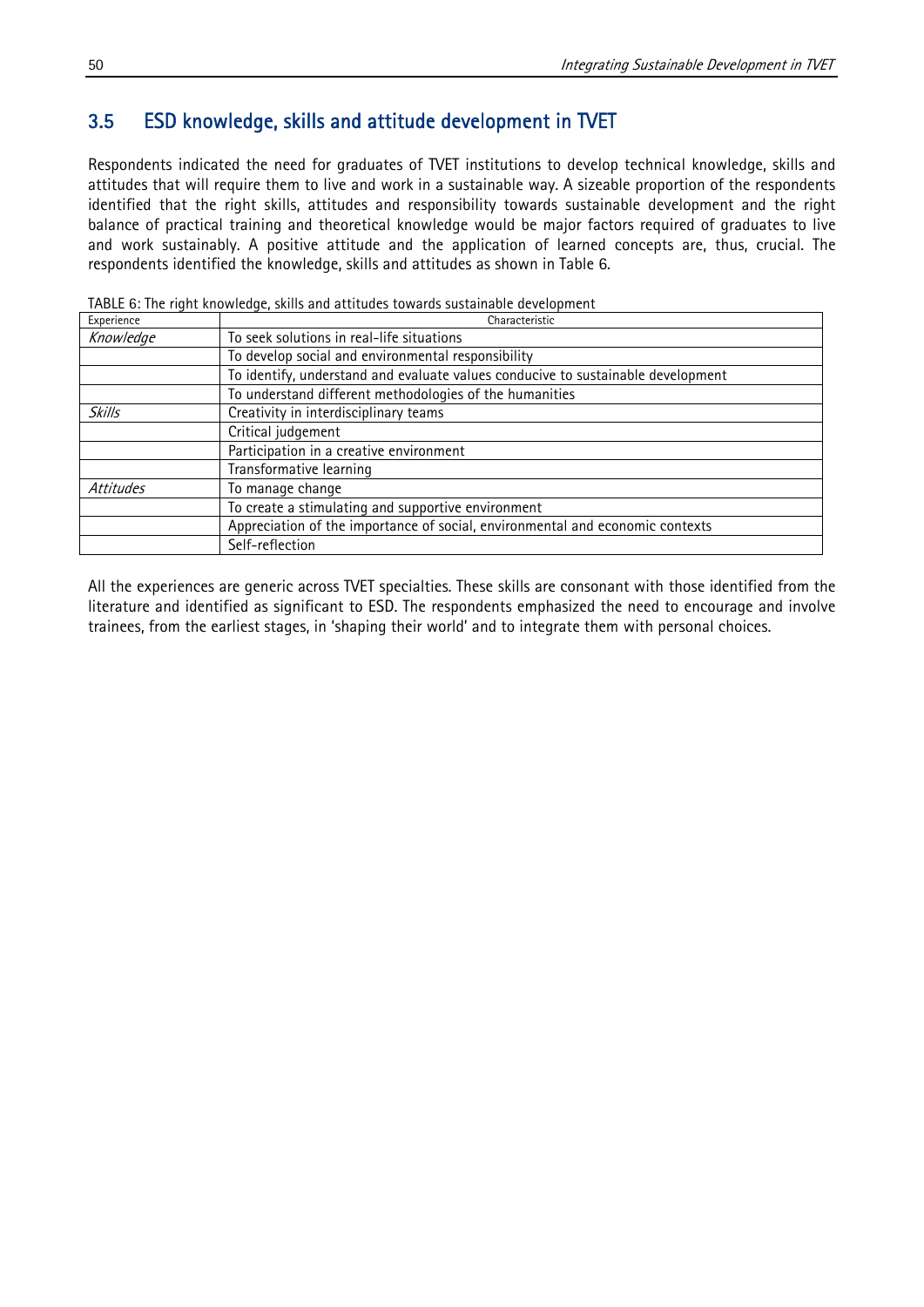## 3.5 ESD knowledge, skills and attitude development in TVET

Respondents indicated the need for graduates of TVET institutions to develop technical knowledge, skills and attitudes that will require them to live and work in a sustainable way. A sizeable proportion of the respondents identified that the right skills, attitudes and responsibility towards sustainable development and the right balance of practical training and theoretical knowledge would be major factors required of graduates to live and work sustainably. A positive attitude and the application of learned concepts are, thus, crucial. The respondents identified the knowledge, skills and attitudes as shown in Table 6.

TABLE 6: The right knowledge, skills and attitudes towards sustainable development

| Experience | Characteristic |
|---|---|
| *Knowledge* | To seek solutions in real-life situations |
| | To develop social and environmental responsibility |
| | To identify, understand and evaluate values conducive to sustainable development |
| | To understand different methodologies of the humanities |
| *Skills* | Creativity in interdisciplinary teams |
| | Critical judgement |
| | Participation in a creative environment |
| | Transformative learning |
| *Attitudes* | To manage change |
| | To create a stimulating and supportive environment |
| | Appreciation of the importance of social, environmental and economic contexts |
| | Self-reflection |

All the experiences are generic across TVET specialties. These skills are consonant with those identified from the literature and identified as significant to ESD. The respondents emphasized the need to encourage and involve trainees, from the earliest stages, in 'shaping their world' and to integrate them with personal choices.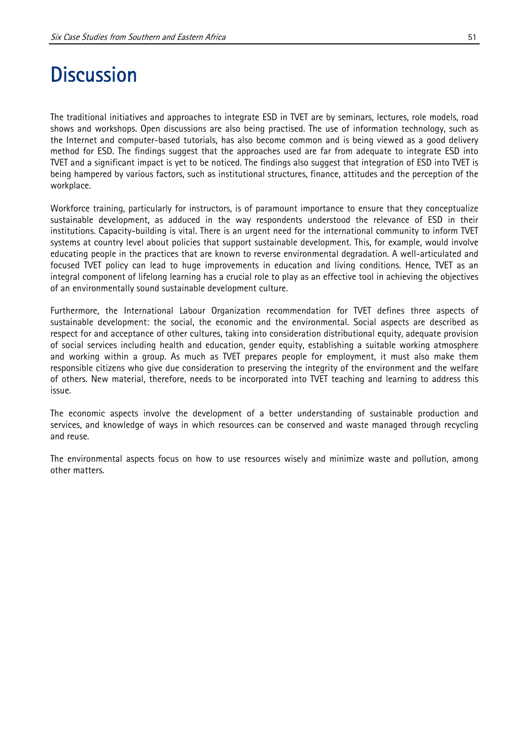# Discussion

The traditional initiatives and approaches to integrate ESD in TVET are by seminars, lectures, role models, road shows and workshops. Open discussions are also being practised. The use of information technology, such as the Internet and computer-based tutorials, has also become common and is being viewed as a good delivery method for ESD. The findings suggest that the approaches used are far from adequate to integrate ESD into TVET and a significant impact is yet to be noticed. The findings also suggest that integration of ESD into TVET is being hampered by various factors, such as institutional structures, finance, attitudes and the perception of the workplace.

Workforce training, particularly for instructors, is of paramount importance to ensure that they conceptualize sustainable development, as adduced in the way respondents understood the relevance of ESD in their institutions. Capacity-building is vital. There is an urgent need for the international community to inform TVET systems at country level about policies that support sustainable development. This, for example, would involve educating people in the practices that are known to reverse environmental degradation. A well-articulated and focused TVET policy can lead to huge improvements in education and living conditions. Hence, TVET as an integral component of lifelong learning has a crucial role to play as an effective tool in achieving the objectives of an environmentally sound sustainable development culture.

Furthermore, the International Labour Organization recommendation for TVET defines three aspects of sustainable development: the social, the economic and the environmental. Social aspects are described as respect for and acceptance of other cultures, taking into consideration distributional equity, adequate provision of social services including health and education, gender equity, establishing a suitable working atmosphere and working within a group. As much as TVET prepares people for employment, it must also make them responsible citizens who give due consideration to preserving the integrity of the environment and the welfare of others. New material, therefore, needs to be incorporated into TVET teaching and learning to address this issue.

The economic aspects involve the development of a better understanding of sustainable production and services, and knowledge of ways in which resources can be conserved and waste managed through recycling and reuse.

The environmental aspects focus on how to use resources wisely and minimize waste and pollution, among other matters.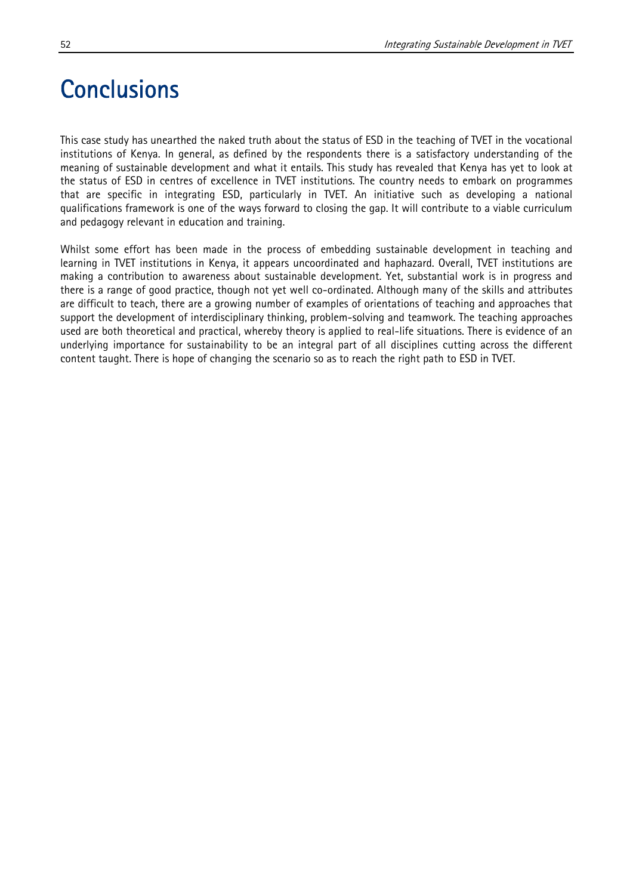# Conclusions

This case study has unearthed the naked truth about the status of ESD in the teaching of TVET in the vocational institutions of Kenya. In general, as defined by the respondents there is a satisfactory understanding of the meaning of sustainable development and what it entails. This study has revealed that Kenya has yet to look at the status of ESD in centres of excellence in TVET institutions. The country needs to embark on programmes that are specific in integrating ESD, particularly in TVET. An initiative such as developing a national qualifications framework is one of the ways forward to closing the gap. It will contribute to a viable curriculum and pedagogy relevant in education and training.

Whilst some effort has been made in the process of embedding sustainable development in teaching and learning in TVET institutions in Kenya, it appears uncoordinated and haphazard. Overall, TVET institutions are making a contribution to awareness about sustainable development. Yet, substantial work is in progress and there is a range of good practice, though not yet well co-ordinated. Although many of the skills and attributes are difficult to teach, there are a growing number of examples of orientations of teaching and approaches that support the development of interdisciplinary thinking, problem-solving and teamwork. The teaching approaches used are both theoretical and practical, whereby theory is applied to real-life situations. There is evidence of an underlying importance for sustainability to be an integral part of all disciplines cutting across the different content taught. There is hope of changing the scenario so as to reach the right path to ESD in TVET.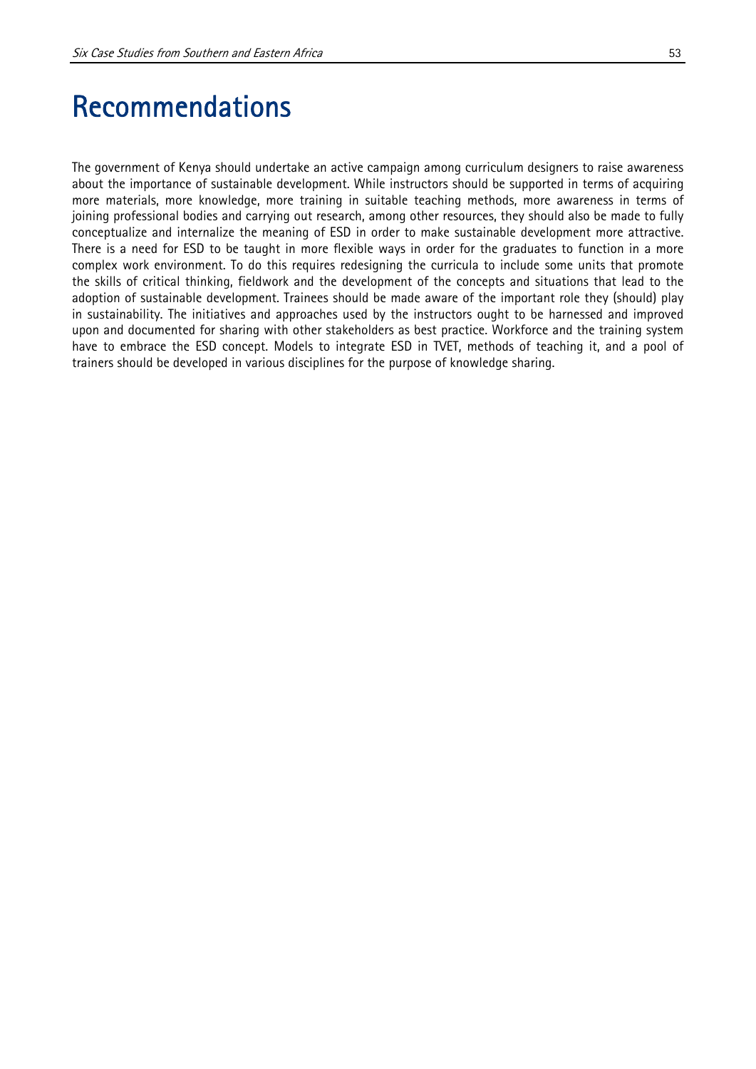# Recommendations

The government of Kenya should undertake an active campaign among curriculum designers to raise awareness about the importance of sustainable development. While instructors should be supported in terms of acquiring more materials, more knowledge, more training in suitable teaching methods, more awareness in terms of joining professional bodies and carrying out research, among other resources, they should also be made to fully conceptualize and internalize the meaning of ESD in order to make sustainable development more attractive. There is a need for ESD to be taught in more flexible ways in order for the graduates to function in a more complex work environment. To do this requires redesigning the curricula to include some units that promote the skills of critical thinking, fieldwork and the development of the concepts and situations that lead to the adoption of sustainable development. Trainees should be made aware of the important role they (should) play in sustainability. The initiatives and approaches used by the instructors ought to be harnessed and improved upon and documented for sharing with other stakeholders as best practice. Workforce and the training system have to embrace the ESD concept. Models to integrate ESD in TVET, methods of teaching it, and a pool of trainers should be developed in various disciplines for the purpose of knowledge sharing.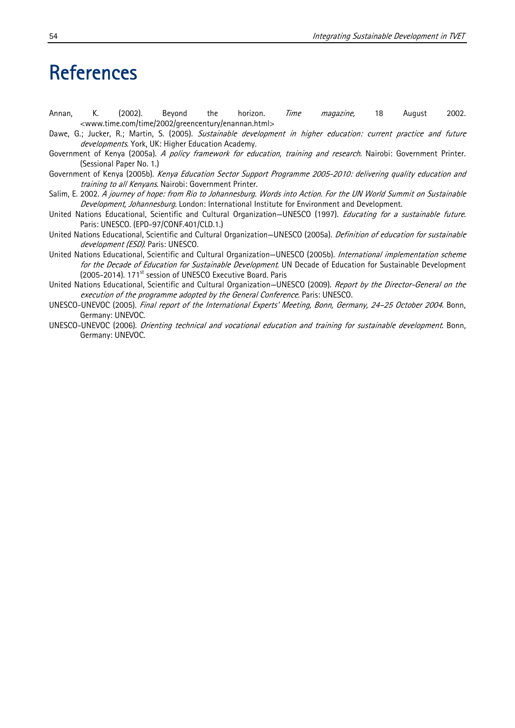# References

Annan, K. (2002). Beyond the horizon. *Time magazine,* 18 August 2002. <www.time.com/time/2002/greencentury/enannan.html>

Dawe, G.; Jucker, R.; Martin, S. (2005). *Sustainable development in higher education: current practice and future developments*. York, UK: Higher Education Academy.

Government of Kenya (2005a). *A policy framework for education, training and research*. Nairobi: Government Printer. (Sessional Paper No. 1.)

Government of Kenya (2005b). *Kenya Education Sector Support Programme 2005-2010: delivering quality education and training to all Kenyans*. Nairobi: Government Printer.

Salim, E. 2002. *A journey of hope: from Rio to Johannesburg. Words into Action. For the UN World Summit on Sustainable Development, Johannesburg*. London: International Institute for Environment and Development.

United Nations Educational, Scientific and Cultural Organization—UNESCO (1997). *Educating for a sustainable future*. Paris: UNESCO. (EPD-97/CONF.401/CLD.1.)

United Nations Educational, Scientific and Cultural Organization—UNESCO (2005a). *Definition of education for sustainable development (ESD)*. Paris: UNESCO.

United Nations Educational, Scientific and Cultural Organization—UNESCO (2005b). *International implementation scheme for the Decade of Education for Sustainable Development*. UN Decade of Education for Sustainable Development (2005-2014). 171st session of UNESCO Executive Board. Paris

United Nations Educational, Scientific and Cultural Organization—UNESCO (2009). *Report by the Director-General on the execution of the programme adopted by the General Conference*. Paris: UNESCO.

UNESCO-UNEVOC (2005). *Final report of the International Experts' Meeting, Bonn, Germany, 24–25 October 2004*. Bonn, Germany: UNEVOC.

UNESCO-UNEVOC (2006). *Orienting technical and vocational education and training for sustainable development*. Bonn, Germany: UNEVOC.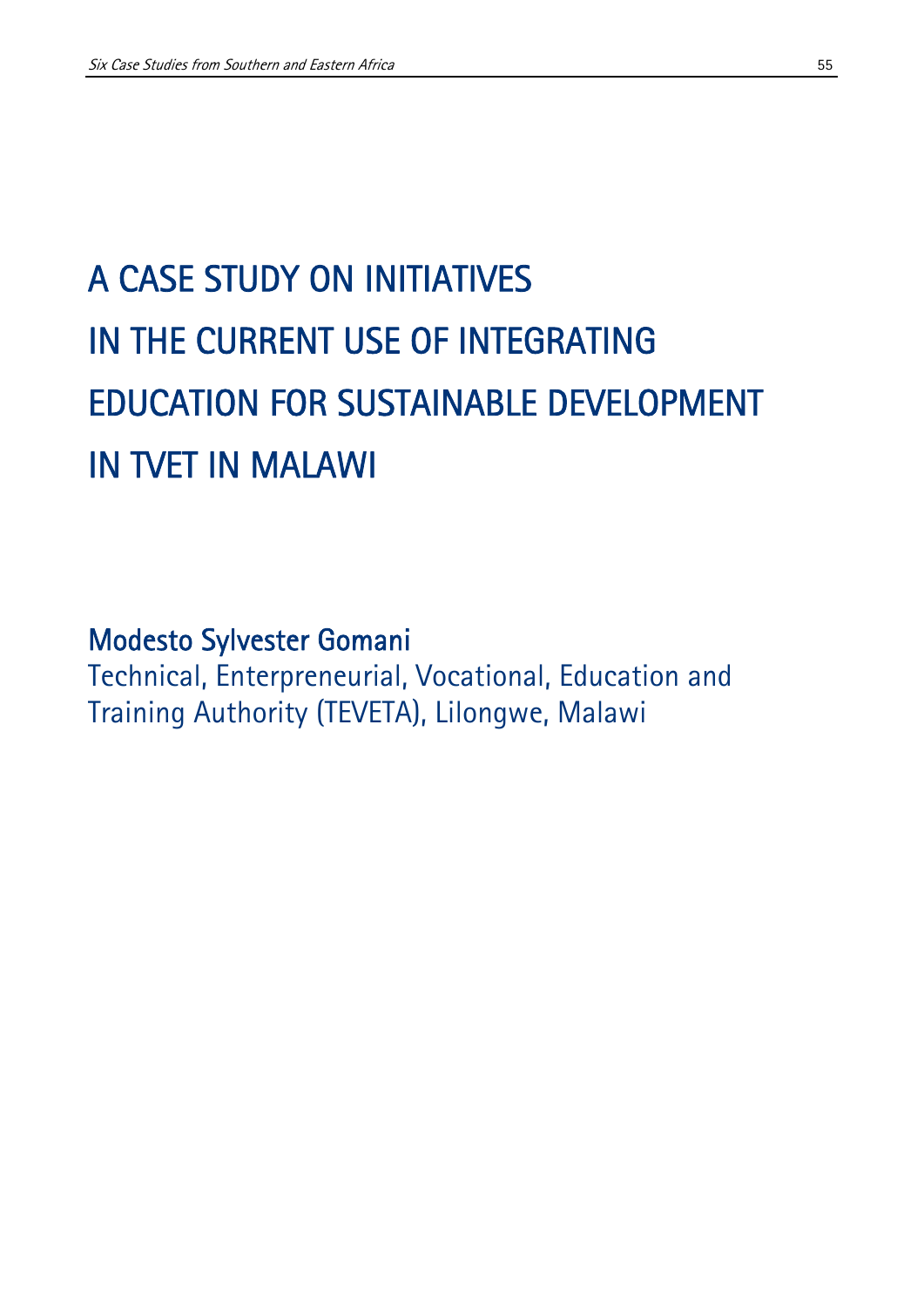# A CASE STUDY ON INITIATIVES IN THE CURRENT USE OF INTEGRATING EDUCATION FOR SUSTAINABLE DEVELOPMENT IN TVET IN MALAWI

**Modesto Sylvester Gomani**

Technical, Enterpreneurial, Vocational, Education and Training Authority (TEVETA), Lilongwe, Malawi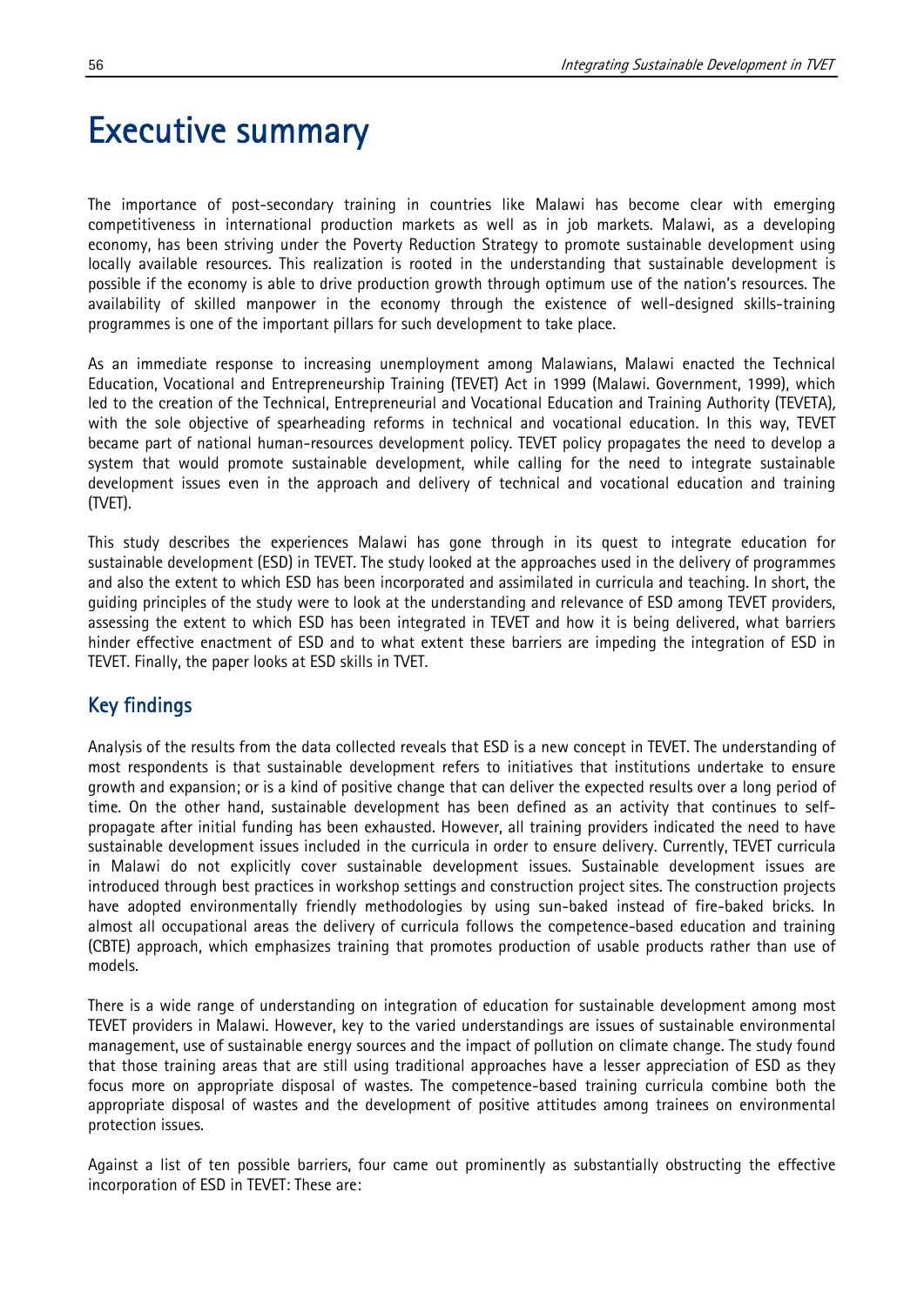# Executive summary

The importance of post-secondary training in countries like Malawi has become clear with emerging competitiveness in international production markets as well as in job markets. Malawi, as a developing economy, has been striving under the Poverty Reduction Strategy to promote sustainable development using locally available resources. This realization is rooted in the understanding that sustainable development is possible if the economy is able to drive production growth through optimum use of the nation's resources. The availability of skilled manpower in the economy through the existence of well-designed skills-training programmes is one of the important pillars for such development to take place.

As an immediate response to increasing unemployment among Malawians, Malawi enacted the Technical Education, Vocational and Entrepreneurship Training (TEVET) Act in 1999 (Malawi. Government, 1999), which led to the creation of the Technical, Entrepreneurial and Vocational Education and Training Authority (TEVETA), with the sole objective of spearheading reforms in technical and vocational education. In this way, TEVET became part of national human-resources development policy. TEVET policy propagates the need to develop a system that would promote sustainable development, while calling for the need to integrate sustainable development issues even in the approach and delivery of technical and vocational education and training (TVET).

This study describes the experiences Malawi has gone through in its quest to integrate education for sustainable development (ESD) in TEVET. The study looked at the approaches used in the delivery of programmes and also the extent to which ESD has been incorporated and assimilated in curricula and teaching. In short, the guiding principles of the study were to look at the understanding and relevance of ESD among TEVET providers, assessing the extent to which ESD has been integrated in TEVET and how it is being delivered, what barriers hinder effective enactment of ESD and to what extent these barriers are impeding the integration of ESD in TEVET. Finally, the paper looks at ESD skills in TVET.

## Key findings

Analysis of the results from the data collected reveals that ESD is a new concept in TEVET. The understanding of most respondents is that sustainable development refers to initiatives that institutions undertake to ensure growth and expansion; or is a kind of positive change that can deliver the expected results over a long period of time. On the other hand, sustainable development has been defined as an activity that continues to self-propagate after initial funding has been exhausted. However, all training providers indicated the need to have sustainable development issues included in the curricula in order to ensure delivery. Currently, TEVET curricula in Malawi do not explicitly cover sustainable development issues. Sustainable development issues are introduced through best practices in workshop settings and construction project sites. The construction projects have adopted environmentally friendly methodologies by using sun-baked instead of fire-baked bricks. In almost all occupational areas the delivery of curricula follows the competence-based education and training (CBTE) approach, which emphasizes training that promotes production of usable products rather than use of models.

There is a wide range of understanding on integration of education for sustainable development among most TEVET providers in Malawi. However, key to the varied understandings are issues of sustainable environmental management, use of sustainable energy sources and the impact of pollution on climate change. The study found that those training areas that are still using traditional approaches have a lesser appreciation of ESD as they focus more on appropriate disposal of wastes. The competence-based training curricula combine both the appropriate disposal of wastes and the development of positive attitudes among trainees on environmental protection issues.

Against a list of ten possible barriers, four came out prominently as substantially obstructing the effective incorporation of ESD in TEVET: These are: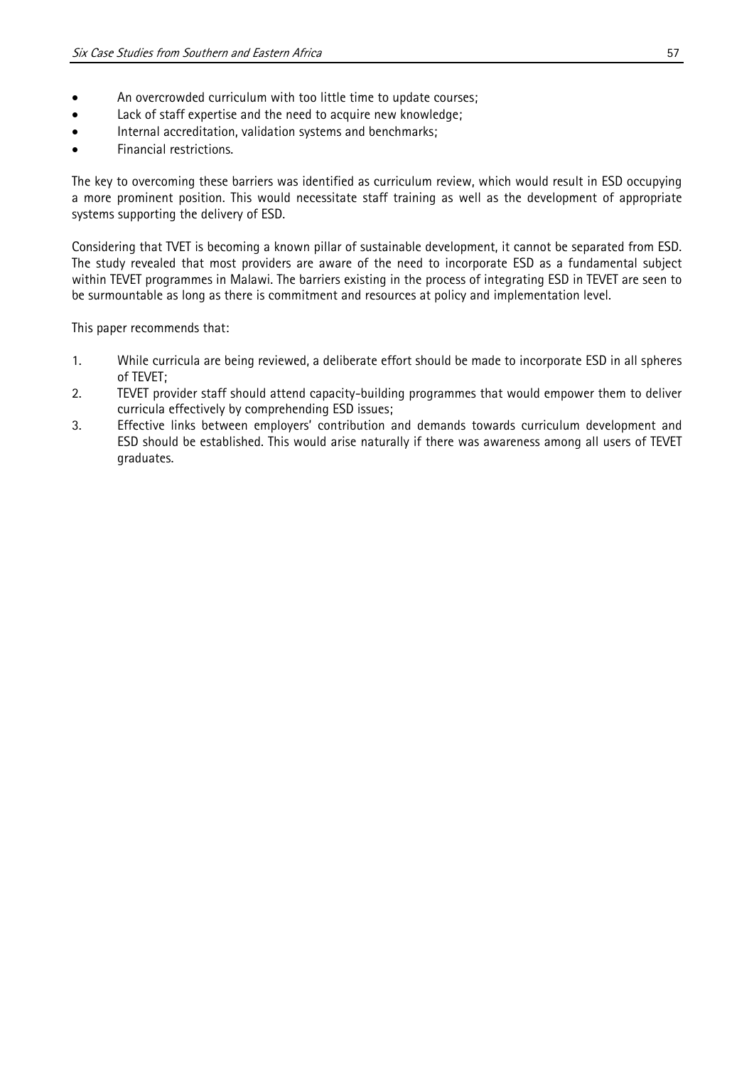- An overcrowded curriculum with too little time to update courses;
- Lack of staff expertise and the need to acquire new knowledge;
- Internal accreditation, validation systems and benchmarks;
- Financial restrictions.

The key to overcoming these barriers was identified as curriculum review, which would result in ESD occupying a more prominent position. This would necessitate staff training as well as the development of appropriate systems supporting the delivery of ESD.

Considering that TVET is becoming a known pillar of sustainable development, it cannot be separated from ESD. The study revealed that most providers are aware of the need to incorporate ESD as a fundamental subject within TEVET programmes in Malawi. The barriers existing in the process of integrating ESD in TEVET are seen to be surmountable as long as there is commitment and resources at policy and implementation level.

This paper recommends that:

1. While curricula are being reviewed, a deliberate effort should be made to incorporate ESD in all spheres of TEVET;
2. TEVET provider staff should attend capacity-building programmes that would empower them to deliver curricula effectively by comprehending ESD issues;
3. Effective links between employers' contribution and demands towards curriculum development and ESD should be established. This would arise naturally if there was awareness among all users of TEVET graduates.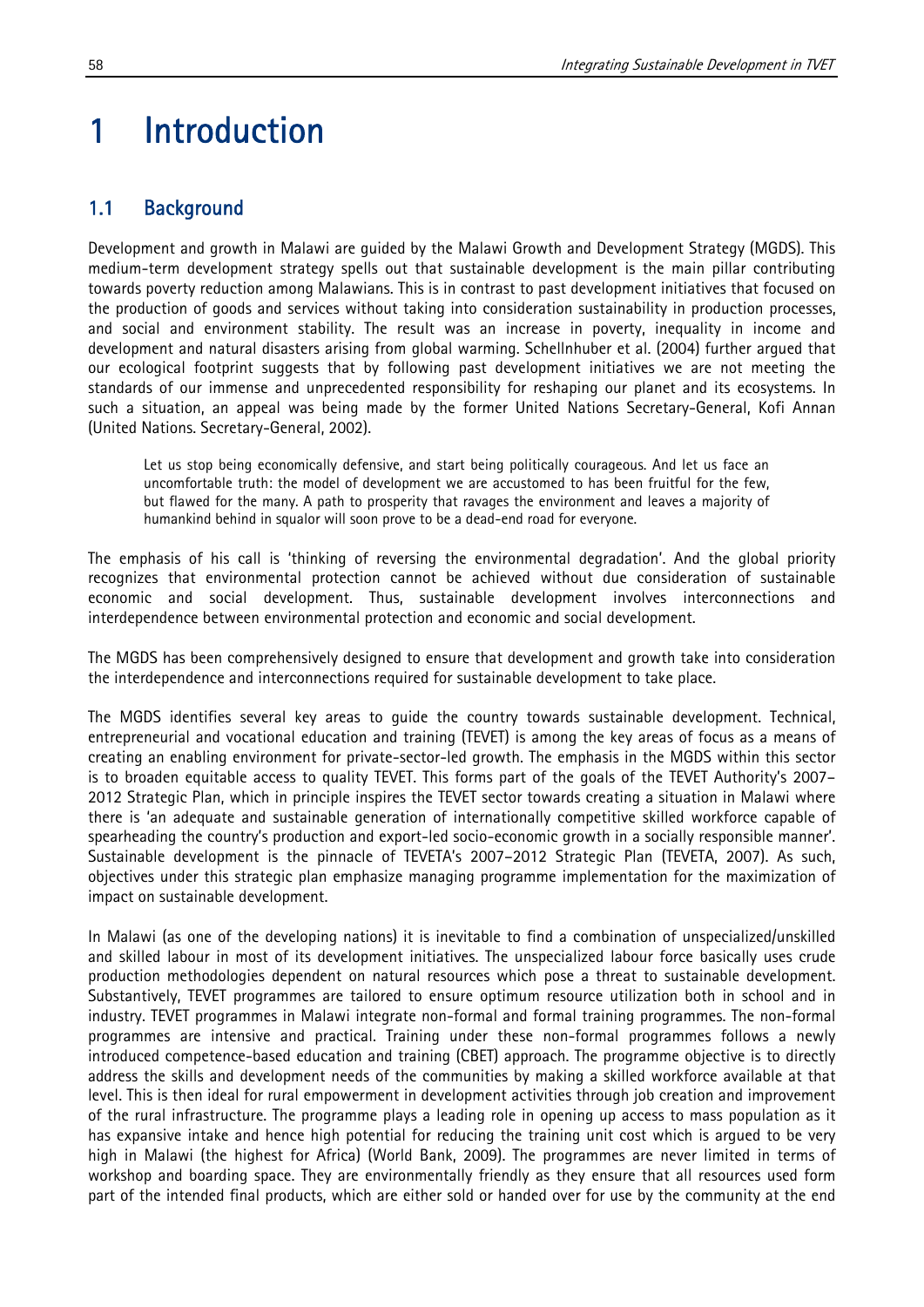# 1 Introduction

## 1.1 Background

Development and growth in Malawi are guided by the Malawi Growth and Development Strategy (MGDS). This medium-term development strategy spells out that sustainable development is the main pillar contributing towards poverty reduction among Malawians. This is in contrast to past development initiatives that focused on the production of goods and services without taking into consideration sustainability in production processes, and social and environment stability. The result was an increase in poverty, inequality in income and development and natural disasters arising from global warming. Schellnhuber et al. (2004) further argued that our ecological footprint suggests that by following past development initiatives we are not meeting the standards of our immense and unprecedented responsibility for reshaping our planet and its ecosystems. In such a situation, an appeal was being made by the former United Nations Secretary-General, Kofi Annan (United Nations. Secretary-General, 2002).

> Let us stop being economically defensive, and start being politically courageous. And let us face an uncomfortable truth: the model of development we are accustomed to has been fruitful for the few, but flawed for the many. A path to prosperity that ravages the environment and leaves a majority of humankind behind in squalor will soon prove to be a dead-end road for everyone.

The emphasis of his call is 'thinking of reversing the environmental degradation'. And the global priority recognizes that environmental protection cannot be achieved without due consideration of sustainable economic and social development. Thus, sustainable development involves interconnections and interdependence between environmental protection and economic and social development.

The MGDS has been comprehensively designed to ensure that development and growth take into consideration the interdependence and interconnections required for sustainable development to take place.

The MGDS identifies several key areas to guide the country towards sustainable development. Technical, entrepreneurial and vocational education and training (TEVET) is among the key areas of focus as a means of creating an enabling environment for private-sector-led growth. The emphasis in the MGDS within this sector is to broaden equitable access to quality TEVET. This forms part of the goals of the TEVET Authority's 2007–2012 Strategic Plan, which in principle inspires the TEVET sector towards creating a situation in Malawi where there is 'an adequate and sustainable generation of internationally competitive skilled workforce capable of spearheading the country's production and export-led socio-economic growth in a socially responsible manner'. Sustainable development is the pinnacle of TEVETA's 2007–2012 Strategic Plan (TEVETA, 2007). As such, objectives under this strategic plan emphasize managing programme implementation for the maximization of impact on sustainable development.

In Malawi (as one of the developing nations) it is inevitable to find a combination of unspecialized/unskilled and skilled labour in most of its development initiatives. The unspecialized labour force basically uses crude production methodologies dependent on natural resources which pose a threat to sustainable development. Substantively, TEVET programmes are tailored to ensure optimum resource utilization both in school and in industry. TEVET programmes in Malawi integrate non-formal and formal training programmes. The non-formal programmes are intensive and practical. Training under these non-formal programmes follows a newly introduced competence-based education and training (CBET) approach. The programme objective is to directly address the skills and development needs of the communities by making a skilled workforce available at that level. This is then ideal for rural empowerment in development activities through job creation and improvement of the rural infrastructure. The programme plays a leading role in opening up access to mass population as it has expansive intake and hence high potential for reducing the training unit cost which is argued to be very high in Malawi (the highest for Africa) (World Bank, 2009). The programmes are never limited in terms of workshop and boarding space. They are environmentally friendly as they ensure that all resources used form part of the intended final products, which are either sold or handed over for use by the community at the end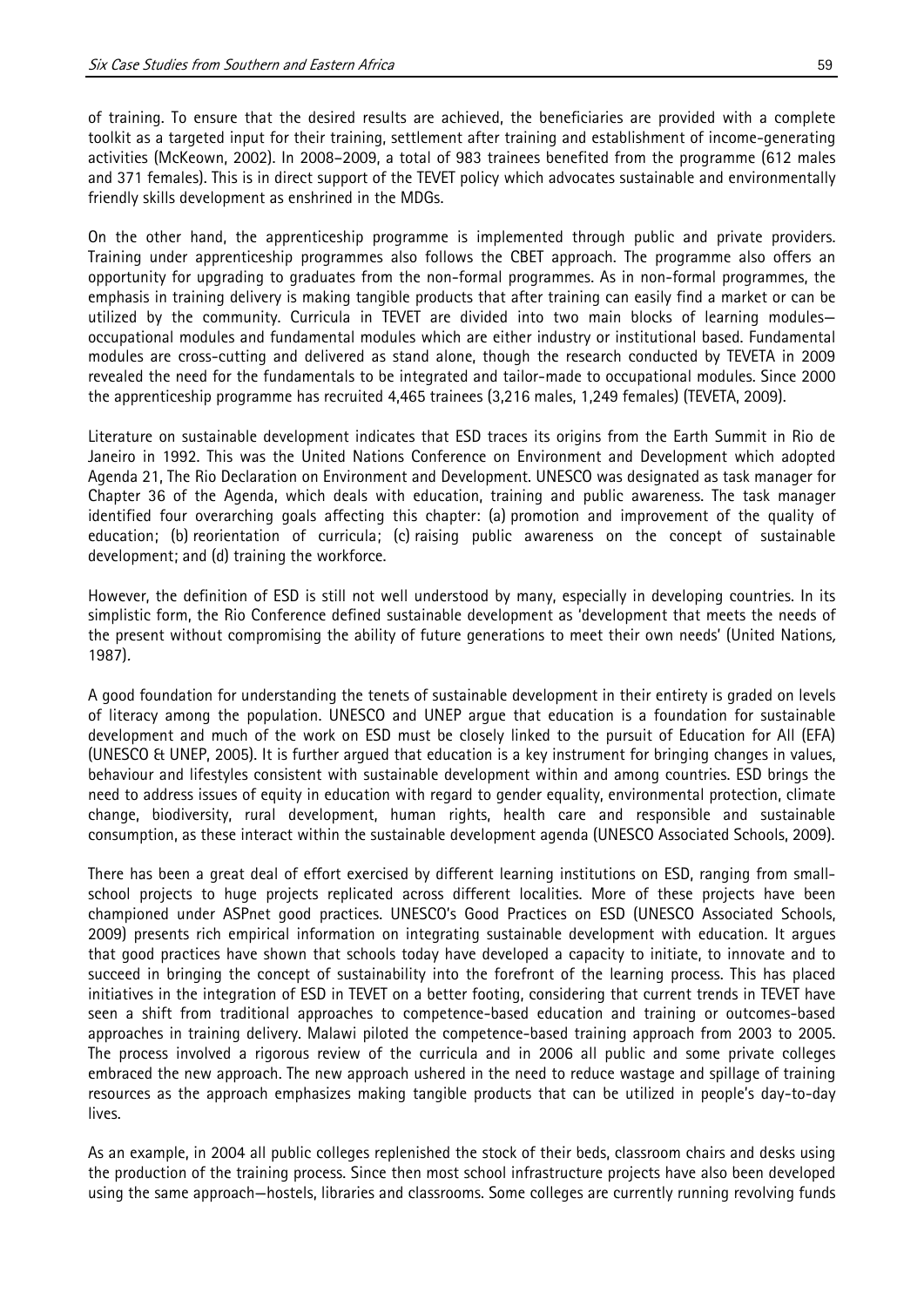of training. To ensure that the desired results are achieved, the beneficiaries are provided with a complete toolkit as a targeted input for their training, settlement after training and establishment of income-generating activities (McKeown, 2002). In 2008–2009, a total of 983 trainees benefited from the programme (612 males and 371 females). This is in direct support of the TEVET policy which advocates sustainable and environmentally friendly skills development as enshrined in the MDGs.

On the other hand, the apprenticeship programme is implemented through public and private providers. Training under apprenticeship programmes also follows the CBET approach. The programme also offers an opportunity for upgrading to graduates from the non-formal programmes. As in non-formal programmes, the emphasis in training delivery is making tangible products that after training can easily find a market or can be utilized by the community. Curricula in TEVET are divided into two main blocks of learning modules—occupational modules and fundamental modules which are either industry or institutional based. Fundamental modules are cross-cutting and delivered as stand alone, though the research conducted by TEVETA in 2009 revealed the need for the fundamentals to be integrated and tailor-made to occupational modules. Since 2000 the apprenticeship programme has recruited 4,465 trainees (3,216 males, 1,249 females) (TEVETA, 2009).

Literature on sustainable development indicates that ESD traces its origins from the Earth Summit in Rio de Janeiro in 1992. This was the United Nations Conference on Environment and Development which adopted Agenda 21, The Rio Declaration on Environment and Development. UNESCO was designated as task manager for Chapter 36 of the Agenda, which deals with education, training and public awareness. The task manager identified four overarching goals affecting this chapter: (a) promotion and improvement of the quality of education; (b) reorientation of curricula; (c) raising public awareness on the concept of sustainable development; and (d) training the workforce.

However, the definition of ESD is still not well understood by many, especially in developing countries. In its simplistic form, the Rio Conference defined sustainable development as 'development that meets the needs of the present without compromising the ability of future generations to meet their own needs' (United Nations, 1987).

A good foundation for understanding the tenets of sustainable development in their entirety is graded on levels of literacy among the population. UNESCO and UNEP argue that education is a foundation for sustainable development and much of the work on ESD must be closely linked to the pursuit of Education for All (EFA) (UNESCO & UNEP, 2005). It is further argued that education is a key instrument for bringing changes in values, behaviour and lifestyles consistent with sustainable development within and among countries. ESD brings the need to address issues of equity in education with regard to gender equality, environmental protection, climate change, biodiversity, rural development, human rights, health care and responsible and sustainable consumption, as these interact within the sustainable development agenda (UNESCO Associated Schools, 2009).

There has been a great deal of effort exercised by different learning institutions on ESD, ranging from small-school projects to huge projects replicated across different localities. More of these projects have been championed under ASPnet good practices. UNESCO's Good Practices on ESD (UNESCO Associated Schools, 2009) presents rich empirical information on integrating sustainable development with education. It argues that good practices have shown that schools today have developed a capacity to initiate, to innovate and to succeed in bringing the concept of sustainability into the forefront of the learning process. This has placed initiatives in the integration of ESD in TEVET on a better footing, considering that current trends in TEVET have seen a shift from traditional approaches to competence-based education and training or outcomes-based approaches in training delivery. Malawi piloted the competence-based training approach from 2003 to 2005. The process involved a rigorous review of the curricula and in 2006 all public and some private colleges embraced the new approach. The new approach ushered in the need to reduce wastage and spillage of training resources as the approach emphasizes making tangible products that can be utilized in people's day-to-day lives.

As an example, in 2004 all public colleges replenished the stock of their beds, classroom chairs and desks using the production of the training process. Since then most school infrastructure projects have also been developed using the same approach—hostels, libraries and classrooms. Some colleges are currently running revolving funds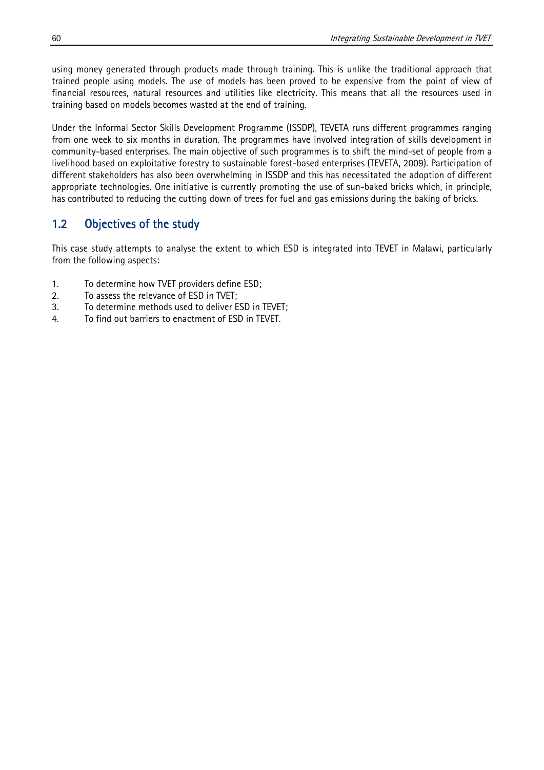using money generated through products made through training. This is unlike the traditional approach that trained people using models. The use of models has been proved to be expensive from the point of view of financial resources, natural resources and utilities like electricity. This means that all the resources used in training based on models becomes wasted at the end of training.

Under the Informal Sector Skills Development Programme (ISSDP), TEVETA runs different programmes ranging from one week to six months in duration. The programmes have involved integration of skills development in community-based enterprises. The main objective of such programmes is to shift the mind-set of people from a livelihood based on exploitative forestry to sustainable forest-based enterprises (TEVETA, 2009). Participation of different stakeholders has also been overwhelming in ISSDP and this has necessitated the adoption of different appropriate technologies. One initiative is currently promoting the use of sun-baked bricks which, in principle, has contributed to reducing the cutting down of trees for fuel and gas emissions during the baking of bricks.

## 1.2 Objectives of the study

This case study attempts to analyse the extent to which ESD is integrated into TEVET in Malawi, particularly from the following aspects:

1. To determine how TVET providers define ESD;
2. To assess the relevance of ESD in TVET;
3. To determine methods used to deliver ESD in TEVET;
4. To find out barriers to enactment of ESD in TEVET.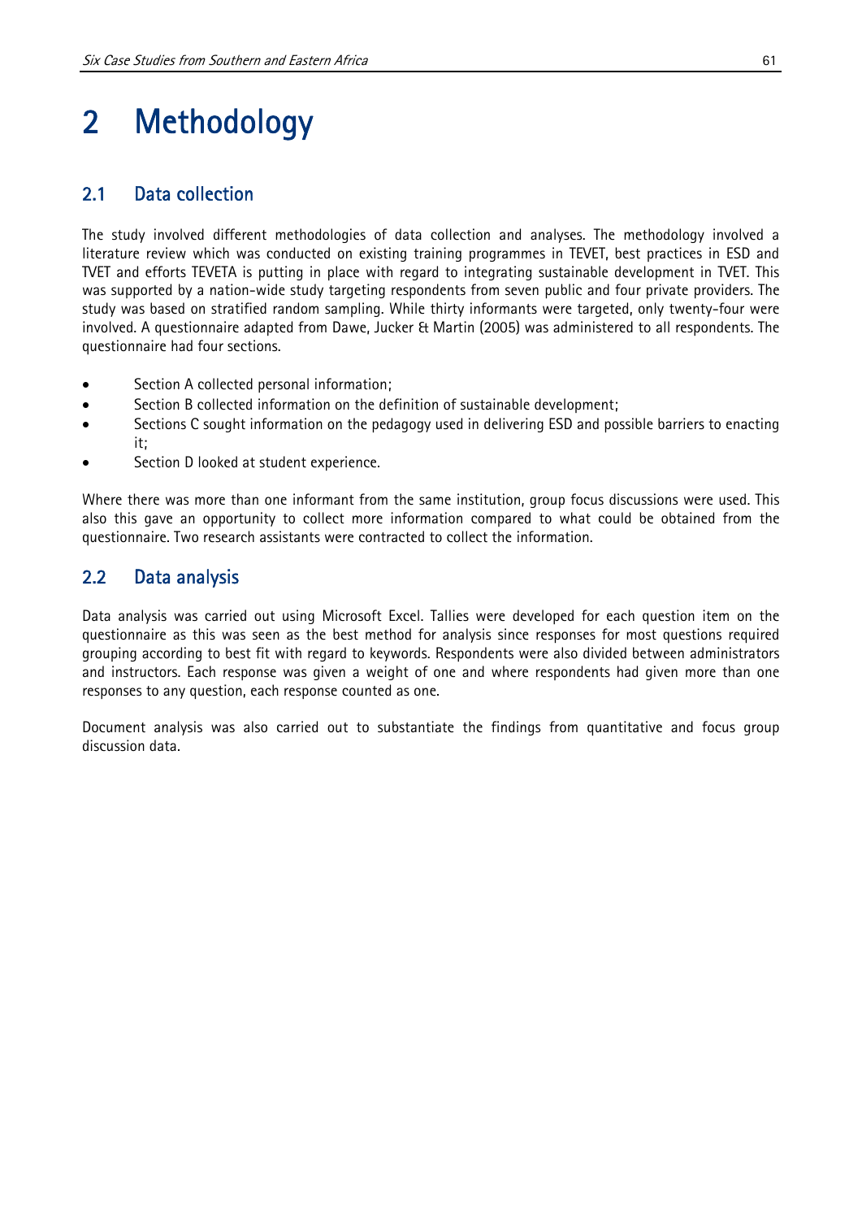# 2 Methodology

## 2.1 Data collection

The study involved different methodologies of data collection and analyses. The methodology involved a literature review which was conducted on existing training programmes in TEVET, best practices in ESD and TVET and efforts TEVETA is putting in place with regard to integrating sustainable development in TVET. This was supported by a nation-wide study targeting respondents from seven public and four private providers. The study was based on stratified random sampling. While thirty informants were targeted, only twenty-four were involved. A questionnaire adapted from Dawe, Jucker & Martin (2005) was administered to all respondents. The questionnaire had four sections.

- Section A collected personal information;
- Section B collected information on the definition of sustainable development;
- Sections C sought information on the pedagogy used in delivering ESD and possible barriers to enacting it;
- Section D looked at student experience.

Where there was more than one informant from the same institution, group focus discussions were used. This also this gave an opportunity to collect more information compared to what could be obtained from the questionnaire. Two research assistants were contracted to collect the information.

## 2.2 Data analysis

Data analysis was carried out using Microsoft Excel. Tallies were developed for each question item on the questionnaire as this was seen as the best method for analysis since responses for most questions required grouping according to best fit with regard to keywords. Respondents were also divided between administrators and instructors. Each response was given a weight of one and where respondents had given more than one responses to any question, each response counted as one.

Document analysis was also carried out to substantiate the findings from quantitative and focus group discussion data.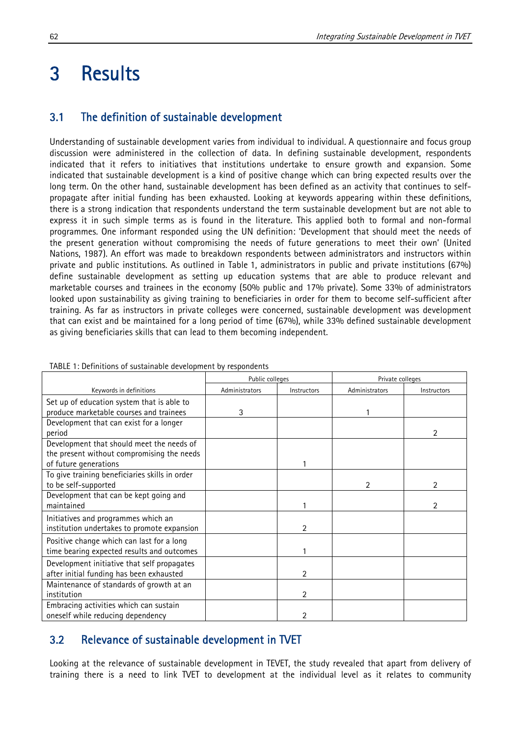# 3 Results

## 3.1 The definition of sustainable development

Understanding of sustainable development varies from individual to individual. A questionnaire and focus group discussion were administered in the collection of data. In defining sustainable development, respondents indicated that it refers to initiatives that institutions undertake to ensure growth and expansion. Some indicated that sustainable development is a kind of positive change which can bring expected results over the long term. On the other hand, sustainable development has been defined as an activity that continues to self-propagate after initial funding has been exhausted. Looking at keywords appearing within these definitions, there is a strong indication that respondents understand the term sustainable development but are not able to express it in such simple terms as is found in the literature. This applied both to formal and non-formal programmes. One informant responded using the UN definition: 'Development that should meet the needs of the present generation without compromising the needs of future generations to meet their own' (United Nations, 1987). An effort was made to breakdown respondents between administrators and instructors within private and public institutions. As outlined in Table 1, administrators in public and private institutions (67%) define sustainable development as setting up education systems that are able to produce relevant and marketable courses and trainees in the economy (50% public and 17% private). Some 33% of administrators looked upon sustainability as giving training to beneficiaries in order for them to become self-sufficient after training. As far as instructors in private colleges were concerned, sustainable development was development that can exist and be maintained for a long period of time (67%), while 33% defined sustainable development as giving beneficiaries skills that can lead to them becoming independent.

TABLE 1: Definitions of sustainable development by respondents

| | Public colleges | | Private colleges | |
|---|---|---|---|---|
| Keywords in definitions | Administrators | Instructors | Administrators | Instructors |
| Set up of education system that is able to produce marketable courses and trainees | 3 | | 1 | |
| Development that can exist for a longer period | | | | 2 |
| Development that should meet the needs of the present without compromising the needs of future generations | | 1 | | |
| To give training beneficiaries skills in order to be self-supported | | | 2 | 2 |
| Development that can be kept going and maintained | | 1 | | 2 |
| Initiatives and programmes which an institution undertakes to promote expansion | | 2 | | |
| Positive change which can last for a long time bearing expected results and outcomes | | 1 | | |
| Development initiative that self propagates after initial funding has been exhausted | | 2 | | |
| Maintenance of standards of growth at an institution | | 2 | | |
| Embracing activities which can sustain oneself while reducing dependency | | 2 | | |

## 3.2 Relevance of sustainable development in TVET

Looking at the relevance of sustainable development in TEVET, the study revealed that apart from delivery of training there is a need to link TVET to development at the individual level as it relates to community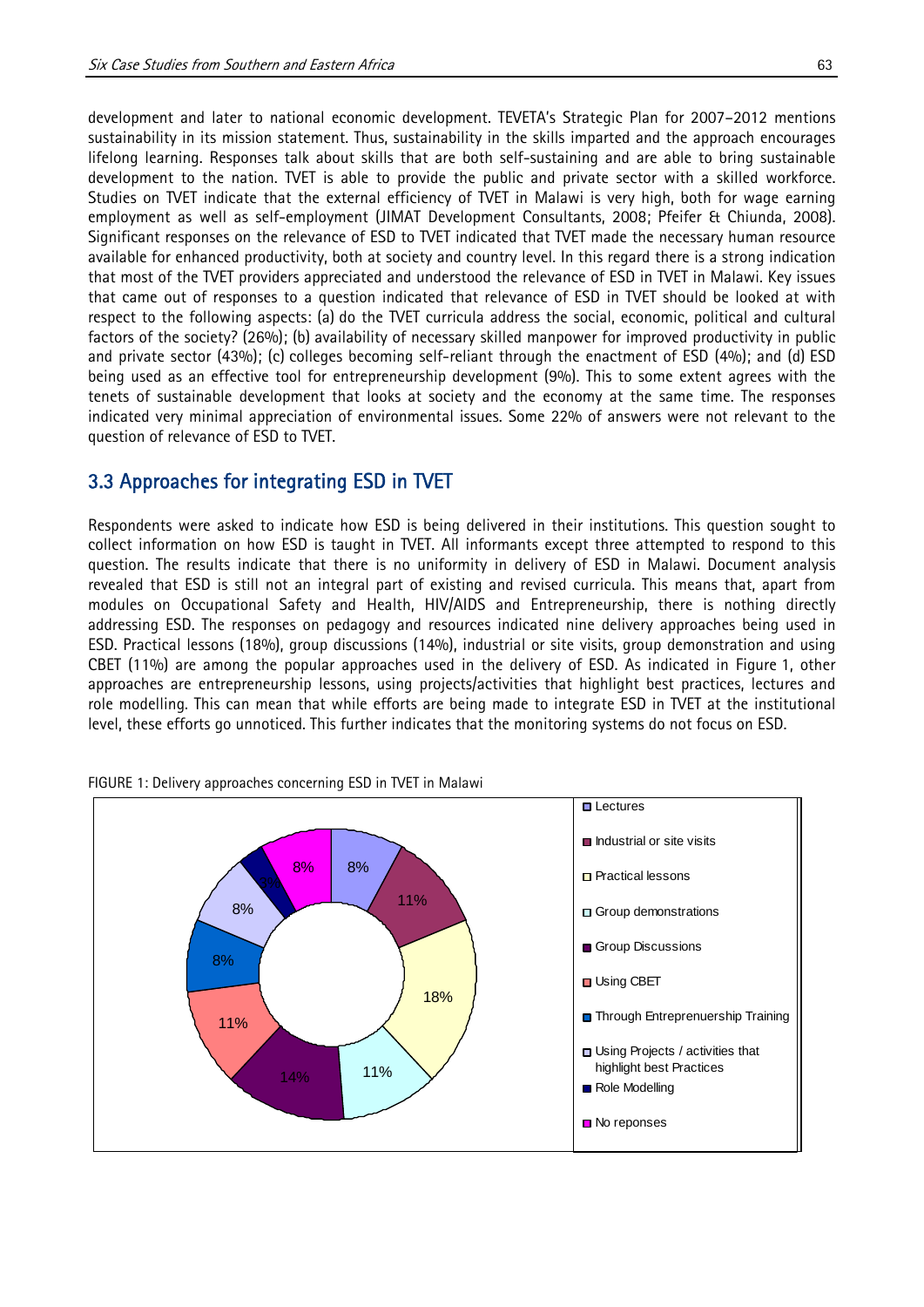development and later to national economic development. TEVETA's Strategic Plan for 2007–2012 mentions sustainability in its mission statement. Thus, sustainability in the skills imparted and the approach encourages lifelong learning. Responses talk about skills that are both self-sustaining and are able to bring sustainable development to the nation. TVET is able to provide the public and private sector with a skilled workforce. Studies on TVET indicate that the external efficiency of TVET in Malawi is very high, both for wage earning employment as well as self-employment (JIMAT Development Consultants, 2008; Pfeifer & Chiunda, 2008). Significant responses on the relevance of ESD to TVET indicated that TVET made the necessary human resource available for enhanced productivity, both at society and country level. In this regard there is a strong indication that most of the TVET providers appreciated and understood the relevance of ESD in TVET in Malawi. Key issues that came out of responses to a question indicated that relevance of ESD in TVET should be looked at with respect to the following aspects: (a) do the TVET curricula address the social, economic, political and cultural factors of the society? (26%); (b) availability of necessary skilled manpower for improved productivity in public and private sector (43%); (c) colleges becoming self-reliant through the enactment of ESD (4%); and (d) ESD being used as an effective tool for entrepreneurship development (9%). This to some extent agrees with the tenets of sustainable development that looks at society and the economy at the same time. The responses indicated very minimal appreciation of environmental issues. Some 22% of answers were not relevant to the question of relevance of ESD to TVET.

## 3.3 Approaches for integrating ESD in TVET

Respondents were asked to indicate how ESD is being delivered in their institutions. This question sought to collect information on how ESD is taught in TVET. All informants except three attempted to respond to this question. The results indicate that there is no uniformity in delivery of ESD in Malawi. Document analysis revealed that ESD is still not an integral part of existing and revised curricula. This means that, apart from modules on Occupational Safety and Health, HIV/AIDS and Entrepreneurship, there is nothing directly addressing ESD. The responses on pedagogy and resources indicated nine delivery approaches being used in ESD. Practical lessons (18%), group discussions (14%), industrial or site visits, group demonstration and using CBET (11%) are among the popular approaches used in the delivery of ESD. As indicated in Figure 1, other approaches are entrepreneurship lessons, using projects/activities that highlight best practices, lectures and role modelling. This can mean that while efforts are being made to integrate ESD in TVET at the institutional level, these efforts go unnoticed. This further indicates that the monitoring systems do not focus on ESD.

FIGURE 1: Delivery approaches concerning ESD in TVET in Malawi

| Approach | % |
|---|---|
| Lectures | 8% |
| Industrial or site visits | 11% |
| Practical lessons | 18% |
| Group demonstrations | 11% |
| Group Discussions | 14% |
| Using CBET | 11% |
| Through Entrepreneurship Training | 8% |
| Using Projects / activities that highlight best Practices | 8% |
| Role Modelling | 3% |
| No reponses | 8% |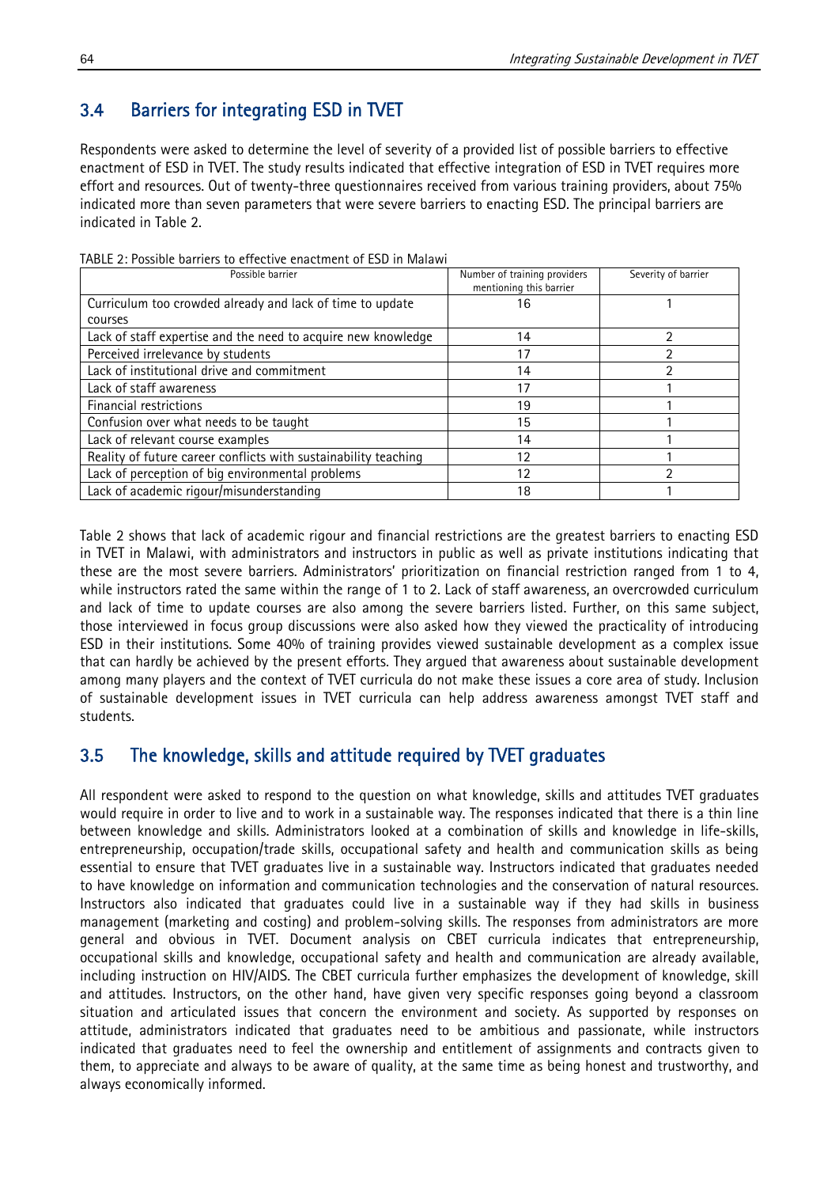## 3.4 Barriers for integrating ESD in TVET

Respondents were asked to determine the level of severity of a provided list of possible barriers to effective enactment of ESD in TVET. The study results indicated that effective integration of ESD in TVET requires more effort and resources. Out of twenty-three questionnaires received from various training providers, about 75% indicated more than seven parameters that were severe barriers to enacting ESD. The principal barriers are indicated in Table 2.

TABLE 2: Possible barriers to effective enactment of ESD in Malawi

| Possible barrier | Number of training providers mentioning this barrier | Severity of barrier |
|---|---|---|
| Curriculum too crowded already and lack of time to update courses | 16 | 1 |
| Lack of staff expertise and the need to acquire new knowledge | 14 | 2 |
| Perceived irrelevance by students | 17 | 2 |
| Lack of institutional drive and commitment | 14 | 2 |
| Lack of staff awareness | 17 | 1 |
| Financial restrictions | 19 | 1 |
| Confusion over what needs to be taught | 15 | 1 |
| Lack of relevant course examples | 14 | 1 |
| Reality of future career conflicts with sustainability teaching | 12 | 1 |
| Lack of perception of big environmental problems | 12 | 2 |
| Lack of academic rigour/misunderstanding | 18 | 1 |

Table 2 shows that lack of academic rigour and financial restrictions are the greatest barriers to enacting ESD in TVET in Malawi, with administrators and instructors in public as well as private institutions indicating that these are the most severe barriers. Administrators' prioritization on financial restriction ranged from 1 to 4, while instructors rated the same within the range of 1 to 2. Lack of staff awareness, an overcrowded curriculum and lack of time to update courses are also among the severe barriers listed. Further, on this same subject, those interviewed in focus group discussions were also asked how they viewed the practicality of introducing ESD in their institutions. Some 40% of training provides viewed sustainable development as a complex issue that can hardly be achieved by the present efforts. They argued that awareness about sustainable development among many players and the context of TVET curricula do not make these issues a core area of study. Inclusion of sustainable development issues in TVET curricula can help address awareness amongst TVET staff and students.

## 3.5 The knowledge, skills and attitude required by TVET graduates

All respondent were asked to respond to the question on what knowledge, skills and attitudes TVET graduates would require in order to live and to work in a sustainable way. The responses indicated that there is a thin line between knowledge and skills. Administrators looked at a combination of skills and knowledge in life-skills, entrepreneurship, occupation/trade skills, occupational safety and health and communication skills as being essential to ensure that TVET graduates live in a sustainable way. Instructors indicated that graduates needed to have knowledge on information and communication technologies and the conservation of natural resources. Instructors also indicated that graduates could live in a sustainable way if they had skills in business management (marketing and costing) and problem-solving skills. The responses from administrators are more general and obvious in TVET. Document analysis on CBET curricula indicates that entrepreneurship, occupational skills and knowledge, occupational safety and health and communication are already available, including instruction on HIV/AIDS. The CBET curricula further emphasizes the development of knowledge, skill and attitudes. Instructors, on the other hand, have given very specific responses going beyond a classroom situation and articulated issues that concern the environment and society. As supported by responses on attitude, administrators indicated that graduates need to be ambitious and passionate, while instructors indicated that graduates need to feel the ownership and entitlement of assignments and contracts given to them, to appreciate and always to be aware of quality, at the same time as being honest and trustworthy, and always economically informed.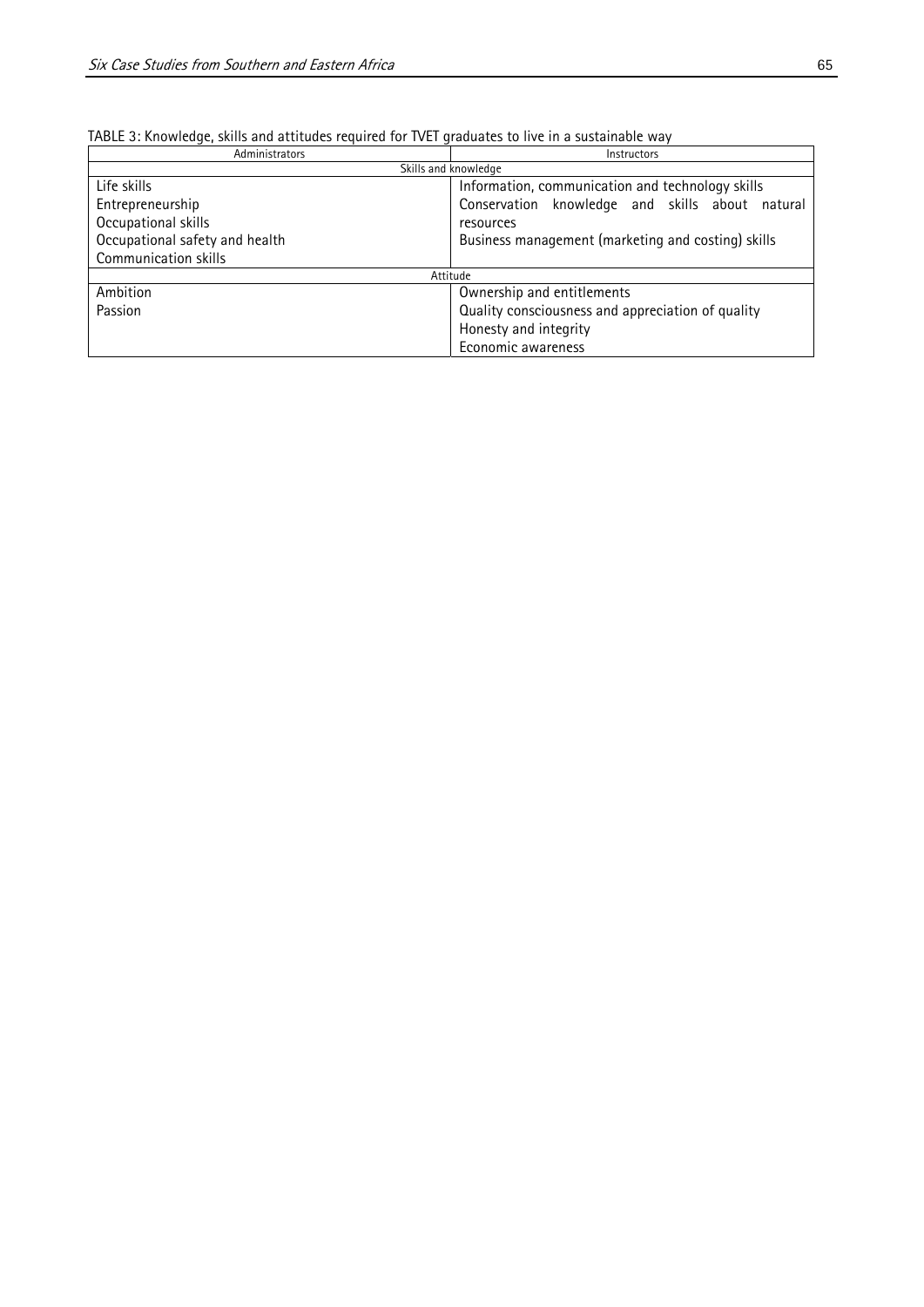TABLE 3: Knowledge, skills and attitudes required for TVET graduates to live in a sustainable way

| Administrators | Instructors |
|---|---|
| Skills and knowledge | |
| Life skills<br>Entrepreneurship<br>Occupational skills<br>Occupational safety and health<br>Communication skills | Information, communication and technology skills<br>Conservation knowledge and skills about natural resources<br>Business management (marketing and costing) skills |
| Attitude | |
| Ambition<br>Passion | Ownership and entitlements<br>Quality consciousness and appreciation of quality<br>Honesty and integrity<br>Economic awareness |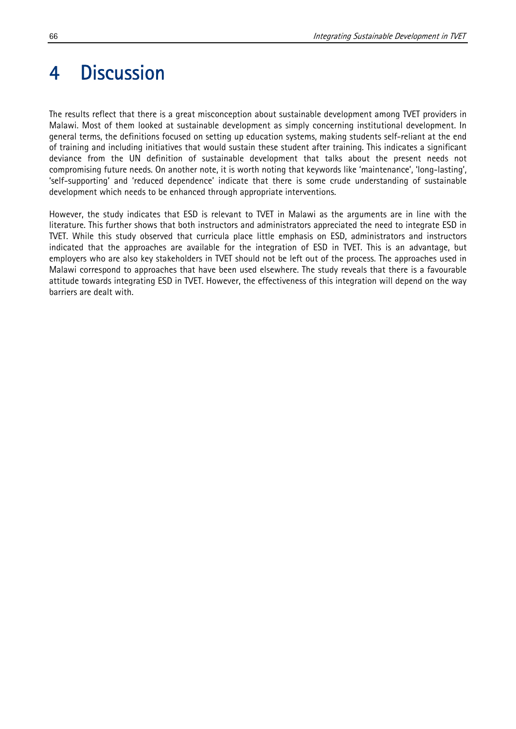# 4 Discussion

The results reflect that there is a great misconception about sustainable development among TVET providers in Malawi. Most of them looked at sustainable development as simply concerning institutional development. In general terms, the definitions focused on setting up education systems, making students self-reliant at the end of training and including initiatives that would sustain these student after training. This indicates a significant deviance from the UN definition of sustainable development that talks about the present needs not compromising future needs. On another note, it is worth noting that keywords like 'maintenance', 'long-lasting', 'self-supporting' and 'reduced dependence' indicate that there is some crude understanding of sustainable development which needs to be enhanced through appropriate interventions.

However, the study indicates that ESD is relevant to TVET in Malawi as the arguments are in line with the literature. This further shows that both instructors and administrators appreciated the need to integrate ESD in TVET. While this study observed that curricula place little emphasis on ESD, administrators and instructors indicated that the approaches are available for the integration of ESD in TVET. This is an advantage, but employers who are also key stakeholders in TVET should not be left out of the process. The approaches used in Malawi correspond to approaches that have been used elsewhere. The study reveals that there is a favourable attitude towards integrating ESD in TVET. However, the effectiveness of this integration will depend on the way barriers are dealt with.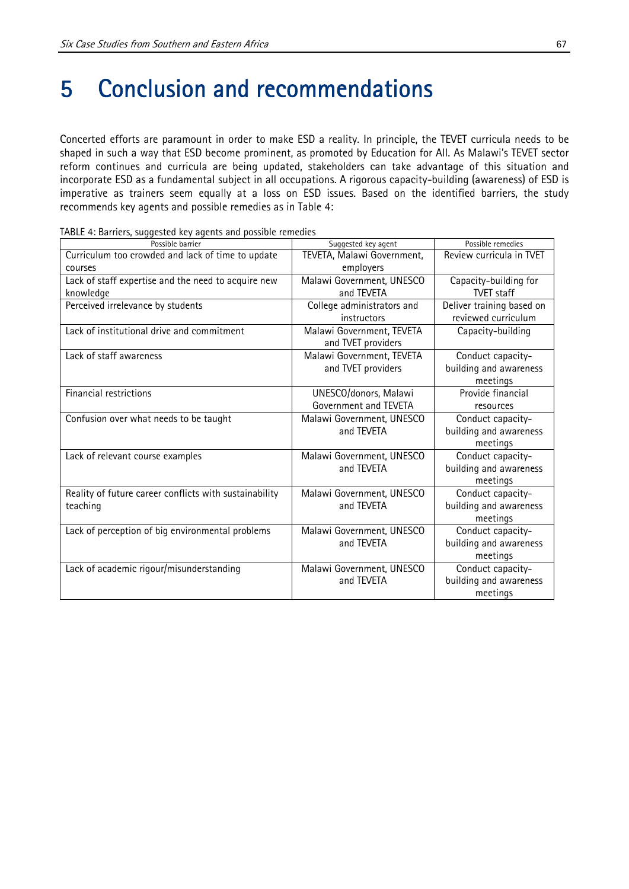# 5 Conclusion and recommendations

Concerted efforts are paramount in order to make ESD a reality. In principle, the TEVET curricula needs to be shaped in such a way that ESD become prominent, as promoted by Education for All. As Malawi's TEVET sector reform continues and curricula are being updated, stakeholders can take advantage of this situation and incorporate ESD as a fundamental subject in all occupations. A rigorous capacity-building (awareness) of ESD is imperative as trainers seem equally at a loss on ESD issues. Based on the identified barriers, the study recommends key agents and possible remedies as in Table 4:

TABLE 4: Barriers, suggested key agents and possible remedies

| Possible barrier | Suggested key agent | Possible remedies |
|---|---|---|
| Curriculum too crowded and lack of time to update courses | TEVETA, Malawi Government, employers | Review curricula in TVET |
| Lack of staff expertise and the need to acquire new knowledge | Malawi Government, UNESCO and TEVETA | Capacity-building for TVET staff |
| Perceived irrelevance by students | College administrators and instructors | Deliver training based on reviewed curriculum |
| Lack of institutional drive and commitment | Malawi Government, TEVETA and TVET providers | Capacity-building |
| Lack of staff awareness | Malawi Government, TEVETA and TVET providers | Conduct capacity-building and awareness meetings |
| Financial restrictions | UNESCO/donors, Malawi Government and TEVETA | Provide financial resources |
| Confusion over what needs to be taught | Malawi Government, UNESCO and TEVETA | Conduct capacity-building and awareness meetings |
| Lack of relevant course examples | Malawi Government, UNESCO and TEVETA | Conduct capacity-building and awareness meetings |
| Reality of future career conflicts with sustainability teaching | Malawi Government, UNESCO and TEVETA | Conduct capacity-building and awareness meetings |
| Lack of perception of big environmental problems | Malawi Government, UNESCO and TEVETA | Conduct capacity-building and awareness meetings |
| Lack of academic rigour/misunderstanding | Malawi Government, UNESCO and TEVETA | Conduct capacity-building and awareness meetings |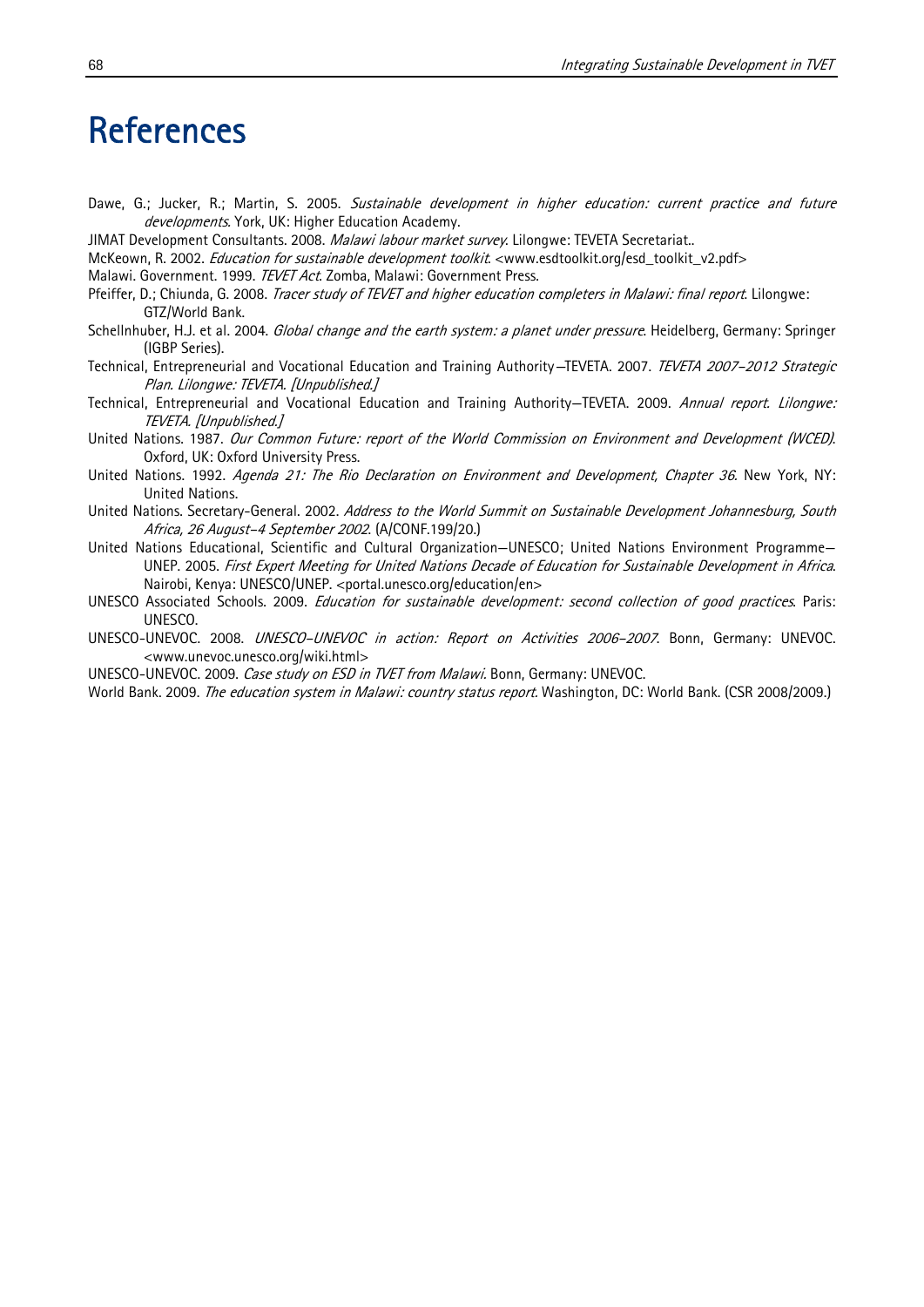# References

Dawe, G.; Jucker, R.; Martin, S. 2005. *Sustainable development in higher education: current practice and future developments*. York, UK: Higher Education Academy.

JIMAT Development Consultants. 2008. *Malawi labour market survey*. Lilongwe: TEVETA Secretariat..

McKeown, R. 2002. *Education for sustainable development toolkit*. <www.esdtoolkit.org/esd_toolkit_v2.pdf>

Malawi. Government. 1999. *TEVET Act*. Zomba, Malawi: Government Press.

Pfeiffer, D.; Chiunda, G. 2008. *Tracer study of TEVET and higher education completers in Malawi: final report*. Lilongwe: GTZ/World Bank.

Schellnhuber, H.J. et al. 2004. *Global change and the earth system: a planet under pressure*. Heidelberg, Germany: Springer (IGBP Series).

Technical, Entrepreneurial and Vocational Education and Training Authority–TEVETA. 2007. *TEVETA 2007–2012 Strategic Plan. Lilongwe: TEVETA. [Unpublished.]*

Technical, Entrepreneurial and Vocational Education and Training Authority–TEVETA. 2009. *Annual report. Lilongwe: TEVETA. [Unpublished.]*

United Nations. 1987. *Our Common Future: report of the World Commission on Environment and Development (WCED)*. Oxford, UK: Oxford University Press.

United Nations. 1992. *Agenda 21: The Rio Declaration on Environment and Development, Chapter 36*. New York, NY: United Nations.

United Nations. Secretary-General. 2002. *Address to the World Summit on Sustainable Development Johannesburg, South Africa, 26 August–4 September 2002*. (A/CONF.199/20.)

United Nations Educational, Scientific and Cultural Organization–UNESCO; United Nations Environment Programme–UNEP. 2005. *First Expert Meeting for United Nations Decade of Education for Sustainable Development in Africa*. Nairobi, Kenya: UNESCO/UNEP. <portal.unesco.org/education/en>

UNESCO Associated Schools. 2009. *Education for sustainable development: second collection of good practices*. Paris: UNESCO.

UNESCO-UNEVOC. 2008. *UNESCO-UNEVOC in action: Report on Activities 2006–2007*. Bonn, Germany: UNEVOC. <www.unevoc.unesco.org/wiki.html>

UNESCO-UNEVOC. 2009. *Case study on ESD in TVET from Malawi*. Bonn, Germany: UNEVOC.

World Bank. 2009. *The education system in Malawi: country status report*. Washington, DC: World Bank. (CSR 2008/2009.)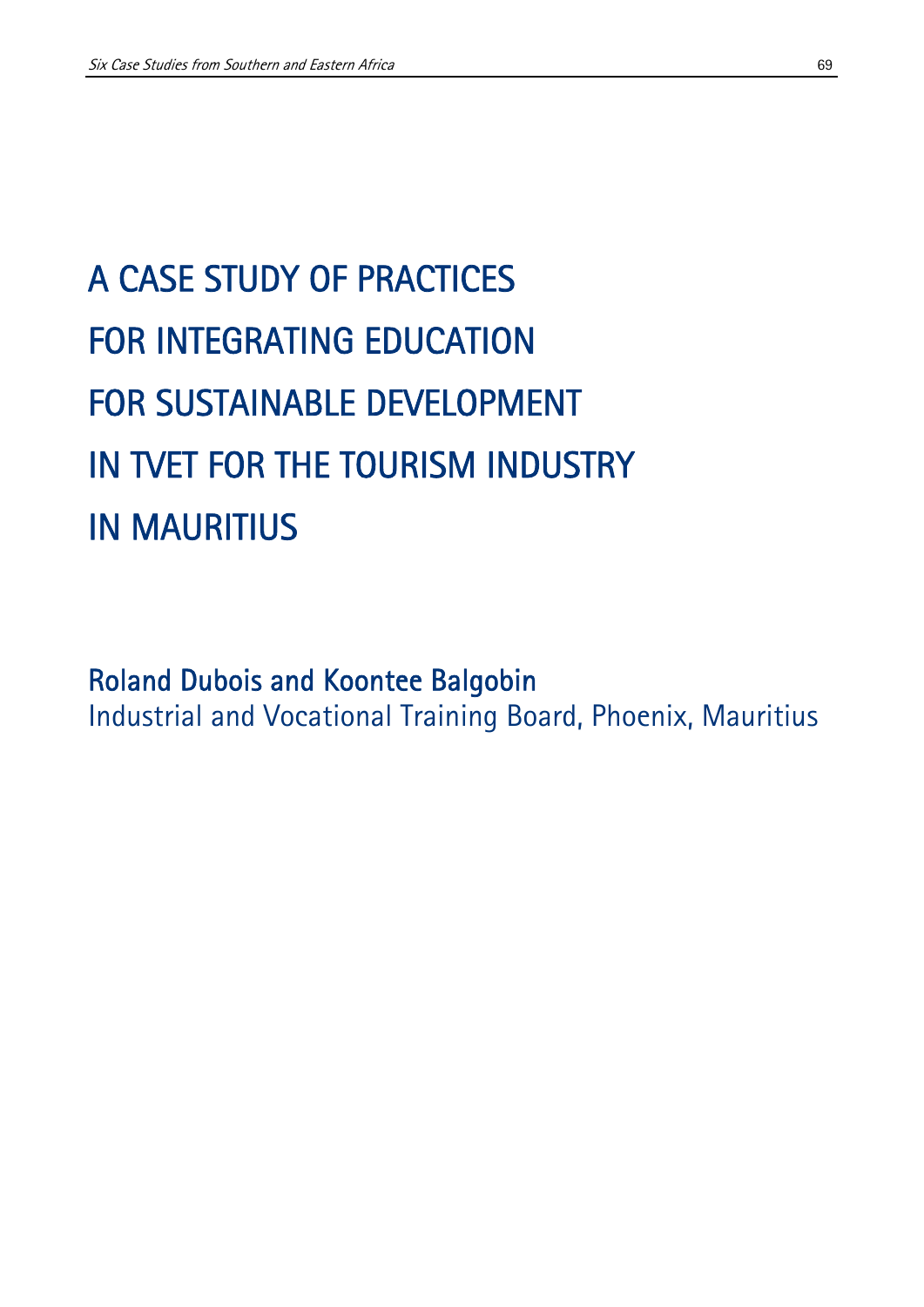# A CASE STUDY OF PRACTICES FOR INTEGRATING EDUCATION FOR SUSTAINABLE DEVELOPMENT IN TVET FOR THE TOURISM INDUSTRY IN MAURITIUS

**Roland Dubois and Koontee Balgobin**

Industrial and Vocational Training Board, Phoenix, Mauritius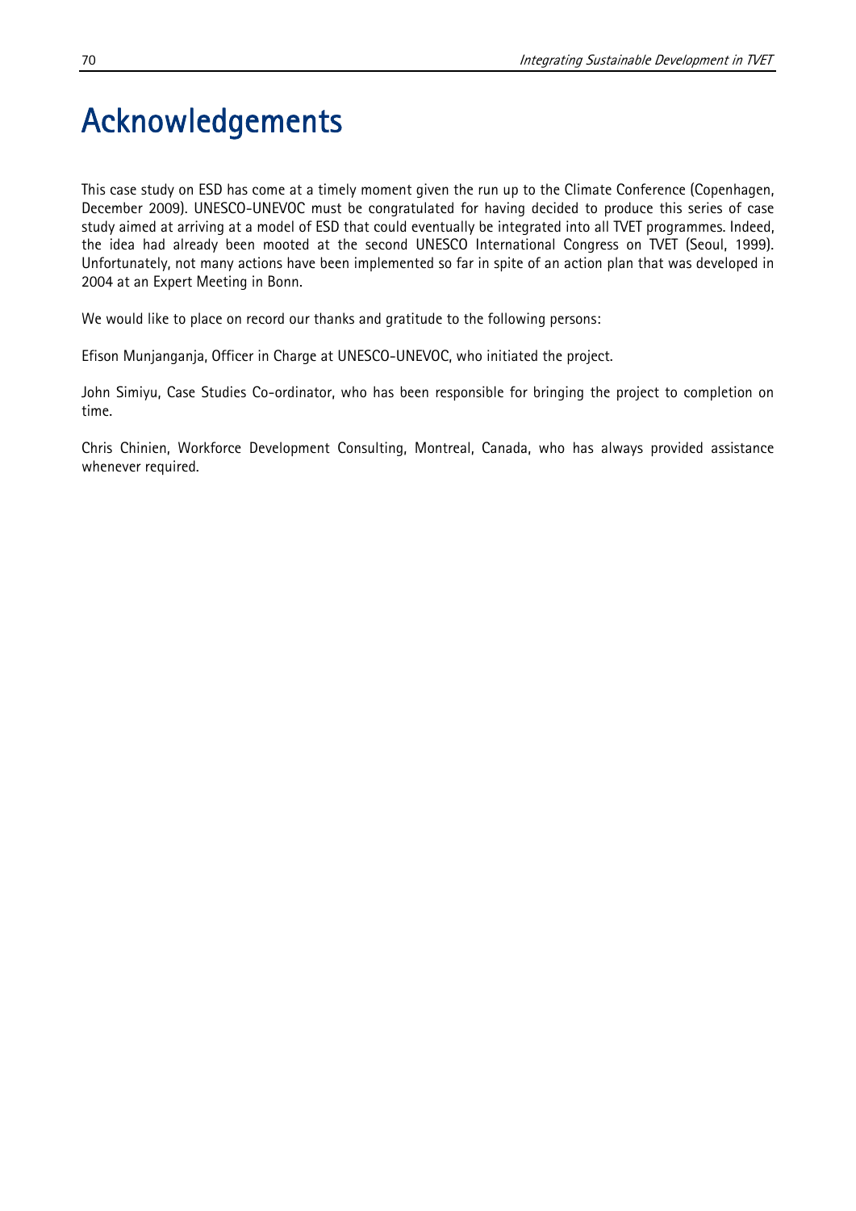# Acknowledgements

This case study on ESD has come at a timely moment given the run up to the Climate Conference (Copenhagen, December 2009). UNESCO-UNEVOC must be congratulated for having decided to produce this series of case study aimed at arriving at a model of ESD that could eventually be integrated into all TVET programmes. Indeed, the idea had already been mooted at the second UNESCO International Congress on TVET (Seoul, 1999). Unfortunately, not many actions have been implemented so far in spite of an action plan that was developed in 2004 at an Expert Meeting in Bonn.

We would like to place on record our thanks and gratitude to the following persons:

Efison Munjanganja, Officer in Charge at UNESCO-UNEVOC, who initiated the project.

John Simiyu, Case Studies Co-ordinator, who has been responsible for bringing the project to completion on time.

Chris Chinien, Workforce Development Consulting, Montreal, Canada, who has always provided assistance whenever required.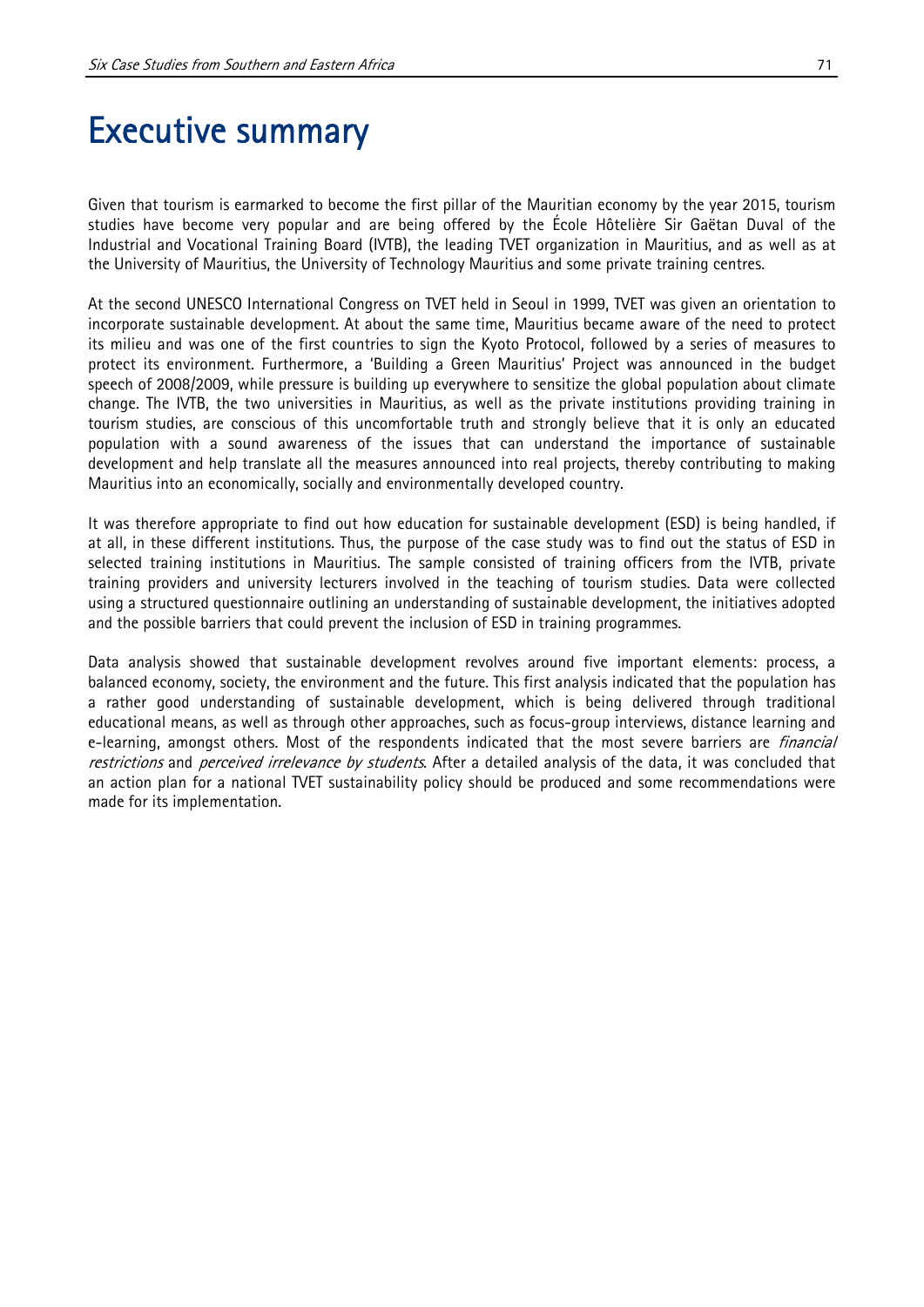# Executive summary

Given that tourism is earmarked to become the first pillar of the Mauritian economy by the year 2015, tourism studies have become very popular and are being offered by the École Hôtelière Sir Gaëtan Duval of the Industrial and Vocational Training Board (IVTB), the leading TVET organization in Mauritius, and as well as at the University of Mauritius, the University of Technology Mauritius and some private training centres.

At the second UNESCO International Congress on TVET held in Seoul in 1999, TVET was given an orientation to incorporate sustainable development. At about the same time, Mauritius became aware of the need to protect its milieu and was one of the first countries to sign the Kyoto Protocol, followed by a series of measures to protect its environment. Furthermore, a 'Building a Green Mauritius' Project was announced in the budget speech of 2008/2009, while pressure is building up everywhere to sensitize the global population about climate change. The IVTB, the two universities in Mauritius, as well as the private institutions providing training in tourism studies, are conscious of this uncomfortable truth and strongly believe that it is only an educated population with a sound awareness of the issues that can understand the importance of sustainable development and help translate all the measures announced into real projects, thereby contributing to making Mauritius into an economically, socially and environmentally developed country.

It was therefore appropriate to find out how education for sustainable development (ESD) is being handled, if at all, in these different institutions. Thus, the purpose of the case study was to find out the status of ESD in selected training institutions in Mauritius. The sample consisted of training officers from the IVTB, private training providers and university lecturers involved in the teaching of tourism studies. Data were collected using a structured questionnaire outlining an understanding of sustainable development, the initiatives adopted and the possible barriers that could prevent the inclusion of ESD in training programmes.

Data analysis showed that sustainable development revolves around five important elements: process, a balanced economy, society, the environment and the future. This first analysis indicated that the population has a rather good understanding of sustainable development, which is being delivered through traditional educational means, as well as through other approaches, such as focus-group interviews, distance learning and e-learning, amongst others. Most of the respondents indicated that the most severe barriers are *financial restrictions* and *perceived irrelevance by students*. After a detailed analysis of the data, it was concluded that an action plan for a national TVET sustainability policy should be produced and some recommendations were made for its implementation.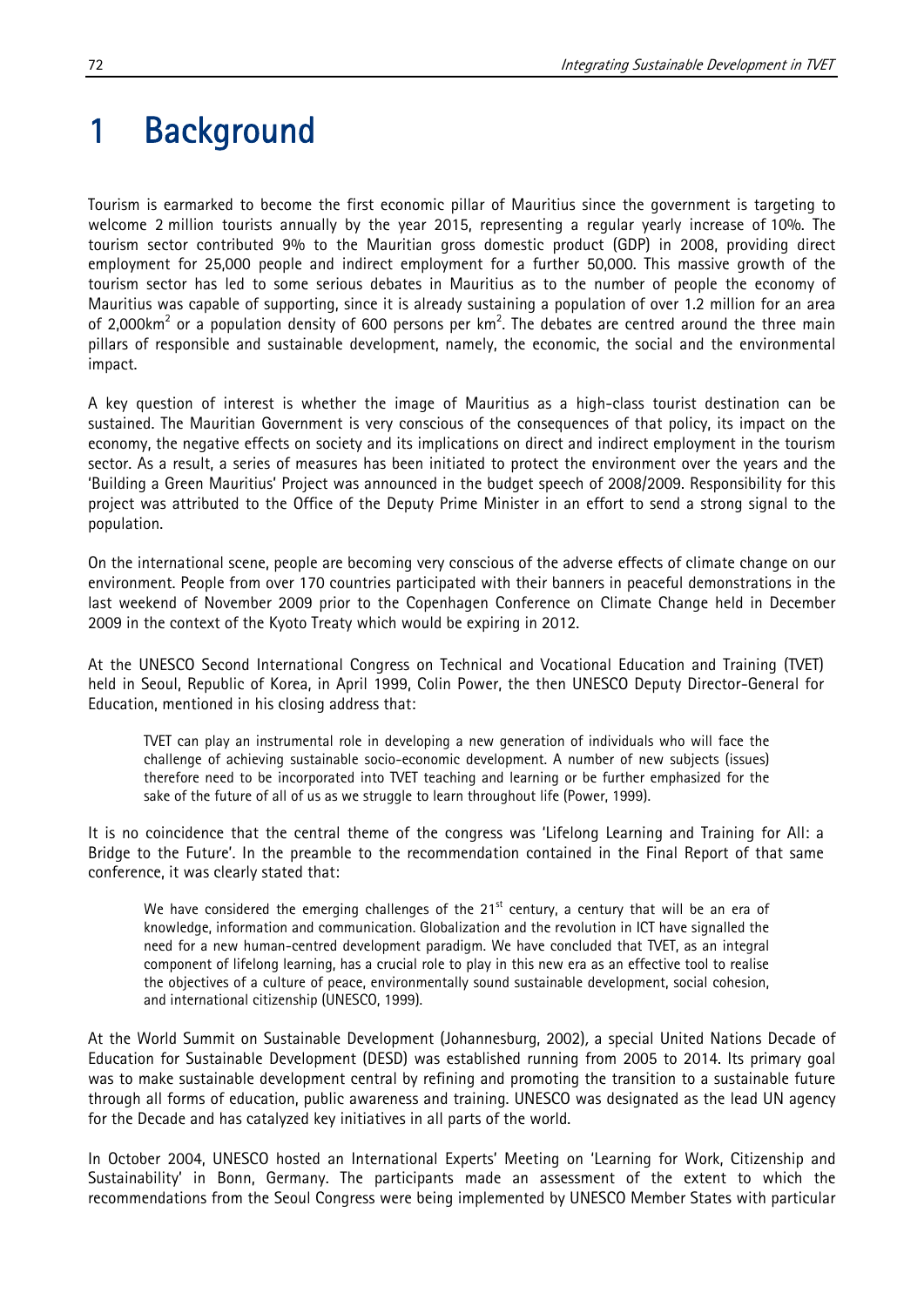# 1 Background

Tourism is earmarked to become the first economic pillar of Mauritius since the government is targeting to welcome 2 million tourists annually by the year 2015, representing a regular yearly increase of 10%. The tourism sector contributed 9% to the Mauritian gross domestic product (GDP) in 2008, providing direct employment for 25,000 people and indirect employment for a further 50,000. This massive growth of the tourism sector has led to some serious debates in Mauritius as to the number of people the economy of Mauritius was capable of supporting, since it is already sustaining a population of over 1.2 million for an area of 2,000km$^2$ or a population density of 600 persons per km$^2$. The debates are centred around the three main pillars of responsible and sustainable development, namely, the economic, the social and the environmental impact.

A key question of interest is whether the image of Mauritius as a high-class tourist destination can be sustained. The Mauritian Government is very conscious of the consequences of that policy, its impact on the economy, the negative effects on society and its implications on direct and indirect employment in the tourism sector. As a result, a series of measures has been initiated to protect the environment over the years and the 'Building a Green Mauritius' Project was announced in the budget speech of 2008/2009. Responsibility for this project was attributed to the Office of the Deputy Prime Minister in an effort to send a strong signal to the population.

On the international scene, people are becoming very conscious of the adverse effects of climate change on our environment. People from over 170 countries participated with their banners in peaceful demonstrations in the last weekend of November 2009 prior to the Copenhagen Conference on Climate Change held in December 2009 in the context of the Kyoto Treaty which would be expiring in 2012.

At the UNESCO Second International Congress on Technical and Vocational Education and Training (TVET) held in Seoul, Republic of Korea, in April 1999, Colin Power, the then UNESCO Deputy Director-General for Education, mentioned in his closing address that:

> TVET can play an instrumental role in developing a new generation of individuals who will face the challenge of achieving sustainable socio-economic development. A number of new subjects (issues) therefore need to be incorporated into TVET teaching and learning or be further emphasized for the sake of the future of all of us as we struggle to learn throughout life (Power, 1999).

It is no coincidence that the central theme of the congress was 'Lifelong Learning and Training for All: a Bridge to the Future'. In the preamble to the recommendation contained in the Final Report of that same conference, it was clearly stated that:

> We have considered the emerging challenges of the 21st century, a century that will be an era of knowledge, information and communication. Globalization and the revolution in ICT have signalled the need for a new human-centred development paradigm. We have concluded that TVET, as an integral component of lifelong learning, has a crucial role to play in this new era as an effective tool to realise the objectives of a culture of peace, environmentally sound sustainable development, social cohesion, and international citizenship (UNESCO, 1999).

At the World Summit on Sustainable Development (Johannesburg, 2002), a special United Nations Decade of Education for Sustainable Development (DESD) was established running from 2005 to 2014. Its primary goal was to make sustainable development central by refining and promoting the transition to a sustainable future through all forms of education, public awareness and training. UNESCO was designated as the lead UN agency for the Decade and has catalyzed key initiatives in all parts of the world.

In October 2004, UNESCO hosted an International Experts' Meeting on 'Learning for Work, Citizenship and Sustainability' in Bonn, Germany. The participants made an assessment of the extent to which the recommendations from the Seoul Congress were being implemented by UNESCO Member States with particular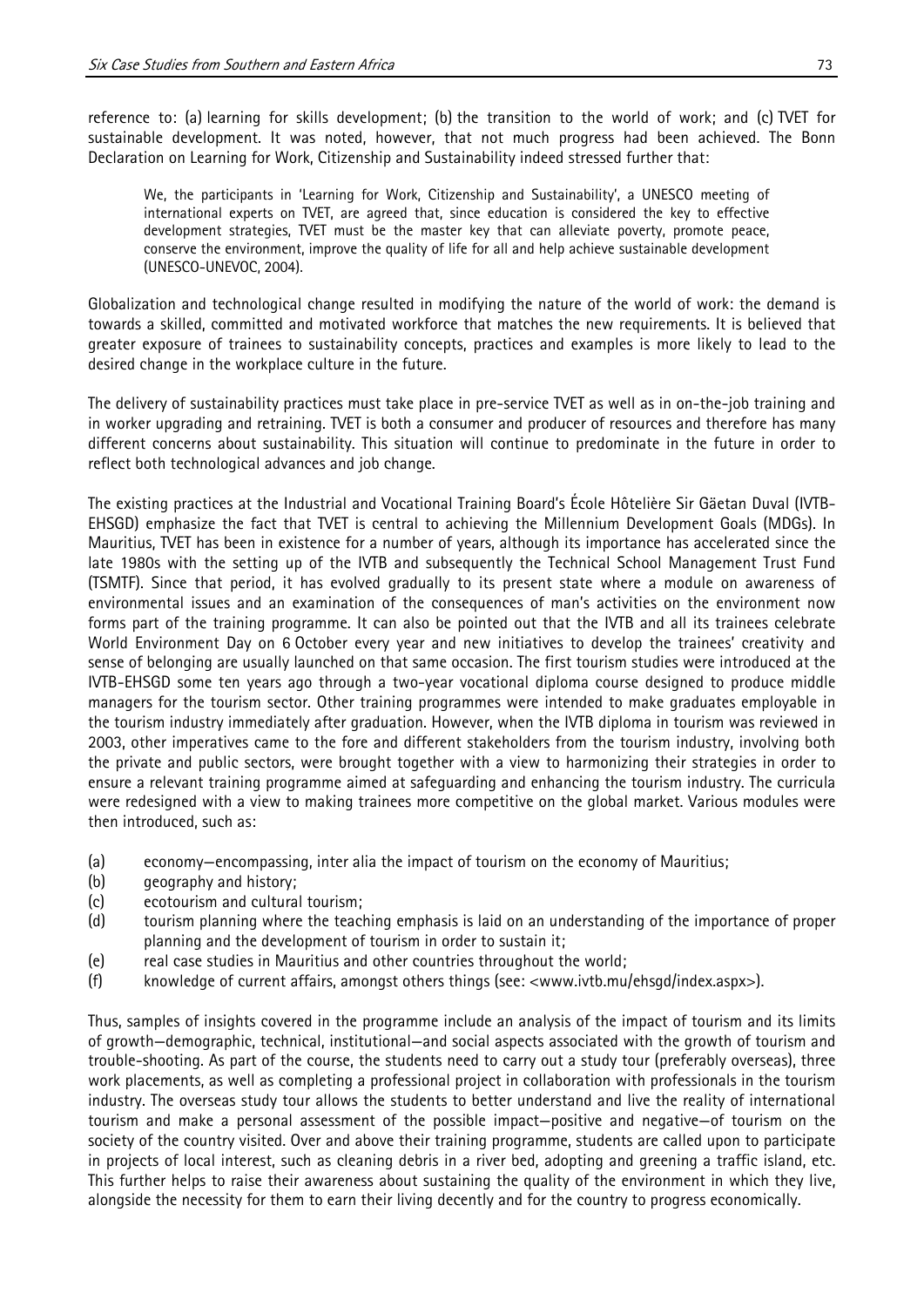reference to: (a) learning for skills development; (b) the transition to the world of work; and (c) TVET for sustainable development. It was noted, however, that not much progress had been achieved. The Bonn Declaration on Learning for Work, Citizenship and Sustainability indeed stressed further that:

> We, the participants in 'Learning for Work, Citizenship and Sustainability', a UNESCO meeting of international experts on TVET, are agreed that, since education is considered the key to effective development strategies, TVET must be the master key that can alleviate poverty, promote peace, conserve the environment, improve the quality of life for all and help achieve sustainable development (UNESCO-UNEVOC, 2004).

Globalization and technological change resulted in modifying the nature of the world of work: the demand is towards a skilled, committed and motivated workforce that matches the new requirements. It is believed that greater exposure of trainees to sustainability concepts, practices and examples is more likely to lead to the desired change in the workplace culture in the future.

The delivery of sustainability practices must take place in pre-service TVET as well as in on-the-job training and in worker upgrading and retraining. TVET is both a consumer and producer of resources and therefore has many different concerns about sustainability. This situation will continue to predominate in the future in order to reflect both technological advances and job change.

The existing practices at the Industrial and Vocational Training Board's École Hôtelière Sir Gäetan Duval (IVTB-EHSGD) emphasize the fact that TVET is central to achieving the Millennium Development Goals (MDGs). In Mauritius, TVET has been in existence for a number of years, although its importance has accelerated since the late 1980s with the setting up of the IVTB and subsequently the Technical School Management Trust Fund (TSMTF). Since that period, it has evolved gradually to its present state where a module on awareness of environmental issues and an examination of the consequences of man's activities on the environment now forms part of the training programme. It can also be pointed out that the IVTB and all its trainees celebrate World Environment Day on 6 October every year and new initiatives to develop the trainees' creativity and sense of belonging are usually launched on that same occasion. The first tourism studies were introduced at the IVTB-EHSGD some ten years ago through a two-year vocational diploma course designed to produce middle managers for the tourism sector. Other training programmes were intended to make graduates employable in the tourism industry immediately after graduation. However, when the IVTB diploma in tourism was reviewed in 2003, other imperatives came to the fore and different stakeholders from the tourism industry, involving both the private and public sectors, were brought together with a view to harmonizing their strategies in order to ensure a relevant training programme aimed at safeguarding and enhancing the tourism industry. The curricula were redesigned with a view to making trainees more competitive on the global market. Various modules were then introduced, such as:

(a) economy—encompassing, inter alia the impact of tourism on the economy of Mauritius;
(b) geography and history;
(c) ecotourism and cultural tourism;
(d) tourism planning where the teaching emphasis is laid on an understanding of the importance of proper planning and the development of tourism in order to sustain it;
(e) real case studies in Mauritius and other countries throughout the world;
(f) knowledge of current affairs, amongst others things (see: <www.ivtb.mu/ehsgd/index.aspx>).

Thus, samples of insights covered in the programme include an analysis of the impact of tourism and its limits of growth—demographic, technical, institutional—and social aspects associated with the growth of tourism and trouble-shooting. As part of the course, the students need to carry out a study tour (preferably overseas), three work placements, as well as completing a professional project in collaboration with professionals in the tourism industry. The overseas study tour allows the students to better understand and live the reality of international tourism and make a personal assessment of the possible impact—positive and negative—of tourism on the society of the country visited. Over and above their training programme, students are called upon to participate in projects of local interest, such as cleaning debris in a river bed, adopting and greening a traffic island, etc. This further helps to raise their awareness about sustaining the quality of the environment in which they live, alongside the necessity for them to earn their living decently and for the country to progress economically.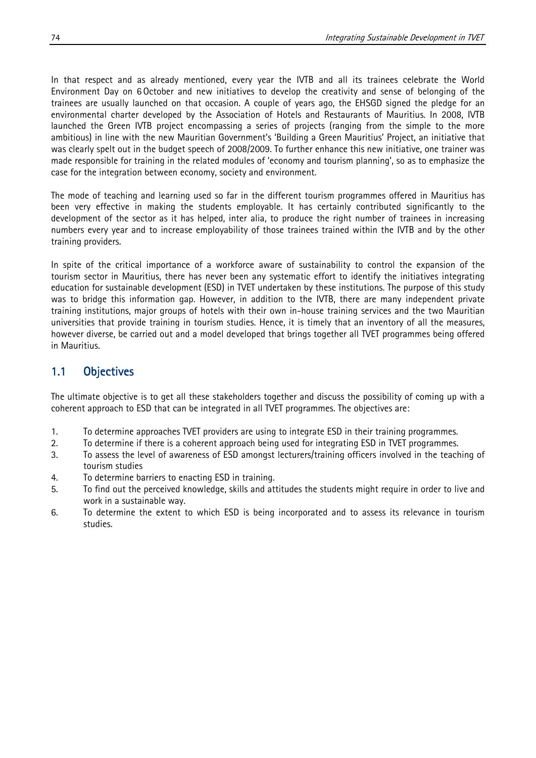In that respect and as already mentioned, every year the IVTB and all its trainees celebrate the World Environment Day on 6 October and new initiatives to develop the creativity and sense of belonging of the trainees are usually launched on that occasion. A couple of years ago, the EHSGD signed the pledge for an environmental charter developed by the Association of Hotels and Restaurants of Mauritius. In 2008, IVTB launched the Green IVTB project encompassing a series of projects (ranging from the simple to the more ambitious) in line with the new Mauritian Government's 'Building a Green Mauritius' Project, an initiative that was clearly spelt out in the budget speech of 2008/2009. To further enhance this new initiative, one trainer was made responsible for training in the related modules of 'economy and tourism planning', so as to emphasize the case for the integration between economy, society and environment.

The mode of teaching and learning used so far in the different tourism programmes offered in Mauritius has been very effective in making the students employable. It has certainly contributed significantly to the development of the sector as it has helped, inter alia, to produce the right number of trainees in increasing numbers every year and to increase employability of those trainees trained within the IVTB and by the other training providers.

In spite of the critical importance of a workforce aware of sustainability to control the expansion of the tourism sector in Mauritius, there has never been any systematic effort to identify the initiatives integrating education for sustainable development (ESD) in TVET undertaken by these institutions. The purpose of this study was to bridge this information gap. However, in addition to the IVTB, there are many independent private training institutions, major groups of hotels with their own in-house training services and the two Mauritian universities that provide training in tourism studies. Hence, it is timely that an inventory of all the measures, however diverse, be carried out and a model developed that brings together all TVET programmes being offered in Mauritius.

## 1.1 Objectives

The ultimate objective is to get all these stakeholders together and discuss the possibility of coming up with a coherent approach to ESD that can be integrated in all TVET programmes. The objectives are:

1. To determine approaches TVET providers are using to integrate ESD in their training programmes.
2. To determine if there is a coherent approach being used for integrating ESD in TVET programmes.
3. To assess the level of awareness of ESD amongst lecturers/training officers involved in the teaching of tourism studies
4. To determine barriers to enacting ESD in training.
5. To find out the perceived knowledge, skills and attitudes the students might require in order to live and work in a sustainable way.
6. To determine the extent to which ESD is being incorporated and to assess its relevance in tourism studies.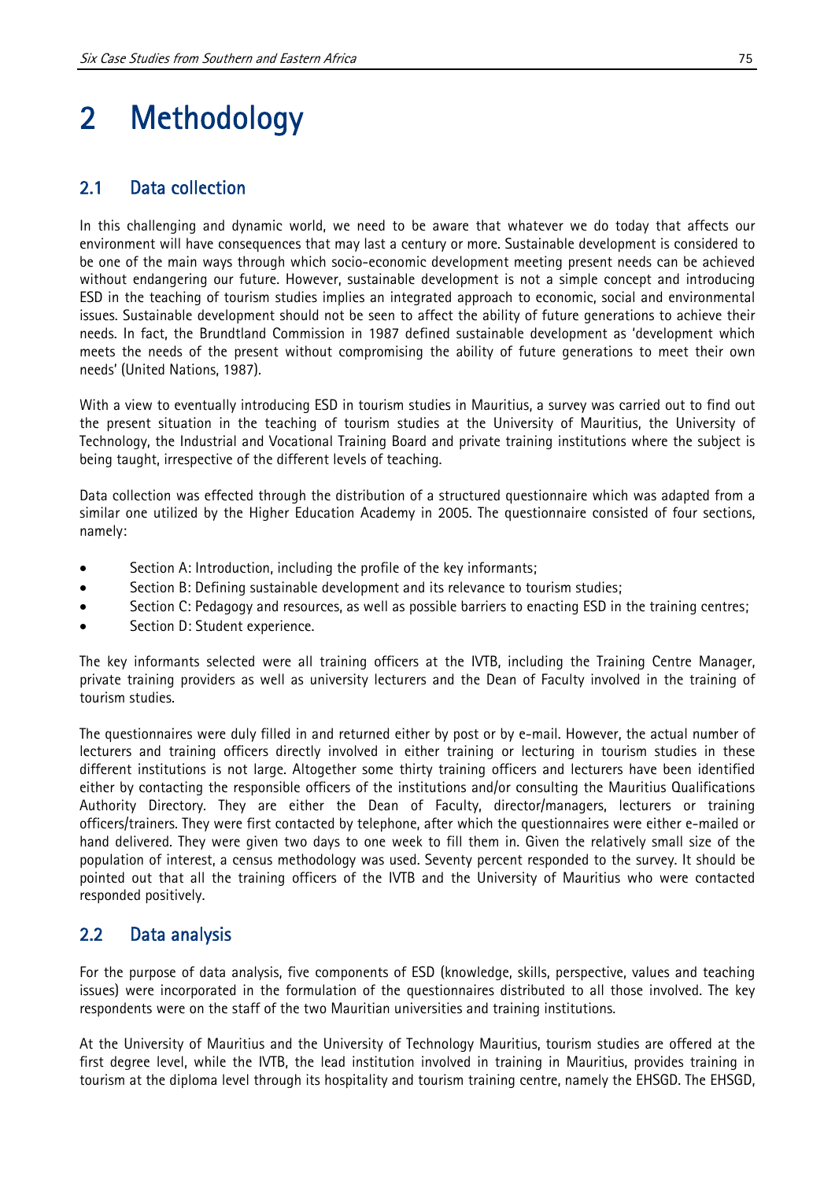# 2 Methodology

## 2.1 Data collection

In this challenging and dynamic world, we need to be aware that whatever we do today that affects our environment will have consequences that may last a century or more. Sustainable development is considered to be one of the main ways through which socio-economic development meeting present needs can be achieved without endangering our future. However, sustainable development is not a simple concept and introducing ESD in the teaching of tourism studies implies an integrated approach to economic, social and environmental issues. Sustainable development should not be seen to affect the ability of future generations to achieve their needs. In fact, the Brundtland Commission in 1987 defined sustainable development as 'development which meets the needs of the present without compromising the ability of future generations to meet their own needs' (United Nations, 1987).

With a view to eventually introducing ESD in tourism studies in Mauritius, a survey was carried out to find out the present situation in the teaching of tourism studies at the University of Mauritius, the University of Technology, the Industrial and Vocational Training Board and private training institutions where the subject is being taught, irrespective of the different levels of teaching.

Data collection was effected through the distribution of a structured questionnaire which was adapted from a similar one utilized by the Higher Education Academy in 2005. The questionnaire consisted of four sections, namely:

- Section A: Introduction, including the profile of the key informants;
- Section B: Defining sustainable development and its relevance to tourism studies;
- Section C: Pedagogy and resources, as well as possible barriers to enacting ESD in the training centres;
- Section D: Student experience.

The key informants selected were all training officers at the IVTB, including the Training Centre Manager, private training providers as well as university lecturers and the Dean of Faculty involved in the training of tourism studies.

The questionnaires were duly filled in and returned either by post or by e-mail. However, the actual number of lecturers and training officers directly involved in either training or lecturing in tourism studies in these different institutions is not large. Altogether some thirty training officers and lecturers have been identified either by contacting the responsible officers of the institutions and/or consulting the Mauritius Qualifications Authority Directory. They are either the Dean of Faculty, director/managers, lecturers or training officers/trainers. They were first contacted by telephone, after which the questionnaires were either e-mailed or hand delivered. They were given two days to one week to fill them in. Given the relatively small size of the population of interest, a census methodology was used. Seventy percent responded to the survey. It should be pointed out that all the training officers of the IVTB and the University of Mauritius who were contacted responded positively.

## 2.2 Data analysis

For the purpose of data analysis, five components of ESD (knowledge, skills, perspective, values and teaching issues) were incorporated in the formulation of the questionnaires distributed to all those involved. The key respondents were on the staff of the two Mauritian universities and training institutions.

At the University of Mauritius and the University of Technology Mauritius, tourism studies are offered at the first degree level, while the IVTB, the lead institution involved in training in Mauritius, provides training in tourism at the diploma level through its hospitality and tourism training centre, namely the EHSGD. The EHSGD,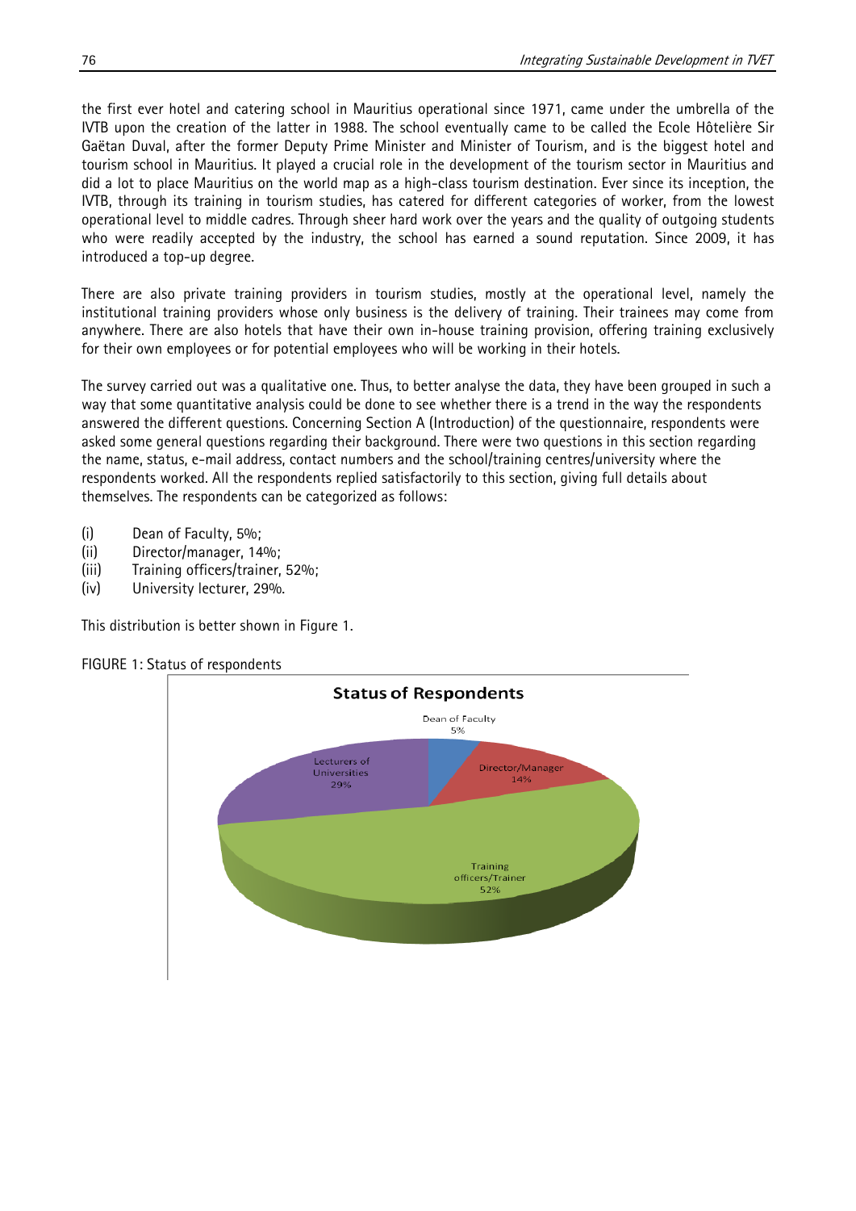the first ever hotel and catering school in Mauritius operational since 1971, came under the umbrella of the IVTB upon the creation of the latter in 1988. The school eventually came to be called the Ecole Hôtelière Sir Gaëtan Duval, after the former Deputy Prime Minister and Minister of Tourism, and is the biggest hotel and tourism school in Mauritius. It played a crucial role in the development of the tourism sector in Mauritius and did a lot to place Mauritius on the world map as a high-class tourism destination. Ever since its inception, the IVTB, through its training in tourism studies, has catered for different categories of worker, from the lowest operational level to middle cadres. Through sheer hard work over the years and the quality of outgoing students who were readily accepted by the industry, the school has earned a sound reputation. Since 2009, it has introduced a top-up degree.

There are also private training providers in tourism studies, mostly at the operational level, namely the institutional training providers whose only business is the delivery of training. Their trainees may come from anywhere. There are also hotels that have their own in-house training provision, offering training exclusively for their own employees or for potential employees who will be working in their hotels.

The survey carried out was a qualitative one. Thus, to better analyse the data, they have been grouped in such a way that some quantitative analysis could be done to see whether there is a trend in the way the respondents answered the different questions. Concerning Section A (Introduction) of the questionnaire, respondents were asked some general questions regarding their background. There were two questions in this section regarding the name, status, e-mail address, contact numbers and the school/training centres/university where the respondents worked. All the respondents replied satisfactorily to this section, giving full details about themselves. The respondents can be categorized as follows:

(i) Dean of Faculty, 5%;
(ii) Director/manager, 14%;
(iii) Training officers/trainer, 52%;
(iv) University lecturer, 29%.

This distribution is better shown in Figure 1.

FIGURE 1: Status of respondents

**Status of Respondents**

- Dean of Faculty 5%
- Director/Manager 14%
- Training officers/Trainer 52%
- Lecturers of Universities 29%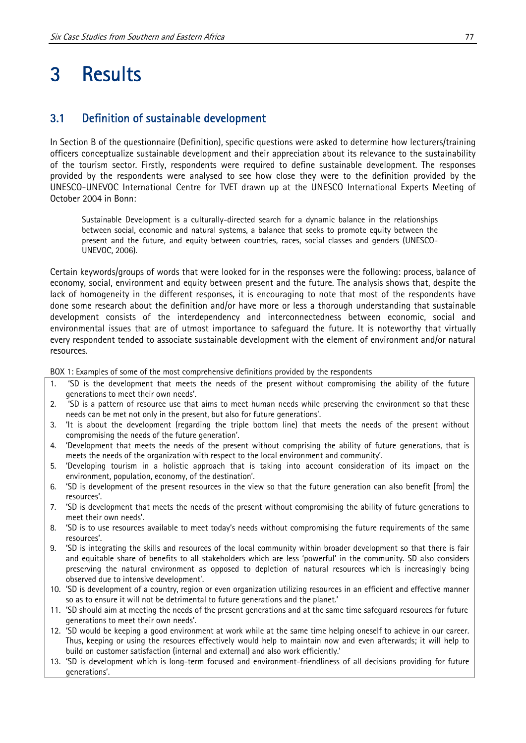# 3 Results

## 3.1 Definition of sustainable development

In Section B of the questionnaire (Definition), specific questions were asked to determine how lecturers/training officers conceptualize sustainable development and their appreciation about its relevance to the sustainability of the tourism sector. Firstly, respondents were required to define sustainable development. The responses provided by the respondents were analysed to see how close they were to the definition provided by the UNESCO-UNEVOC International Centre for TVET drawn up at the UNESCO International Experts Meeting of October 2004 in Bonn:

> Sustainable Development is a culturally-directed search for a dynamic balance in the relationships between social, economic and natural systems, a balance that seeks to promote equity between the present and the future, and equity between countries, races, social classes and genders (UNESCO-UNEVOC, 2006).

Certain keywords/groups of words that were looked for in the responses were the following: process, balance of economy, social, environment and equity between present and the future. The analysis shows that, despite the lack of homogeneity in the different responses, it is encouraging to note that most of the respondents have done some research about the definition and/or have more or less a thorough understanding that sustainable development consists of the interdependency and interconnectedness between economic, social and environmental issues that are of utmost importance to safeguard the future. It is noteworthy that virtually every respondent tended to associate sustainable development with the element of environment and/or natural resources.

BOX 1: Examples of some of the most comprehensive definitions provided by the respondents

1. 'SD is the development that meets the needs of the present without compromising the ability of the future generations to meet their own needs'.
2. 'SD is a pattern of resource use that aims to meet human needs while preserving the environment so that these needs can be met not only in the present, but also for future generations'.
3. 'It is about the development (regarding the triple bottom line) that meets the needs of the present without compromising the needs of the future generation'.
4. 'Development that meets the needs of the present without comprising the ability of future generations, that is meets the needs of the organization with respect to the local environment and community'.
5. 'Developing tourism in a holistic approach that is taking into account consideration of its impact on the environment, population, economy, of the destination'.
6. 'SD is development of the present resources in the view so that the future generation can also benefit [from] the resources'.
7. 'SD is development that meets the needs of the present without compromising the ability of future generations to meet their own needs'.
8. 'SD is to use resources available to meet today's needs without compromising the future requirements of the same resources'.
9. 'SD is integrating the skills and resources of the local community within broader development so that there is fair and equitable share of benefits to all stakeholders which are less 'powerful' in the community. SD also considers preserving the natural environment as opposed to depletion of natural resources which is increasingly being observed due to intensive development'.
10. 'SD is development of a country, region or even organization utilizing resources in an efficient and effective manner so as to ensure it will not be detrimental to future generations and the planet.'
11. 'SD should aim at meeting the needs of the present generations and at the same time safeguard resources for future generations to meet their own needs'.
12. 'SD would be keeping a good environment at work while at the same time helping oneself to achieve in our career. Thus, keeping or using the resources effectively would help to maintain now and even afterwards; it will help to build on customer satisfaction (internal and external) and also work efficiently.'
13. 'SD is development which is long-term focused and environment-friendliness of all decisions providing for future generations'.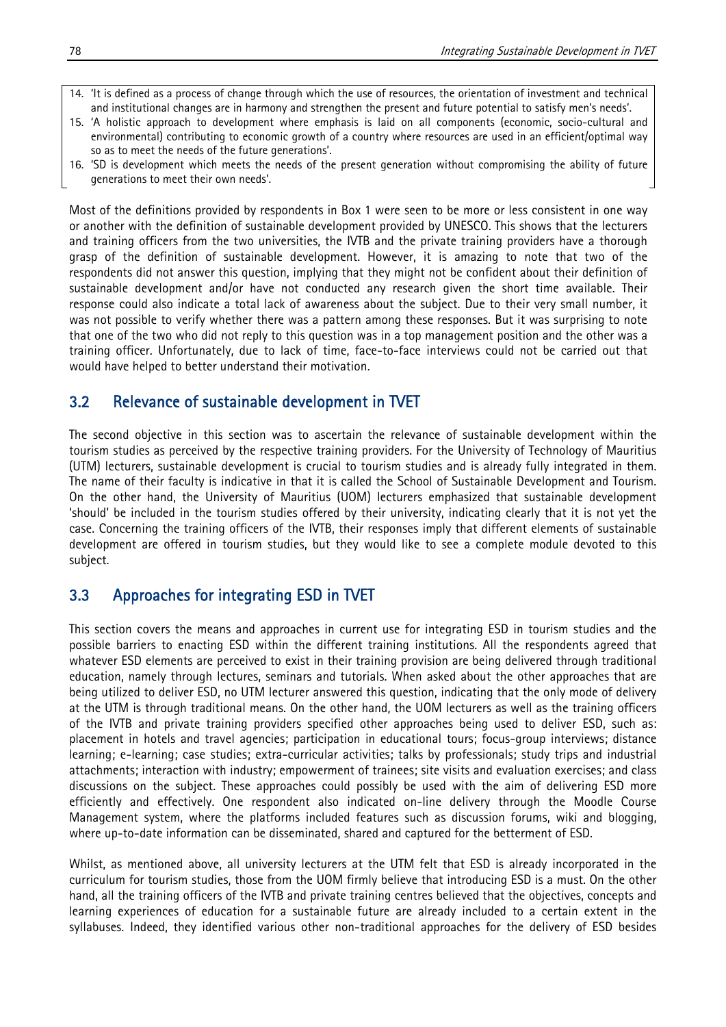14. 'It is defined as a process of change through which the use of resources, the orientation of investment and technical and institutional changes are in harmony and strengthen the present and future potential to satisfy men's needs'.
15. 'A holistic approach to development where emphasis is laid on all components (economic, socio-cultural and environmental) contributing to economic growth of a country where resources are used in an efficient/optimal way so as to meet the needs of the future generations'.
16. 'SD is development which meets the needs of the present generation without compromising the ability of future generations to meet their own needs'.

Most of the definitions provided by respondents in Box 1 were seen to be more or less consistent in one way or another with the definition of sustainable development provided by UNESCO. This shows that the lecturers and training officers from the two universities, the IVTB and the private training providers have a thorough grasp of the definition of sustainable development. However, it is amazing to note that two of the respondents did not answer this question, implying that they might not be confident about their definition of sustainable development and/or have not conducted any research given the short time available. Their response could also indicate a total lack of awareness about the subject. Due to their very small number, it was not possible to verify whether there was a pattern among these responses. But it was surprising to note that one of the two who did not reply to this question was in a top management position and the other was a training officer. Unfortunately, due to lack of time, face-to-face interviews could not be carried out that would have helped to better understand their motivation.

## 3.2 Relevance of sustainable development in TVET

The second objective in this section was to ascertain the relevance of sustainable development within the tourism studies as perceived by the respective training providers. For the University of Technology of Mauritius (UTM) lecturers, sustainable development is crucial to tourism studies and is already fully integrated in them. The name of their faculty is indicative in that it is called the School of Sustainable Development and Tourism. On the other hand, the University of Mauritius (UOM) lecturers emphasized that sustainable development 'should' be included in the tourism studies offered by their university, indicating clearly that it is not yet the case. Concerning the training officers of the IVTB, their responses imply that different elements of sustainable development are offered in tourism studies, but they would like to see a complete module devoted to this subject.

## 3.3 Approaches for integrating ESD in TVET

This section covers the means and approaches in current use for integrating ESD in tourism studies and the possible barriers to enacting ESD within the different training institutions. All the respondents agreed that whatever ESD elements are perceived to exist in their training provision are being delivered through traditional education, namely through lectures, seminars and tutorials. When asked about the other approaches that are being utilized to deliver ESD, no UTM lecturer answered this question, indicating that the only mode of delivery at the UTM is through traditional means. On the other hand, the UOM lecturers as well as the training officers of the IVTB and private training providers specified other approaches being used to deliver ESD, such as: placement in hotels and travel agencies; participation in educational tours; focus-group interviews; distance learning; e-learning; case studies; extra-curricular activities; talks by professionals; study trips and industrial attachments; interaction with industry; empowerment of trainees; site visits and evaluation exercises; and class discussions on the subject. These approaches could possibly be used with the aim of delivering ESD more efficiently and effectively. One respondent also indicated on-line delivery through the Moodle Course Management system, where the platforms included features such as discussion forums, wiki and blogging, where up-to-date information can be disseminated, shared and captured for the betterment of ESD.

Whilst, as mentioned above, all university lecturers at the UTM felt that ESD is already incorporated in the curriculum for tourism studies, those from the UOM firmly believe that introducing ESD is a must. On the other hand, all the training officers of the IVTB and private training centres believed that the objectives, concepts and learning experiences of education for a sustainable future are already included to a certain extent in the syllabuses. Indeed, they identified various other non-traditional approaches for the delivery of ESD besides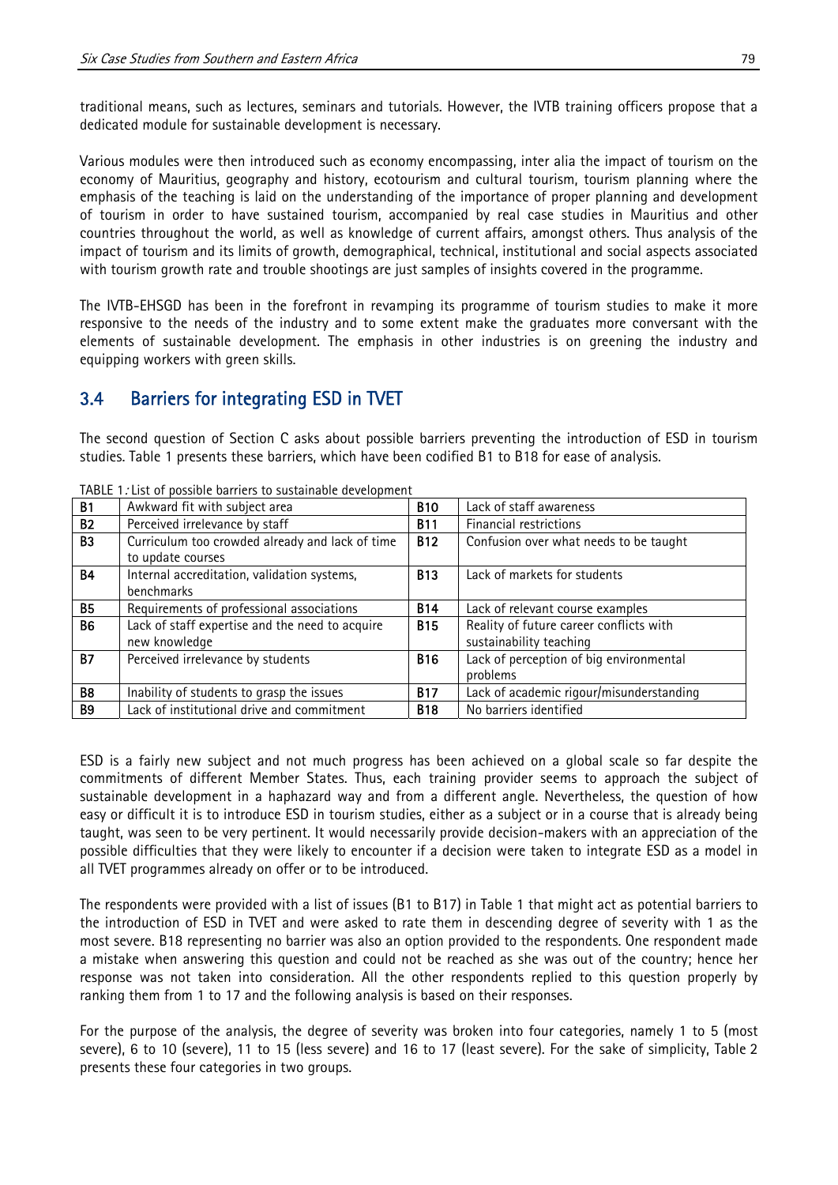traditional means, such as lectures, seminars and tutorials. However, the IVTB training officers propose that a dedicated module for sustainable development is necessary.

Various modules were then introduced such as economy encompassing, inter alia the impact of tourism on the economy of Mauritius, geography and history, ecotourism and cultural tourism, tourism planning where the emphasis of the teaching is laid on the understanding of the importance of proper planning and development of tourism in order to have sustained tourism, accompanied by real case studies in Mauritius and other countries throughout the world, as well as knowledge of current affairs, amongst others. Thus analysis of the impact of tourism and its limits of growth, demographical, technical, institutional and social aspects associated with tourism growth rate and trouble shootings are just samples of insights covered in the programme.

The IVTB-EHSGD has been in the forefront in revamping its programme of tourism studies to make it more responsive to the needs of the industry and to some extent make the graduates more conversant with the elements of sustainable development. The emphasis in other industries is on greening the industry and equipping workers with green skills.

## 3.4 Barriers for integrating ESD in TVET

The second question of Section C asks about possible barriers preventing the introduction of ESD in tourism studies. Table 1 presents these barriers, which have been codified B1 to B18 for ease of analysis.

TABLE 1: List of possible barriers to sustainable development

| | | | |
|---|---|---|---|
| **B1** | Awkward fit with subject area | **B10** | Lack of staff awareness |
| **B2** | Perceived irrelevance by staff | **B11** | Financial restrictions |
| **B3** | Curriculum too crowded already and lack of time to update courses | **B12** | Confusion over what needs to be taught |
| **B4** | Internal accreditation, validation systems, benchmarks | **B13** | Lack of markets for students |
| **B5** | Requirements of professional associations | **B14** | Lack of relevant course examples |
| **B6** | Lack of staff expertise and the need to acquire new knowledge | **B15** | Reality of future career conflicts with sustainability teaching |
| **B7** | Perceived irrelevance by students | **B16** | Lack of perception of big environmental problems |
| **B8** | Inability of students to grasp the issues | **B17** | Lack of academic rigour/misunderstanding |
| **B9** | Lack of institutional drive and commitment | **B18** | No barriers identified |

ESD is a fairly new subject and not much progress has been achieved on a global scale so far despite the commitments of different Member States. Thus, each training provider seems to approach the subject of sustainable development in a haphazard way and from a different angle. Nevertheless, the question of how easy or difficult it is to introduce ESD in tourism studies, either as a subject or in a course that is already being taught, was seen to be very pertinent. It would necessarily provide decision-makers with an appreciation of the possible difficulties that they were likely to encounter if a decision were taken to integrate ESD as a model in all TVET programmes already on offer or to be introduced.

The respondents were provided with a list of issues (B1 to B17) in Table 1 that might act as potential barriers to the introduction of ESD in TVET and were asked to rate them in descending degree of severity with 1 as the most severe. B18 representing no barrier was also an option provided to the respondents. One respondent made a mistake when answering this question and could not be reached as she was out of the country; hence her response was not taken into consideration. All the other respondents replied to this question properly by ranking them from 1 to 17 and the following analysis is based on their responses.

For the purpose of the analysis, the degree of severity was broken into four categories, namely 1 to 5 (most severe), 6 to 10 (severe), 11 to 15 (less severe) and 16 to 17 (least severe). For the sake of simplicity, Table 2 presents these four categories in two groups.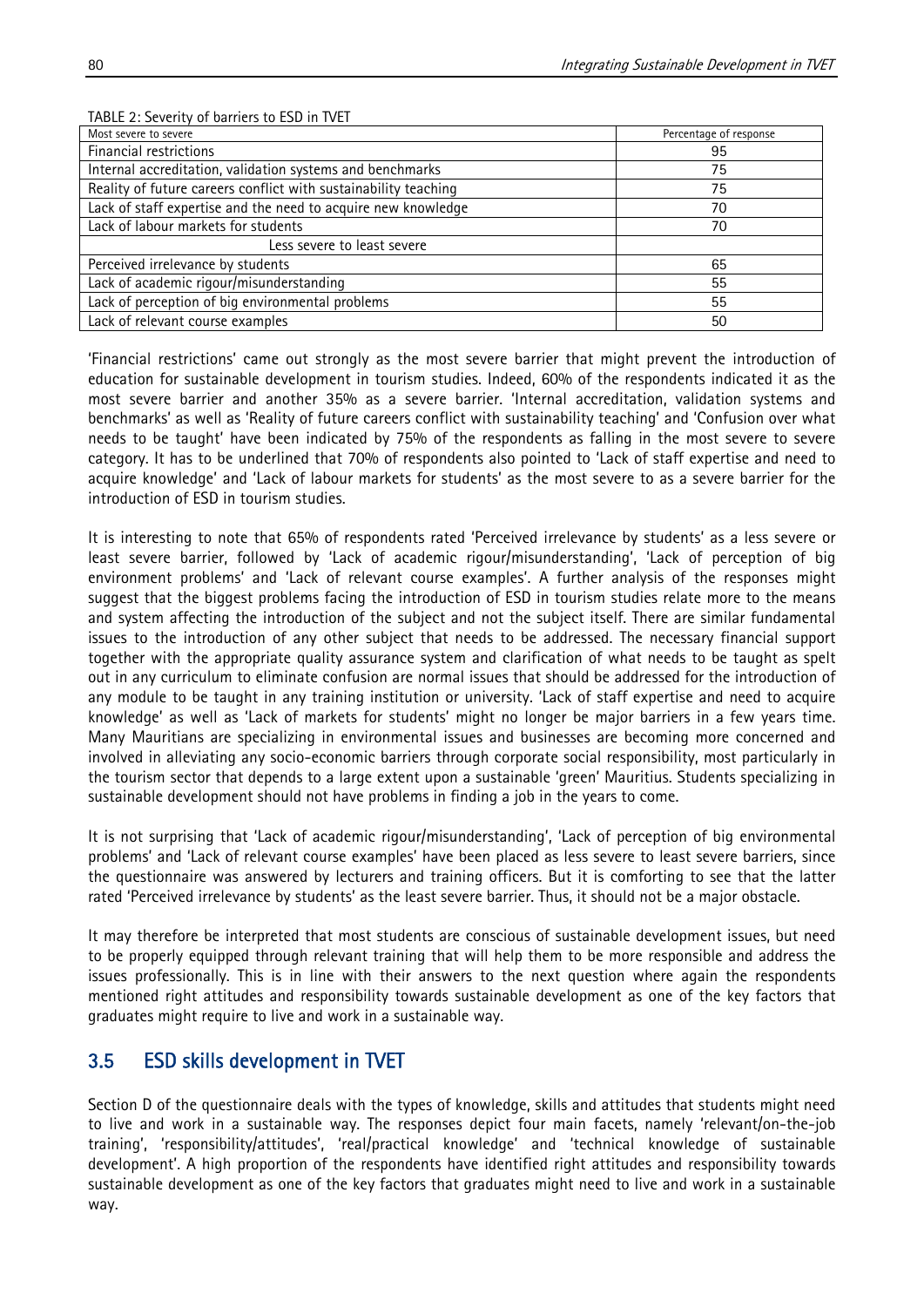TABLE 2: Severity of barriers to ESD in TVET

| Most severe to severe | Percentage of response |
|---|---|
| Financial restrictions | 95 |
| Internal accreditation, validation systems and benchmarks | 75 |
| Reality of future careers conflict with sustainability teaching | 75 |
| Lack of staff expertise and the need to acquire new knowledge | 70 |
| Lack of labour markets for students | 70 |
| Less severe to least severe | |
| Perceived irrelevance by students | 65 |
| Lack of academic rigour/misunderstanding | 55 |
| Lack of perception of big environmental problems | 55 |
| Lack of relevant course examples | 50 |

'Financial restrictions' came out strongly as the most severe barrier that might prevent the introduction of education for sustainable development in tourism studies. Indeed, 60% of the respondents indicated it as the most severe barrier and another 35% as a severe barrier. 'Internal accreditation, validation systems and benchmarks' as well as 'Reality of future careers conflict with sustainability teaching' and 'Confusion over what needs to be taught' have been indicated by 75% of the respondents as falling in the most severe to severe category. It has to be underlined that 70% of respondents also pointed to 'Lack of staff expertise and need to acquire knowledge' and 'Lack of labour markets for students' as the most severe to as a severe barrier for the introduction of ESD in tourism studies.

It is interesting to note that 65% of respondents rated 'Perceived irrelevance by students' as a less severe or least severe barrier, followed by 'Lack of academic rigour/misunderstanding', 'Lack of perception of big environment problems' and 'Lack of relevant course examples'. A further analysis of the responses might suggest that the biggest problems facing the introduction of ESD in tourism studies relate more to the means and system affecting the introduction of the subject and not the subject itself. There are similar fundamental issues to the introduction of any other subject that needs to be addressed. The necessary financial support together with the appropriate quality assurance system and clarification of what needs to be taught as spelt out in any curriculum to eliminate confusion are normal issues that should be addressed for the introduction of any module to be taught in any training institution or university. 'Lack of staff expertise and need to acquire knowledge' as well as 'Lack of markets for students' might no longer be major barriers in a few years time. Many Mauritians are specializing in environmental issues and businesses are becoming more concerned and involved in alleviating any socio-economic barriers through corporate social responsibility, most particularly in the tourism sector that depends to a large extent upon a sustainable 'green' Mauritius. Students specializing in sustainable development should not have problems in finding a job in the years to come.

It is not surprising that 'Lack of academic rigour/misunderstanding', 'Lack of perception of big environmental problems' and 'Lack of relevant course examples' have been placed as less severe to least severe barriers, since the questionnaire was answered by lecturers and training officers. But it is comforting to see that the latter rated 'Perceived irrelevance by students' as the least severe barrier. Thus, it should not be a major obstacle.

It may therefore be interpreted that most students are conscious of sustainable development issues, but need to be properly equipped through relevant training that will help them to be more responsible and address the issues professionally. This is in line with their answers to the next question where again the respondents mentioned right attitudes and responsibility towards sustainable development as one of the key factors that graduates might require to live and work in a sustainable way.

## 3.5 ESD skills development in TVET

Section D of the questionnaire deals with the types of knowledge, skills and attitudes that students might need to live and work in a sustainable way. The responses depict four main facets, namely 'relevant/on-the-job training', 'responsibility/attitudes', 'real/practical knowledge' and 'technical knowledge of sustainable development'. A high proportion of the respondents have identified right attitudes and responsibility towards sustainable development as one of the key factors that graduates might need to live and work in a sustainable way.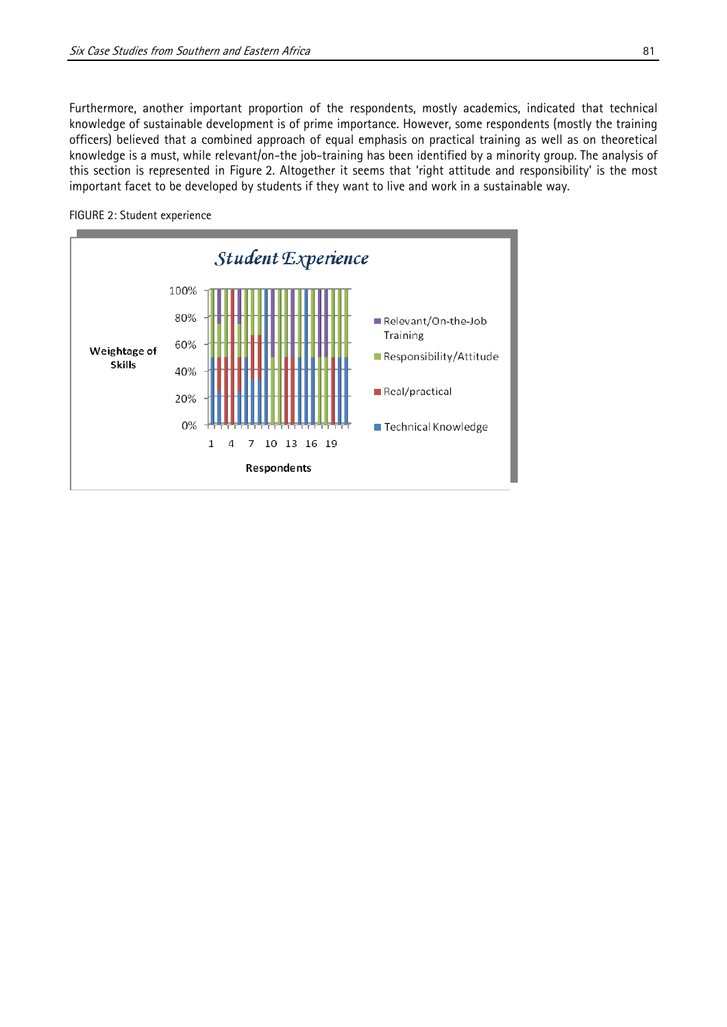Furthermore, another important proportion of the respondents, mostly academics, indicated that technical knowledge of sustainable development is of prime importance. However, some respondents (mostly the training officers) believed that a combined approach of equal emphasis on practical training as well as on theoretical knowledge is a must, while relevant/on-the job-training has been identified by a minority group. The analysis of this section is represented in Figure 2. Altogether it seems that 'right attitude and responsibility' is the most important facet to be developed by students if they want to live and work in a sustainable way.

FIGURE 2: Student experience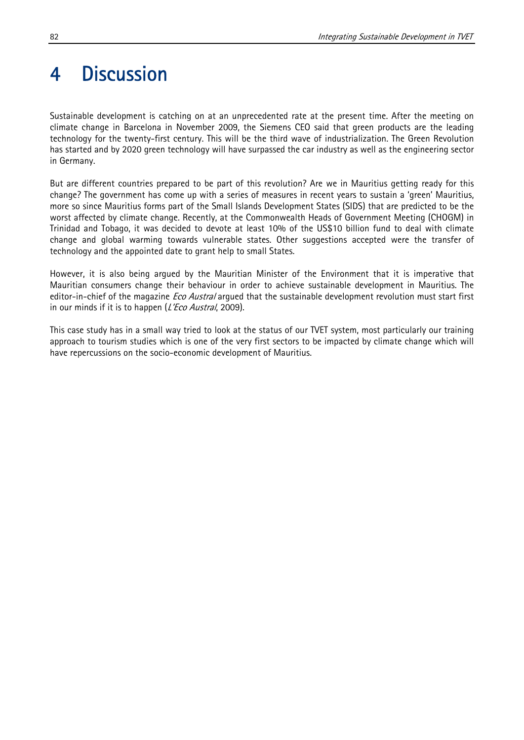# 4 Discussion

Sustainable development is catching on at an unprecedented rate at the present time. After the meeting on climate change in Barcelona in November 2009, the Siemens CEO said that green products are the leading technology for the twenty-first century. This will be the third wave of industrialization. The Green Revolution has started and by 2020 green technology will have surpassed the car industry as well as the engineering sector in Germany.

But are different countries prepared to be part of this revolution? Are we in Mauritius getting ready for this change? The government has come up with a series of measures in recent years to sustain a 'green' Mauritius, more so since Mauritius forms part of the Small Islands Development States (SIDS) that are predicted to be the worst affected by climate change. Recently, at the Commonwealth Heads of Government Meeting (CHOGM) in Trinidad and Tobago, it was decided to devote at least 10% of the US$10 billion fund to deal with climate change and global warming towards vulnerable states. Other suggestions accepted were the transfer of technology and the appointed date to grant help to small States.

However, it is also being argued by the Mauritian Minister of the Environment that it is imperative that Mauritian consumers change their behaviour in order to achieve sustainable development in Mauritius. The editor-in-chief of the magazine *Eco Austral* argued that the sustainable development revolution must start first in our minds if it is to happen (*L'Eco Austral*, 2009).

This case study has in a small way tried to look at the status of our TVET system, most particularly our training approach to tourism studies which is one of the very first sectors to be impacted by climate change which will have repercussions on the socio-economic development of Mauritius.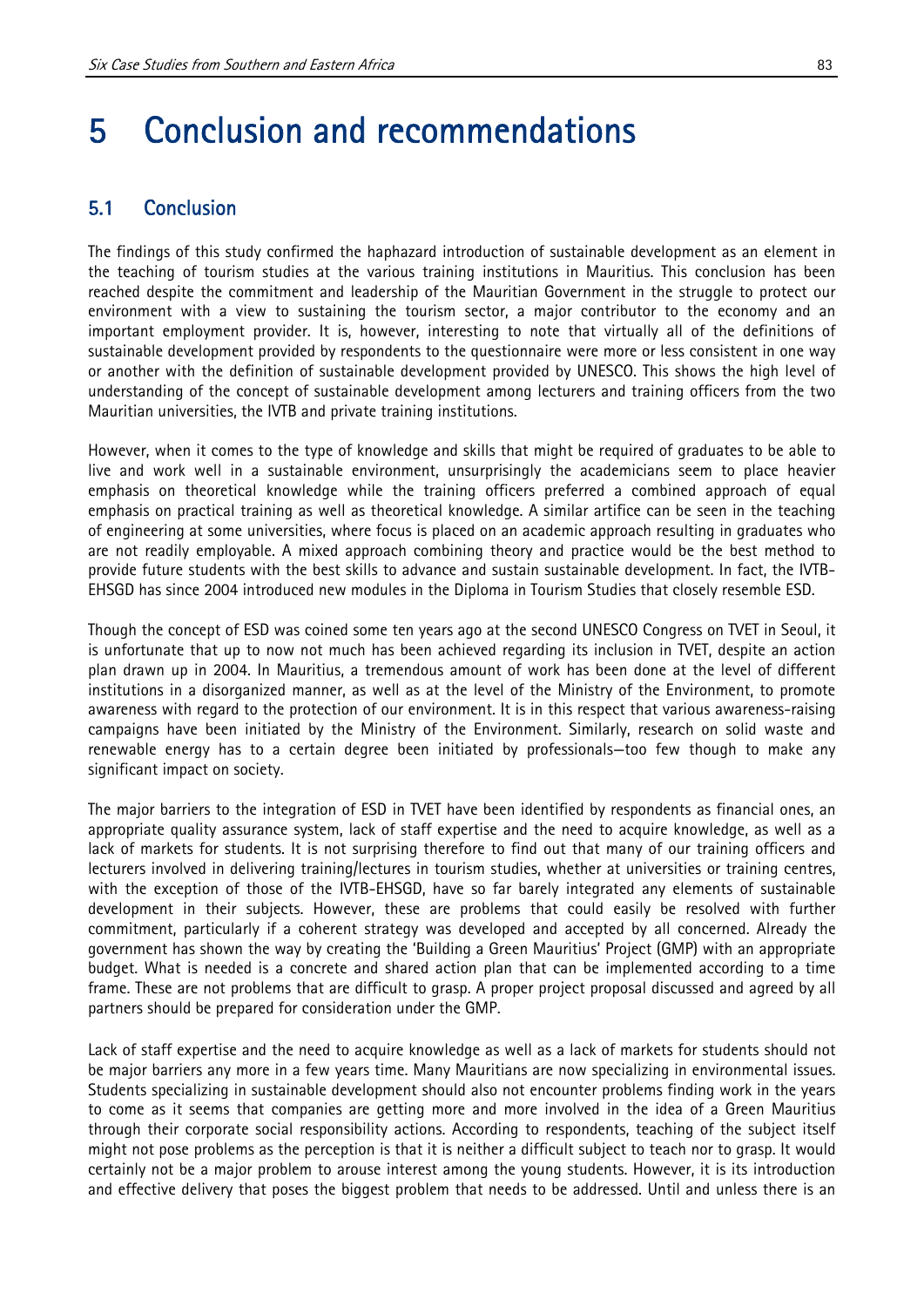# 5 Conclusion and recommendations

## 5.1 Conclusion

The findings of this study confirmed the haphazard introduction of sustainable development as an element in the teaching of tourism studies at the various training institutions in Mauritius. This conclusion has been reached despite the commitment and leadership of the Mauritian Government in the struggle to protect our environment with a view to sustaining the tourism sector, a major contributor to the economy and an important employment provider. It is, however, interesting to note that virtually all of the definitions of sustainable development provided by respondents to the questionnaire were more or less consistent in one way or another with the definition of sustainable development provided by UNESCO. This shows the high level of understanding of the concept of sustainable development among lecturers and training officers from the two Mauritian universities, the IVTB and private training institutions.

However, when it comes to the type of knowledge and skills that might be required of graduates to be able to live and work well in a sustainable environment, unsurprisingly the academicians seem to place heavier emphasis on theoretical knowledge while the training officers preferred a combined approach of equal emphasis on practical training as well as theoretical knowledge. A similar artifice can be seen in the teaching of engineering at some universities, where focus is placed on an academic approach resulting in graduates who are not readily employable. A mixed approach combining theory and practice would be the best method to provide future students with the best skills to advance and sustain sustainable development. In fact, the IVTB-EHSGD has since 2004 introduced new modules in the Diploma in Tourism Studies that closely resemble ESD.

Though the concept of ESD was coined some ten years ago at the second UNESCO Congress on TVET in Seoul, it is unfortunate that up to now not much has been achieved regarding its inclusion in TVET, despite an action plan drawn up in 2004. In Mauritius, a tremendous amount of work has been done at the level of different institutions in a disorganized manner, as well as at the level of the Ministry of the Environment, to promote awareness with regard to the protection of our environment. It is in this respect that various awareness-raising campaigns have been initiated by the Ministry of the Environment. Similarly, research on solid waste and renewable energy has to a certain degree been initiated by professionals—too few though to make any significant impact on society.

The major barriers to the integration of ESD in TVET have been identified by respondents as financial ones, an appropriate quality assurance system, lack of staff expertise and the need to acquire knowledge, as well as a lack of markets for students. It is not surprising therefore to find out that many of our training officers and lecturers involved in delivering training/lectures in tourism studies, whether at universities or training centres, with the exception of those of the IVTB-EHSGD, have so far barely integrated any elements of sustainable development in their subjects. However, these are problems that could easily be resolved with further commitment, particularly if a coherent strategy was developed and accepted by all concerned. Already the government has shown the way by creating the 'Building a Green Mauritius' Project (GMP) with an appropriate budget. What is needed is a concrete and shared action plan that can be implemented according to a time frame. These are not problems that are difficult to grasp. A proper project proposal discussed and agreed by all partners should be prepared for consideration under the GMP.

Lack of staff expertise and the need to acquire knowledge as well as a lack of markets for students should not be major barriers any more in a few years time. Many Mauritians are now specializing in environmental issues. Students specializing in sustainable development should also not encounter problems finding work in the years to come as it seems that companies are getting more and more involved in the idea of a Green Mauritius through their corporate social responsibility actions. According to respondents, teaching of the subject itself might not pose problems as the perception is that it is neither a difficult subject to teach nor to grasp. It would certainly not be a major problem to arouse interest among the young students. However, it is its introduction and effective delivery that poses the biggest problem that needs to be addressed. Until and unless there is an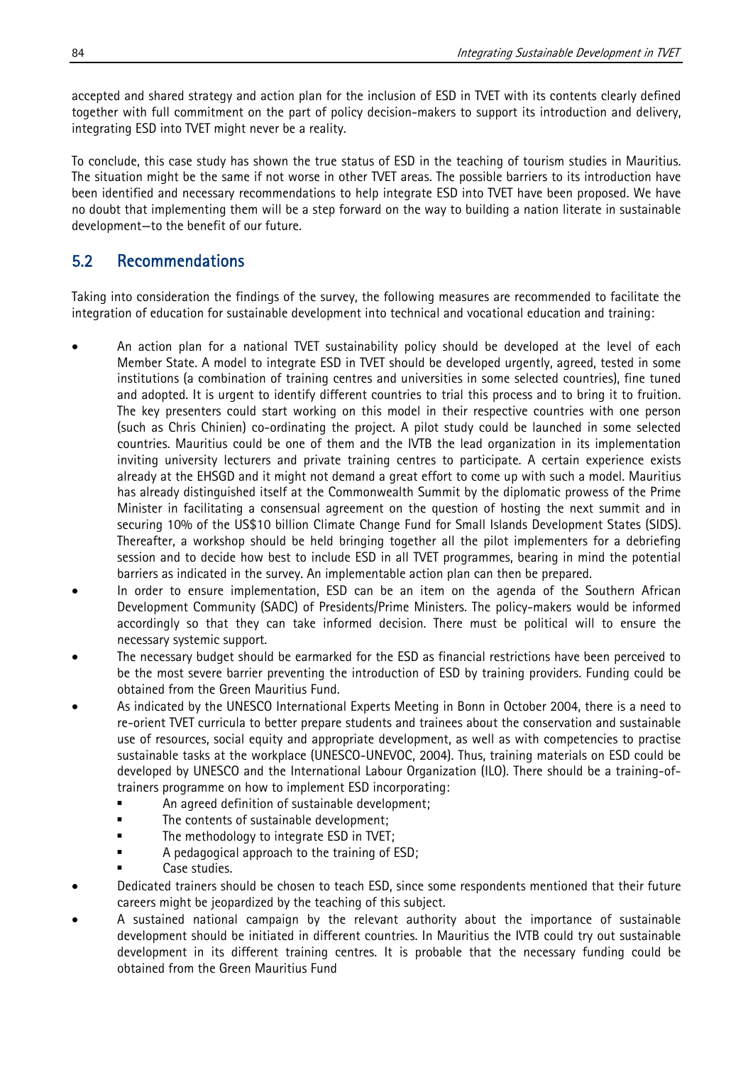accepted and shared strategy and action plan for the inclusion of ESD in TVET with its contents clearly defined together with full commitment on the part of policy decision-makers to support its introduction and delivery, integrating ESD into TVET might never be a reality.

To conclude, this case study has shown the true status of ESD in the teaching of tourism studies in Mauritius. The situation might be the same if not worse in other TVET areas. The possible barriers to its introduction have been identified and necessary recommendations to help integrate ESD into TVET have been proposed. We have no doubt that implementing them will be a step forward on the way to building a nation literate in sustainable development—to the benefit of our future.

## 5.2 Recommendations

Taking into consideration the findings of the survey, the following measures are recommended to facilitate the integration of education for sustainable development into technical and vocational education and training:

- An action plan for a national TVET sustainability policy should be developed at the level of each Member State. A model to integrate ESD in TVET should be developed urgently, agreed, tested in some institutions (a combination of training centres and universities in some selected countries), fine tuned and adopted. It is urgent to identify different countries to trial this process and to bring it to fruition. The key presenters could start working on this model in their respective countries with one person (such as Chris Chinien) co-ordinating the project. A pilot study could be launched in some selected countries. Mauritius could be one of them and the IVTB the lead organization in its implementation inviting university lecturers and private training centres to participate. A certain experience exists already at the EHSGD and it might not demand a great effort to come up with such a model. Mauritius has already distinguished itself at the Commonwealth Summit by the diplomatic prowess of the Prime Minister in facilitating a consensual agreement on the question of hosting the next summit and in securing 10% of the US$10 billion Climate Change Fund for Small Islands Development States (SIDS). Thereafter, a workshop should be held bringing together all the pilot implementers for a debriefing session and to decide how best to include ESD in all TVET programmes, bearing in mind the potential barriers as indicated in the survey. An implementable action plan can then be prepared.
- In order to ensure implementation, ESD can be an item on the agenda of the Southern African Development Community (SADC) of Presidents/Prime Ministers. The policy-makers would be informed accordingly so that they can take informed decision. There must be political will to ensure the necessary systemic support.
- The necessary budget should be earmarked for the ESD as financial restrictions have been perceived to be the most severe barrier preventing the introduction of ESD by training providers. Funding could be obtained from the Green Mauritius Fund.
- As indicated by the UNESCO International Experts Meeting in Bonn in October 2004, there is a need to re-orient TVET curricula to better prepare students and trainees about the conservation and sustainable use of resources, social equity and appropriate development, as well as with competencies to practise sustainable tasks at the workplace (UNESCO-UNEVOC, 2004). Thus, training materials on ESD could be developed by UNESCO and the International Labour Organization (ILO). There should be a training-of-trainers programme on how to implement ESD incorporating:
  - An agreed definition of sustainable development;
  - The contents of sustainable development;
  - The methodology to integrate ESD in TVET;
  - A pedagogical approach to the training of ESD;
  - Case studies.
- Dedicated trainers should be chosen to teach ESD, since some respondents mentioned that their future careers might be jeopardized by the teaching of this subject.
- A sustained national campaign by the relevant authority about the importance of sustainable development should be initiated in different countries. In Mauritius the IVTB could try out sustainable development in its different training centres. It is probable that the necessary funding could be obtained from the Green Mauritius Fund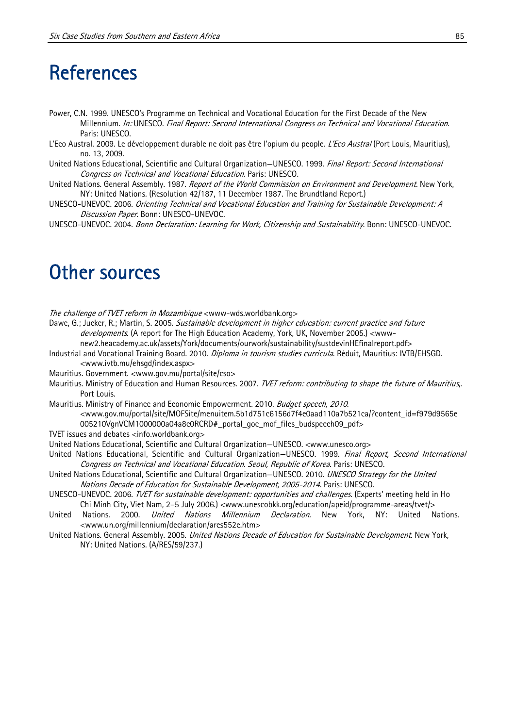# References

Power, C.N. 1999. UNESCO's Programme on Technical and Vocational Education for the First Decade of the New Millennium. *In:* UNESCO. *Final Report: Second International Congress on Technical and Vocational Education*. Paris: UNESCO.

L'Eco Austral. 2009. Le développement durable ne doit pas être l'opium du people. *L'Eco Austral* (Port Louis, Mauritius), no. 13, 2009.

United Nations Educational, Scientific and Cultural Organization—UNESCO. 1999. *Final Report: Second International Congress on Technical and Vocational Education*. Paris: UNESCO.

United Nations. General Assembly. 1987. *Report of the World Commission on Environment and Development*. New York, NY: United Nations. (Resolution 42/187, 11 December 1987. The Brundtland Report.)

UNESCO-UNEVOC. 2006. *Orienting Technical and Vocational Education and Training for Sustainable Development: A Discussion Paper.* Bonn: UNESCO-UNEVOC.

UNESCO-UNEVOC. 2004. *Bonn Declaration: Learning for Work, Citizenship and Sustainability*. Bonn: UNESCO-UNEVOC.

# Other sources

*The challenge of TVET reform in Mozambique* <www-wds.worldbank.org>

Dawe, G.; Jucker, R.; Martin, S. 2005. *Sustainable development in higher education: current practice and future developments*. (A report for The High Education Academy, York, UK, November 2005.) <www-new2.heacademy.ac.uk/assets/York/documents/ourwork/sustainability/sustdevinHEfinalreport.pdf>

Industrial and Vocational Training Board. 2010. *Diploma in tourism studies curricula*. Réduit, Mauritius: IVTB/EHSGD. <www.ivtb.mu/ehsgd/index.aspx>

Mauritius. Government. <www.gov.mu/portal/site/cso>

Mauritius. Ministry of Education and Human Resources. 2007. *TVET reform: contributing to shape the future of Mauritius*,. Port Louis.

Mauritius. Ministry of Finance and Economic Empowerment. 2010. *Budget speech, 2010*. <www.gov.mu/portal/site/MOFSite/menuitem.5b1d751c6156d7f4e0aad110a7b521ca/?content_id=f979d9565e005210VgnVCM1000000a04a8c0RCRD#_portal_goc_mof_files_budspeech09_pdf>

TVET issues and debates <info.worldbank.org>

United Nations Educational, Scientific and Cultural Organization—UNESCO. <www.unesco.org>

United Nations Educational, Scientific and Cultural Organization—UNESCO. 1999. *Final Report, Second International Congress on Technical and Vocational Education. Seoul, Republic of Korea*. Paris: UNESCO.

United Nations Educational, Scientific and Cultural Organization—UNESCO. 2010. *UNESCO Strategy for the United Nations Decade of Education for Sustainable Development, 2005-2014*. Paris: UNESCO.

UNESCO-UNEVOC. 2006. *TVET for sustainable development: opportunities and challenges*. (Experts' meeting held in Ho Chi Minh City, Viet Nam, 2–5 July 2006.) <www.unescobkk.org/education/apeid/programme-areas/tvet/>

United Nations. 2000. *United Nations Millennium Declaration.* New York, NY: United Nations. <www.un.org/millennium/declaration/ares552e.htm>

United Nations. General Assembly. 2005. *United Nations Decade of Education for Sustainable Development*. New York, NY: United Nations. (A/RES/59/237.)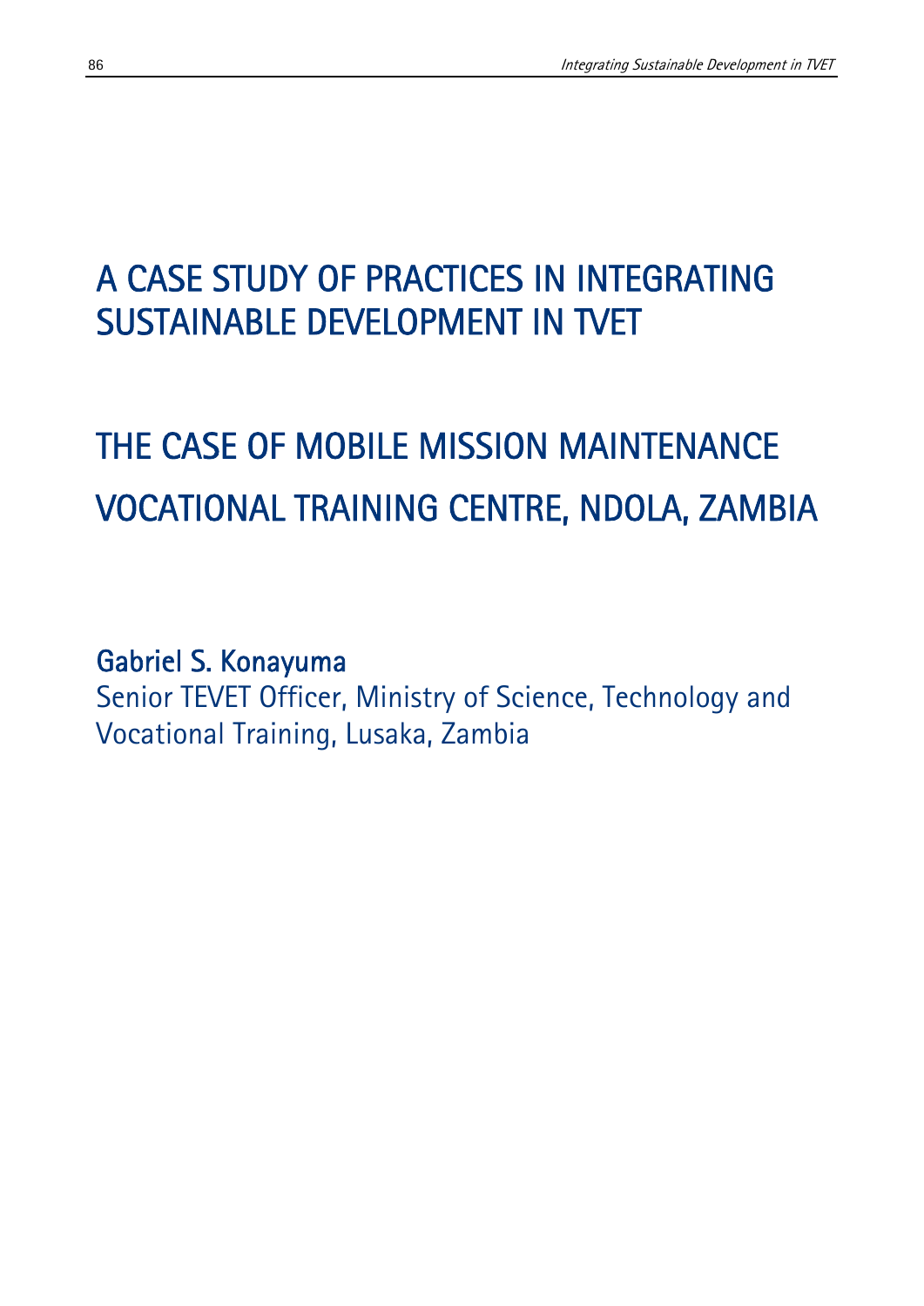# A CASE STUDY OF PRACTICES IN INTEGRATING SUSTAINABLE DEVELOPMENT IN TVET

# THE CASE OF MOBILE MISSION MAINTENANCE VOCATIONAL TRAINING CENTRE, NDOLA, ZAMBIA

**Gabriel S. Konayuma**

Senior TEVET Officer, Ministry of Science, Technology and Vocational Training, Lusaka, Zambia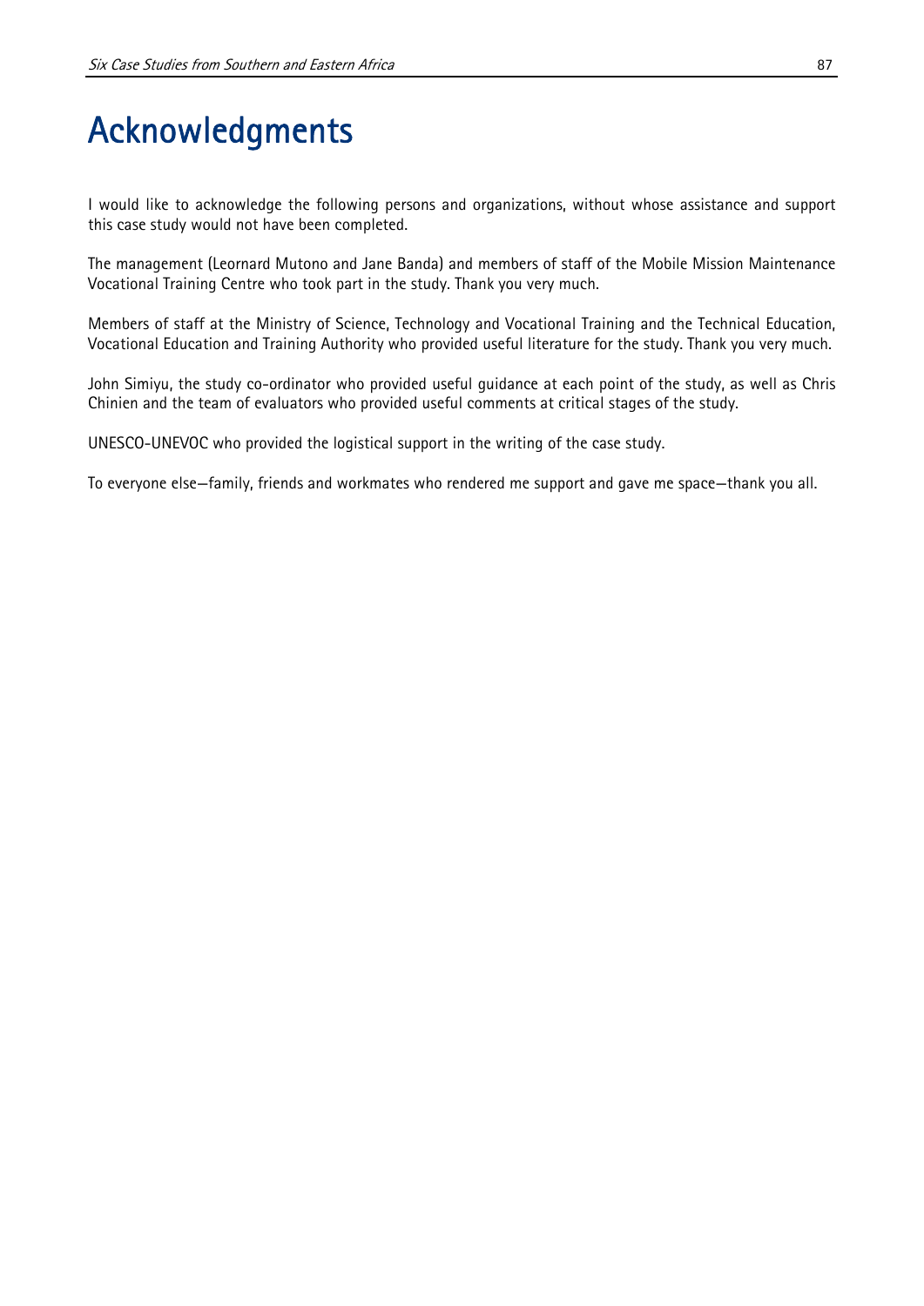# Acknowledgments

I would like to acknowledge the following persons and organizations, without whose assistance and support this case study would not have been completed.

The management (Leornard Mutono and Jane Banda) and members of staff of the Mobile Mission Maintenance Vocational Training Centre who took part in the study. Thank you very much.

Members of staff at the Ministry of Science, Technology and Vocational Training and the Technical Education, Vocational Education and Training Authority who provided useful literature for the study. Thank you very much.

John Simiyu, the study co-ordinator who provided useful guidance at each point of the study, as well as Chris Chinien and the team of evaluators who provided useful comments at critical stages of the study.

UNESCO-UNEVOC who provided the logistical support in the writing of the case study.

To everyone else—family, friends and workmates who rendered me support and gave me space—thank you all.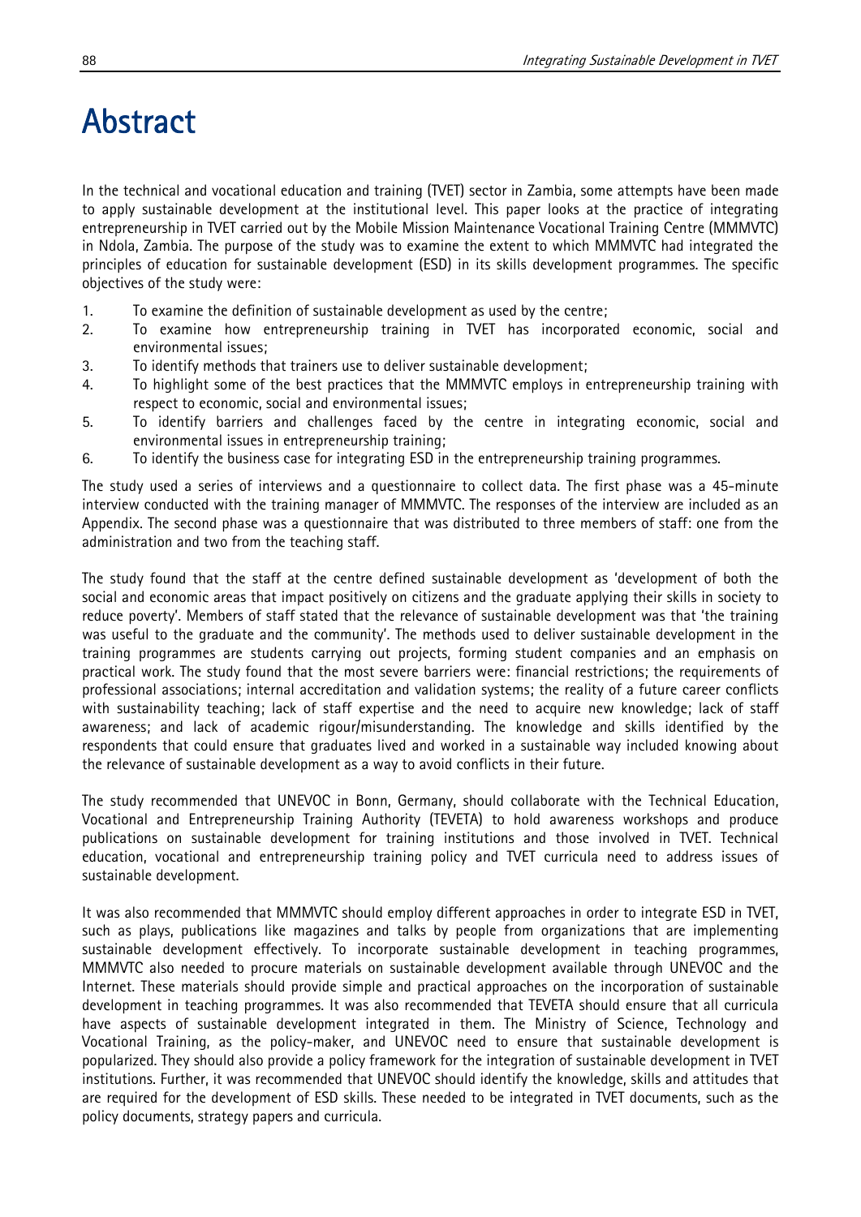# Abstract

In the technical and vocational education and training (TVET) sector in Zambia, some attempts have been made to apply sustainable development at the institutional level. This paper looks at the practice of integrating entrepreneurship in TVET carried out by the Mobile Mission Maintenance Vocational Training Centre (MMMVTC) in Ndola, Zambia. The purpose of the study was to examine the extent to which MMMVTC had integrated the principles of education for sustainable development (ESD) in its skills development programmes. The specific objectives of the study were:

1. To examine the definition of sustainable development as used by the centre;
2. To examine how entrepreneurship training in TVET has incorporated economic, social and environmental issues;
3. To identify methods that trainers use to deliver sustainable development;
4. To highlight some of the best practices that the MMMVTC employs in entrepreneurship training with respect to economic, social and environmental issues;
5. To identify barriers and challenges faced by the centre in integrating economic, social and environmental issues in entrepreneurship training;
6. To identify the business case for integrating ESD in the entrepreneurship training programmes.

The study used a series of interviews and a questionnaire to collect data. The first phase was a 45-minute interview conducted with the training manager of MMMVTC. The responses of the interview are included as an Appendix. The second phase was a questionnaire that was distributed to three members of staff: one from the administration and two from the teaching staff.

The study found that the staff at the centre defined sustainable development as 'development of both the social and economic areas that impact positively on citizens and the graduate applying their skills in society to reduce poverty'. Members of staff stated that the relevance of sustainable development was that 'the training was useful to the graduate and the community'. The methods used to deliver sustainable development in the training programmes are students carrying out projects, forming student companies and an emphasis on practical work. The study found that the most severe barriers were: financial restrictions; the requirements of professional associations; internal accreditation and validation systems; the reality of a future career conflicts with sustainability teaching; lack of staff expertise and the need to acquire new knowledge; lack of staff awareness; and lack of academic rigour/misunderstanding. The knowledge and skills identified by the respondents that could ensure that graduates lived and worked in a sustainable way included knowing about the relevance of sustainable development as a way to avoid conflicts in their future.

The study recommended that UNEVOC in Bonn, Germany, should collaborate with the Technical Education, Vocational and Entrepreneurship Training Authority (TEVETA) to hold awareness workshops and produce publications on sustainable development for training institutions and those involved in TVET. Technical education, vocational and entrepreneurship training policy and TVET curricula need to address issues of sustainable development.

It was also recommended that MMMVTC should employ different approaches in order to integrate ESD in TVET, such as plays, publications like magazines and talks by people from organizations that are implementing sustainable development effectively. To incorporate sustainable development in teaching programmes, MMMVTC also needed to procure materials on sustainable development available through UNEVOC and the Internet. These materials should provide simple and practical approaches on the incorporation of sustainable development in teaching programmes. It was also recommended that TEVETA should ensure that all curricula have aspects of sustainable development integrated in them. The Ministry of Science, Technology and Vocational Training, as the policy-maker, and UNEVOC need to ensure that sustainable development is popularized. They should also provide a policy framework for the integration of sustainable development in TVET institutions. Further, it was recommended that UNEVOC should identify the knowledge, skills and attitudes that are required for the development of ESD skills. These needed to be integrated in TVET documents, such as the policy documents, strategy papers and curricula.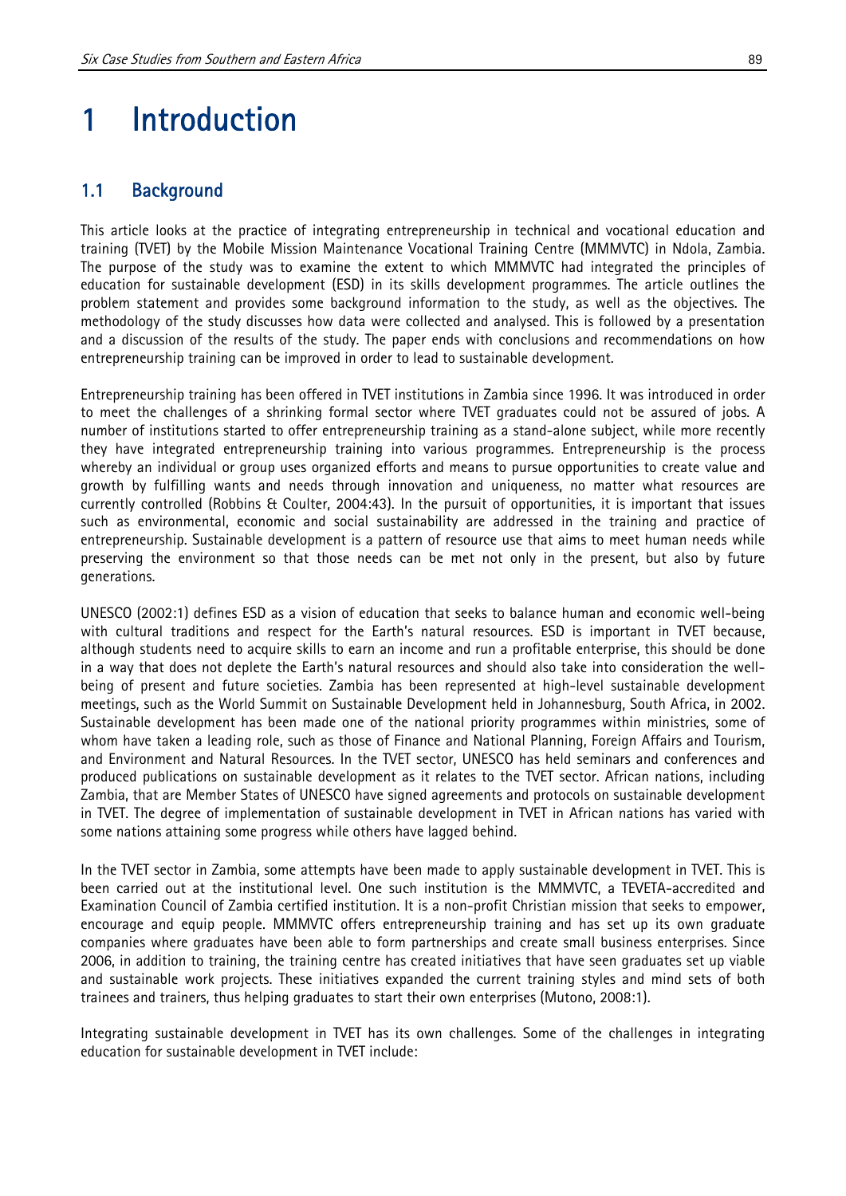# 1 Introduction

## 1.1 Background

This article looks at the practice of integrating entrepreneurship in technical and vocational education and training (TVET) by the Mobile Mission Maintenance Vocational Training Centre (MMMVTC) in Ndola, Zambia. The purpose of the study was to examine the extent to which MMMVTC had integrated the principles of education for sustainable development (ESD) in its skills development programmes. The article outlines the problem statement and provides some background information to the study, as well as the objectives. The methodology of the study discusses how data were collected and analysed. This is followed by a presentation and a discussion of the results of the study. The paper ends with conclusions and recommendations on how entrepreneurship training can be improved in order to lead to sustainable development.

Entrepreneurship training has been offered in TVET institutions in Zambia since 1996. It was introduced in order to meet the challenges of a shrinking formal sector where TVET graduates could not be assured of jobs. A number of institutions started to offer entrepreneurship training as a stand-alone subject, while more recently they have integrated entrepreneurship training into various programmes. Entrepreneurship is the process whereby an individual or group uses organized efforts and means to pursue opportunities to create value and growth by fulfilling wants and needs through innovation and uniqueness, no matter what resources are currently controlled (Robbins & Coulter, 2004:43). In the pursuit of opportunities, it is important that issues such as environmental, economic and social sustainability are addressed in the training and practice of entrepreneurship. Sustainable development is a pattern of resource use that aims to meet human needs while preserving the environment so that those needs can be met not only in the present, but also by future generations.

UNESCO (2002:1) defines ESD as a vision of education that seeks to balance human and economic well-being with cultural traditions and respect for the Earth's natural resources. ESD is important in TVET because, although students need to acquire skills to earn an income and run a profitable enterprise, this should be done in a way that does not deplete the Earth's natural resources and should also take into consideration the well-being of present and future societies. Zambia has been represented at high-level sustainable development meetings, such as the World Summit on Sustainable Development held in Johannesburg, South Africa, in 2002. Sustainable development has been made one of the national priority programmes within ministries, some of whom have taken a leading role, such as those of Finance and National Planning, Foreign Affairs and Tourism, and Environment and Natural Resources. In the TVET sector, UNESCO has held seminars and conferences and produced publications on sustainable development as it relates to the TVET sector. African nations, including Zambia, that are Member States of UNESCO have signed agreements and protocols on sustainable development in TVET. The degree of implementation of sustainable development in TVET in African nations has varied with some nations attaining some progress while others have lagged behind.

In the TVET sector in Zambia, some attempts have been made to apply sustainable development in TVET. This is been carried out at the institutional level. One such institution is the MMMVTC, a TEVETA-accredited and Examination Council of Zambia certified institution. It is a non-profit Christian mission that seeks to empower, encourage and equip people. MMMVTC offers entrepreneurship training and has set up its own graduate companies where graduates have been able to form partnerships and create small business enterprises. Since 2006, in addition to training, the training centre has created initiatives that have seen graduates set up viable and sustainable work projects. These initiatives expanded the current training styles and mind sets of both trainees and trainers, thus helping graduates to start their own enterprises (Mutono, 2008:1).

Integrating sustainable development in TVET has its own challenges. Some of the challenges in integrating education for sustainable development in TVET include: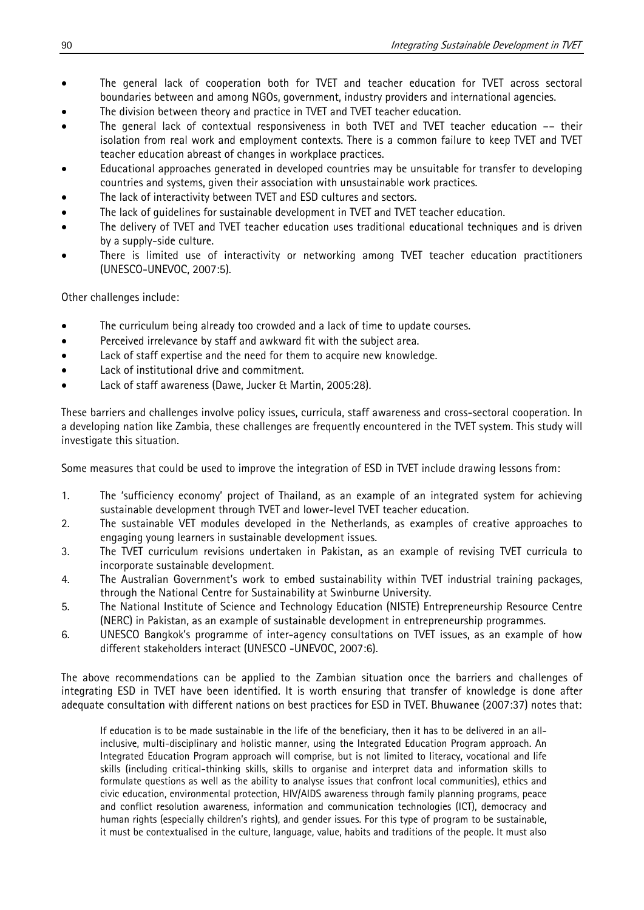- The general lack of cooperation both for TVET and teacher education for TVET across sectoral boundaries between and among NGOs, government, industry providers and international agencies.
- The division between theory and practice in TVET and TVET teacher education.
- The general lack of contextual responsiveness in both TVET and TVET teacher education –– their isolation from real work and employment contexts. There is a common failure to keep TVET and TVET teacher education abreast of changes in workplace practices.
- Educational approaches generated in developed countries may be unsuitable for transfer to developing countries and systems, given their association with unsustainable work practices.
- The lack of interactivity between TVET and ESD cultures and sectors.
- The lack of guidelines for sustainable development in TVET and TVET teacher education.
- The delivery of TVET and TVET teacher education uses traditional educational techniques and is driven by a supply-side culture.
- There is limited use of interactivity or networking among TVET teacher education practitioners (UNESCO-UNEVOC, 2007:5).

Other challenges include:

- The curriculum being already too crowded and a lack of time to update courses.
- Perceived irrelevance by staff and awkward fit with the subject area.
- Lack of staff expertise and the need for them to acquire new knowledge.
- Lack of institutional drive and commitment.
- Lack of staff awareness (Dawe, Jucker & Martin, 2005:28).

These barriers and challenges involve policy issues, curricula, staff awareness and cross-sectoral cooperation. In a developing nation like Zambia, these challenges are frequently encountered in the TVET system. This study will investigate this situation.

Some measures that could be used to improve the integration of ESD in TVET include drawing lessons from:

1. The 'sufficiency economy' project of Thailand, as an example of an integrated system for achieving sustainable development through TVET and lower-level TVET teacher education.
2. The sustainable VET modules developed in the Netherlands, as examples of creative approaches to engaging young learners in sustainable development issues.
3. The TVET curriculum revisions undertaken in Pakistan, as an example of revising TVET curricula to incorporate sustainable development.
4. The Australian Government's work to embed sustainability within TVET industrial training packages, through the National Centre for Sustainability at Swinburne University.
5. The National Institute of Science and Technology Education (NISTE) Entrepreneurship Resource Centre (NERC) in Pakistan, as an example of sustainable development in entrepreneurship programmes.
6. UNESCO Bangkok's programme of inter-agency consultations on TVET issues, as an example of how different stakeholders interact (UNESCO -UNEVOC, 2007:6).

The above recommendations can be applied to the Zambian situation once the barriers and challenges of integrating ESD in TVET have been identified. It is worth ensuring that transfer of knowledge is done after adequate consultation with different nations on best practices for ESD in TVET. Bhuwanee (2007:37) notes that:

> If education is to be made sustainable in the life of the beneficiary, then it has to be delivered in an all-inclusive, multi-disciplinary and holistic manner, using the Integrated Education Program approach. An Integrated Education Program approach will comprise, but is not limited to literacy, vocational and life skills (including critical-thinking skills, skills to organise and interpret data and information skills to formulate questions as well as the ability to analyse issues that confront local communities), ethics and civic education, environmental protection, HIV/AIDS awareness through family planning programs, peace and conflict resolution awareness, information and communication technologies (ICT), democracy and human rights (especially children's rights), and gender issues. For this type of program to be sustainable, it must be contextualised in the culture, language, value, habits and traditions of the people. It must also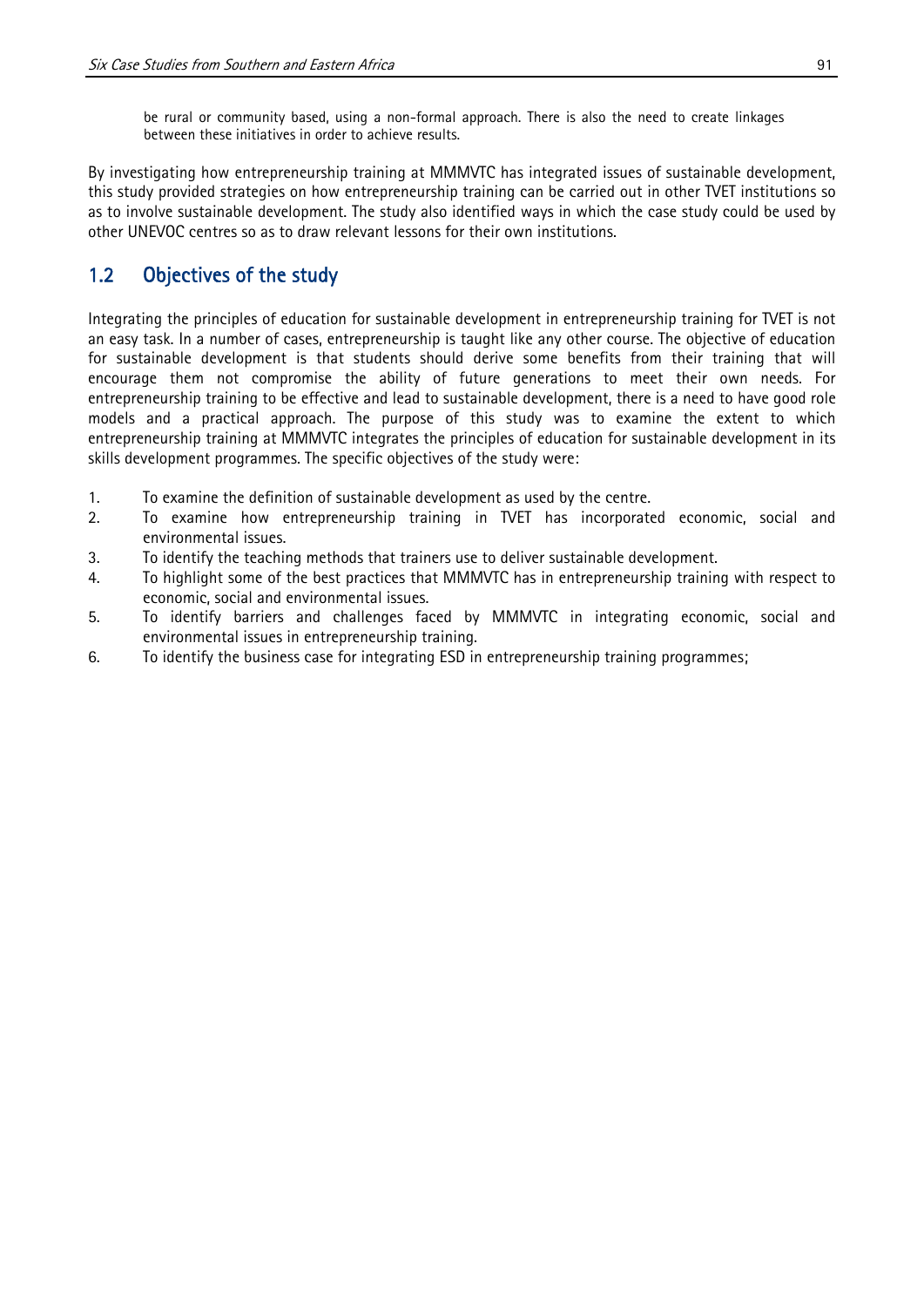be rural or community based, using a non-formal approach. There is also the need to create linkages between these initiatives in order to achieve results.

By investigating how entrepreneurship training at MMMVTC has integrated issues of sustainable development, this study provided strategies on how entrepreneurship training can be carried out in other TVET institutions so as to involve sustainable development. The study also identified ways in which the case study could be used by other UNEVOC centres so as to draw relevant lessons for their own institutions.

## 1.2 Objectives of the study

Integrating the principles of education for sustainable development in entrepreneurship training for TVET is not an easy task. In a number of cases, entrepreneurship is taught like any other course. The objective of education for sustainable development is that students should derive some benefits from their training that will encourage them not compromise the ability of future generations to meet their own needs. For entrepreneurship training to be effective and lead to sustainable development, there is a need to have good role models and a practical approach. The purpose of this study was to examine the extent to which entrepreneurship training at MMMVTC integrates the principles of education for sustainable development in its skills development programmes. The specific objectives of the study were:

1. To examine the definition of sustainable development as used by the centre.
2. To examine how entrepreneurship training in TVET has incorporated economic, social and environmental issues.
3. To identify the teaching methods that trainers use to deliver sustainable development.
4. To highlight some of the best practices that MMMVTC has in entrepreneurship training with respect to economic, social and environmental issues.
5. To identify barriers and challenges faced by MMMVTC in integrating economic, social and environmental issues in entrepreneurship training.
6. To identify the business case for integrating ESD in entrepreneurship training programmes;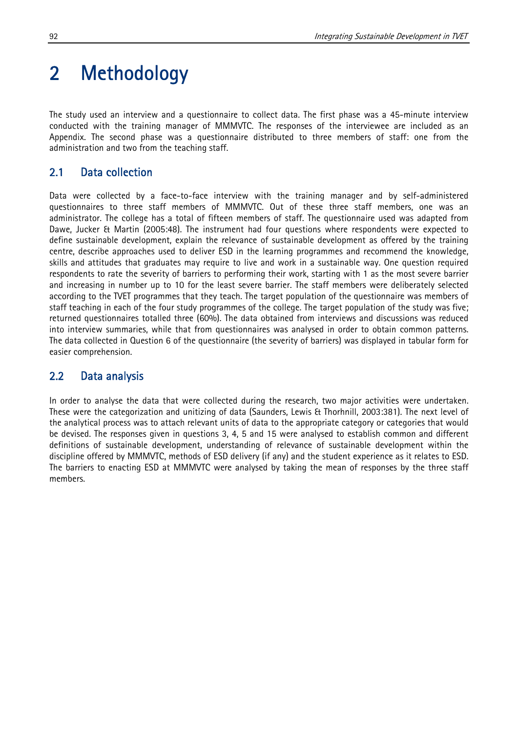# 2 Methodology

The study used an interview and a questionnaire to collect data. The first phase was a 45-minute interview conducted with the training manager of MMMVTC. The responses of the interviewee are included as an Appendix. The second phase was a questionnaire distributed to three members of staff: one from the administration and two from the teaching staff.

## 2.1 Data collection

Data were collected by a face-to-face interview with the training manager and by self-administered questionnaires to three staff members of MMMVTC. Out of these three staff members, one was an administrator. The college has a total of fifteen members of staff. The questionnaire used was adapted from Dawe, Jucker & Martin (2005:48). The instrument had four questions where respondents were expected to define sustainable development, explain the relevance of sustainable development as offered by the training centre, describe approaches used to deliver ESD in the learning programmes and recommend the knowledge, skills and attitudes that graduates may require to live and work in a sustainable way. One question required respondents to rate the severity of barriers to performing their work, starting with 1 as the most severe barrier and increasing in number up to 10 for the least severe barrier. The staff members were deliberately selected according to the TVET programmes that they teach. The target population of the questionnaire was members of staff teaching in each of the four study programmes of the college. The target population of the study was five; returned questionnaires totalled three (60%). The data obtained from interviews and discussions was reduced into interview summaries, while that from questionnaires was analysed in order to obtain common patterns. The data collected in Question 6 of the questionnaire (the severity of barriers) was displayed in tabular form for easier comprehension.

## 2.2 Data analysis

In order to analyse the data that were collected during the research, two major activities were undertaken. These were the categorization and unitizing of data (Saunders, Lewis & Thornhill, 2003:381). The next level of the analytical process was to attach relevant units of data to the appropriate category or categories that would be devised. The responses given in questions 3, 4, 5 and 15 were analysed to establish common and different definitions of sustainable development, understanding of relevance of sustainable development within the discipline offered by MMMVTC, methods of ESD delivery (if any) and the student experience as it relates to ESD. The barriers to enacting ESD at MMMVTC were analysed by taking the mean of responses by the three staff members.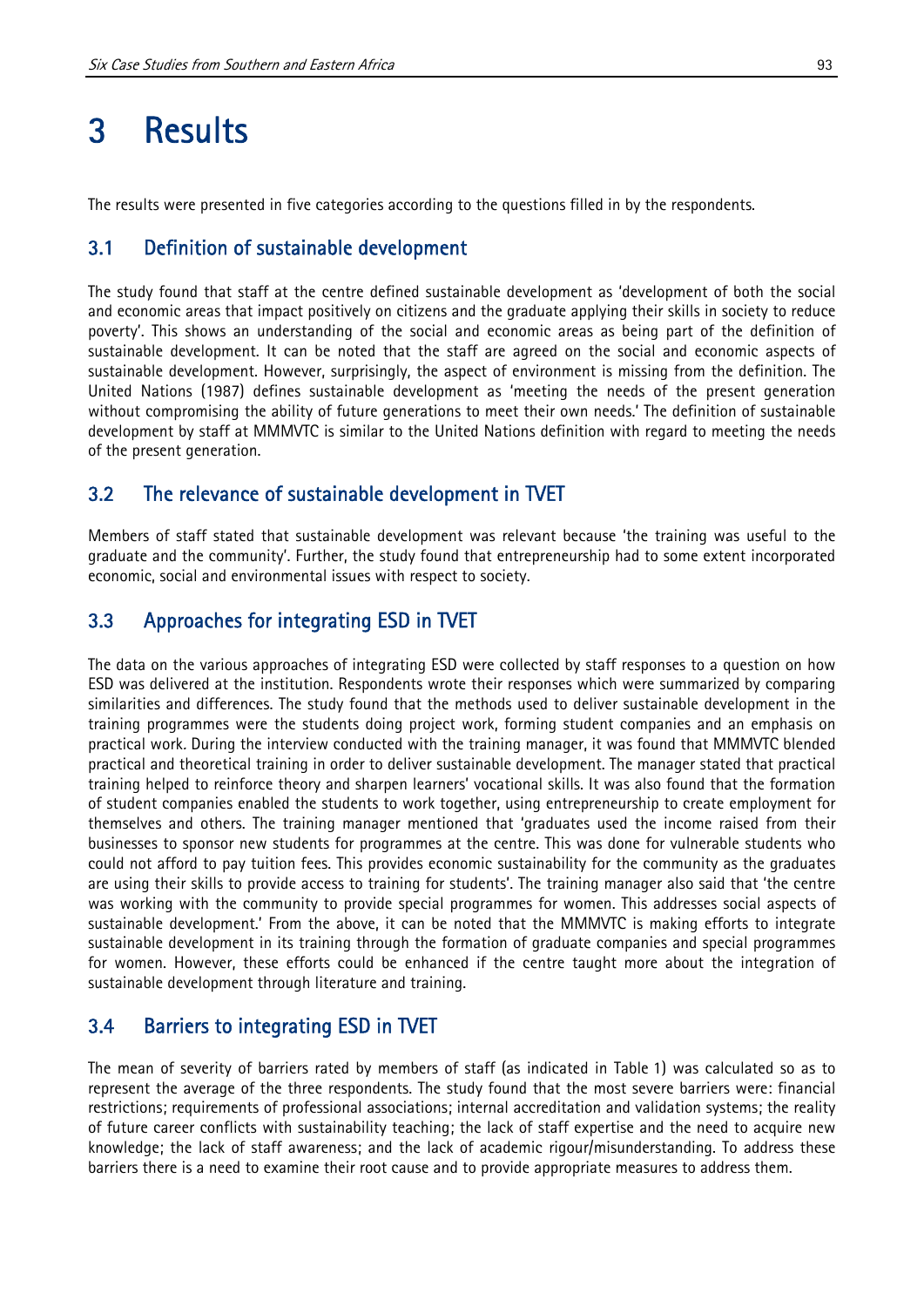# 3 Results

The results were presented in five categories according to the questions filled in by the respondents.

## 3.1 Definition of sustainable development

The study found that staff at the centre defined sustainable development as 'development of both the social and economic areas that impact positively on citizens and the graduate applying their skills in society to reduce poverty'. This shows an understanding of the social and economic areas as being part of the definition of sustainable development. It can be noted that the staff are agreed on the social and economic aspects of sustainable development. However, surprisingly, the aspect of environment is missing from the definition. The United Nations (1987) defines sustainable development as 'meeting the needs of the present generation without compromising the ability of future generations to meet their own needs.' The definition of sustainable development by staff at MMMVTC is similar to the United Nations definition with regard to meeting the needs of the present generation.

## 3.2 The relevance of sustainable development in TVET

Members of staff stated that sustainable development was relevant because 'the training was useful to the graduate and the community'. Further, the study found that entrepreneurship had to some extent incorporated economic, social and environmental issues with respect to society.

## 3.3 Approaches for integrating ESD in TVET

The data on the various approaches of integrating ESD were collected by staff responses to a question on how ESD was delivered at the institution. Respondents wrote their responses which were summarized by comparing similarities and differences. The study found that the methods used to deliver sustainable development in the training programmes were the students doing project work, forming student companies and an emphasis on practical work. During the interview conducted with the training manager, it was found that MMMVTC blended practical and theoretical training in order to deliver sustainable development. The manager stated that practical training helped to reinforce theory and sharpen learners' vocational skills. It was also found that the formation of student companies enabled the students to work together, using entrepreneurship to create employment for themselves and others. The training manager mentioned that 'graduates used the income raised from their businesses to sponsor new students for programmes at the centre. This was done for vulnerable students who could not afford to pay tuition fees. This provides economic sustainability for the community as the graduates are using their skills to provide access to training for students'. The training manager also said that 'the centre was working with the community to provide special programmes for women. This addresses social aspects of sustainable development.' From the above, it can be noted that the MMMVTC is making efforts to integrate sustainable development in its training through the formation of graduate companies and special programmes for women. However, these efforts could be enhanced if the centre taught more about the integration of sustainable development through literature and training.

## 3.4 Barriers to integrating ESD in TVET

The mean of severity of barriers rated by members of staff (as indicated in Table 1) was calculated so as to represent the average of the three respondents. The study found that the most severe barriers were: financial restrictions; requirements of professional associations; internal accreditation and validation systems; the reality of future career conflicts with sustainability teaching; the lack of staff expertise and the need to acquire new knowledge; the lack of staff awareness; and the lack of academic rigour/misunderstanding. To address these barriers there is a need to examine their root cause and to provide appropriate measures to address them.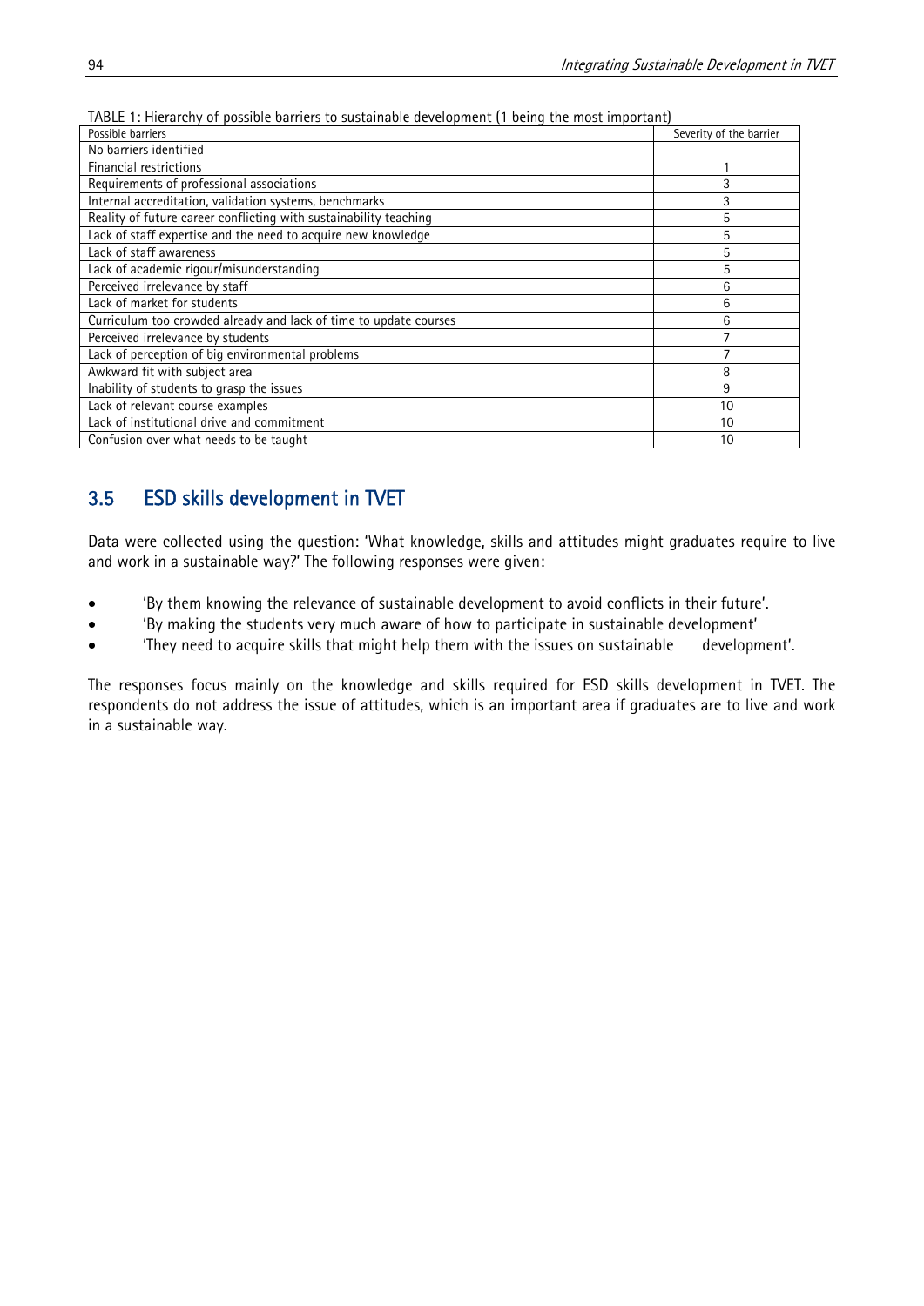TABLE 1: Hierarchy of possible barriers to sustainable development (1 being the most important)

| Possible barriers | Severity of the barrier |
|---|---|
| No barriers identified | |
| Financial restrictions | 1 |
| Requirements of professional associations | 3 |
| Internal accreditation, validation systems, benchmarks | 3 |
| Reality of future career conflicting with sustainability teaching | 5 |
| Lack of staff expertise and the need to acquire new knowledge | 5 |
| Lack of staff awareness | 5 |
| Lack of academic rigour/misunderstanding | 5 |
| Perceived irrelevance by staff | 6 |
| Lack of market for students | 6 |
| Curriculum too crowded already and lack of time to update courses | 6 |
| Perceived irrelevance by students | 7 |
| Lack of perception of big environmental problems | 7 |
| Awkward fit with subject area | 8 |
| Inability of students to grasp the issues | 9 |
| Lack of relevant course examples | 10 |
| Lack of institutional drive and commitment | 10 |
| Confusion over what needs to be taught | 10 |

## 3.5 ESD skills development in TVET

Data were collected using the question: 'What knowledge, skills and attitudes might graduates require to live and work in a sustainable way?' The following responses were given:

- 'By them knowing the relevance of sustainable development to avoid conflicts in their future'.
- 'By making the students very much aware of how to participate in sustainable development'
- 'They need to acquire skills that might help them with the issues on sustainable development'.

The responses focus mainly on the knowledge and skills required for ESD skills development in TVET. The respondents do not address the issue of attitudes, which is an important area if graduates are to live and work in a sustainable way.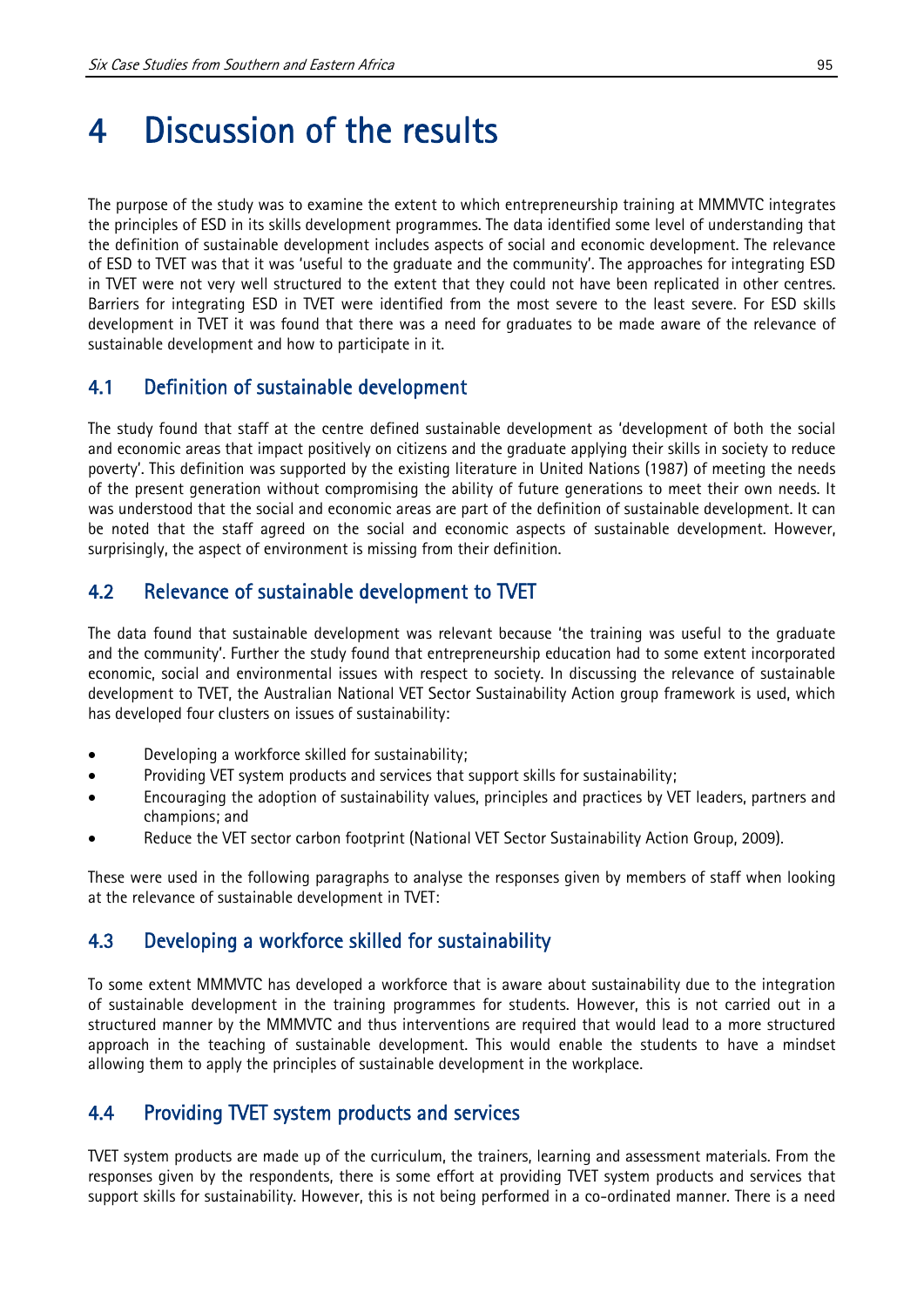# 4 Discussion of the results

The purpose of the study was to examine the extent to which entrepreneurship training at MMMVTC integrates the principles of ESD in its skills development programmes. The data identified some level of understanding that the definition of sustainable development includes aspects of social and economic development. The relevance of ESD to TVET was that it was 'useful to the graduate and the community'. The approaches for integrating ESD in TVET were not very well structured to the extent that they could not have been replicated in other centres. Barriers for integrating ESD in TVET were identified from the most severe to the least severe. For ESD skills development in TVET it was found that there was a need for graduates to be made aware of the relevance of sustainable development and how to participate in it.

## 4.1 Definition of sustainable development

The study found that staff at the centre defined sustainable development as 'development of both the social and economic areas that impact positively on citizens and the graduate applying their skills in society to reduce poverty'. This definition was supported by the existing literature in United Nations (1987) of meeting the needs of the present generation without compromising the ability of future generations to meet their own needs. It was understood that the social and economic areas are part of the definition of sustainable development. It can be noted that the staff agreed on the social and economic aspects of sustainable development. However, surprisingly, the aspect of environment is missing from their definition.

## 4.2 Relevance of sustainable development to TVET

The data found that sustainable development was relevant because 'the training was useful to the graduate and the community'. Further the study found that entrepreneurship education had to some extent incorporated economic, social and environmental issues with respect to society. In discussing the relevance of sustainable development to TVET, the Australian National VET Sector Sustainability Action group framework is used, which has developed four clusters on issues of sustainability:

- Developing a workforce skilled for sustainability;
- Providing VET system products and services that support skills for sustainability;
- Encouraging the adoption of sustainability values, principles and practices by VET leaders, partners and champions; and
- Reduce the VET sector carbon footprint (National VET Sector Sustainability Action Group, 2009).

These were used in the following paragraphs to analyse the responses given by members of staff when looking at the relevance of sustainable development in TVET:

## 4.3 Developing a workforce skilled for sustainability

To some extent MMMVTC has developed a workforce that is aware about sustainability due to the integration of sustainable development in the training programmes for students. However, this is not carried out in a structured manner by the MMMVTC and thus interventions are required that would lead to a more structured approach in the teaching of sustainable development. This would enable the students to have a mindset allowing them to apply the principles of sustainable development in the workplace.

## 4.4 Providing TVET system products and services

TVET system products are made up of the curriculum, the trainers, learning and assessment materials. From the responses given by the respondents, there is some effort at providing TVET system products and services that support skills for sustainability. However, this is not being performed in a co-ordinated manner. There is a need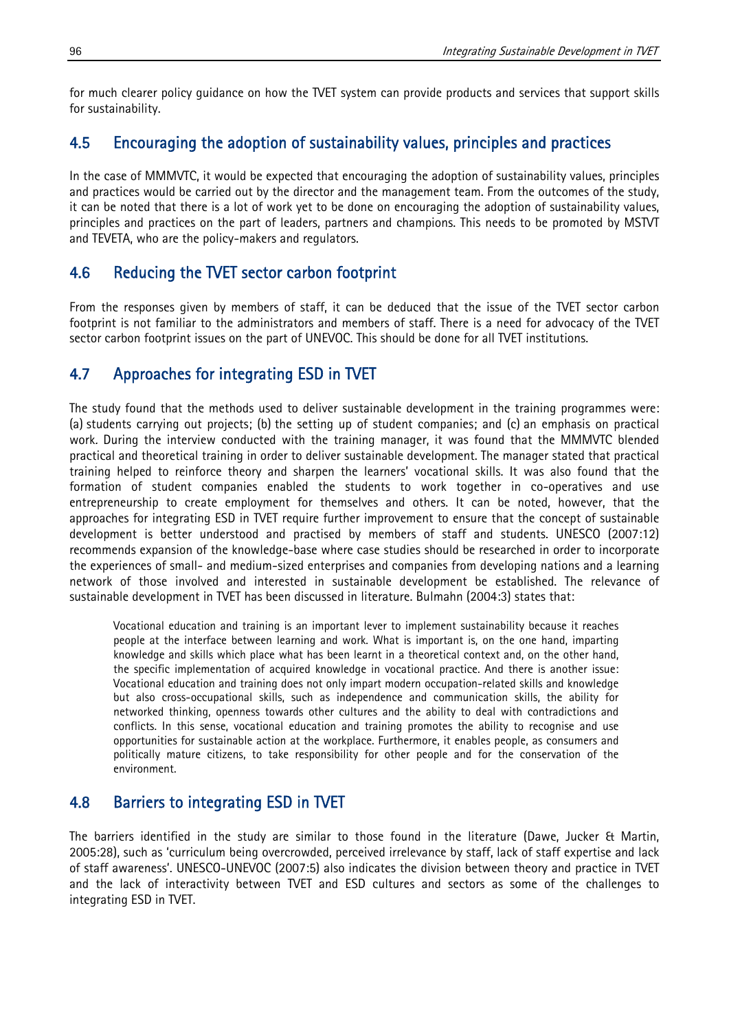for much clearer policy guidance on how the TVET system can provide products and services that support skills for sustainability.

## 4.5 Encouraging the adoption of sustainability values, principles and practices

In the case of MMMVTC, it would be expected that encouraging the adoption of sustainability values, principles and practices would be carried out by the director and the management team. From the outcomes of the study, it can be noted that there is a lot of work yet to be done on encouraging the adoption of sustainability values, principles and practices on the part of leaders, partners and champions. This needs to be promoted by MSTVT and TEVETA, who are the policy-makers and regulators.

## 4.6 Reducing the TVET sector carbon footprint

From the responses given by members of staff, it can be deduced that the issue of the TVET sector carbon footprint is not familiar to the administrators and members of staff. There is a need for advocacy of the TVET sector carbon footprint issues on the part of UNEVOC. This should be done for all TVET institutions.

## 4.7 Approaches for integrating ESD in TVET

The study found that the methods used to deliver sustainable development in the training programmes were: (a) students carrying out projects; (b) the setting up of student companies; and (c) an emphasis on practical work. During the interview conducted with the training manager, it was found that the MMMVTC blended practical and theoretical training in order to deliver sustainable development. The manager stated that practical training helped to reinforce theory and sharpen the learners' vocational skills. It was also found that the formation of student companies enabled the students to work together in co-operatives and use entrepreneurship to create employment for themselves and others. It can be noted, however, that the approaches for integrating ESD in TVET require further improvement to ensure that the concept of sustainable development is better understood and practised by members of staff and students. UNESCO (2007:12) recommends expansion of the knowledge-base where case studies should be researched in order to incorporate the experiences of small- and medium-sized enterprises and companies from developing nations and a learning network of those involved and interested in sustainable development be established. The relevance of sustainable development in TVET has been discussed in literature. Bulmahn (2004:3) states that:

> Vocational education and training is an important lever to implement sustainability because it reaches people at the interface between learning and work. What is important is, on the one hand, imparting knowledge and skills which place what has been learnt in a theoretical context and, on the other hand, the specific implementation of acquired knowledge in vocational practice. And there is another issue: Vocational education and training does not only impart modern occupation-related skills and knowledge but also cross-occupational skills, such as independence and communication skills, the ability for networked thinking, openness towards other cultures and the ability to deal with contradictions and conflicts. In this sense, vocational education and training promotes the ability to recognise and use opportunities for sustainable action at the workplace. Furthermore, it enables people, as consumers and politically mature citizens, to take responsibility for other people and for the conservation of the environment.

## 4.8 Barriers to integrating ESD in TVET

The barriers identified in the study are similar to those found in the literature (Dawe, Jucker & Martin, 2005:28), such as 'curriculum being overcrowded, perceived irrelevance by staff, lack of staff expertise and lack of staff awareness'. UNESCO-UNEVOC (2007:5) also indicates the division between theory and practice in TVET and the lack of interactivity between TVET and ESD cultures and sectors as some of the challenges to integrating ESD in TVET.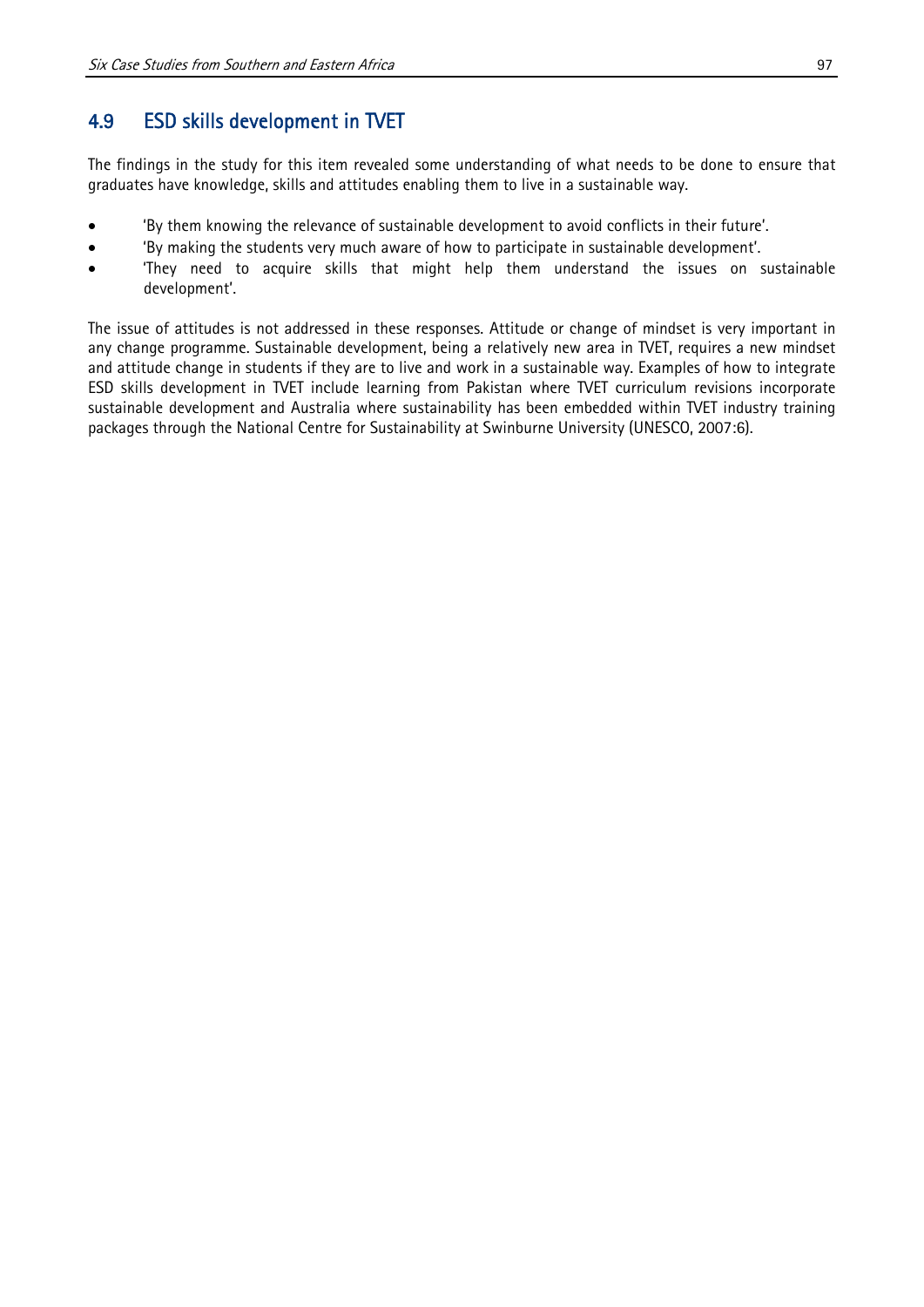## 4.9 ESD skills development in TVET

The findings in the study for this item revealed some understanding of what needs to be done to ensure that graduates have knowledge, skills and attitudes enabling them to live in a sustainable way.

- 'By them knowing the relevance of sustainable development to avoid conflicts in their future'.
- 'By making the students very much aware of how to participate in sustainable development'.
- 'They need to acquire skills that might help them understand the issues on sustainable development'.

The issue of attitudes is not addressed in these responses. Attitude or change of mindset is very important in any change programme. Sustainable development, being a relatively new area in TVET, requires a new mindset and attitude change in students if they are to live and work in a sustainable way. Examples of how to integrate ESD skills development in TVET include learning from Pakistan where TVET curriculum revisions incorporate sustainable development and Australia where sustainability has been embedded within TVET industry training packages through the National Centre for Sustainability at Swinburne University (UNESCO, 2007:6).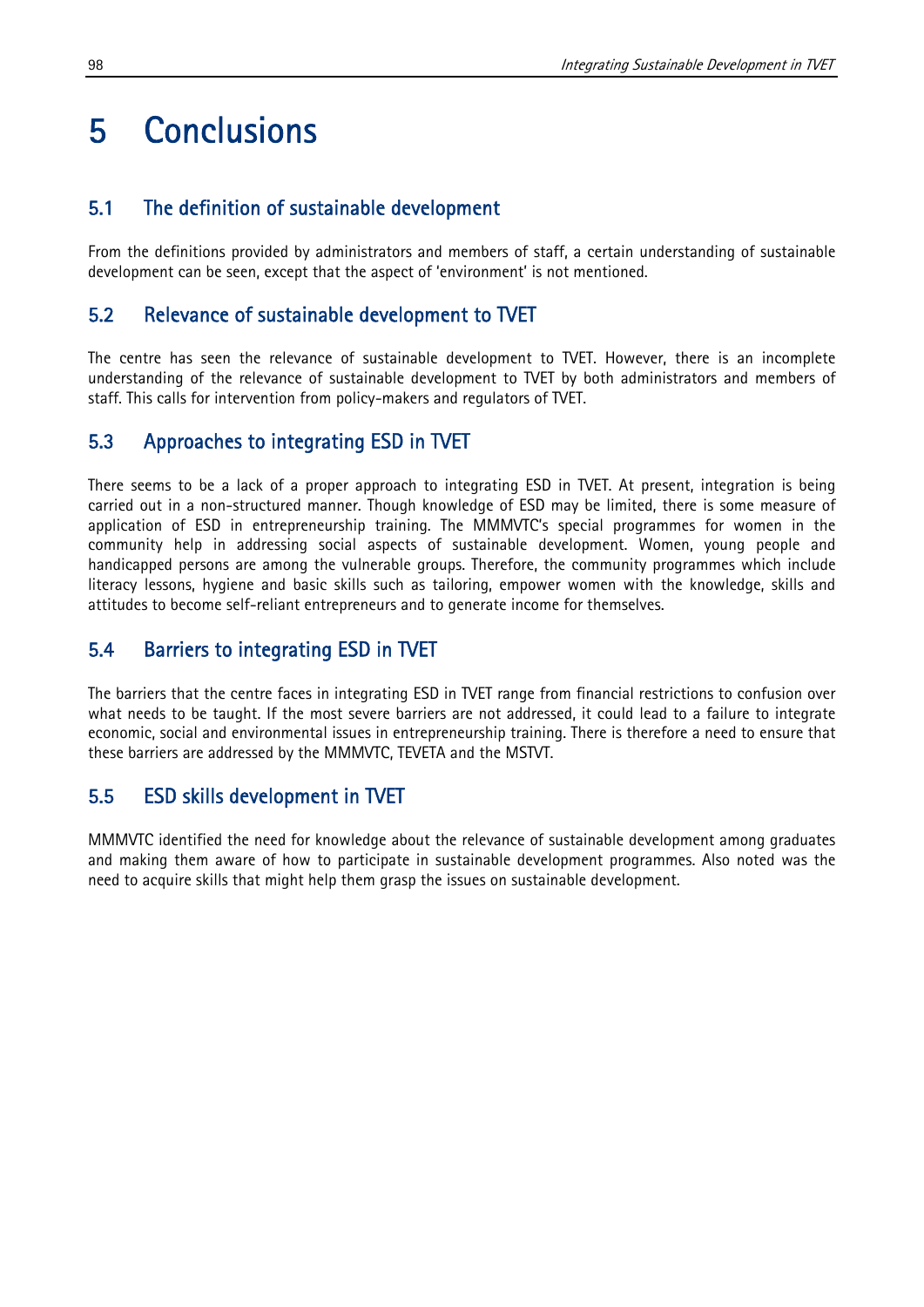# 5 Conclusions

## 5.1 The definition of sustainable development

From the definitions provided by administrators and members of staff, a certain understanding of sustainable development can be seen, except that the aspect of 'environment' is not mentioned.

## 5.2 Relevance of sustainable development to TVET

The centre has seen the relevance of sustainable development to TVET. However, there is an incomplete understanding of the relevance of sustainable development to TVET by both administrators and members of staff. This calls for intervention from policy-makers and regulators of TVET.

## 5.3 Approaches to integrating ESD in TVET

There seems to be a lack of a proper approach to integrating ESD in TVET. At present, integration is being carried out in a non-structured manner. Though knowledge of ESD may be limited, there is some measure of application of ESD in entrepreneurship training. The MMMVTC's special programmes for women in the community help in addressing social aspects of sustainable development. Women, young people and handicapped persons are among the vulnerable groups. Therefore, the community programmes which include literacy lessons, hygiene and basic skills such as tailoring, empower women with the knowledge, skills and attitudes to become self-reliant entrepreneurs and to generate income for themselves.

## 5.4 Barriers to integrating ESD in TVET

The barriers that the centre faces in integrating ESD in TVET range from financial restrictions to confusion over what needs to be taught. If the most severe barriers are not addressed, it could lead to a failure to integrate economic, social and environmental issues in entrepreneurship training. There is therefore a need to ensure that these barriers are addressed by the MMMVTC, TEVETA and the MSTVT.

## 5.5 ESD skills development in TVET

MMMVTC identified the need for knowledge about the relevance of sustainable development among graduates and making them aware of how to participate in sustainable development programmes. Also noted was the need to acquire skills that might help them grasp the issues on sustainable development.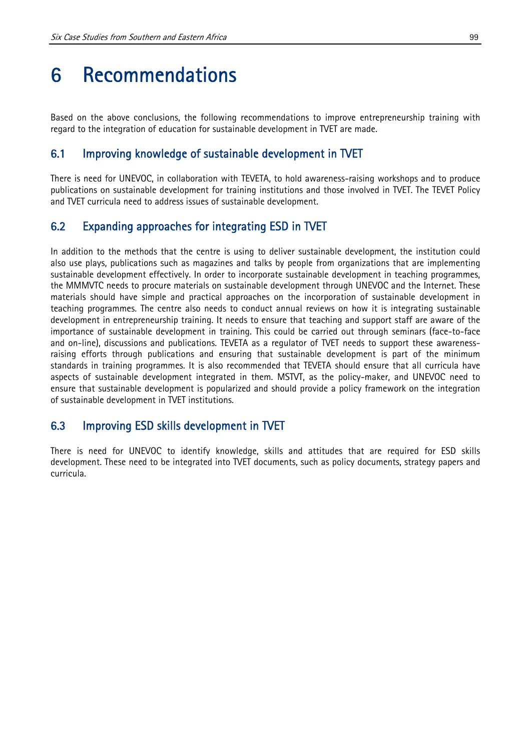# 6 Recommendations

Based on the above conclusions, the following recommendations to improve entrepreneurship training with regard to the integration of education for sustainable development in TVET are made.

## 6.1 Improving knowledge of sustainable development in TVET

There is need for UNEVOC, in collaboration with TEVETA, to hold awareness-raising workshops and to produce publications on sustainable development for training institutions and those involved in TVET. The TEVET Policy and TVET curricula need to address issues of sustainable development.

## 6.2 Expanding approaches for integrating ESD in TVET

In addition to the methods that the centre is using to deliver sustainable development, the institution could also use plays, publications such as magazines and talks by people from organizations that are implementing sustainable development effectively. In order to incorporate sustainable development in teaching programmes, the MMMVTC needs to procure materials on sustainable development through UNEVOC and the Internet. These materials should have simple and practical approaches on the incorporation of sustainable development in teaching programmes. The centre also needs to conduct annual reviews on how it is integrating sustainable development in entrepreneurship training. It needs to ensure that teaching and support staff are aware of the importance of sustainable development in training. This could be carried out through seminars (face-to-face and on-line), discussions and publications. TEVETA as a regulator of TVET needs to support these awareness-raising efforts through publications and ensuring that sustainable development is part of the minimum standards in training programmes. It is also recommended that TEVETA should ensure that all curricula have aspects of sustainable development integrated in them. MSTVT, as the policy-maker, and UNEVOC need to ensure that sustainable development is popularized and should provide a policy framework on the integration of sustainable development in TVET institutions.

## 6.3 Improving ESD skills development in TVET

There is need for UNEVOC to identify knowledge, skills and attitudes that are required for ESD skills development. These need to be integrated into TVET documents, such as policy documents, strategy papers and curricula.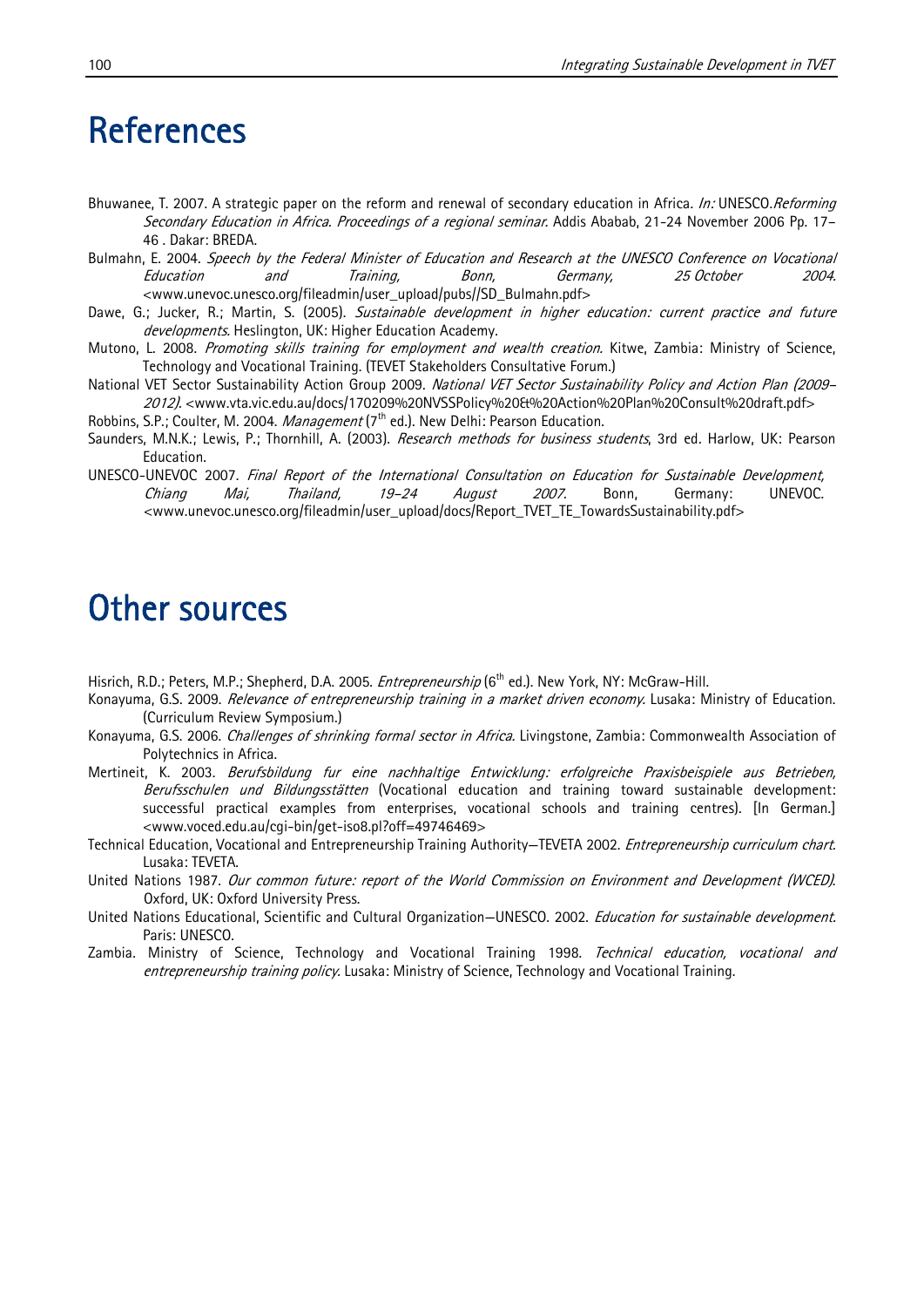# References

Bhuwanee, T. 2007. A strategic paper on the reform and renewal of secondary education in Africa. *In:* UNESCO.*Reforming Secondary Education in Africa. Proceedings of a regional seminar.* Addis Ababab, 21-24 November 2006 Pp. 17–46 . Dakar: BREDA.

Bulmahn, E. 2004. *Speech by the Federal Minister of Education and Research at the UNESCO Conference on Vocational Education and Training, Bonn, Germany, 25 October 2004.* <www.unevoc.unesco.org/fileadmin/user_upload/pubs//SD_Bulmahn.pdf>

Dawe, G.; Jucker, R.; Martin, S. (2005). *Sustainable development in higher education: current practice and future developments.* Heslington, UK: Higher Education Academy.

Mutono, L. 2008. *Promoting skills training for employment and wealth creation.* Kitwe, Zambia: Ministry of Science, Technology and Vocational Training. (TEVET Stakeholders Consultative Forum.)

National VET Sector Sustainability Action Group 2009. *National VET Sector Sustainability Policy and Action Plan (2009–2012).* <www.vta.vic.edu.au/docs/170209%20NVSSPolicy%20&%20Action%20Plan%20Consult%20draft.pdf>

Robbins, S.P.; Coulter, M. 2004. *Management* (7th ed.). New Delhi: Pearson Education.

Saunders, M.N.K.; Lewis, P.; Thornhill, A. (2003). *Research methods for business students*, 3rd ed. Harlow, UK: Pearson Education.

UNESCO-UNEVOC 2007. *Final Report of the International Consultation on Education for Sustainable Development, Chiang Mai, Thailand, 19–24 August 2007.* Bonn, Germany: UNEVOC. <www.unevoc.unesco.org/fileadmin/user_upload/docs/Report_TVET_TE_TowardsSustainability.pdf>

# Other sources

Hisrich, R.D.; Peters, M.P.; Shepherd, D.A. 2005. *Entrepreneurship* (6th ed.). New York, NY: McGraw-Hill.

Konayuma, G.S. 2009. *Relevance of entrepreneurship training in a market driven economy.* Lusaka: Ministry of Education. (Curriculum Review Symposium.)

Konayuma, G.S. 2006. *Challenges of shrinking formal sector in Africa.* Livingstone, Zambia: Commonwealth Association of Polytechnics in Africa.

Mertineit, K. 2003. *Berufsbildung fur eine nachhaltige Entwicklung: erfolgreiche Praxisbeispiele aus Betrieben, Berufsschulen und Bildungsstätten* (Vocational education and training toward sustainable development: successful practical examples from enterprises, vocational schools and training centres). [In German.] <www.voced.edu.au/cgi-bin/get-iso8.pl?off=49746469>

Technical Education, Vocational and Entrepreneurship Training Authority—TEVETA 2002. *Entrepreneurship curriculum chart.* Lusaka: TEVETA.

United Nations 1987. *Our common future: report of the World Commission on Environment and Development (WCED).* Oxford, UK: Oxford University Press.

United Nations Educational, Scientific and Cultural Organization—UNESCO. 2002. *Education for sustainable development.* Paris: UNESCO.

Zambia. Ministry of Science, Technology and Vocational Training 1998. *Technical education, vocational and entrepreneurship training policy.* Lusaka: Ministry of Science, Technology and Vocational Training.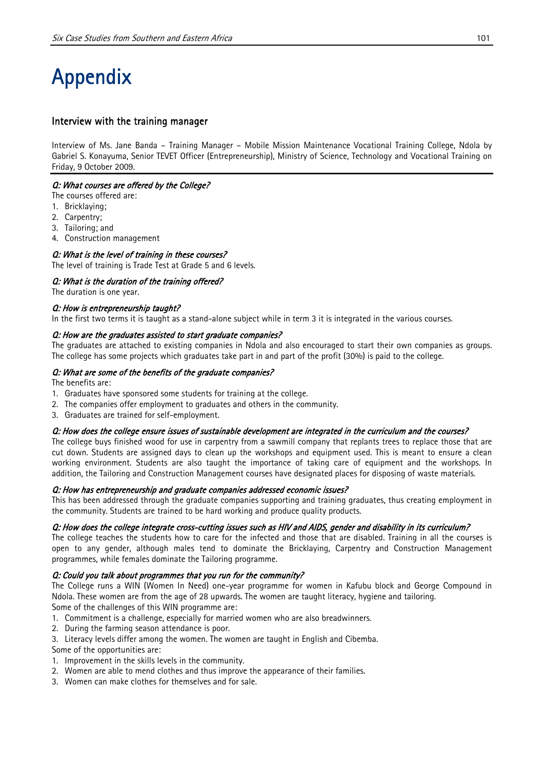# Appendix

## Interview with the training manager

Interview of Ms. Jane Banda – Training Manager – Mobile Mission Maintenance Vocational Training College, Ndola by Gabriel S. Konayuma, Senior TEVET Officer (Entrepreneurship), Ministry of Science, Technology and Vocational Training on Friday, 9 October 2009.

***Q: What courses are offered by the College?***

The courses offered are:

1. Bricklaying;
2. Carpentry;
3. Tailoring; and
4. Construction management

***Q: What is the level of training in these courses?***

The level of training is Trade Test at Grade 5 and 6 levels.

***Q: What is the duration of the training offered?***

The duration is one year.

***Q: How is entrepreneurship taught?***

In the first two terms it is taught as a stand-alone subject while in term 3 it is integrated in the various courses.

***Q: How are the graduates assisted to start graduate companies?***

The graduates are attached to existing companies in Ndola and also encouraged to start their own companies as groups. The college has some projects which graduates take part in and part of the profit (30%) is paid to the college.

***Q: What are some of the benefits of the graduate companies?***

The benefits are:

1. Graduates have sponsored some students for training at the college.
2. The companies offer employment to graduates and others in the community.
3. Graduates are trained for self-employment.

***Q: How does the college ensure issues of sustainable development are integrated in the curriculum and the courses?***

The college buys finished wood for use in carpentry from a sawmill company that replants trees to replace those that are cut down. Students are assigned days to clean up the workshops and equipment used. This is meant to ensure a clean working environment. Students are also taught the importance of taking care of equipment and the workshops. In addition, the Tailoring and Construction Management courses have designated places for disposing of waste materials.

***Q: How has entrepreneurship and graduate companies addressed economic issues?***

This has been addressed through the graduate companies supporting and training graduates, thus creating employment in the community. Students are trained to be hard working and produce quality products.

***Q: How does the college integrate cross-cutting issues such as HIV and AIDS, gender and disability in its curriculum?***

The college teaches the students how to care for the infected and those that are disabled. Training in all the courses is open to any gender, although males tend to dominate the Bricklaying, Carpentry and Construction Management programmes, while females dominate the Tailoring programme.

***Q: Could you talk about programmes that you run for the community?***

The College runs a WIN (Women In Need) one-year programme for women in Kafubu block and George Compound in Ndola. These women are from the age of 28 upwards. The women are taught literacy, hygiene and tailoring.

Some of the challenges of this WIN programme are:

1. Commitment is a challenge, especially for married women who are also breadwinners.
2. During the farming season attendance is poor.
3. Literacy levels differ among the women. The women are taught in English and Cibemba.

Some of the opportunities are:

1. Improvement in the skills levels in the community.
2. Women are able to mend clothes and thus improve the appearance of their families.
3. Women can make clothes for themselves and for sale.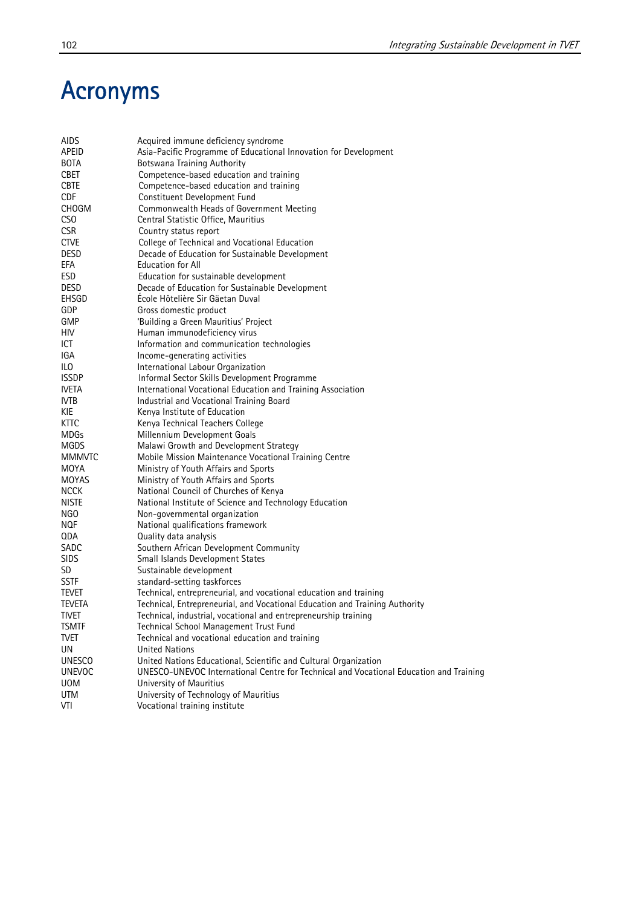# Acronyms

| | |
|---|---|
| AIDS | Acquired immune deficiency syndrome |
| APEID | Asia-Pacific Programme of Educational Innovation for Development |
| BOTA | Botswana Training Authority |
| CBET | Competence-based education and training |
| CBTE | Competence-based education and training |
| CDF | Constituent Development Fund |
| CHOGM | Commonwealth Heads of Government Meeting |
| CSO | Central Statistic Office, Mauritius |
| CSR | Country status report |
| CTVE | College of Technical and Vocational Education |
| DESD | Decade of Education for Sustainable Development |
| EFA | Education for All |
| ESD | Education for sustainable development |
| DESD | Decade of Education for Sustainable Development |
| EHSGD | École Hôtelière Sir Gäetan Duval |
| GDP | Gross domestic product |
| GMP | 'Building a Green Mauritius' Project |
| HIV | Human immunodeficiency virus |
| ICT | Information and communication technologies |
| IGA | Income-generating activities |
| ILO | International Labour Organization |
| ISSDP | Informal Sector Skills Development Programme |
| IVETA | International Vocational Education and Training Association |
| IVTB | Industrial and Vocational Training Board |
| KIE | Kenya Institute of Education |
| KTTC | Kenya Technical Teachers College |
| MDGs | Millennium Development Goals |
| MGDS | Malawi Growth and Development Strategy |
| MMMVTC | Mobile Mission Maintenance Vocational Training Centre |
| MOYA | Ministry of Youth Affairs and Sports |
| MOYAS | Ministry of Youth Affairs and Sports |
| NCCK | National Council of Churches of Kenya |
| NISTE | National Institute of Science and Technology Education |
| NGO | Non-governmental organization |
| NQF | National qualifications framework |
| QDA | Quality data analysis |
| SADC | Southern African Development Community |
| SIDS | Small Islands Development States |
| SD | Sustainable development |
| SSTF | standard-setting taskforces |
| TEVET | Technical, entrepreneurial, and vocational education and training |
| TEVETA | Technical, Entrepreneurial, and Vocational Education and Training Authority |
| TIVET | Technical, industrial, vocational and entrepreneurship training |
| TSMTF | Technical School Management Trust Fund |
| TVET | Technical and vocational education and training |
| UN | United Nations |
| UNESCO | United Nations Educational, Scientific and Cultural Organization |
| UNEVOC | UNESCO-UNEVOC International Centre for Technical and Vocational Education and Training |
| UOM | University of Mauritius |
| UTM | University of Technology of Mauritius |
| VTI | Vocational training institute |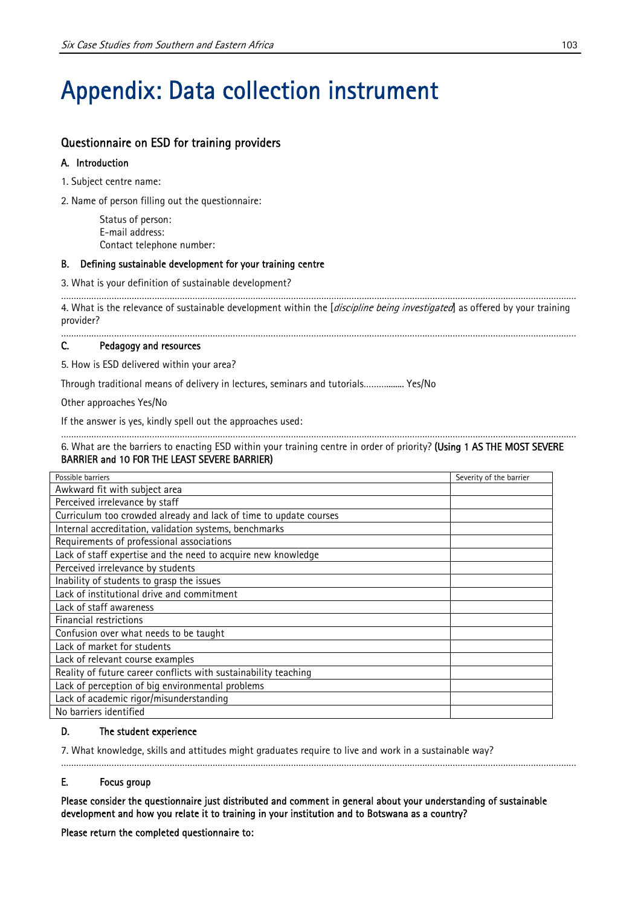# Appendix: Data collection instrument

## Questionnaire on ESD for training providers

### A. Introduction

1. Subject centre name:

2. Name of person filling out the questionnaire:

   Status of person:
   E-mail address:
   Contact telephone number:

### B. Defining sustainable development for your training centre

3. What is your definition of sustainable development?

.................................................................................................................................................................................................

4. What is the relevance of sustainable development within the [*discipline being investigated*] as offered by your training provider?

.................................................................................................................................................................................................

### C. Pedagogy and resources

5. How is ESD delivered within your area?

Through traditional means of delivery in lectures, seminars and tutorials................ Yes/No

Other approaches Yes/No

If the answer is yes, kindly spell out the approaches used:

.................................................................................................................................................................................................

6. What are the barriers to enacting ESD within your training centre in order of priority? **(Using 1 AS THE MOST SEVERE BARRIER and 10 FOR THE LEAST SEVERE BARRIER)**

| Possible barriers | Severity of the barrier |
|---|---|
| Awkward fit with subject area | |
| Perceived irrelevance by staff | |
| Curriculum too crowded already and lack of time to update courses | |
| Internal accreditation, validation systems, benchmarks | |
| Requirements of professional associations | |
| Lack of staff expertise and the need to acquire new knowledge | |
| Perceived irrelevance by students | |
| Inability of students to grasp the issues | |
| Lack of institutional drive and commitment | |
| Lack of staff awareness | |
| Financial restrictions | |
| Confusion over what needs to be taught | |
| Lack of market for students | |
| Lack of relevant course examples | |
| Reality of future career conflicts with sustainability teaching | |
| Lack of perception of big environmental problems | |
| Lack of academic rigor/misunderstanding | |
| No barriers identified | |

### D. The student experience

7. What knowledge, skills and attitudes might graduates require to live and work in a sustainable way?

.................................................................................................................................................................................................

### E. Focus group

**Please consider the questionnaire just distributed and comment in general about your understanding of sustainable development and how you relate it to training in your institution and to Botswana as a country?**

**Please return the completed questionnaire to:**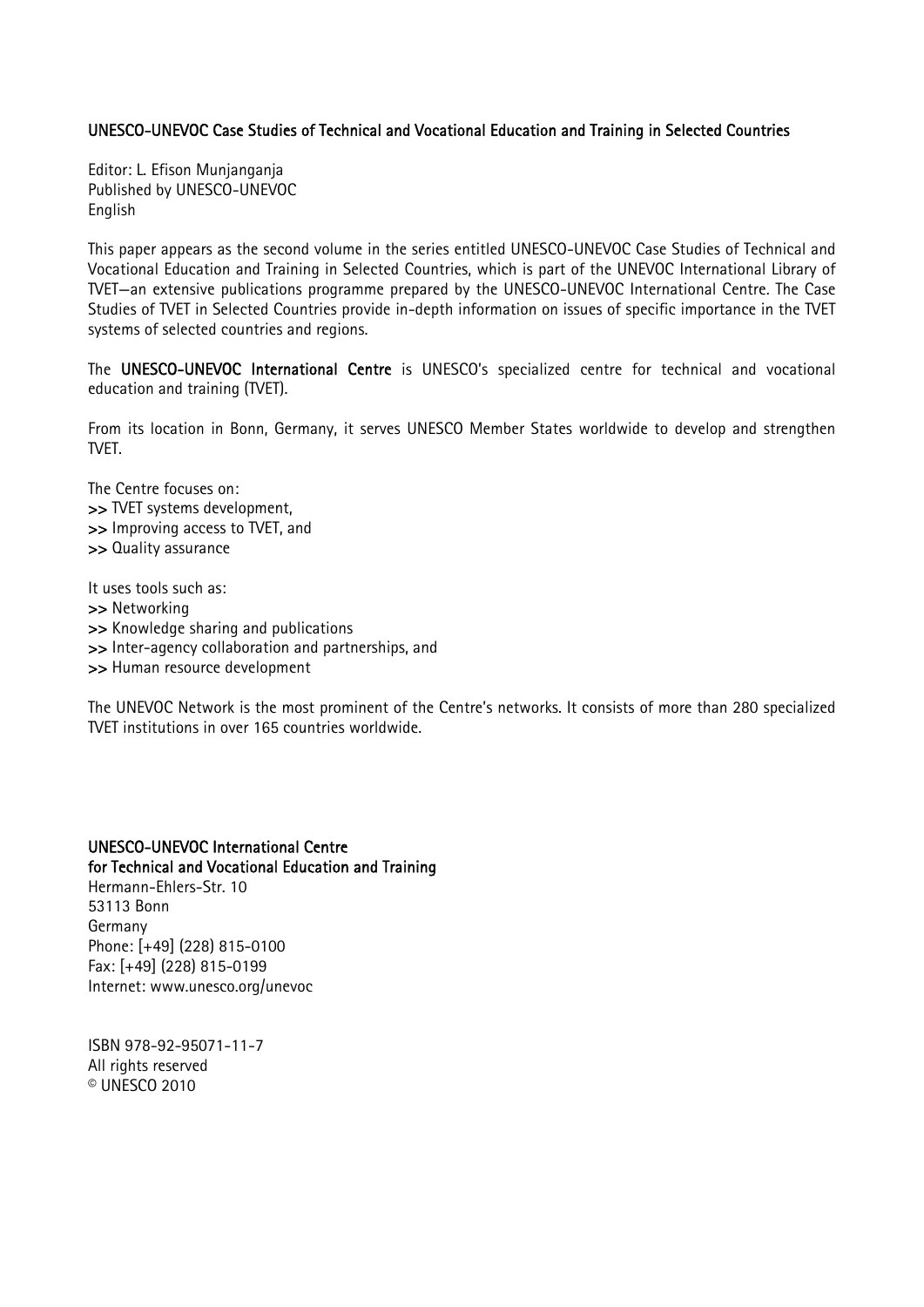**UNESCO-UNEVOC Case Studies of Technical and Vocational Education and Training in Selected Countries**

Editor: L. Efison Munjanganja
Published by UNESCO-UNEVOC
English

This paper appears as the second volume in the series entitled UNESCO-UNEVOC Case Studies of Technical and Vocational Education and Training in Selected Countries, which is part of the UNEVOC International Library of TVET—an extensive publications programme prepared by the UNESCO-UNEVOC International Centre. The Case Studies of TVET in Selected Countries provide in-depth information on issues of specific importance in the TVET systems of selected countries and regions.

The **UNESCO-UNEVOC International Centre** is UNESCO's specialized centre for technical and vocational education and training (TVET).

From its location in Bonn, Germany, it serves UNESCO Member States worldwide to develop and strengthen TVET.

The Centre focuses on:
>> TVET systems development,
>> Improving access to TVET, and
>> Quality assurance

It uses tools such as:
>> Networking
>> Knowledge sharing and publications
>> Inter-agency collaboration and partnerships, and
>> Human resource development

The UNEVOC Network is the most prominent of the Centre's networks. It consists of more than 280 specialized TVET institutions in over 165 countries worldwide.

**UNESCO-UNEVOC International Centre**
**for Technical and Vocational Education and Training**
Hermann-Ehlers-Str. 10
53113 Bonn
Germany
Phone: [+49] (228) 815-0100
Fax: [+49] (228) 815-0199
Internet: www.unesco.org/unevoc

ISBN 978-92-95071-11-7
All rights reserved
© UNESCO 2010